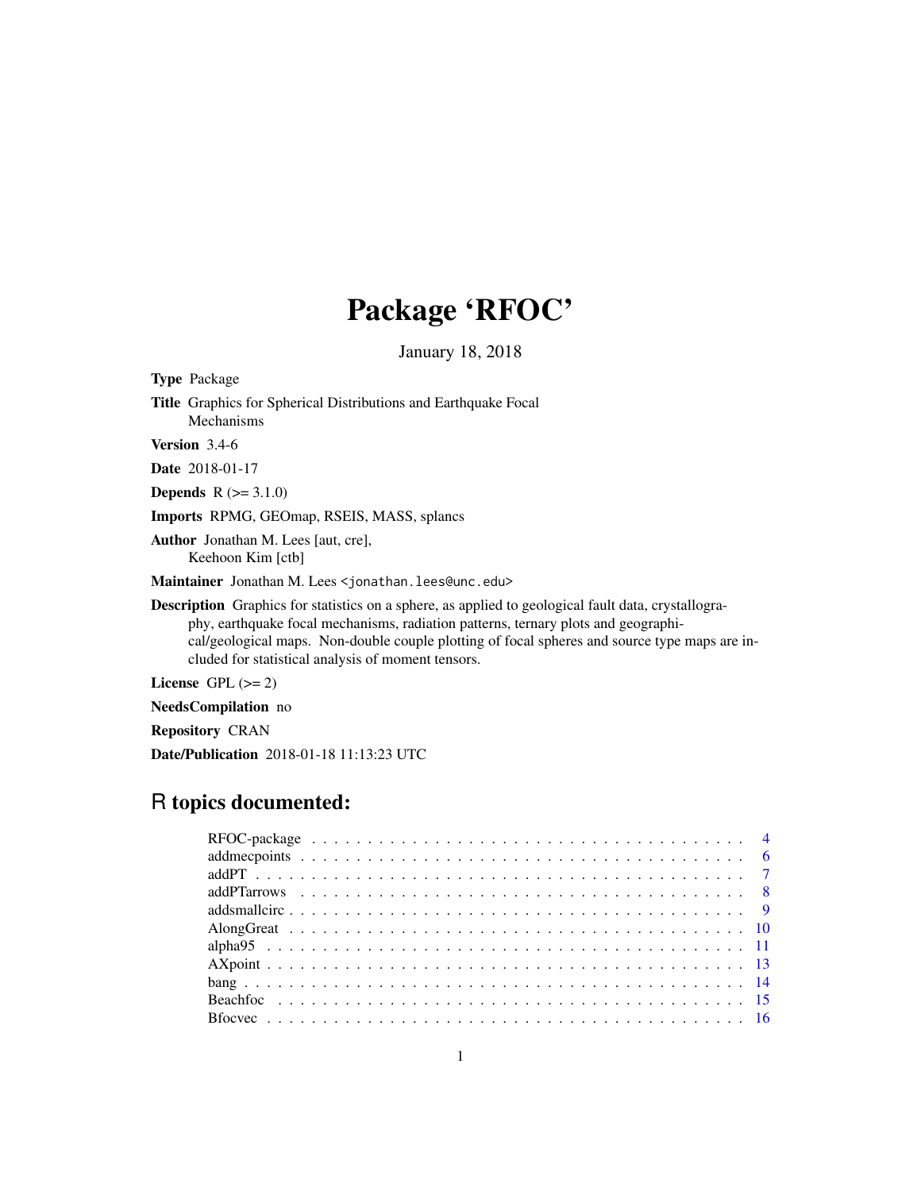# Package 'RFOC'

January 18, 2018

**Type** Package

**Title** Graphics for Spherical Distributions and Earthquake Focal Mechanisms

**Version** 3.4-6

**Date** 2018-01-17

**Depends** R (>= 3.1.0)

**Imports** RPMG, GEOmap, RSEIS, MASS, splancs

**Author** Jonathan M. Lees [aut, cre], Keehoon Kim [ctb]

**Maintainer** Jonathan M. Lees <jonathan.lees@unc.edu>

**Description** Graphics for statistics on a sphere, as applied to geological fault data, crystallography, earthquake focal mechanisms, radiation patterns, ternary plots and geographical/geological maps. Non-double couple plotting of focal spheres and source type maps are included for statistical analysis of moment tensors.

**License** GPL (>= 2)

**NeedsCompilation** no

**Repository** CRAN

**Date/Publication** 2018-01-18 11:13:23 UTC

## R topics documented:

| | |
|---|---|
| RFOC-package | 4 |
| addmecpoints | 6 |
| addPT | 7 |
| addPTarrows | 8 |
| addsmallcirc | 9 |
| AlongGreat | 10 |
| alpha95 | 11 |
| AXpoint | 13 |
| bang | 14 |
| Beachfoc | 15 |
| Bfocvec | 16 |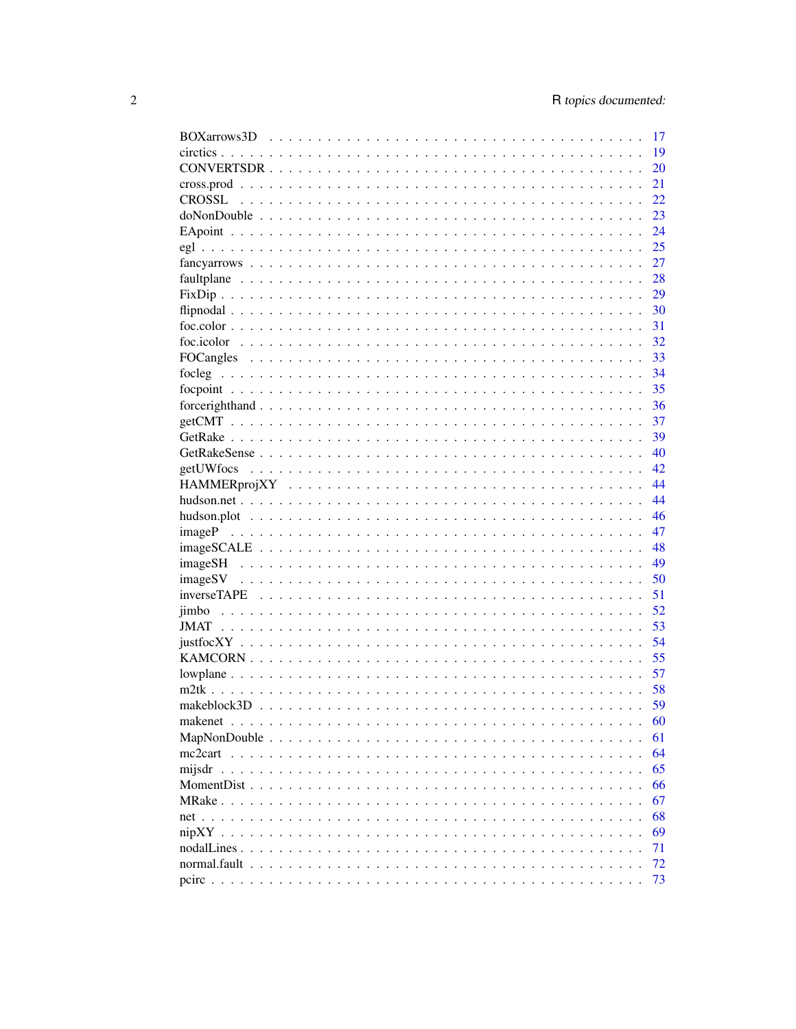BOXarrows3D . . . . . . . . . . . . . . . . . . . . . . . . . . . . . . . . . . . . . . 17
circtics . . . . . . . . . . . . . . . . . . . . . . . . . . . . . . . . . . . . . . . . . 19
CONVERTSDR . . . . . . . . . . . . . . . . . . . . . . . . . . . . . . . . . . . . . . 20
cross.prod . . . . . . . . . . . . . . . . . . . . . . . . . . . . . . . . . . . . . . . 21
CROSSL . . . . . . . . . . . . . . . . . . . . . . . . . . . . . . . . . . . . . . . . 22
doNonDouble . . . . . . . . . . . . . . . . . . . . . . . . . . . . . . . . . . . . . . 23
EApoint . . . . . . . . . . . . . . . . . . . . . . . . . . . . . . . . . . . . . . . . 24
egl . . . . . . . . . . . . . . . . . . . . . . . . . . . . . . . . . . . . . . . . . . . 25
fancyarrows . . . . . . . . . . . . . . . . . . . . . . . . . . . . . . . . . . . . . . 27
faultplane . . . . . . . . . . . . . . . . . . . . . . . . . . . . . . . . . . . . . . . 28
FixDip . . . . . . . . . . . . . . . . . . . . . . . . . . . . . . . . . . . . . . . . . 29
flipnodal . . . . . . . . . . . . . . . . . . . . . . . . . . . . . . . . . . . . . . . . 30
foc.color . . . . . . . . . . . . . . . . . . . . . . . . . . . . . . . . . . . . . . . . 31
foc.icolor . . . . . . . . . . . . . . . . . . . . . . . . . . . . . . . . . . . . . . . 32
FOCangles . . . . . . . . . . . . . . . . . . . . . . . . . . . . . . . . . . . . . . . 33
focleg . . . . . . . . . . . . . . . . . . . . . . . . . . . . . . . . . . . . . . . . . 34
focpoint . . . . . . . . . . . . . . . . . . . . . . . . . . . . . . . . . . . . . . . . 35
forcerighthand . . . . . . . . . . . . . . . . . . . . . . . . . . . . . . . . . . . . . 36
getCMT . . . . . . . . . . . . . . . . . . . . . . . . . . . . . . . . . . . . . . . . . 37
GetRake . . . . . . . . . . . . . . . . . . . . . . . . . . . . . . . . . . . . . . . . . 39
GetRakeSense . . . . . . . . . . . . . . . . . . . . . . . . . . . . . . . . . . . . . . 40
getUWfocs . . . . . . . . . . . . . . . . . . . . . . . . . . . . . . . . . . . . . . . 42
HAMMERprojXY . . . . . . . . . . . . . . . . . . . . . . . . . . . . . . . . . . . . . 44
hudson.net . . . . . . . . . . . . . . . . . . . . . . . . . . . . . . . . . . . . . . . 44
hudson.plot . . . . . . . . . . . . . . . . . . . . . . . . . . . . . . . . . . . . . . . 46
imageP . . . . . . . . . . . . . . . . . . . . . . . . . . . . . . . . . . . . . . . . . 47
imageSCALE . . . . . . . . . . . . . . . . . . . . . . . . . . . . . . . . . . . . . . . 48
imageSH . . . . . . . . . . . . . . . . . . . . . . . . . . . . . . . . . . . . . . . . . 49
imageSV . . . . . . . . . . . . . . . . . . . . . . . . . . . . . . . . . . . . . . . . . 50
inverseTAPE . . . . . . . . . . . . . . . . . . . . . . . . . . . . . . . . . . . . . . 51
jimbo . . . . . . . . . . . . . . . . . . . . . . . . . . . . . . . . . . . . . . . . . . 52
JMAT . . . . . . . . . . . . . . . . . . . . . . . . . . . . . . . . . . . . . . . . . . 53
justfocXY . . . . . . . . . . . . . . . . . . . . . . . . . . . . . . . . . . . . . . . . 54
KAMCORN . . . . . . . . . . . . . . . . . . . . . . . . . . . . . . . . . . . . . . . . 55
lowplane . . . . . . . . . . . . . . . . . . . . . . . . . . . . . . . . . . . . . . . . . 57
m2tk . . . . . . . . . . . . . . . . . . . . . . . . . . . . . . . . . . . . . . . . . . . 58
makeblock3D . . . . . . . . . . . . . . . . . . . . . . . . . . . . . . . . . . . . . . 59
makenet . . . . . . . . . . . . . . . . . . . . . . . . . . . . . . . . . . . . . . . . . 60
MapNonDouble . . . . . . . . . . . . . . . . . . . . . . . . . . . . . . . . . . . . . . 61
mc2cart . . . . . . . . . . . . . . . . . . . . . . . . . . . . . . . . . . . . . . . . . 64
mijsdr . . . . . . . . . . . . . . . . . . . . . . . . . . . . . . . . . . . . . . . . . . 65
MomentDist . . . . . . . . . . . . . . . . . . . . . . . . . . . . . . . . . . . . . . . 66
MRake . . . . . . . . . . . . . . . . . . . . . . . . . . . . . . . . . . . . . . . . . . 67
net . . . . . . . . . . . . . . . . . . . . . . . . . . . . . . . . . . . . . . . . . . . 68
nipXY . . . . . . . . . . . . . . . . . . . . . . . . . . . . . . . . . . . . . . . . . . 69
nodalLines . . . . . . . . . . . . . . . . . . . . . . . . . . . . . . . . . . . . . . . 71
normal.fault . . . . . . . . . . . . . . . . . . . . . . . . . . . . . . . . . . . . . . 72
pcirc . . . . . . . . . . . . . . . . . . . . . . . . . . . . . . . . . . . . . . . . . . 73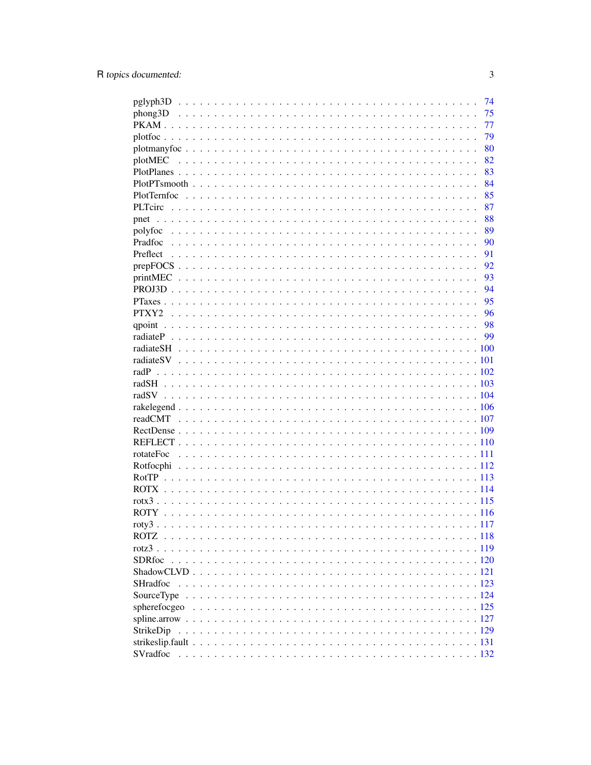| | |
|---|---|
| pglyph3D | 74 |
| phong3D | 75 |
| PKAM | 77 |
| plotfoc | 79 |
| plotmanyfoc | 80 |
| plotMEC | 82 |
| PlotPlanes | 83 |
| PlotPTsmooth | 84 |
| PlotTernfoc | 85 |
| PLTcirc | 87 |
| pnet | 88 |
| polyfoc | 89 |
| Pradfoc | 90 |
| Preflect | 91 |
| prepFOCS | 92 |
| printMEC | 93 |
| PROJ3D | 94 |
| PTaxes | 95 |
| PTXY2 | 96 |
| qpoint | 98 |
| radiateP | 99 |
| radiateSH | 100 |
| radiateSV | 101 |
| radP | 102 |
| radSH | 103 |
| radSV | 104 |
| rakelegend | 106 |
| readCMT | 107 |
| RectDense | 109 |
| REFLECT | 110 |
| rotateFoc | 111 |
| Rotfocphi | 112 |
| RotTP | 113 |
| ROTX | 114 |
| rotx3 | 115 |
| ROTY | 116 |
| roty3 | 117 |
| ROTZ | 118 |
| rotz3 | 119 |
| SDRfoc | 120 |
| ShadowCLVD | 121 |
| SHradfoc | 123 |
| SourceType | 124 |
| spherefocgeo | 125 |
| spline.arrow | 127 |
| StrikeDip | 129 |
| strikeslip.fault | 131 |
| SVradfoc | 132 |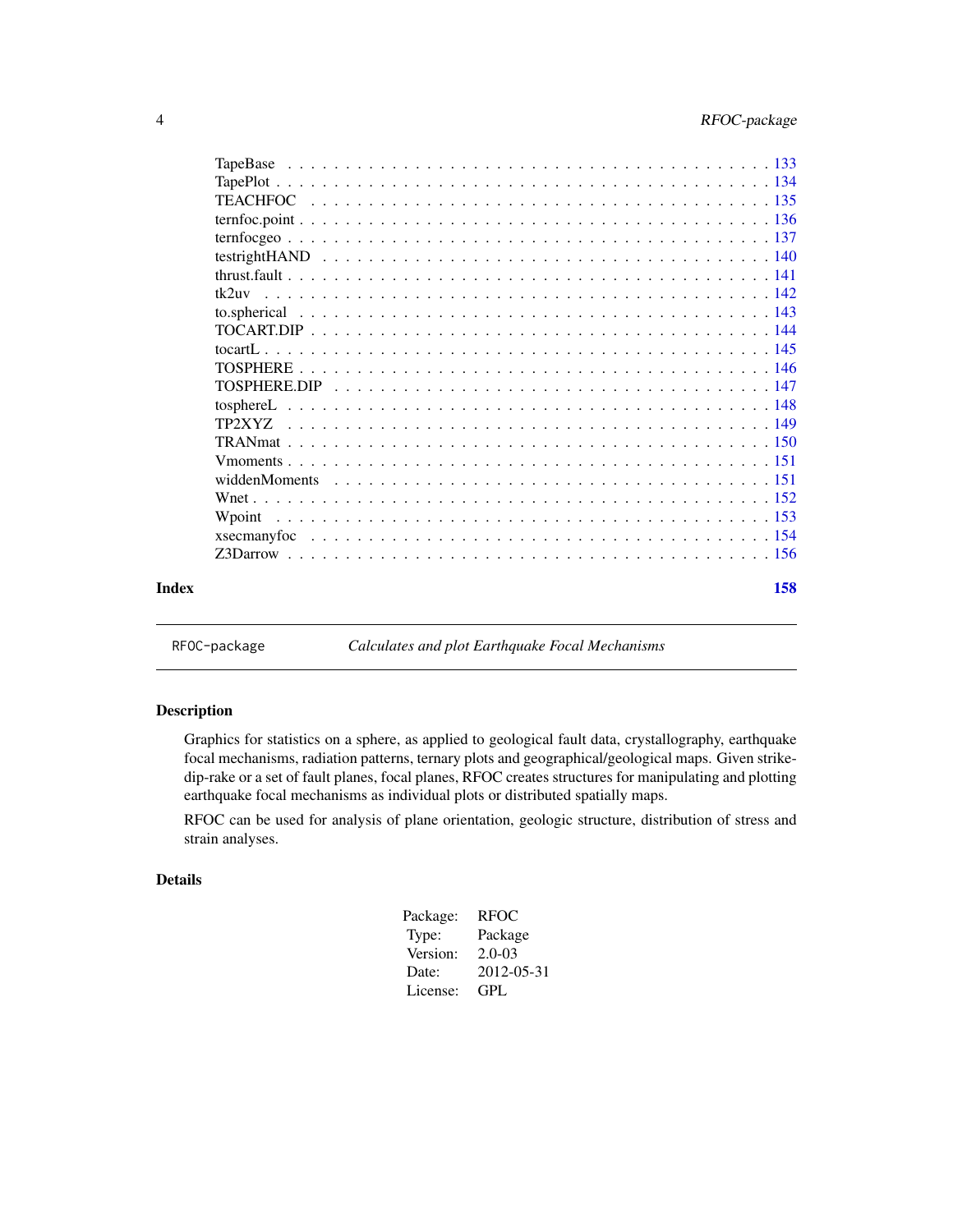TapeBase . . . . . . . . . . . . . . . . . . . . . . . . . . . . . . . . . . . . . . . 133
TapePlot . . . . . . . . . . . . . . . . . . . . . . . . . . . . . . . . . . . . . . . . 134
TEACHFOC . . . . . . . . . . . . . . . . . . . . . . . . . . . . . . . . . . . . . . 135
ternfoc.point . . . . . . . . . . . . . . . . . . . . . . . . . . . . . . . . . . . . . 136
ternfocgeo . . . . . . . . . . . . . . . . . . . . . . . . . . . . . . . . . . . . . . 137
testrightHAND . . . . . . . . . . . . . . . . . . . . . . . . . . . . . . . . . . . . 140
thrust.fault . . . . . . . . . . . . . . . . . . . . . . . . . . . . . . . . . . . . . 141
tk2uv . . . . . . . . . . . . . . . . . . . . . . . . . . . . . . . . . . . . . . . . . 142
to.spherical . . . . . . . . . . . . . . . . . . . . . . . . . . . . . . . . . . . . . 143
TOCART.DIP . . . . . . . . . . . . . . . . . . . . . . . . . . . . . . . . . . . . . 144
tocartL . . . . . . . . . . . . . . . . . . . . . . . . . . . . . . . . . . . . . . . . 145
TOSPHERE . . . . . . . . . . . . . . . . . . . . . . . . . . . . . . . . . . . . . . 146
TOSPHERE.DIP . . . . . . . . . . . . . . . . . . . . . . . . . . . . . . . . . . . . 147
tosphereL . . . . . . . . . . . . . . . . . . . . . . . . . . . . . . . . . . . . . . . 148
TP2XYZ . . . . . . . . . . . . . . . . . . . . . . . . . . . . . . . . . . . . . . . . 149
TRANmat . . . . . . . . . . . . . . . . . . . . . . . . . . . . . . . . . . . . . . . 150
Vmoments . . . . . . . . . . . . . . . . . . . . . . . . . . . . . . . . . . . . . . . 151
widdenMoments . . . . . . . . . . . . . . . . . . . . . . . . . . . . . . . . . . . . 151
Wnet . . . . . . . . . . . . . . . . . . . . . . . . . . . . . . . . . . . . . . . . . 152
Wpoint . . . . . . . . . . . . . . . . . . . . . . . . . . . . . . . . . . . . . . . . 153
xsecmanyfoc . . . . . . . . . . . . . . . . . . . . . . . . . . . . . . . . . . . . . 154
Z3Darrow . . . . . . . . . . . . . . . . . . . . . . . . . . . . . . . . . . . . . . . 156

**Index** **158**

---

RFOC-package *Calculates and plot Earthquake Focal Mechanisms*

---

### Description

Graphics for statistics on a sphere, as applied to geological fault data, crystallography, earthquake focal mechanisms, radiation patterns, ternary plots and geographical/geological maps. Given strike-dip-rake or a set of fault planes, focal planes, RFOC creates structures for manipulating and plotting earthquake focal mechanisms as individual plots or distributed spatially maps.

RFOC can be used for analysis of plane orientation, geologic structure, distribution of stress and strain analyses.

### Details

| | |
|---|---|
| Package: | RFOC |
| Type: | Package |
| Version: | 2.0-03 |
| Date: | 2012-05-31 |
| License: | GPL |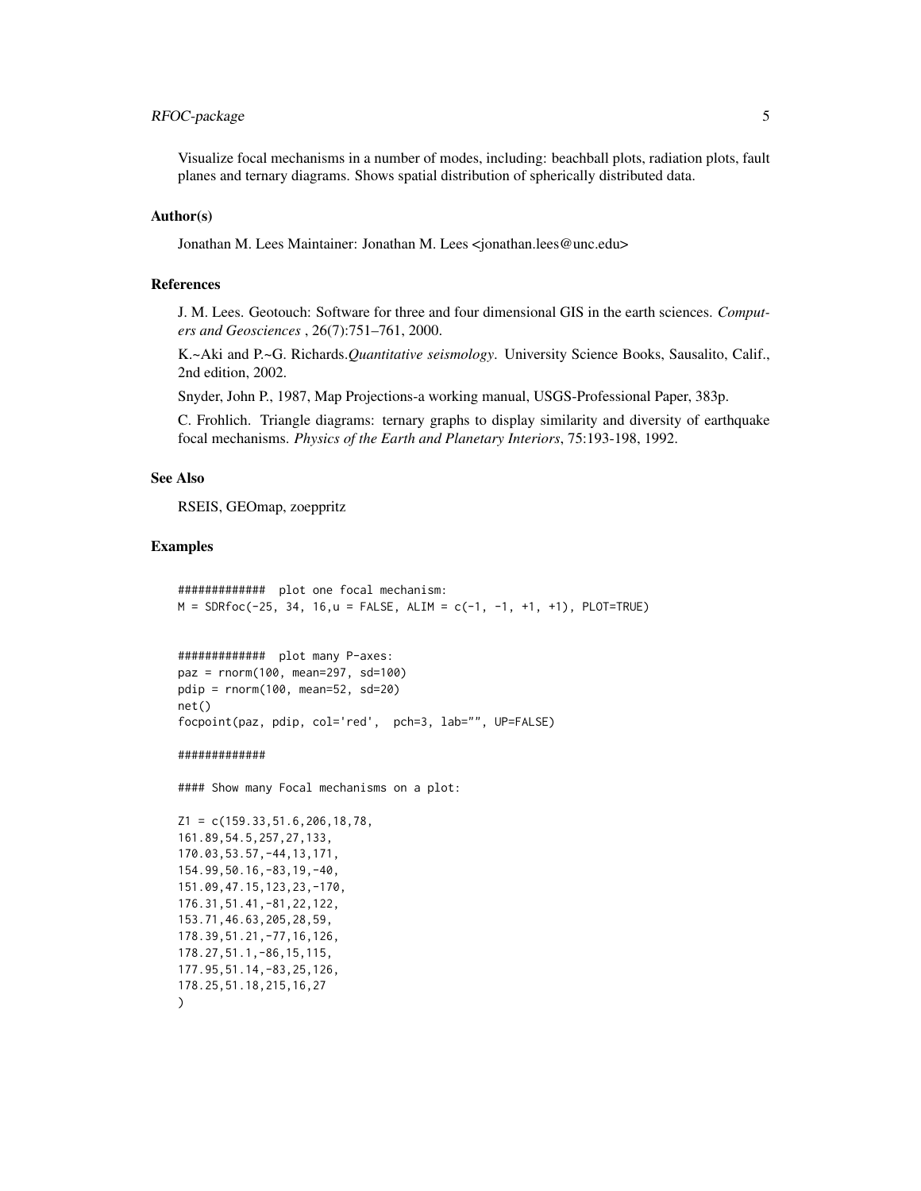Visualize focal mechanisms in a number of modes, including: beachball plots, radiation plots, fault planes and ternary diagrams. Shows spatial distribution of spherically distributed data.

### Author(s)

Jonathan M. Lees Maintainer: Jonathan M. Lees <jonathan.lees@unc.edu>

### References

J. M. Lees. Geotouch: Software for three and four dimensional GIS in the earth sciences. *Computers and Geosciences* , 26(7):751–761, 2000.

K.~Aki and P.~G. Richards.*Quantitative seismology*. University Science Books, Sausalito, Calif., 2nd edition, 2002.

Snyder, John P., 1987, Map Projections-a working manual, USGS-Professional Paper, 383p.

C. Frohlich. Triangle diagrams: ternary graphs to display similarity and diversity of earthquake focal mechanisms. *Physics of the Earth and Planetary Interiors*, 75:193-198, 1992.

### See Also

RSEIS, GEOmap, zoeppritz

### Examples

```
#############  plot one focal mechanism:
M = SDRfoc(-25, 34, 16,u = FALSE, ALIM = c(-1, -1, +1, +1), PLOT=TRUE)


#############  plot many P-axes:
paz = rnorm(100, mean=297, sd=100)
pdip = rnorm(100, mean=52, sd=20)
net()
focpoint(paz, pdip, col='red',  pch=3, lab="", UP=FALSE)

#############

#### Show many Focal mechanisms on a plot:

Z1 = c(159.33,51.6,206,18,78,
161.89,54.5,257,27,133,
170.03,53.57,-44,13,171,
154.99,50.16,-83,19,-40,
151.09,47.15,123,23,-170,
176.31,51.41,-81,22,122,
153.71,46.63,205,28,59,
178.39,51.21,-77,16,126,
178.27,51.1,-86,15,115,
177.95,51.14,-83,25,126,
178.25,51.18,215,16,27
)
```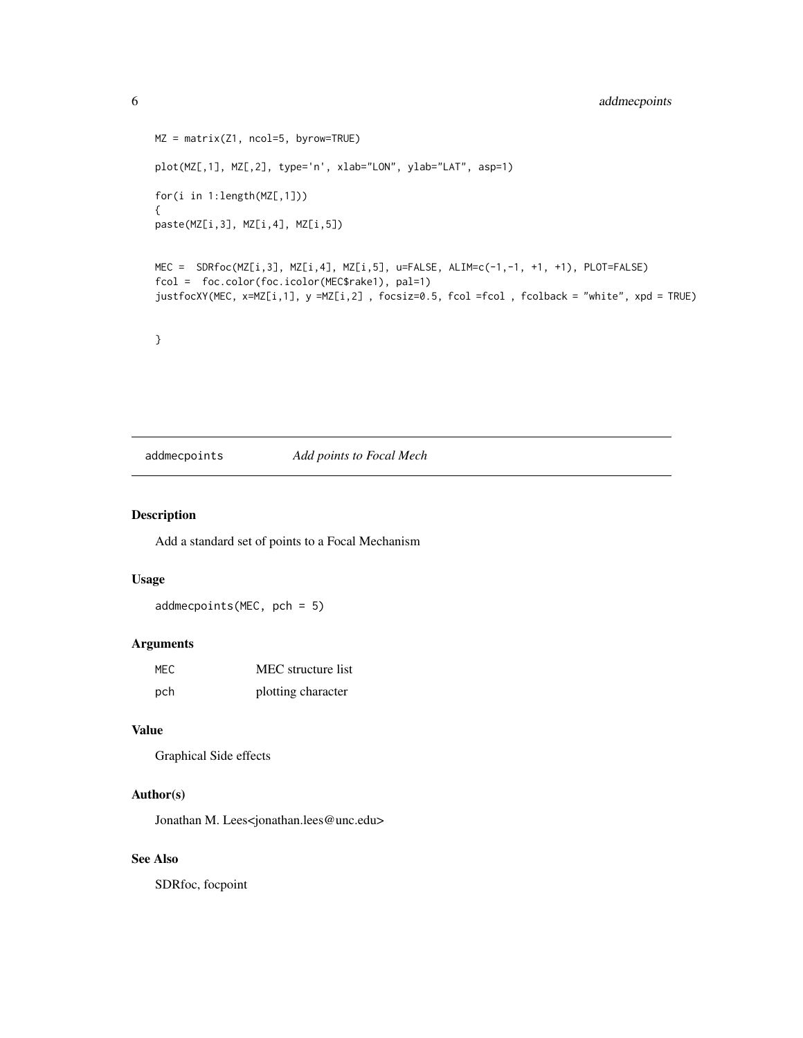```
MZ = matrix(Z1, ncol=5, byrow=TRUE)

plot(MZ[,1], MZ[,2], type='n', xlab="LON", ylab="LAT", asp=1)

for(i in 1:length(MZ[,1]))
{
paste(MZ[i,3], MZ[i,4], MZ[i,5])


MEC =  SDRfoc(MZ[i,3], MZ[i,4], MZ[i,5], u=FALSE, ALIM=c(-1,-1, +1, +1), PLOT=FALSE)
fcol =  foc.color(foc.icolor(MEC$rake1), pal=1)
justfocXY(MEC, x=MZ[i,1], y =MZ[i,2] , focsiz=0.5, fcol =fcol , fcolback = "white", xpd = TRUE)


}
```

## addmecpoints &nbsp;&nbsp;&nbsp; *Add points to Focal Mech*

### Description

Add a standard set of points to a Focal Mechanism

### Usage

```
addmecpoints(MEC, pch = 5)
```

### Arguments

| | |
|---|---|
| MEC | MEC structure list |
| pch | plotting character |

### Value

Graphical Side effects

### Author(s)

Jonathan M. Lees<jonathan.lees@unc.edu>

### See Also

SDRfoc, focpoint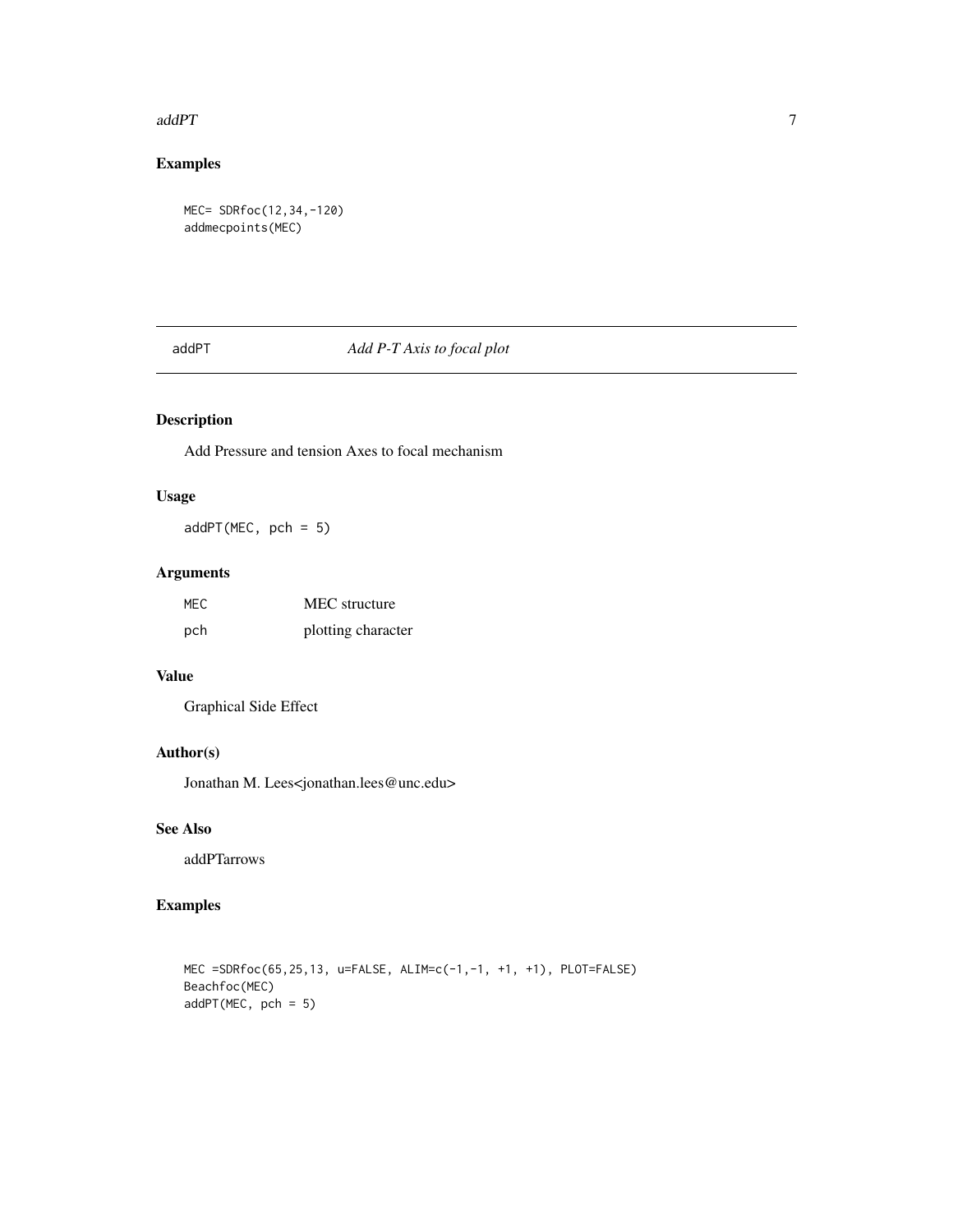## Examples

```
MEC= SDRfoc(12,34,-120)
addmecpoints(MEC)
```

---

## addPT *Add P-T Axis to focal plot*

### Description

Add Pressure and tension Axes to focal mechanism

### Usage

```
addPT(MEC, pch = 5)
```

### Arguments

| | |
|---|---|
| MEC | MEC structure |
| pch | plotting character |

### Value

Graphical Side Effect

### Author(s)

Jonathan M. Lees<jonathan.lees@unc.edu>

### See Also

addPTarrows

### Examples

```
MEC =SDRfoc(65,25,13, u=FALSE, ALIM=c(-1,-1, +1, +1), PLOT=FALSE)
Beachfoc(MEC)
addPT(MEC, pch = 5)
```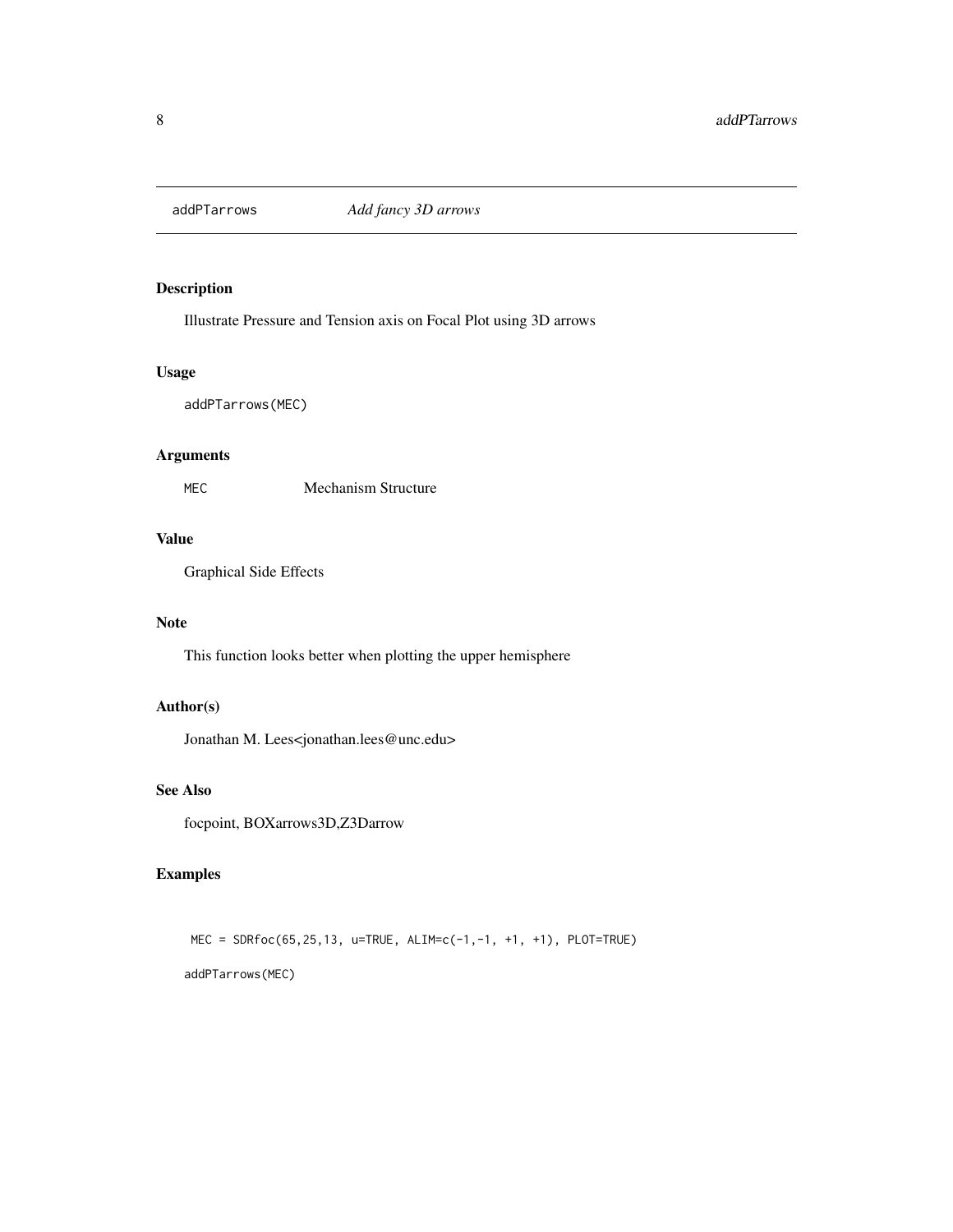# addPTarrows — *Add fancy 3D arrows*

## Description

Illustrate Pressure and Tension axis on Focal Plot using 3D arrows

## Usage

```
addPTarrows(MEC)
```

## Arguments

| | |
|---|---|
| MEC | Mechanism Structure |

## Value

Graphical Side Effects

## Note

This function looks better when plotting the upper hemisphere

## Author(s)

Jonathan M. Lees<jonathan.lees@unc.edu>

## See Also

focpoint, BOXarrows3D,Z3Darrow

## Examples

```
 MEC = SDRfoc(65,25,13, u=TRUE, ALIM=c(-1,-1, +1, +1), PLOT=TRUE)

addPTarrows(MEC)
```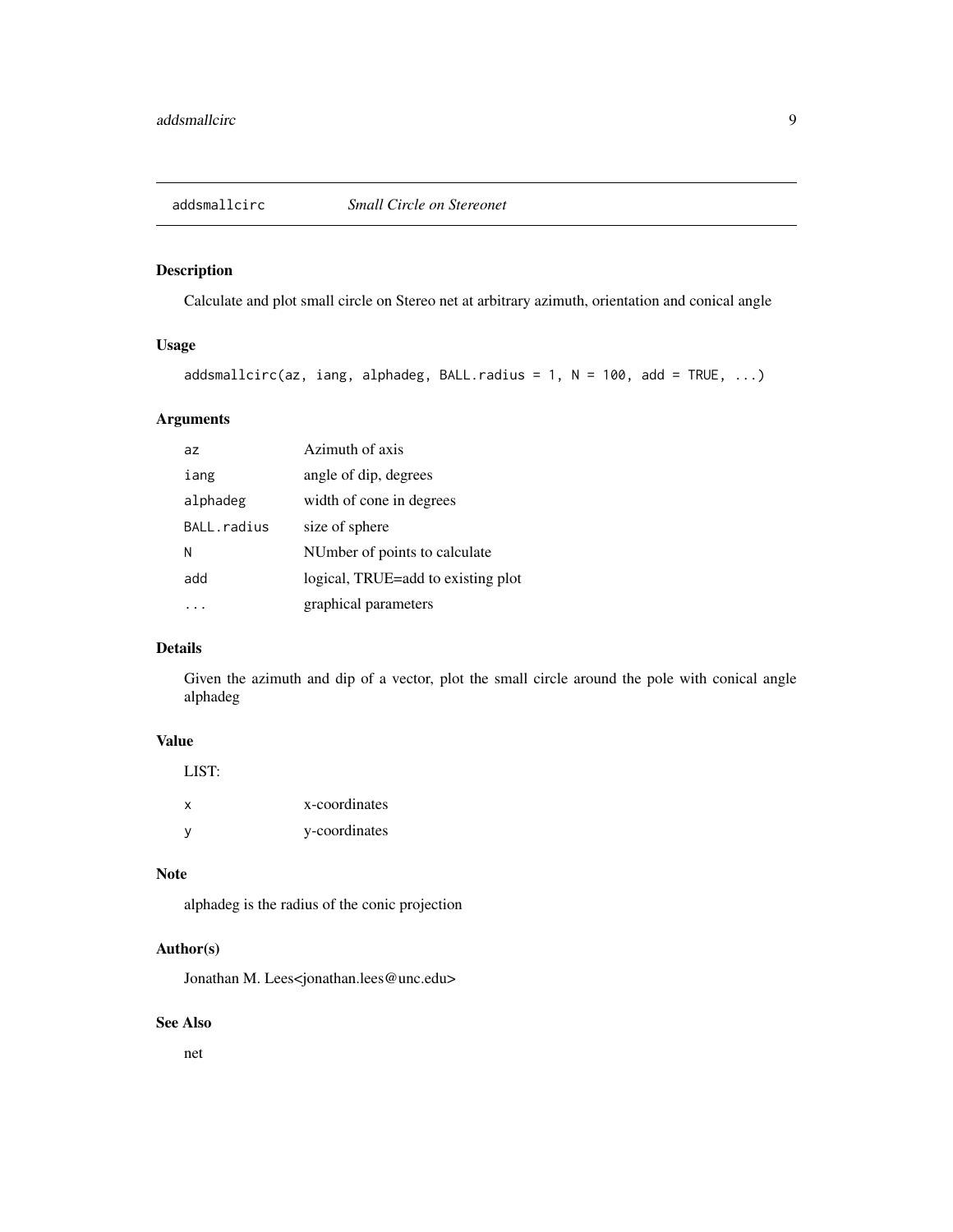# addsmallcirc *Small Circle on Stereonet*

## Description

Calculate and plot small circle on Stereo net at arbitrary azimuth, orientation and conical angle

## Usage

```
addsmallcirc(az, iang, alphadeg, BALL.radius = 1, N = 100, add = TRUE, ...)
```

## Arguments

| | |
|---|---|
| az | Azimuth of axis |
| iang | angle of dip, degrees |
| alphadeg | width of cone in degrees |
| BALL.radius | size of sphere |
| N | NUmber of points to calculate |
| add | logical, TRUE=add to existing plot |
| ... | graphical parameters |

## Details

Given the azimuth and dip of a vector, plot the small circle around the pole with conical angle alphadeg

## Value

LIST:

| | |
|---|---|
| x | x-coordinates |
| y | y-coordinates |

## Note

alphadeg is the radius of the conic projection

## Author(s)

Jonathan M. Lees<jonathan.lees@unc.edu>

## See Also

net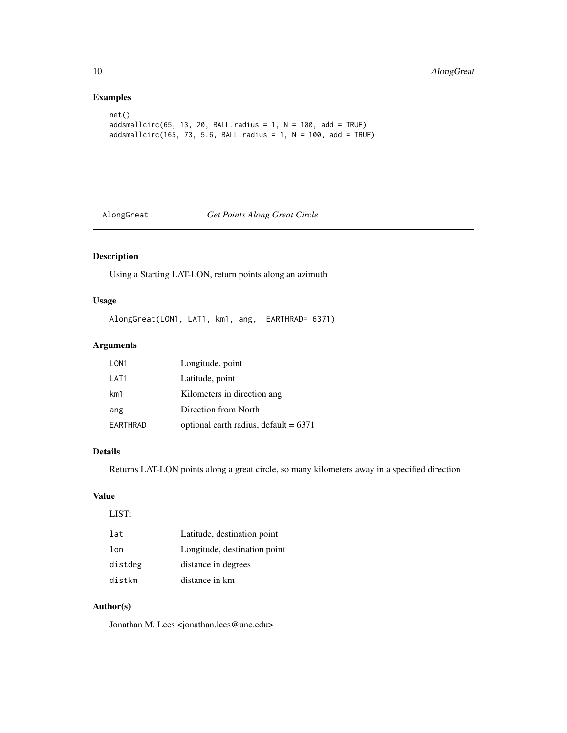## Examples

```
net()
addsmallcirc(65, 13, 20, BALL.radius = 1, N = 100, add = TRUE)
addsmallcirc(165, 73, 5.6, BALL.radius = 1, N = 100, add = TRUE)
```

---

# AlongGreat *Get Points Along Great Circle*

---

## Description

Using a Starting LAT-LON, return points along an azimuth

## Usage

```
AlongGreat(LON1, LAT1, km1, ang,  EARTHRAD= 6371)
```

## Arguments

| | |
|---|---|
| LON1 | Longitude, point |
| LAT1 | Latitude, point |
| km1 | Kilometers in direction ang |
| ang | Direction from North |
| EARTHRAD | optional earth radius, default = 6371 |

## Details

Returns LAT-LON points along a great circle, so many kilometers away in a specified direction

## Value

LIST:

| | |
|---|---|
| lat | Latitude, destination point |
| lon | Longitude, destination point |
| distdeg | distance in degrees |
| distkm | distance in km |

## Author(s)

Jonathan M. Lees <jonathan.lees@unc.edu>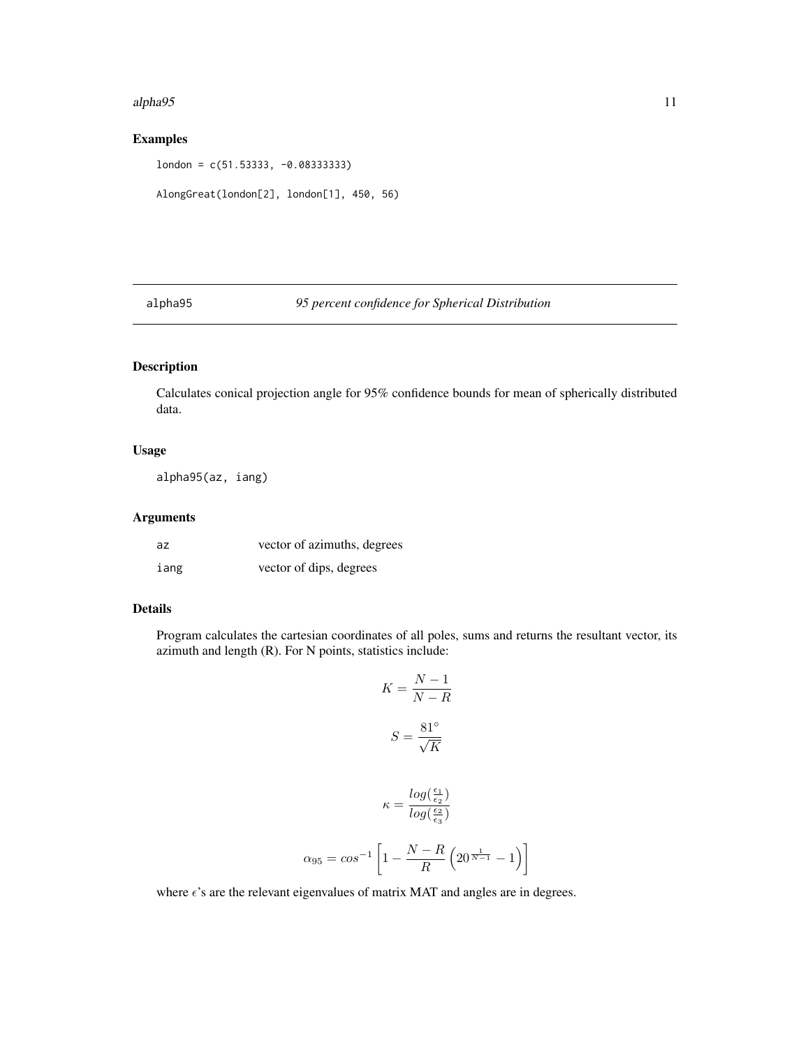## Examples

```
london = c(51.53333, -0.08333333)

AlongGreat(london[2], london[1], 450, 56)
```

## alpha95 — *95 percent confidence for Spherical Distribution*

### Description

Calculates conical projection angle for 95% confidence bounds for mean of spherically distributed data.

### Usage

```
alpha95(az, iang)
```

### Arguments

| | |
|---|---|
| az | vector of azimuths, degrees |
| iang | vector of dips, degrees |

### Details

Program calculates the cartesian coordinates of all poles, sums and returns the resultant vector, its azimuth and length (R). For N points, statistics include:

$$K = \frac{N-1}{N-R}$$

$$S = \frac{81^\circ}{\sqrt{K}}$$

$$\kappa = \frac{log(\frac{\epsilon_1}{\epsilon_2})}{log(\frac{\epsilon_2}{\epsilon_3})}$$

$$\alpha_{95} = cos^{-1}\left[1 - \frac{N-R}{R}\left(20^{\frac{1}{N-1}} - 1\right)\right]$$

where $\epsilon$'s are the relevant eigenvalues of matrix MAT and angles are in degrees.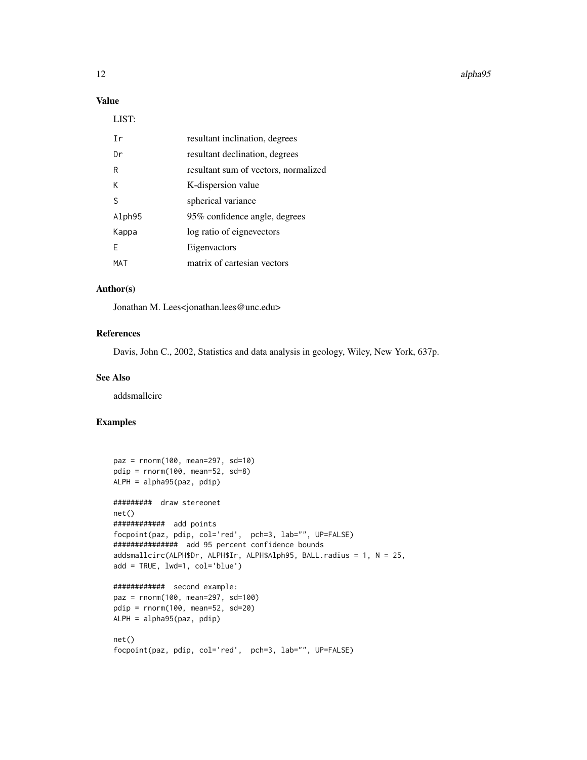## Value

LIST:

| | |
|---|---|
| Ir | resultant inclination, degrees |
| Dr | resultant declination, degrees |
| R | resultant sum of vectors, normalized |
| K | K-dispersion value |
| S | spherical variance |
| Alph95 | 95% confidence angle, degrees |
| Kappa | log ratio of eignevectors |
| E | Eigenvactors |
| MAT | matrix of cartesian vectors |

## Author(s)

Jonathan M. Lees<jonathan.lees@unc.edu>

## References

Davis, John C., 2002, Statistics and data analysis in geology, Wiley, New York, 637p.

## See Also

addsmallcirc

## Examples

```
paz = rnorm(100, mean=297, sd=10)
pdip = rnorm(100, mean=52, sd=8)
ALPH = alpha95(paz, pdip)

#########  draw stereonet
net()
############  add points
focpoint(paz, pdip, col='red',  pch=3, lab="", UP=FALSE)
###############  add 95 percent confidence bounds
addsmallcirc(ALPH$Dr, ALPH$Ir, ALPH$Alph95, BALL.radius = 1, N = 25,
add = TRUE, lwd=1, col='blue')

############  second example:
paz = rnorm(100, mean=297, sd=100)
pdip = rnorm(100, mean=52, sd=20)
ALPH = alpha95(paz, pdip)

net()
focpoint(paz, pdip, col='red',  pch=3, lab="", UP=FALSE)
```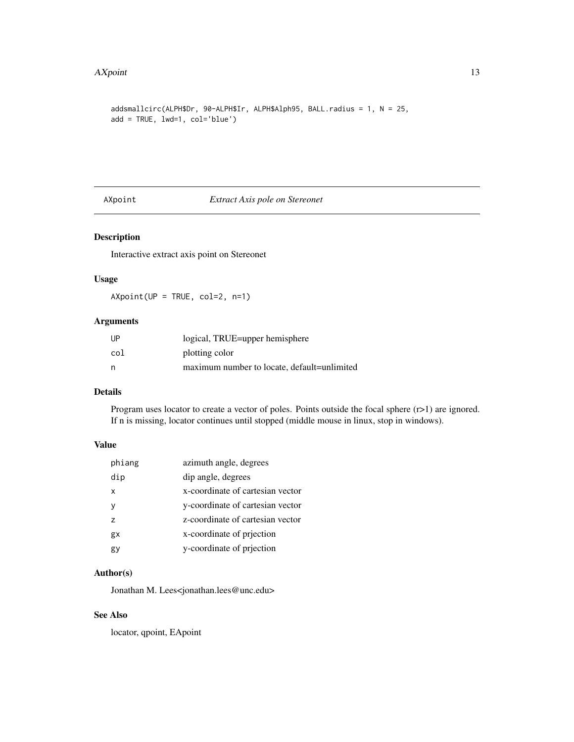```
addsmallcirc(ALPH$Dr, 90-ALPH$Ir, ALPH$Alph95, BALL.radius = 1, N = 25,
add = TRUE, lwd=1, col='blue')
```

---

AXpoint *Extract Axis pole on Stereonet*

---

### Description

Interactive extract axis point on Stereonet

### Usage

```
AXpoint(UP = TRUE, col=2, n=1)
```

### Arguments

| | |
|---|---|
| UP | logical, TRUE=upper hemisphere |
| col | plotting color |
| n | maximum number to locate, default=unlimited |

### Details

Program uses locator to create a vector of poles. Points outside the focal sphere (r>1) are ignored. If n is missing, locator continues until stopped (middle mouse in linux, stop in windows).

### Value

| | |
|---|---|
| phiang | azimuth angle, degrees |
| dip | dip angle, degrees |
| x | x-coordinate of cartesian vector |
| y | y-coordinate of cartesian vector |
| z | z-coordinate of cartesian vector |
| gx | x-coordinate of prjection |
| gy | y-coordinate of prjection |

### Author(s)

Jonathan M. Lees<jonathan.lees@unc.edu>

### See Also

locator, qpoint, EApoint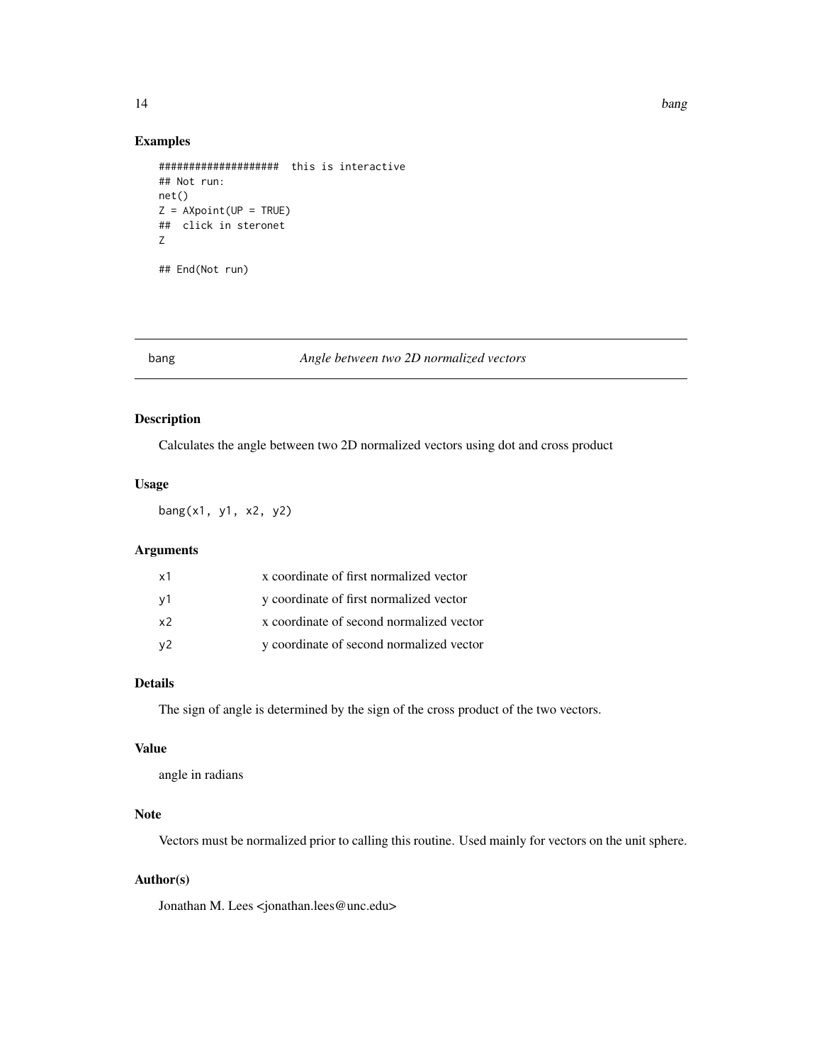## Examples

```
####################  this is interactive
## Not run:
net()
Z = AXpoint(UP = TRUE)
##  click in steronet
Z

## End(Not run)
```

---

# bang — *Angle between two 2D normalized vectors*

---

### Description

Calculates the angle between two 2D normalized vectors using dot and cross product

### Usage

```
bang(x1, y1, x2, y2)
```

### Arguments

| | |
|---|---|
| x1 | x coordinate of first normalized vector |
| y1 | y coordinate of first normalized vector |
| x2 | x coordinate of second normalized vector |
| y2 | y coordinate of second normalized vector |

### Details

The sign of angle is determined by the sign of the cross product of the two vectors.

### Value

angle in radians

### Note

Vectors must be normalized prior to calling this routine. Used mainly for vectors on the unit sphere.

### Author(s)

Jonathan M. Lees <jonathan.lees@unc.edu>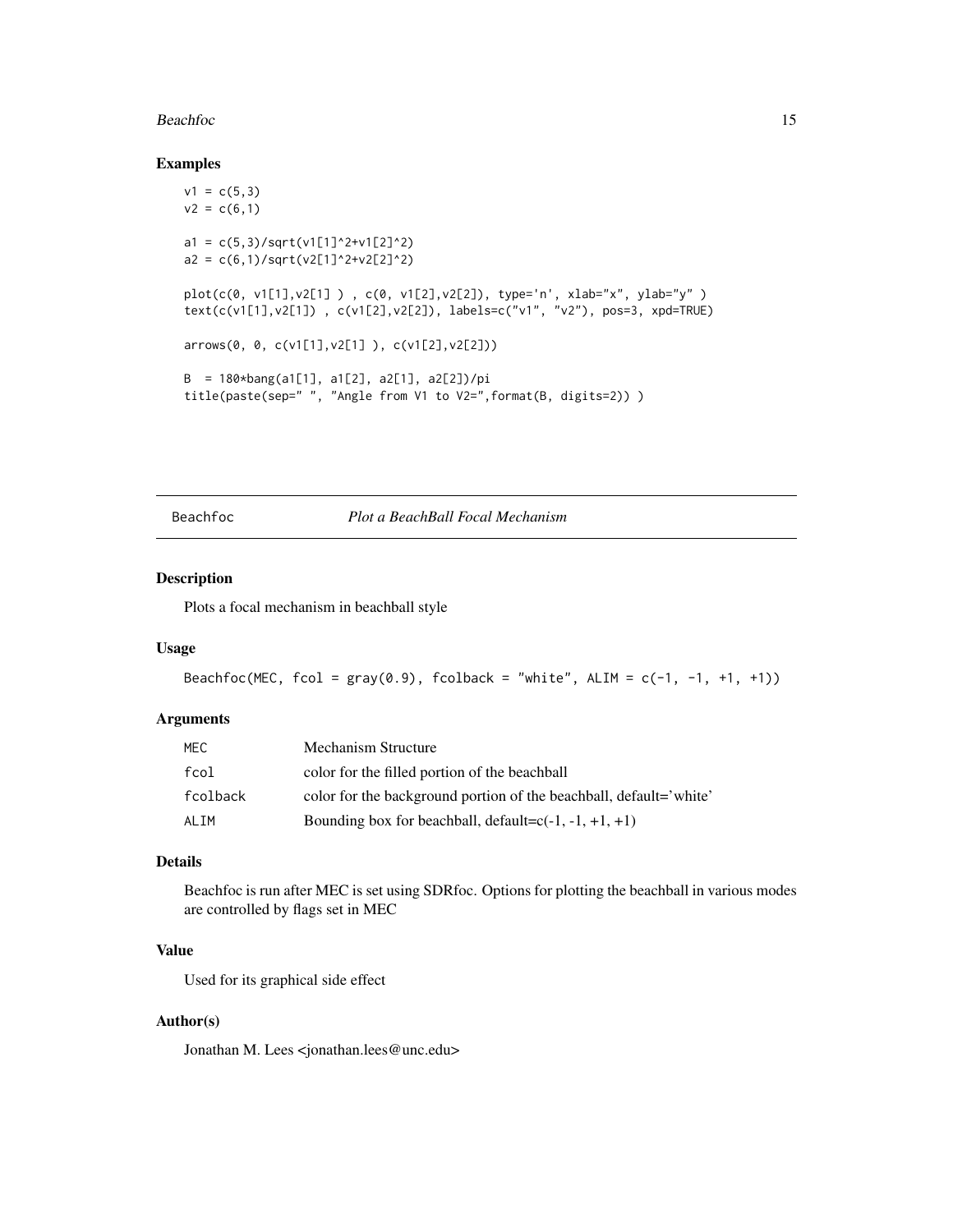## Examples

```
v1 = c(5,3)
v2 = c(6,1)

a1 = c(5,3)/sqrt(v1[1]^2+v1[2]^2)
a2 = c(6,1)/sqrt(v2[1]^2+v2[2]^2)

plot(c(0, v1[1],v2[1] ) , c(0, v1[2],v2[2]), type='n', xlab="x", ylab="y" )
text(c(v1[1],v2[1]) , c(v1[2],v2[2]), labels=c("v1", "v2"), pos=3, xpd=TRUE)

arrows(0, 0, c(v1[1],v2[1] ), c(v1[2],v2[2]))

B  = 180*bang(a1[1], a1[2], a2[1], a2[2])/pi
title(paste(sep=" ", "Angle from V1 to V2=",format(B, digits=2)) )
```

---

# Beachfoc — *Plot a BeachBall Focal Mechanism*

## Description

Plots a focal mechanism in beachball style

## Usage

```
Beachfoc(MEC, fcol = gray(0.9), fcolback = "white", ALIM = c(-1, -1, +1, +1))
```

## Arguments

| | |
|---|---|
| MEC | Mechanism Structure |
| fcol | color for the filled portion of the beachball |
| fcolback | color for the background portion of the beachball, default='white' |
| ALIM | Bounding box for beachball, default=c(-1, -1, +1, +1) |

## Details

Beachfoc is run after MEC is set using SDRfoc. Options for plotting the beachball in various modes are controlled by flags set in MEC

## Value

Used for its graphical side effect

## Author(s)

Jonathan M. Lees <jonathan.lees@unc.edu>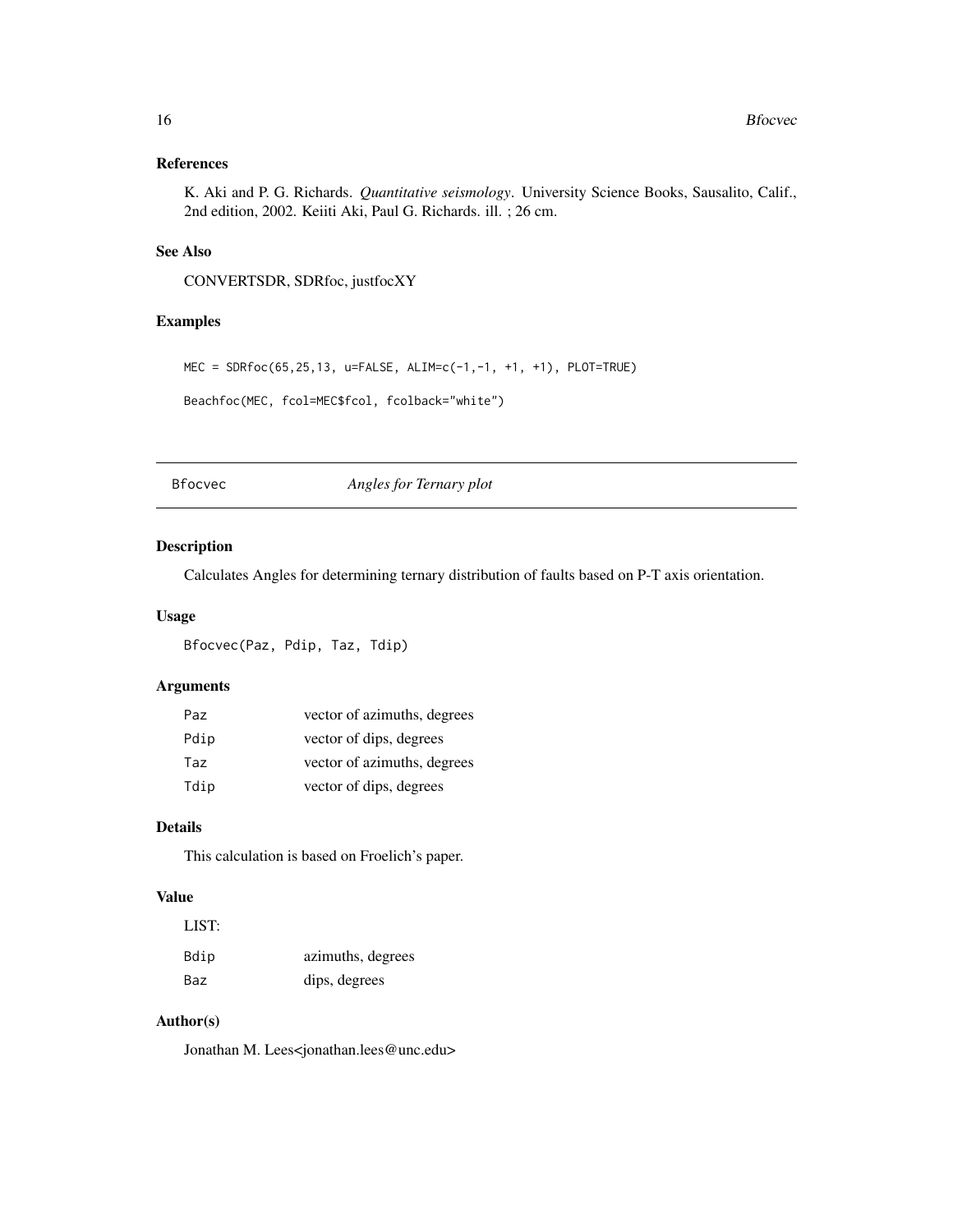### References

K. Aki and P. G. Richards. *Quantitative seismology*. University Science Books, Sausalito, Calif., 2nd edition, 2002. Keiiti Aki, Paul G. Richards. ill. ; 26 cm.

### See Also

CONVERTSDR, SDRfoc, justfocXY

### Examples

```
MEC = SDRfoc(65,25,13, u=FALSE, ALIM=c(-1,-1, +1, +1), PLOT=TRUE)

Beachfoc(MEC, fcol=MEC$fcol, fcolback="white")
```

---

## Bfocvec    *Angles for Ternary plot*

---

### Description

Calculates Angles for determining ternary distribution of faults based on P-T axis orientation.

### Usage

```
Bfocvec(Paz, Pdip, Taz, Tdip)
```

### Arguments

| | |
|---|---|
| Paz | vector of azimuths, degrees |
| Pdip | vector of dips, degrees |
| Taz | vector of azimuths, degrees |
| Tdip | vector of dips, degrees |

### Details

This calculation is based on Froelich's paper.

### Value

LIST:

| | |
|---|---|
| Bdip | azimuths, degrees |
| Baz | dips, degrees |

### Author(s)

Jonathan M. Lees<jonathan.lees@unc.edu>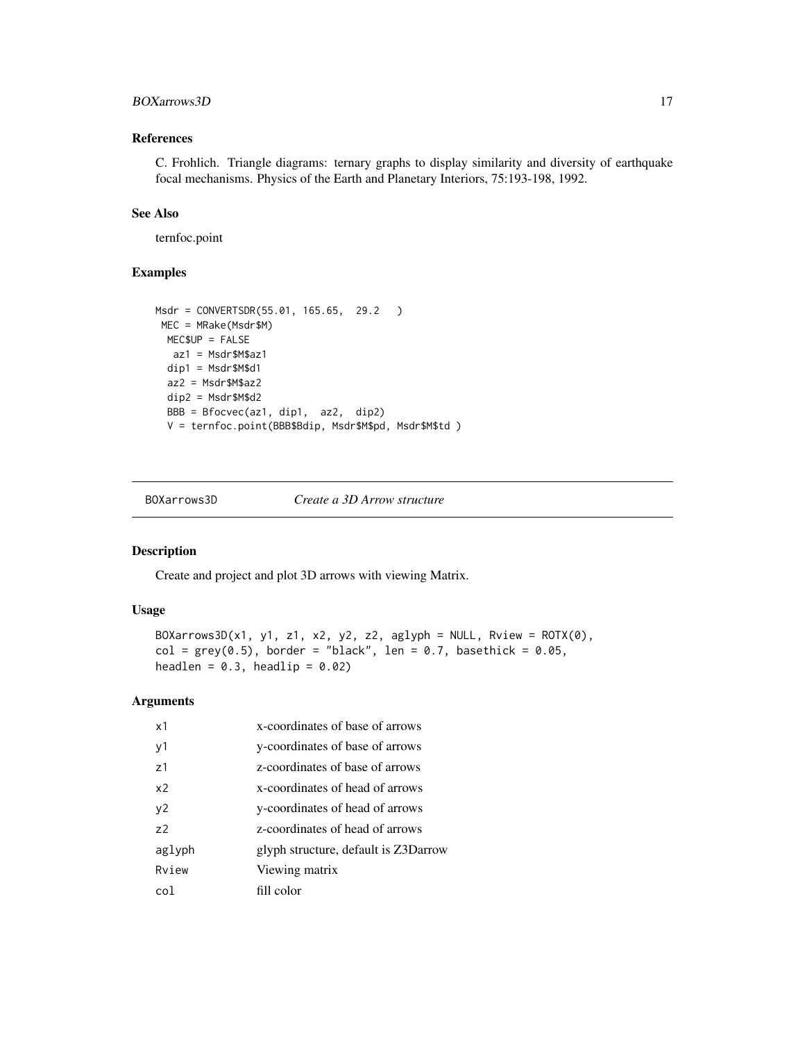### References

C. Frohlich. Triangle diagrams: ternary graphs to display similarity and diversity of earthquake focal mechanisms. Physics of the Earth and Planetary Interiors, 75:193-198, 1992.

### See Also

ternfoc.point

### Examples

```
Msdr = CONVERTSDR(55.01, 165.65,  29.2   )
 MEC = MRake(Msdr$M)
  MEC$UP = FALSE
   az1 = Msdr$M$az1
  dip1 = Msdr$M$d1
  az2 = Msdr$M$az2
  dip2 = Msdr$M$d2
  BBB = Bfocvec(az1, dip1,  az2,  dip2)
  V = ternfoc.point(BBB$Bdip, Msdr$M$pd, Msdr$M$td )
```

---

## BOXarrows3D *Create a 3D Arrow structure*

### Description

Create and project and plot 3D arrows with viewing Matrix.

### Usage

```
BOXarrows3D(x1, y1, z1, x2, y2, z2, aglyph = NULL, Rview = ROTX(0),
col = grey(0.5), border = "black", len = 0.7, basethick = 0.05,
headlen = 0.3, headlip = 0.02)
```

### Arguments

| | |
|---|---|
| x1 | x-coordinates of base of arrows |
| y1 | y-coordinates of base of arrows |
| z1 | z-coordinates of base of arrows |
| x2 | x-coordinates of head of arrows |
| y2 | y-coordinates of head of arrows |
| z2 | z-coordinates of head of arrows |
| aglyph | glyph structure, default is Z3Darrow |
| Rview | Viewing matrix |
| col | fill color |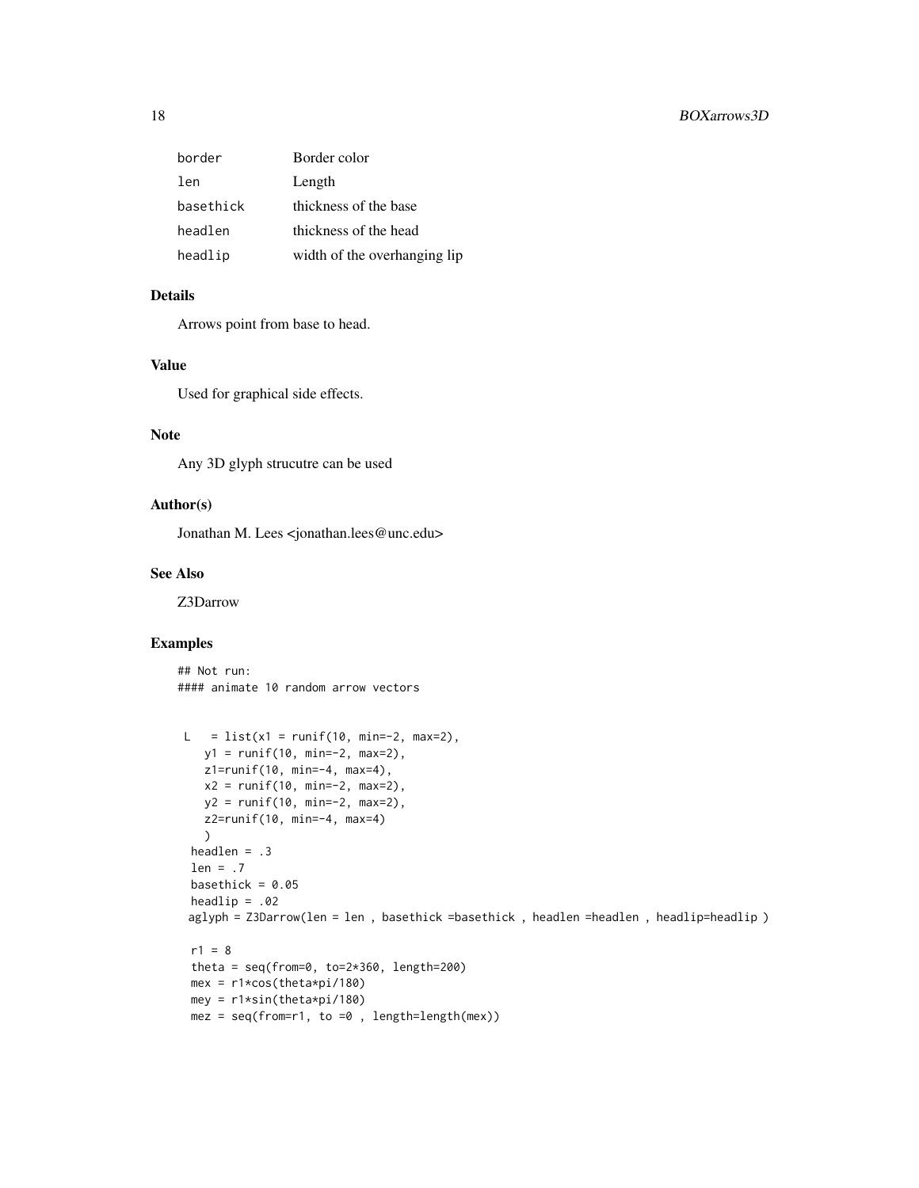| | |
|---|---|
| border | Border color |
| len | Length |
| basethick | thickness of the base |
| headlen | thickness of the head |
| headlip | width of the overhanging lip |

### Details

Arrows point from base to head.

### Value

Used for graphical side effects.

### Note

Any 3D glyph strucutre can be used

### Author(s)

Jonathan M. Lees <jonathan.lees@unc.edu>

### See Also

Z3Darrow

### Examples

```
## Not run:
#### animate 10 random arrow vectors


 L   = list(x1 = runif(10, min=-2, max=2),
    y1 = runif(10, min=-2, max=2),
    z1=runif(10, min=-4, max=4),
    x2 = runif(10, min=-2, max=2),
    y2 = runif(10, min=-2, max=2),
    z2=runif(10, min=-4, max=4)
    )
  headlen = .3
  len = .7
  basethick = 0.05
  headlip = .02
 aglyph = Z3Darrow(len = len , basethick =basethick , headlen =headlen , headlip=headlip )

  r1 = 8
  theta = seq(from=0, to=2*360, length=200)
  mex = r1*cos(theta*pi/180)
  mey = r1*sin(theta*pi/180)
  mez = seq(from=r1, to =0 , length=length(mex))
```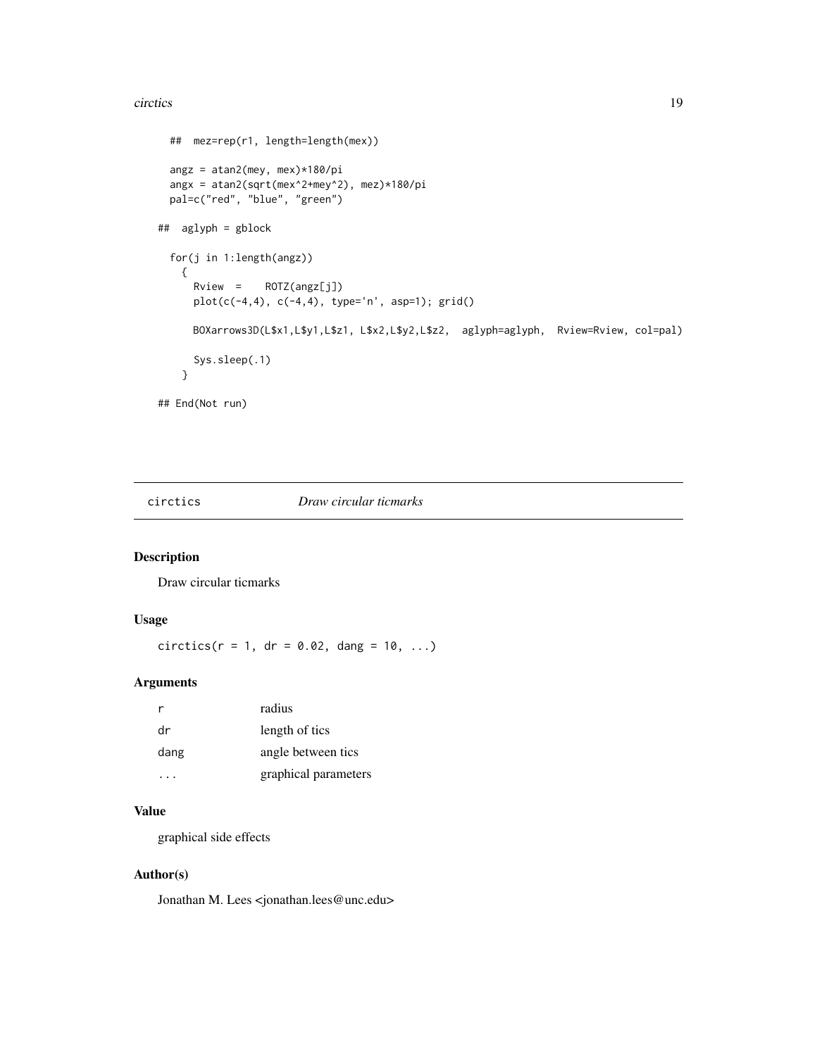```
##  mez=rep(r1, length=length(mex))

  angz = atan2(mey, mex)*180/pi
  angx = atan2(sqrt(mex^2+mey^2), mez)*180/pi
  pal=c("red", "blue", "green")

##  aglyph = gblock

  for(j in 1:length(angz))
    {
      Rview  =    ROTZ(angz[j])
      plot(c(-4,4), c(-4,4), type='n', asp=1); grid()

      BOXarrows3D(L$x1,L$y1,L$z1, L$x2,L$y2,L$z2,  aglyph=aglyph,  Rview=Rview, col=pal)

      Sys.sleep(.1)
    }

## End(Not run)
```

---

`circtics` *Draw circular ticmarks*

## Description

Draw circular ticmarks

## Usage

```
circtics(r = 1, dr = 0.02, dang = 10, ...)
```

## Arguments

| | |
|---|---|
| r | radius |
| dr | length of tics |
| dang | angle between tics |
| ... | graphical parameters |

## Value

graphical side effects

## Author(s)

Jonathan M. Lees <jonathan.lees@unc.edu>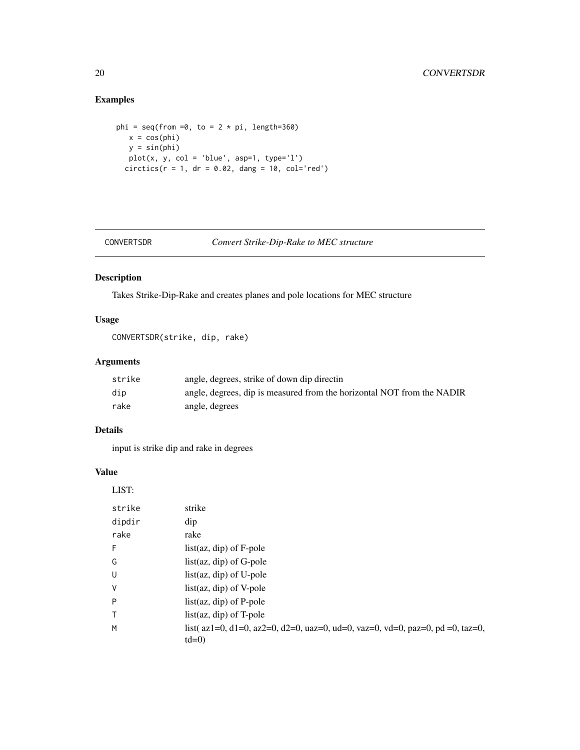## Examples

```
phi = seq(from =0, to = 2 * pi, length=360)
   x = cos(phi)
   y = sin(phi)
   plot(x, y, col = 'blue', asp=1, type='l')
  circtics(r = 1, dr = 0.02, dang = 10, col='red')
```

---

# CONVERTSDR — *Convert Strike-Dip-Rake to MEC structure*

---

## Description

Takes Strike-Dip-Rake and creates planes and pole locations for MEC structure

## Usage

```
CONVERTSDR(strike, dip, rake)
```

## Arguments

| | |
|---|---|
| strike | angle, degrees, strike of down dip directin |
| dip | angle, degrees, dip is measured from the horizontal NOT from the NADIR |
| rake | angle, degrees |

## Details

input is strike dip and rake in degrees

## Value

LIST:

| | |
|---|---|
| strike | strike |
| dipdir | dip |
| rake | rake |
| F | list(az, dip) of F-pole |
| G | list(az, dip) of G-pole |
| U | list(az, dip) of U-pole |
| V | list(az, dip) of V-pole |
| P | list(az, dip) of P-pole |
| T | list(az, dip) of T-pole |
| M | list( az1=0, d1=0, az2=0, d2=0, uaz=0, ud=0, vaz=0, vd=0, paz=0, pd =0, taz=0, td=0) |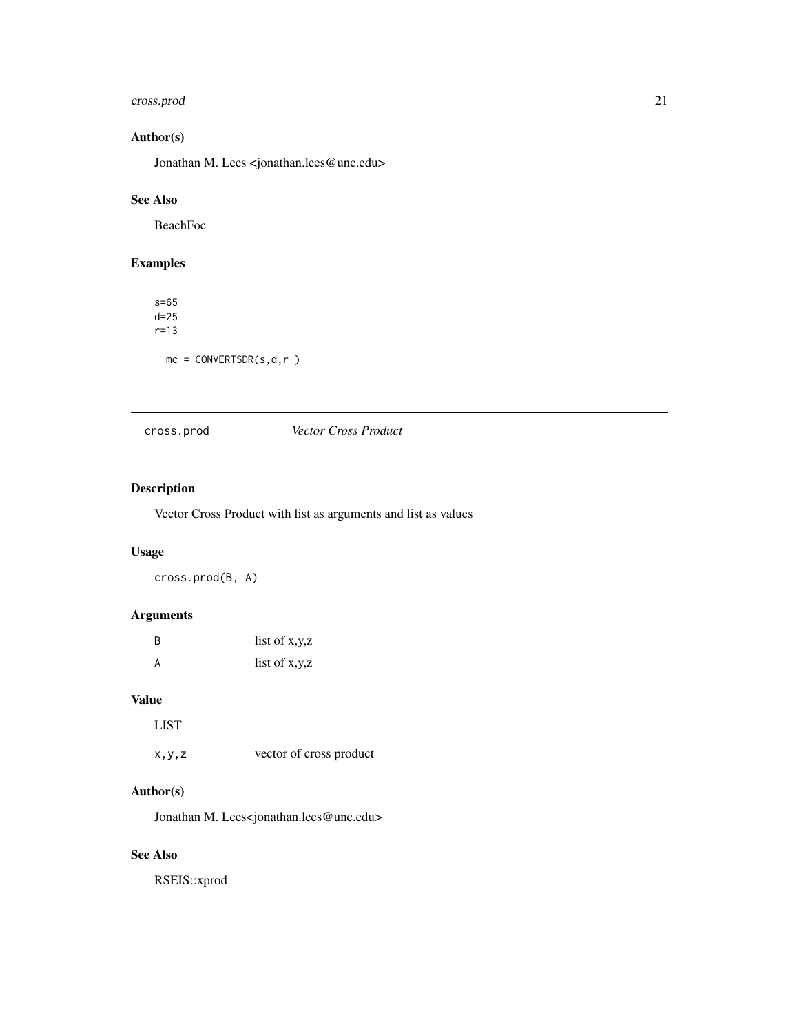## Author(s)

Jonathan M. Lees <jonathan.lees@unc.edu>

## See Also

BeachFoc

## Examples

```
s=65
d=25
r=13

  mc = CONVERTSDR(s,d,r )
```

---

# cross.prod *Vector Cross Product*

---

## Description

Vector Cross Product with list as arguments and list as values

## Usage

```
cross.prod(B, A)
```

## Arguments

| | |
|---|---|
| B | list of x,y,z |
| A | list of x,y,z |

## Value

LIST

| | |
|---|---|
| x,y,z | vector of cross product |

## Author(s)

Jonathan M. Lees<jonathan.lees@unc.edu>

## See Also

RSEIS::xprod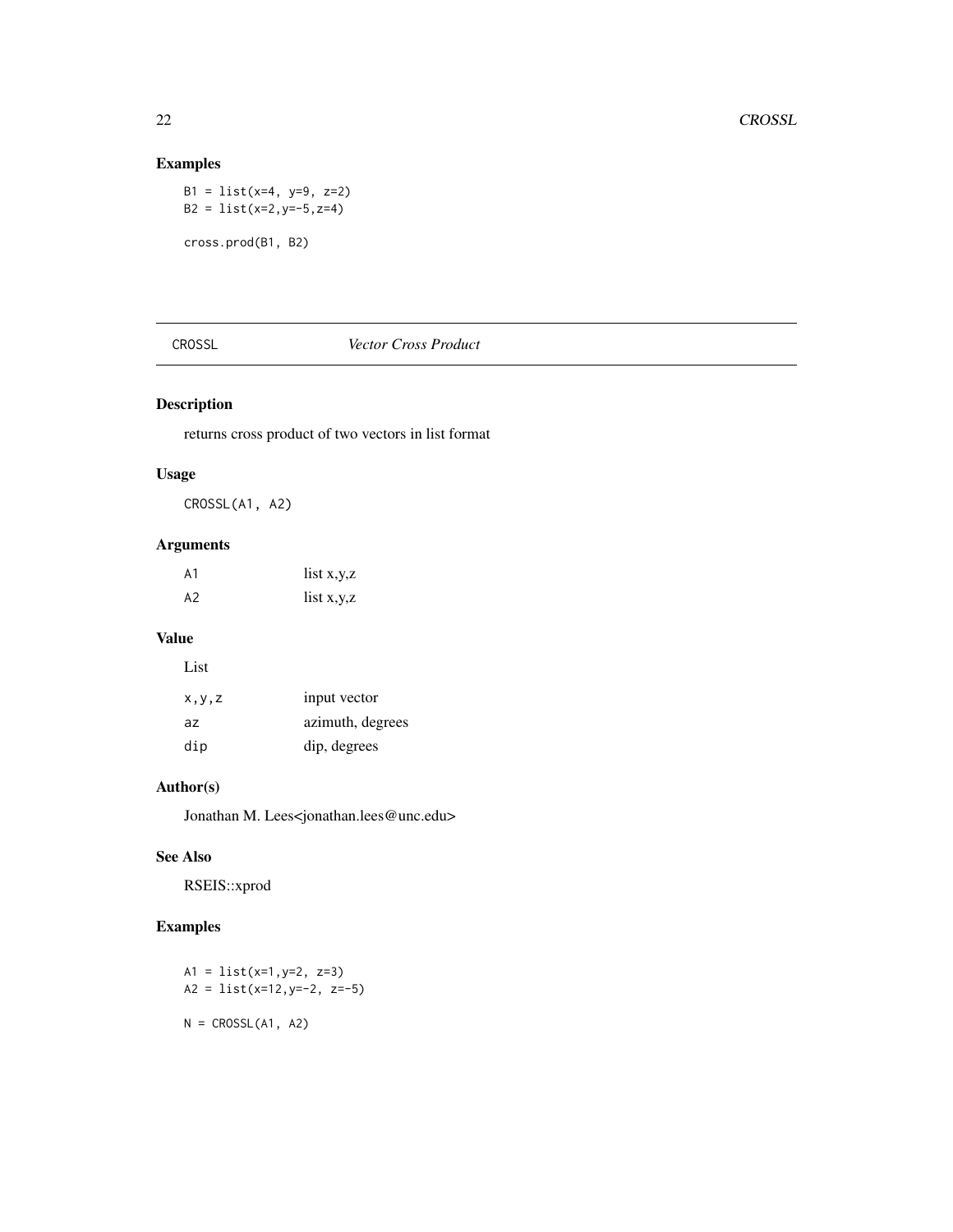## Examples

```
B1 = list(x=4, y=9, z=2)
B2 = list(x=2,y=-5,z=4)

cross.prod(B1, B2)
```

---

CROSSL *Vector Cross Product*

---

## Description

returns cross product of two vectors in list format

## Usage

```
CROSSL(A1, A2)
```

## Arguments

| | |
|---|---|
| A1 | list x,y,z |
| A2 | list x,y,z |

## Value

List

| | |
|---|---|
| x,y,z | input vector |
| az | azimuth, degrees |
| dip | dip, degrees |

## Author(s)

Jonathan M. Lees<jonathan.lees@unc.edu>

## See Also

RSEIS::xprod

## Examples

```
A1 = list(x=1,y=2, z=3)
A2 = list(x=12,y=-2, z=-5)

N = CROSSL(A1, A2)
```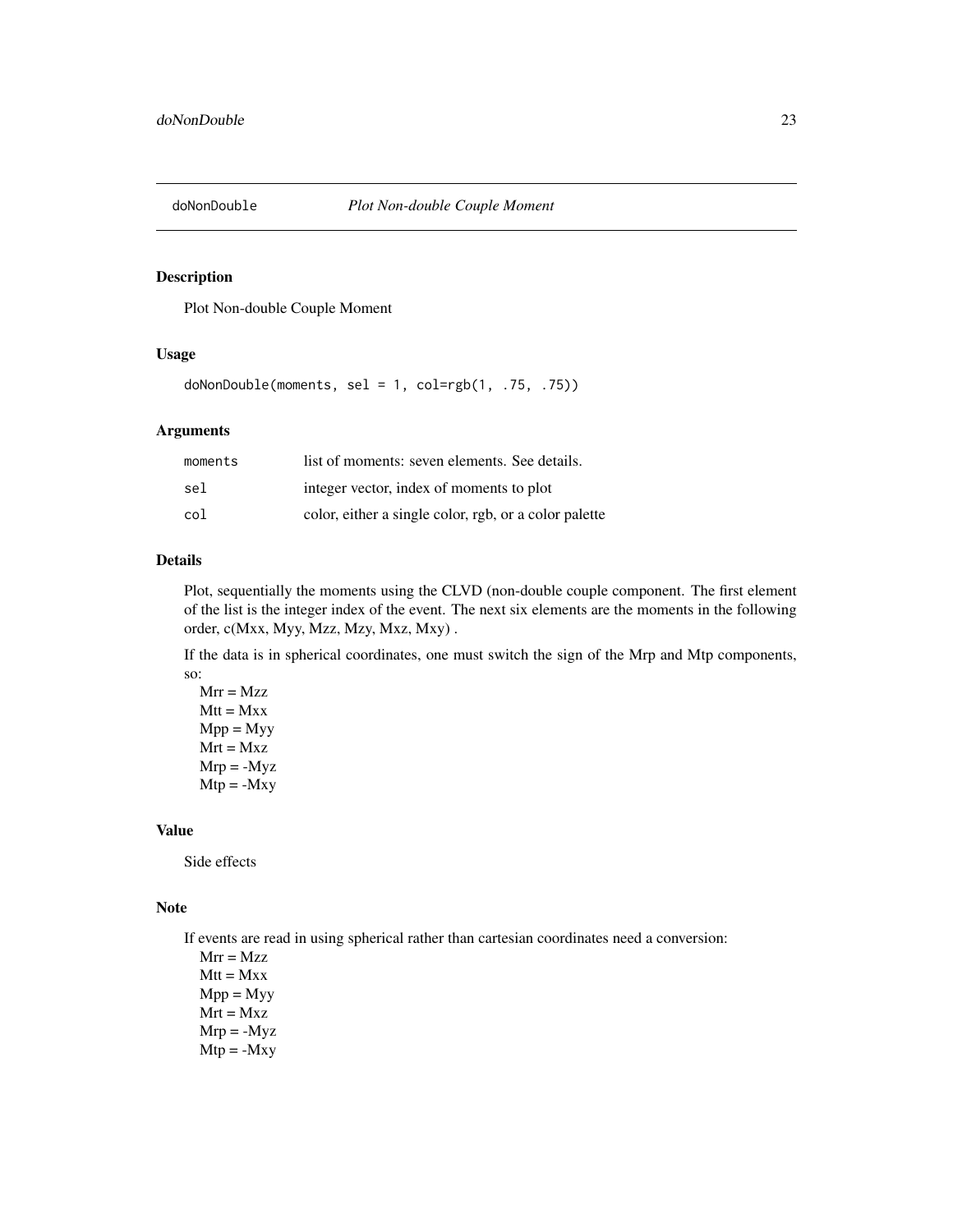# doNonDouble — *Plot Non-double Couple Moment*

## Description

Plot Non-double Couple Moment

## Usage

```
doNonDouble(moments, sel = 1, col=rgb(1, .75, .75))
```

## Arguments

| | |
|---|---|
| moments | list of moments: seven elements. See details. |
| sel | integer vector, index of moments to plot |
| col | color, either a single color, rgb, or a color palette |

## Details

Plot, sequentially the moments using the CLVD (non-double couple component. The first element of the list is the integer index of the event. The next six elements are the moments in the following order, c(Mxx, Myy, Mzz, Mzy, Mxz, Mxy) .

If the data is in spherical coordinates, one must switch the sign of the Mrp and Mtp components, so:

Mrr = Mzz
Mtt = Mxx
Mpp = Myy
Mrt = Mxz
Mrp = -Myz
Mtp = -Mxy

## Value

Side effects

## Note

If events are read in using spherical rather than cartesian coordinates need a conversion:

Mrr = Mzz
Mtt = Mxx
Mpp = Myy
Mrt = Mxz
Mrp = -Myz
Mtp = -Mxy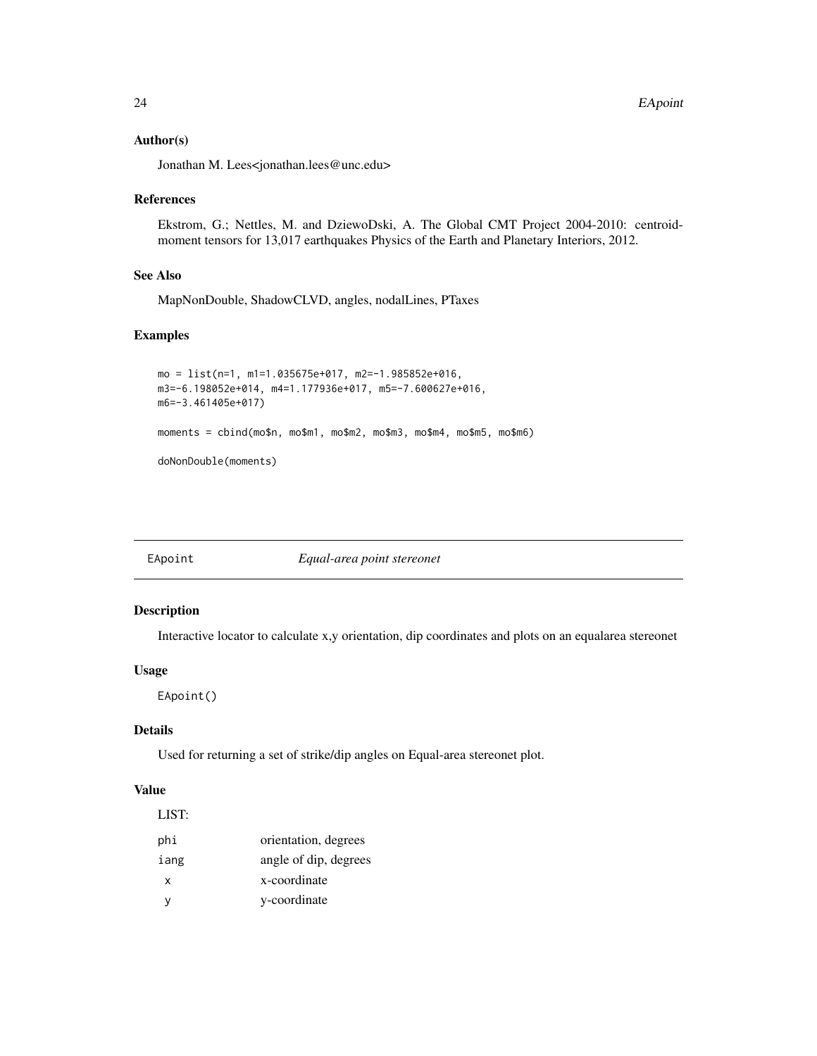### Author(s)

Jonathan M. Lees<jonathan.lees@unc.edu>

### References

Ekstrom, G.; Nettles, M. and DziewoDski, A. The Global CMT Project 2004-2010: centroid-moment tensors for 13,017 earthquakes Physics of the Earth and Planetary Interiors, 2012.

### See Also

MapNonDouble, ShadowCLVD, angles, nodalLines, PTaxes

### Examples

```
mo = list(n=1, m1=1.035675e+017, m2=-1.985852e+016,
m3=-6.198052e+014, m4=1.177936e+017, m5=-7.600627e+016,
m6=-3.461405e+017)

moments = cbind(mo$n, mo$m1, mo$m2, mo$m3, mo$m4, mo$m5, mo$m6)

doNonDouble(moments)
```

---

## EApoint — *Equal-area point stereonet*

### Description

Interactive locator to calculate x,y orientation, dip coordinates and plots on an equalarea stereonet

### Usage

```
EApoint()
```

### Details

Used for returning a set of strike/dip angles on Equal-area stereonet plot.

### Value

LIST:

| | |
|---|---|
| phi | orientation, degrees |
| iang | angle of dip, degrees |
| x | x-coordinate |
| y | y-coordinate |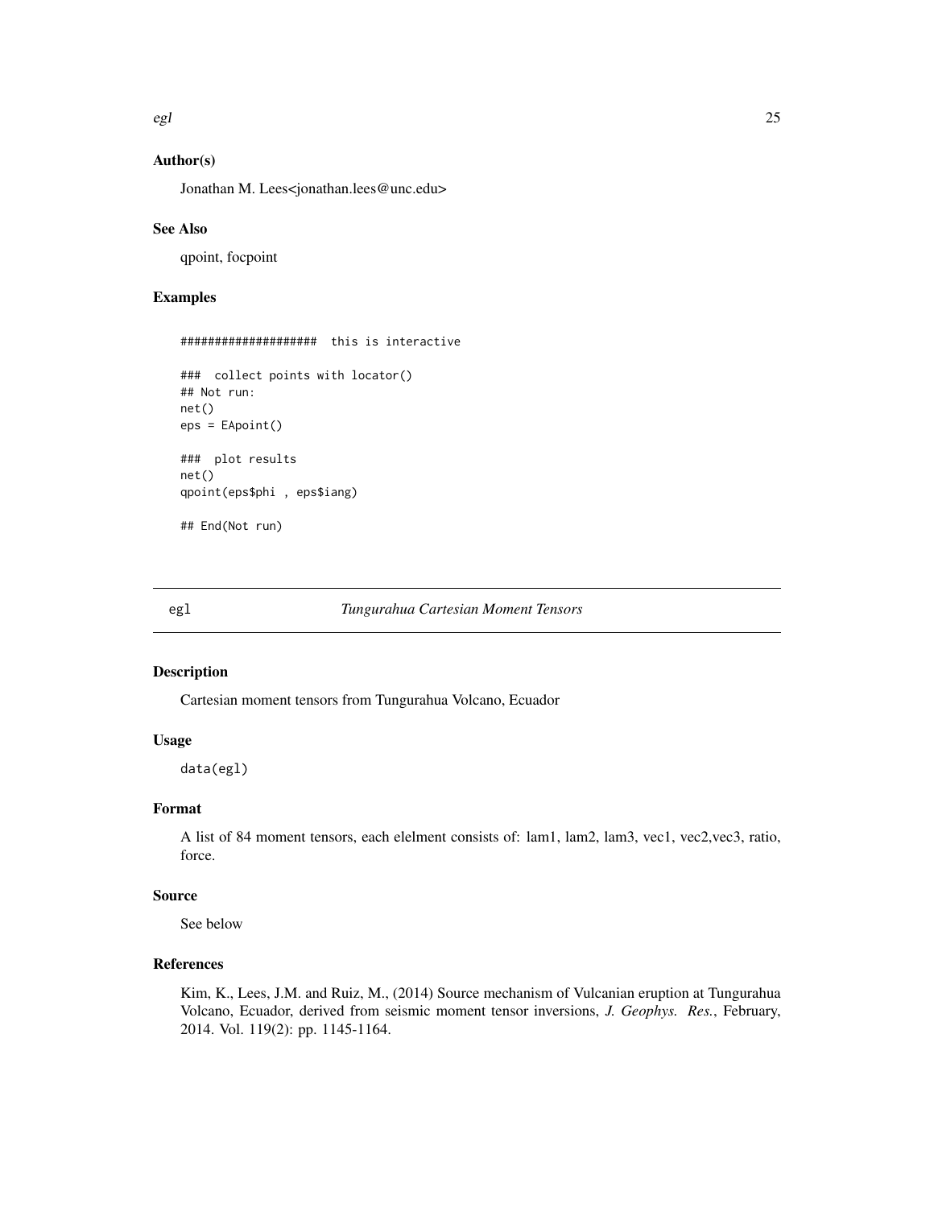### Author(s)

Jonathan M. Lees<jonathan.lees@unc.edu>

### See Also

qpoint, focpoint

### Examples

```
###################  this is interactive

###  collect points with locator()
## Not run:
net()
eps = EApoint()

###  plot results
net()
qpoint(eps$phi , eps$iang)

## End(Not run)
```

---

## egl — *Tungurahua Cartesian Moment Tensors*

### Description

Cartesian moment tensors from Tungurahua Volcano, Ecuador

### Usage

```
data(egl)
```

### Format

A list of 84 moment tensors, each elelment consists of: lam1, lam2, lam3, vec1, vec2,vec3, ratio, force.

### Source

See below

### References

Kim, K., Lees, J.M. and Ruiz, M., (2014) Source mechanism of Vulcanian eruption at Tungurahua Volcano, Ecuador, derived from seismic moment tensor inversions, *J. Geophys. Res.*, February, 2014. Vol. 119(2): pp. 1145-1164.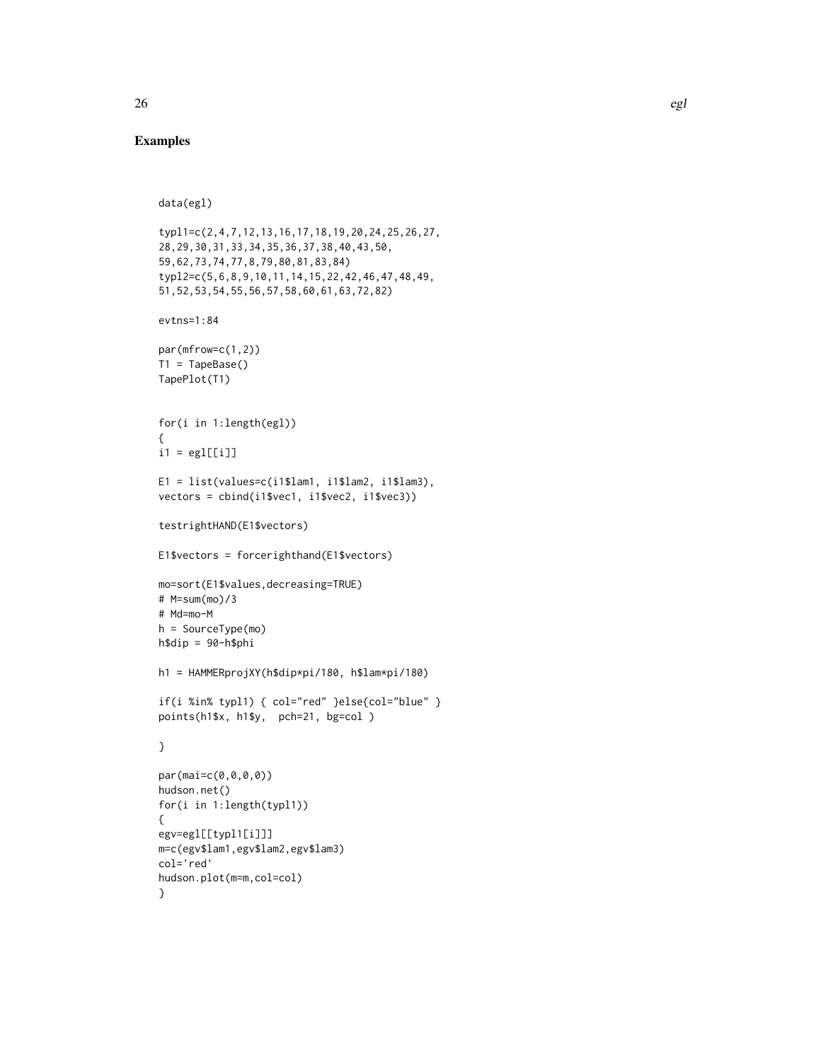## Examples

```
data(egl)

typl1=c(2,4,7,12,13,16,17,18,19,20,24,25,26,27,
28,29,30,31,33,34,35,36,37,38,40,43,50,
59,62,73,74,77,8,79,80,81,83,84)
typl2=c(5,6,8,9,10,11,14,15,22,42,46,47,48,49,
51,52,53,54,55,56,57,58,60,61,63,72,82)

evtns=1:84

par(mfrow=c(1,2))
T1 = TapeBase()
TapePlot(T1)


for(i in 1:length(egl))
{
i1 = egl[[i]]

E1 = list(values=c(i1$lam1, i1$lam2, i1$lam3),
vectors = cbind(i1$vec1, i1$vec2, i1$vec3))

testrightHAND(E1$vectors)

E1$vectors = forcerighthand(E1$vectors)

mo=sort(E1$values,decreasing=TRUE)
# M=sum(mo)/3
# Md=mo-M
h = SourceType(mo)
h$dip = 90-h$phi

h1 = HAMMERprojXY(h$dip*pi/180, h$lam*pi/180)

if(i %in% typl1) { col="red" }else{col="blue" }
points(h1$x, h1$y,  pch=21, bg=col )

}

par(mai=c(0,0,0,0))
hudson.net()
for(i in 1:length(typl1))
{
egv=egl[[typl1[i]]]
m=c(egv$lam1,egv$lam2,egv$lam3)
col='red'
hudson.plot(m=m,col=col)
}
```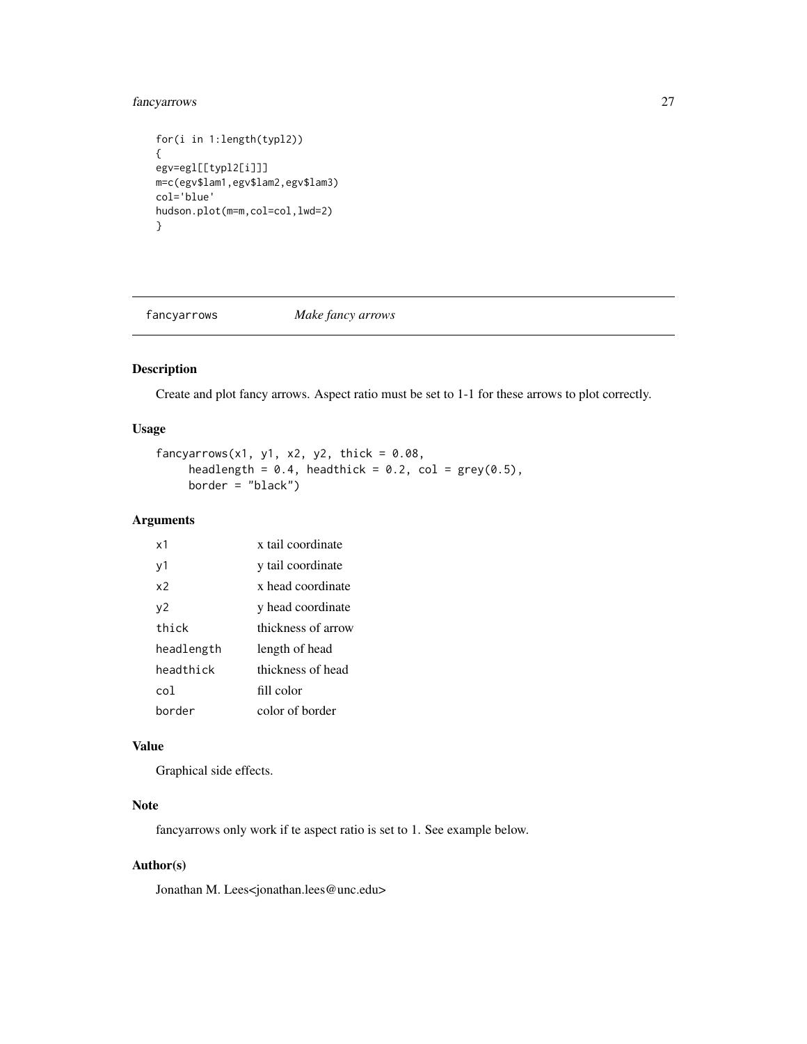```
for(i in 1:length(typl2))
{
egv=egl[[typl2[i]]]
m=c(egv$lam1,egv$lam2,egv$lam3)
col='blue'
hudson.plot(m=m,col=col,lwd=2)
}
```

## fancyarrows *Make fancy arrows*

### Description

Create and plot fancy arrows. Aspect ratio must be set to 1-1 for these arrows to plot correctly.

### Usage

```
fancyarrows(x1, y1, x2, y2, thick = 0.08,
     headlength = 0.4, headthick = 0.2, col = grey(0.5),
     border = "black")
```

### Arguments

| | |
|---|---|
| x1 | x tail coordinate |
| y1 | y tail coordinate |
| x2 | x head coordinate |
| y2 | y head coordinate |
| thick | thickness of arrow |
| headlength | length of head |
| headthick | thickness of head |
| col | fill color |
| border | color of border |

### Value

Graphical side effects.

### Note

fancyarrows only work if te aspect ratio is set to 1. See example below.

### Author(s)

Jonathan M. Lees<jonathan.lees@unc.edu>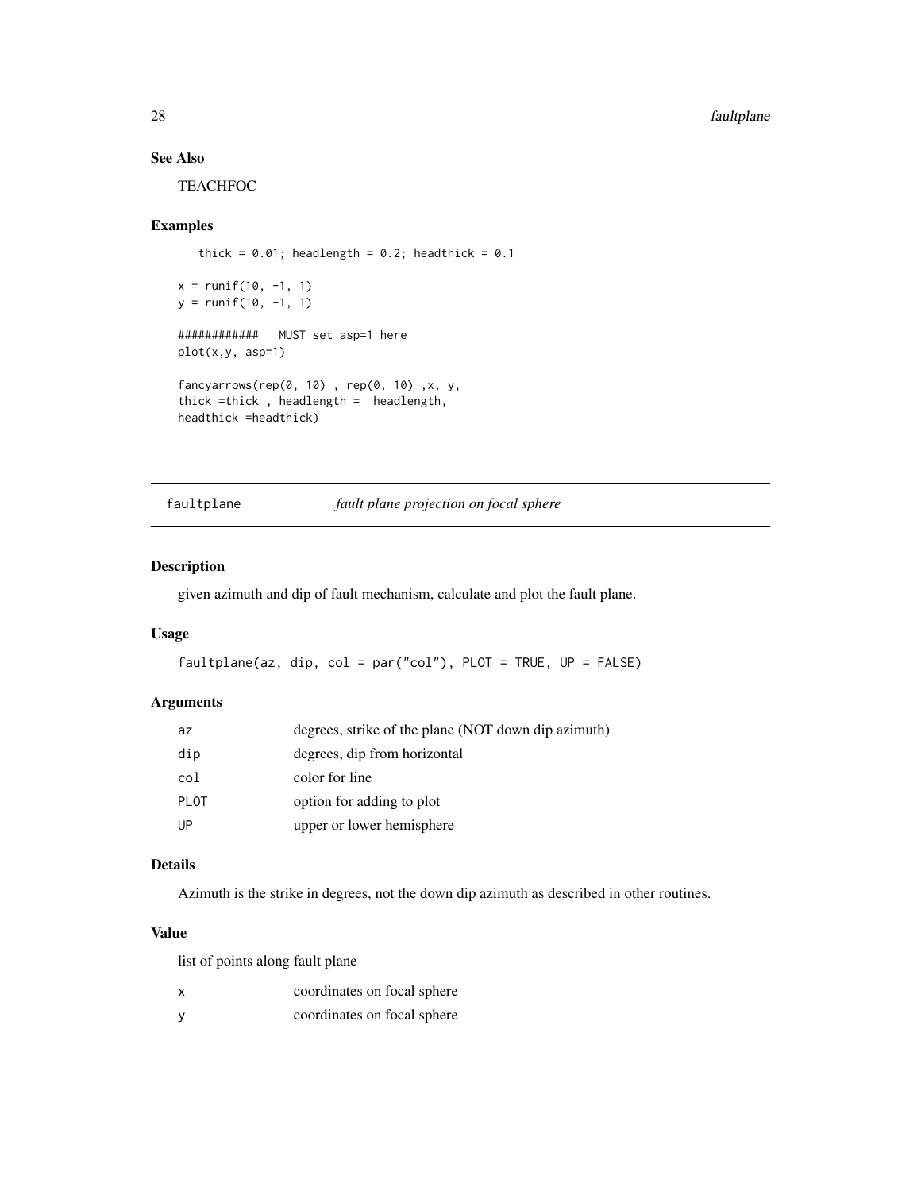### See Also

TEACHFOC

### Examples

```
   thick = 0.01; headlength = 0.2; headthick = 0.1

x = runif(10, -1, 1)
y = runif(10, -1, 1)

############   MUST set asp=1 here
plot(x,y, asp=1)

fancyarrows(rep(0, 10) , rep(0, 10) ,x, y,
thick =thick , headlength =  headlength,
headthick =headthick)
```

---

## faultplane    *fault plane projection on focal sphere*

---

### Description

given azimuth and dip of fault mechanism, calculate and plot the fault plane.

### Usage

```
faultplane(az, dip, col = par("col"), PLOT = TRUE, UP = FALSE)
```

### Arguments

| | |
|---|---|
| az | degrees, strike of the plane (NOT down dip azimuth) |
| dip | degrees, dip from horizontal |
| col | color for line |
| PLOT | option for adding to plot |
| UP | upper or lower hemisphere |

### Details

Azimuth is the strike in degrees, not the down dip azimuth as described in other routines.

### Value

list of points along fault plane

| | |
|---|---|
| x | coordinates on focal sphere |
| y | coordinates on focal sphere |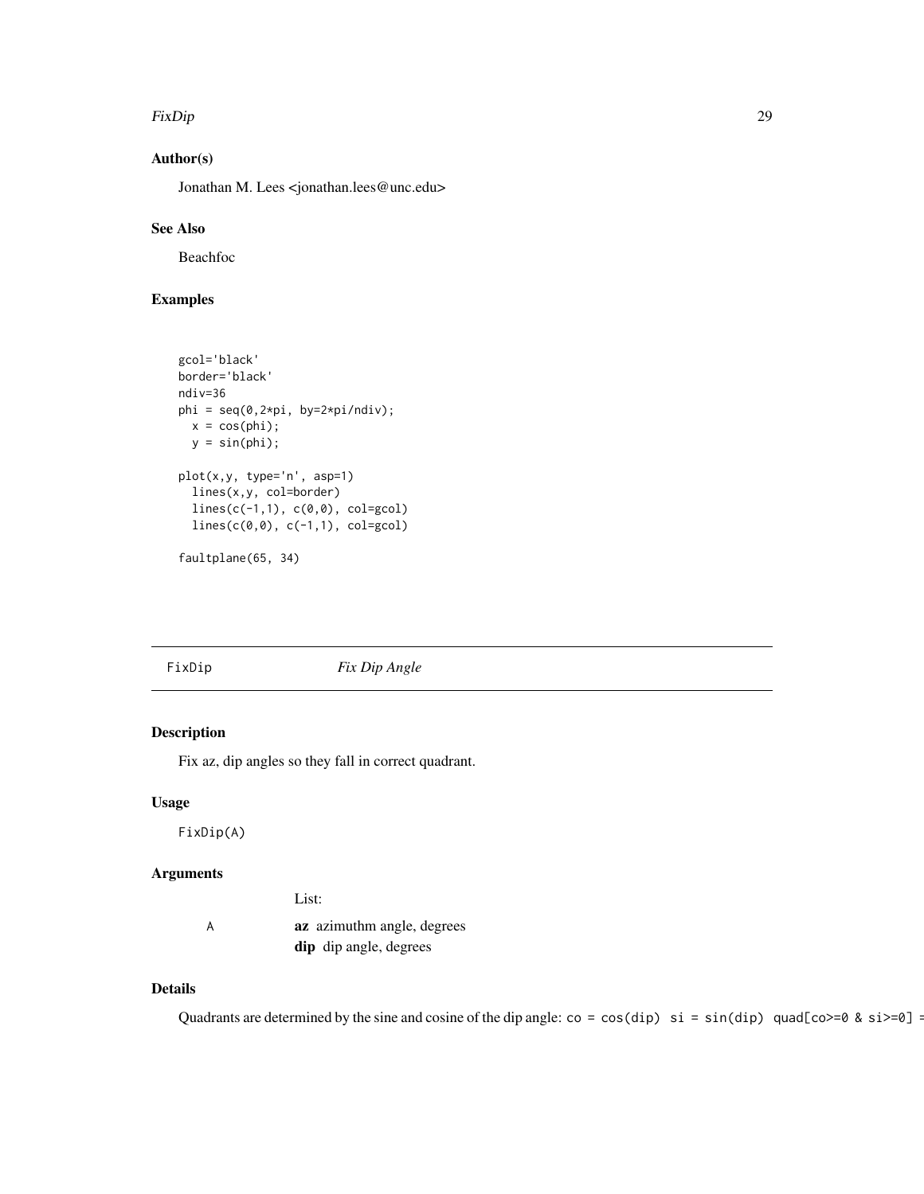## Author(s)

Jonathan M. Lees <jonathan.lees@unc.edu>

## See Also

Beachfoc

## Examples

```
gcol='black'
border='black'
ndiv=36
phi = seq(0,2*pi, by=2*pi/ndiv);
  x = cos(phi);
  y = sin(phi);

plot(x,y, type='n', asp=1)
  lines(x,y, col=border)
  lines(c(-1,1), c(0,0), col=gcol)
  lines(c(0,0), c(-1,1), col=gcol)

faultplane(65, 34)
```

---

# FixDip — *Fix Dip Angle*

## Description

Fix az, dip angles so they fall in correct quadrant.

## Usage

```
FixDip(A)
```

## Arguments

| | |
|---|---|
| A | List:<br>**az** azimuthm angle, degrees<br>**dip** dip angle, degrees |

## Details

Quadrants are determined by the sine and cosine of the dip angle: `co = cos(dip) si = sin(dip) quad[co>=0 & si>=0] =`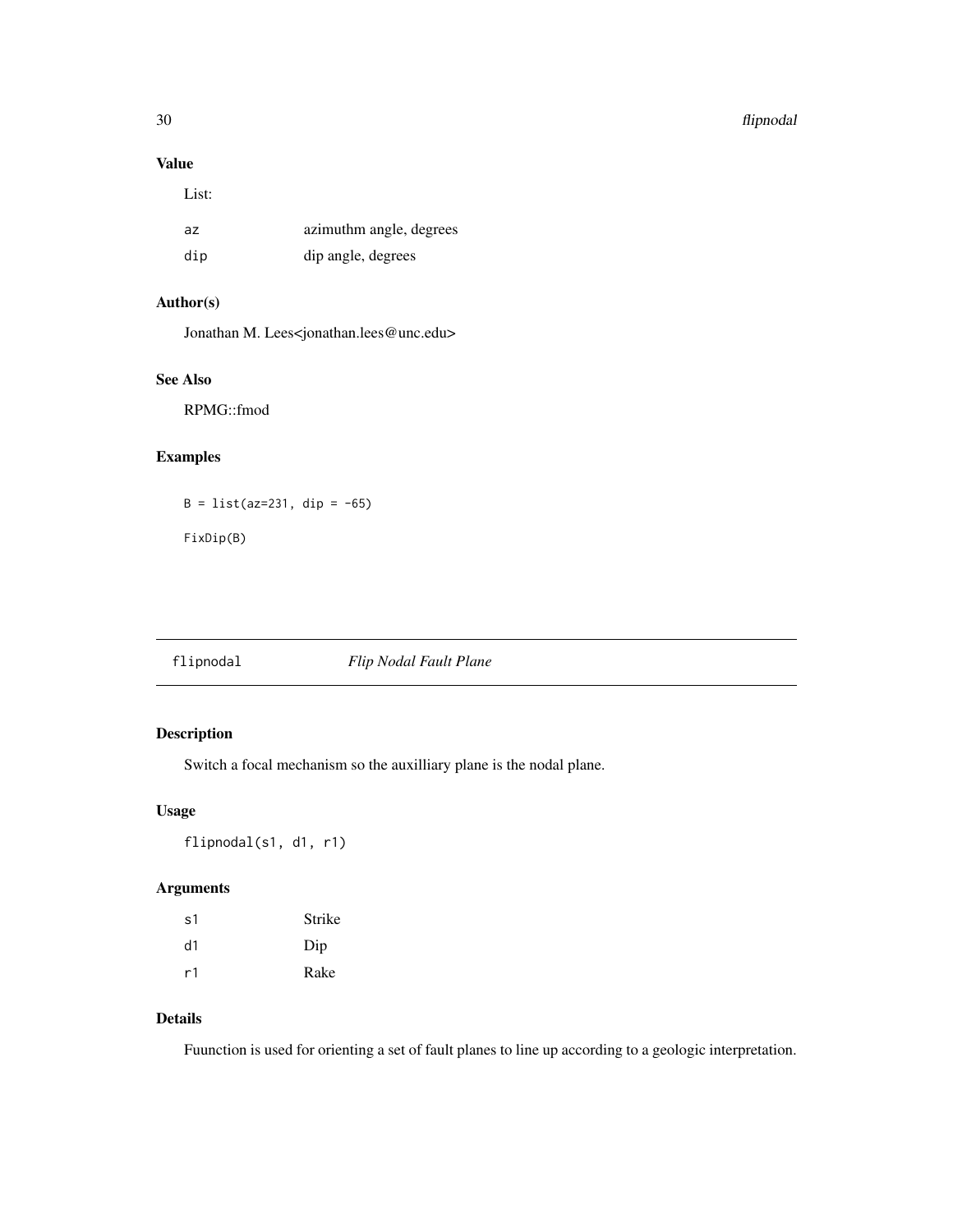## Value

List:

| | |
|---|---|
| az | azimuthm angle, degrees |
| dip | dip angle, degrees |

## Author(s)

Jonathan M. Lees<jonathan.lees@unc.edu>

## See Also

RPMG::fmod

## Examples

```
B = list(az=231, dip = -65)

FixDip(B)
```

---

# flipnodal *Flip Nodal Fault Plane*

## Description

Switch a focal mechanism so the auxilliary plane is the nodal plane.

## Usage

```
flipnodal(s1, d1, r1)
```

## Arguments

| | |
|---|---|
| s1 | Strike |
| d1 | Dip |
| r1 | Rake |

## Details

Fuunction is used for orienting a set of fault planes to line up according to a geologic interpretation.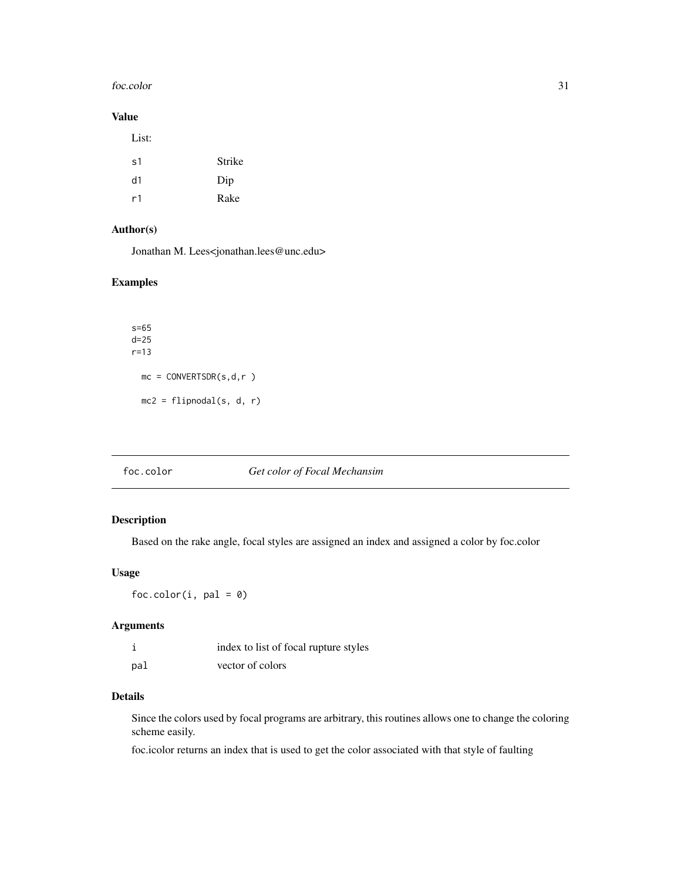## Value

List:

| | |
|---|---|
| s1 | Strike |
| d1 | Dip |
| r1 | Rake |

## Author(s)

Jonathan M. Lees<jonathan.lees@unc.edu>

## Examples

```
s=65
d=25
r=13

  mc = CONVERTSDR(s,d,r )

  mc2 = flipnodal(s, d, r)
```

---

# foc.color — *Get color of Focal Mechansim*

---

## Description

Based on the rake angle, focal styles are assigned an index and assigned a color by foc.color

## Usage

```
foc.color(i, pal = 0)
```

## Arguments

| | |
|---|---|
| i | index to list of focal rupture styles |
| pal | vector of colors |

## Details

Since the colors used by focal programs are arbitrary, this routines allows one to change the coloring scheme easily.

foc.icolor returns an index that is used to get the color associated with that style of faulting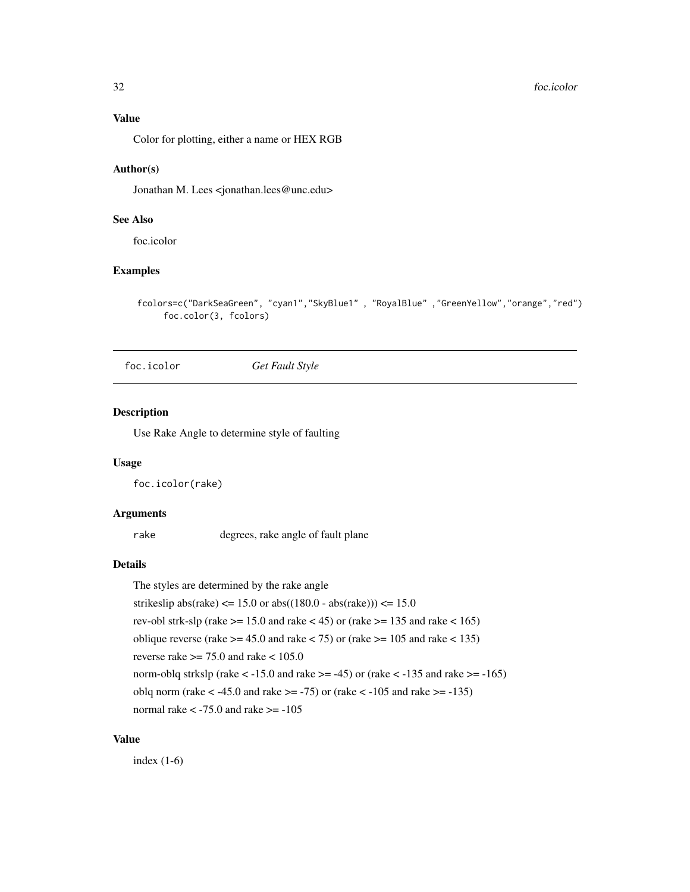### Value

Color for plotting, either a name or HEX RGB

### Author(s)

Jonathan M. Lees <jonathan.lees@unc.edu>

### See Also

foc.icolor

### Examples

```
fcolors=c("DarkSeaGreen", "cyan1","SkyBlue1" , "RoyalBlue" ,"GreenYellow","orange","red")
     foc.color(3, fcolors)
```

---

## foc.icolor *Get Fault Style*

### Description

Use Rake Angle to determine style of faulting

### Usage

```
foc.icolor(rake)
```

### Arguments

| | |
|---|---|
| rake | degrees, rake angle of fault plane |

### Details

The styles are determined by the rake angle

strikeslip abs(rake) <= 15.0 or abs((180.0 - abs(rake))) <= 15.0

rev-obl strk-slp (rake >= 15.0 and rake < 45) or (rake >= 135 and rake < 165)

oblique reverse (rake >= 45.0 and rake < 75) or (rake >= 105 and rake < 135)

reverse rake >= 75.0 and rake < 105.0

norm-oblq strkslp (rake < -15.0 and rake >= -45) or (rake < -135 and rake >= -165)

oblq norm (rake < -45.0 and rake >= -75) or (rake < -105 and rake >= -135)

normal rake < -75.0 and rake >= -105

### Value

index (1-6)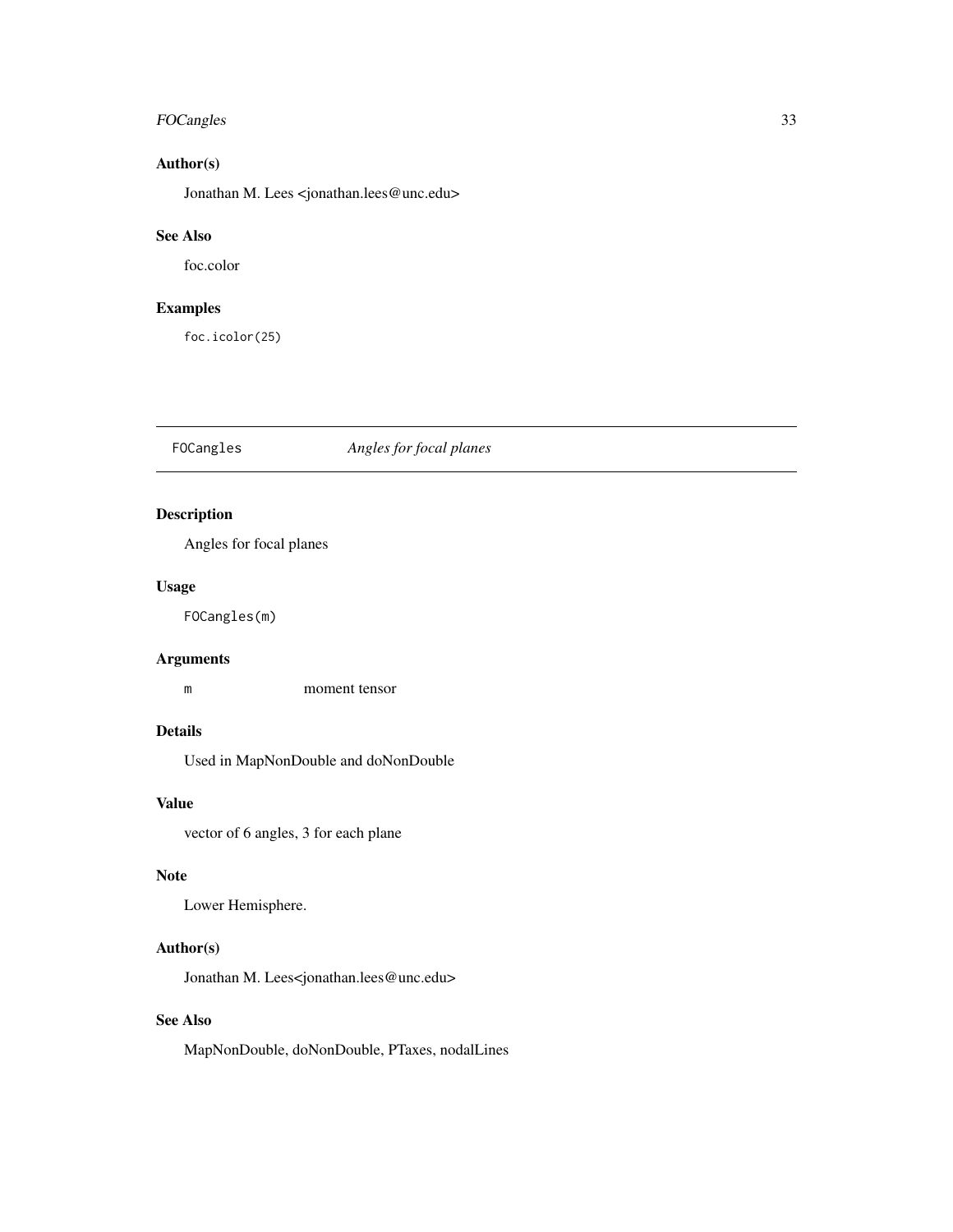## Author(s)

Jonathan M. Lees <jonathan.lees@unc.edu>

## See Also

foc.color

## Examples

```
foc.icolor(25)
```

---

# FOCangles *Angles for focal planes*

---

## Description

Angles for focal planes

## Usage

```
FOCangles(m)
```

## Arguments

| | |
|---|---|
| m | moment tensor |

## Details

Used in MapNonDouble and doNonDouble

## Value

vector of 6 angles, 3 for each plane

## Note

Lower Hemisphere.

## Author(s)

Jonathan M. Lees<jonathan.lees@unc.edu>

## See Also

MapNonDouble, doNonDouble, PTaxes, nodalLines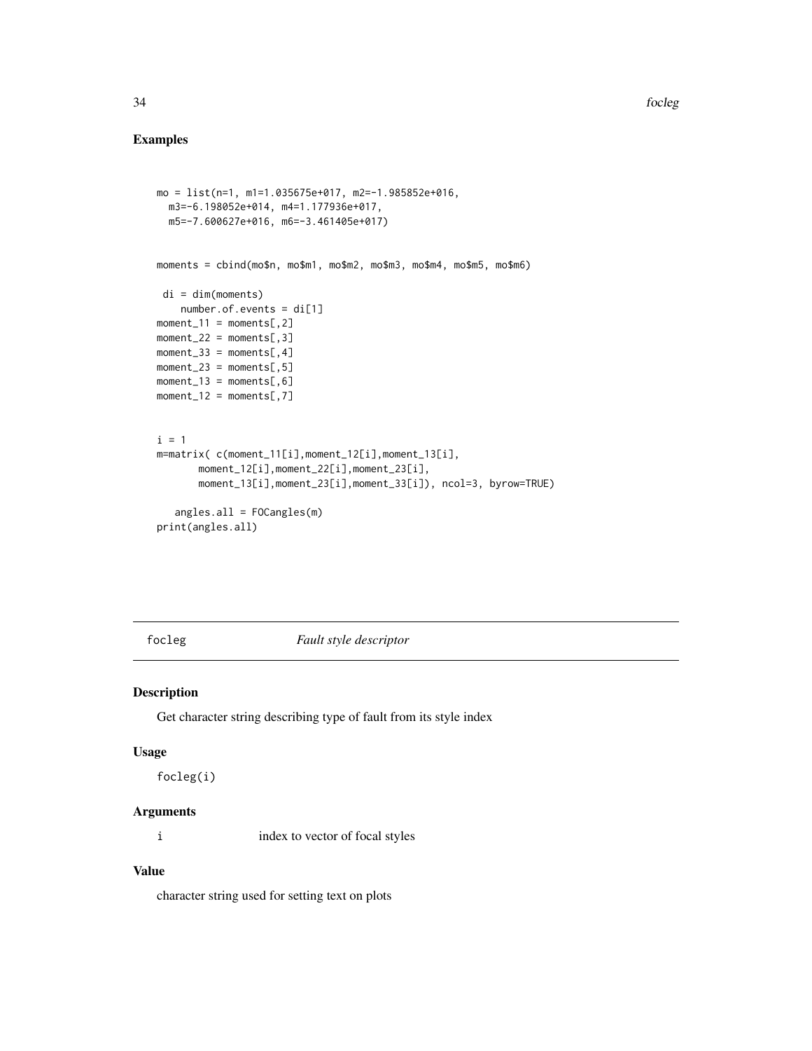## Examples

```
mo = list(n=1, m1=1.035675e+017, m2=-1.985852e+016,
  m3=-6.198052e+014, m4=1.177936e+017,
  m5=-7.600627e+016, m6=-3.461405e+017)


moments = cbind(mo$n, mo$m1, mo$m2, mo$m3, mo$m4, mo$m5, mo$m6)

 di = dim(moments)
    number.of.events = di[1]
moment_11 = moments[,2]
moment_22 = moments[,3]
moment_33 = moments[,4]
moment_23 = moments[,5]
moment_13 = moments[,6]
moment_12 = moments[,7]


i = 1
m=matrix( c(moment_11[i],moment_12[i],moment_13[i],
       moment_12[i],moment_22[i],moment_23[i],
       moment_13[i],moment_23[i],moment_33[i]), ncol=3, byrow=TRUE)

   angles.all = FOCangles(m)
print(angles.all)
```

---

focleg *Fault style descriptor*

---

### Description

Get character string describing type of fault from its style index

### Usage

```
focleg(i)
```

### Arguments

| | |
|---|---|
| i | index to vector of focal styles |

### Value

character string used for setting text on plots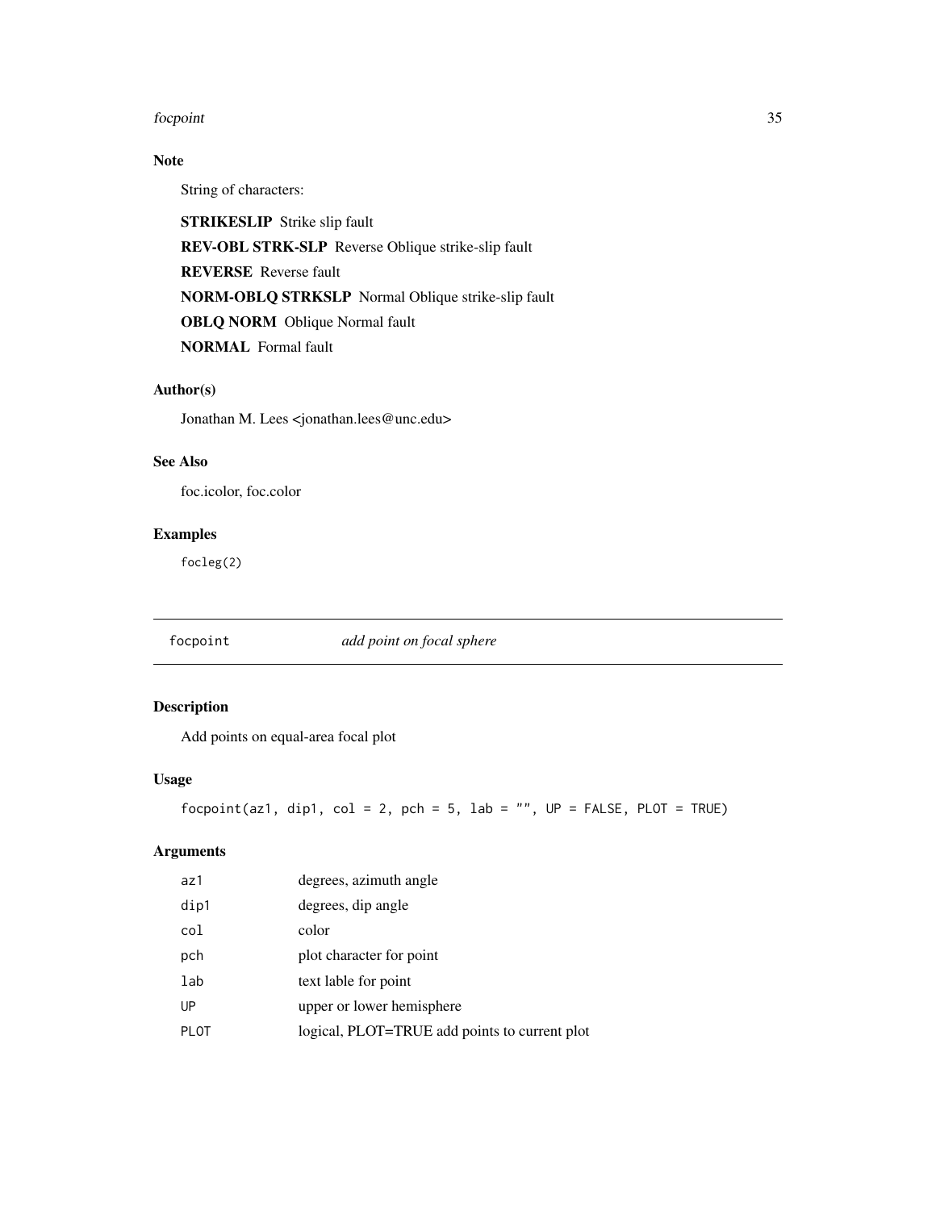## Note

String of characters:

**STRIKESLIP** Strike slip fault

**REV-OBL STRK-SLP** Reverse Oblique strike-slip fault

**REVERSE** Reverse fault

**NORM-OBLQ STRKSLP** Normal Oblique strike-slip fault

**OBLQ NORM** Oblique Normal fault

**NORMAL** Formal fault

## Author(s)

Jonathan M. Lees <jonathan.lees@unc.edu>

## See Also

foc.icolor, foc.color

## Examples

```
focleg(2)
```

---

# focpoint &nbsp;&nbsp;&nbsp;&nbsp; *add point on focal sphere*

---

## Description

Add points on equal-area focal plot

## Usage

```
focpoint(az1, dip1, col = 2, pch = 5, lab = "", UP = FALSE, PLOT = TRUE)
```

## Arguments

| | |
|---|---|
| az1 | degrees, azimuth angle |
| dip1 | degrees, dip angle |
| col | color |
| pch | plot character for point |
| lab | text lable for point |
| UP | upper or lower hemisphere |
| PLOT | logical, PLOT=TRUE add points to current plot |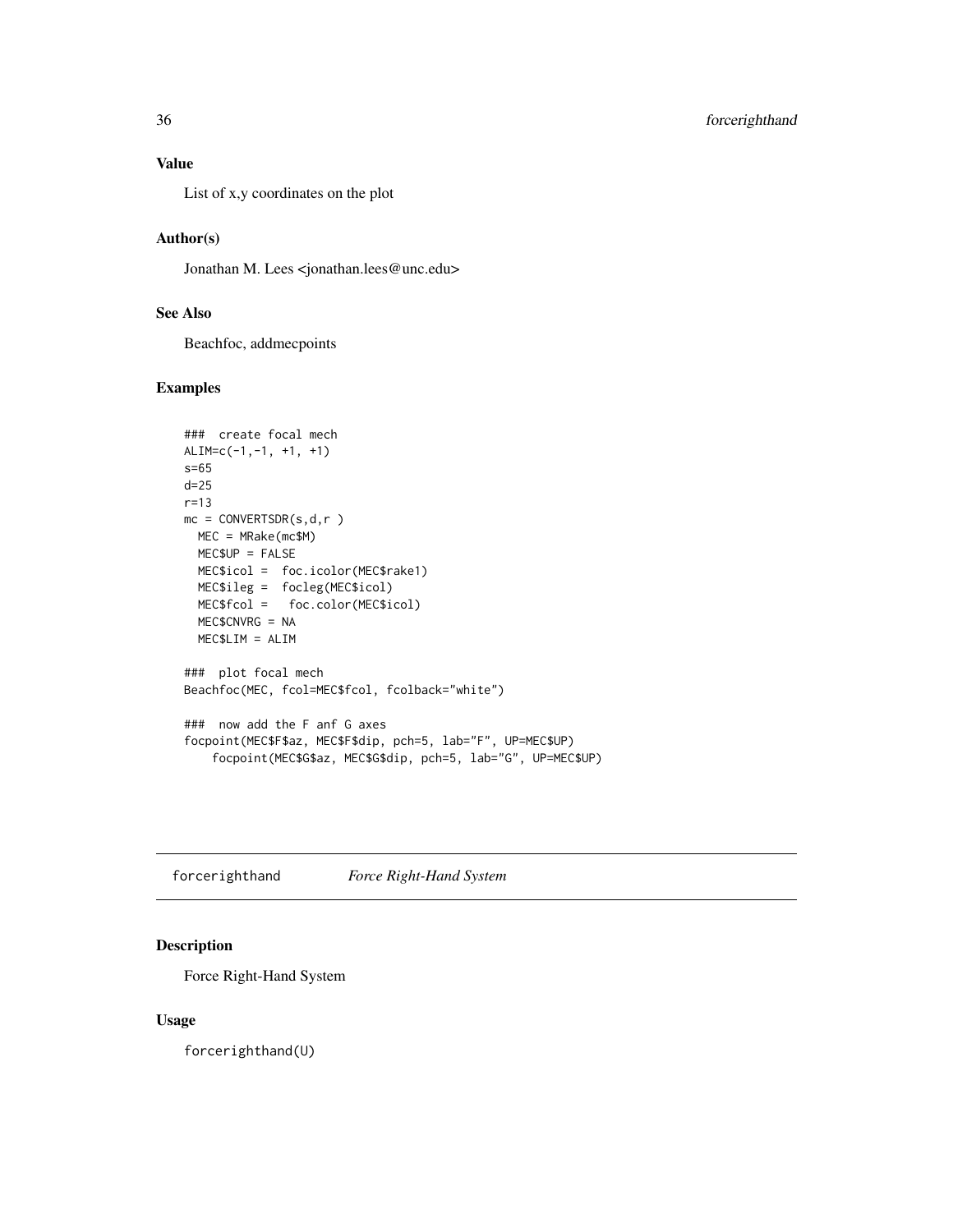## Value

List of x,y coordinates on the plot

## Author(s)

Jonathan M. Lees <jonathan.lees@unc.edu>

## See Also

Beachfoc, addmecpoints

## Examples

```
###  create focal mech
ALIM=c(-1,-1, +1, +1)
s=65
d=25
r=13
mc = CONVERTSDR(s,d,r )
  MEC = MRake(mc$M)
  MEC$UP = FALSE
  MEC$icol =  foc.icolor(MEC$rake1)
  MEC$ileg =  focleg(MEC$icol)
  MEC$fcol =   foc.color(MEC$icol)
  MEC$CNVRG = NA
  MEC$LIM = ALIM

###  plot focal mech
Beachfoc(MEC, fcol=MEC$fcol, fcolback="white")

###  now add the F anf G axes
focpoint(MEC$F$az, MEC$F$dip, pch=5, lab="F", UP=MEC$UP)
    focpoint(MEC$G$az, MEC$G$dip, pch=5, lab="G", UP=MEC$UP)
```

---

# forcerighthand    *Force Right-Hand System*

## Description

Force Right-Hand System

## Usage

```
forcerighthand(U)
```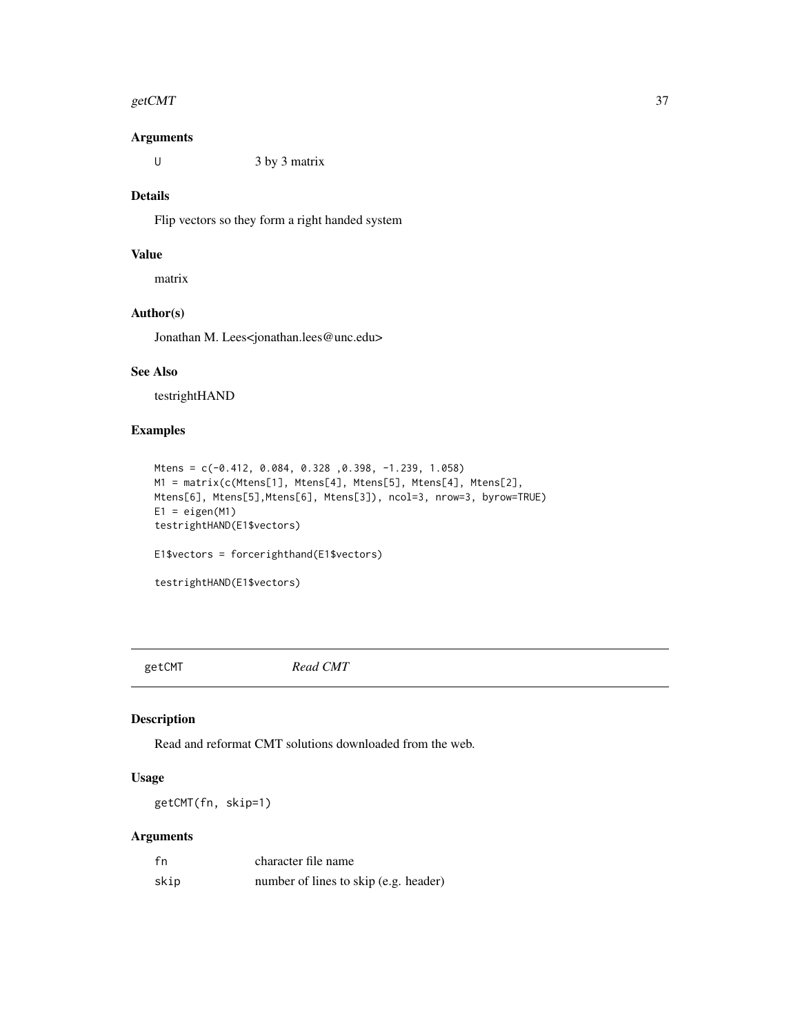### Arguments

| | |
|---|---|
| U | 3 by 3 matrix |

### Details

Flip vectors so they form a right handed system

### Value

matrix

### Author(s)

Jonathan M. Lees<jonathan.lees@unc.edu>

### See Also

testrightHAND

### Examples

```
Mtens = c(-0.412, 0.084, 0.328 ,0.398, -1.239, 1.058)
M1 = matrix(c(Mtens[1], Mtens[4], Mtens[5], Mtens[4], Mtens[2],
Mtens[6], Mtens[5],Mtens[6], Mtens[3]), ncol=3, nrow=3, byrow=TRUE)
E1 = eigen(M1)
testrightHAND(E1$vectors)

E1$vectors = forcerighthand(E1$vectors)

testrightHAND(E1$vectors)
```

---

## getCMT — *Read CMT*

### Description

Read and reformat CMT solutions downloaded from the web.

### Usage

```
getCMT(fn, skip=1)
```

### Arguments

| | |
|---|---|
| fn | character file name |
| skip | number of lines to skip (e.g. header) |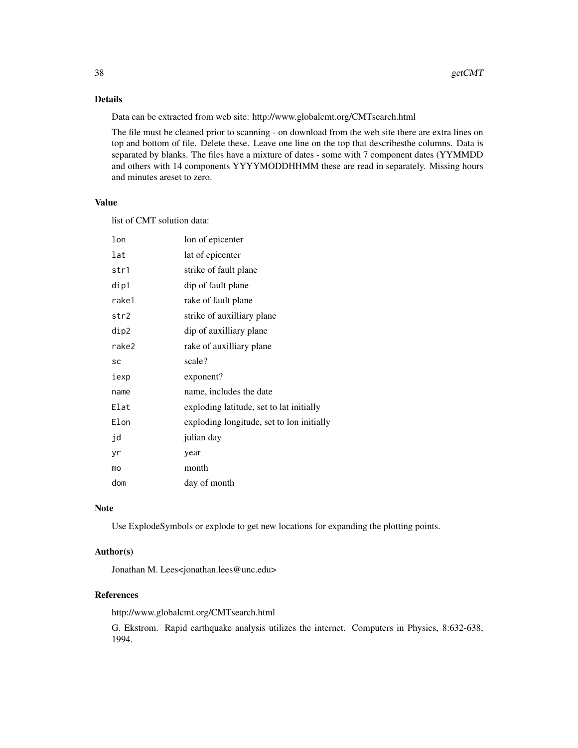## Details

Data can be extracted from web site: http://www.globalcmt.org/CMTsearch.html

The file must be cleaned prior to scanning - on download from the web site there are extra lines on top and bottom of file. Delete these. Leave one line on the top that describesthe columns. Data is separated by blanks. The files have a mixture of dates - some with 7 component dates (YYMMDD and others with 14 components YYYYMODDHHMM these are read in separately. Missing hours and minutes areset to zero.

## Value

list of CMT solution data:

| | |
|---|---|
| `lon` | lon of epicenter |
| `lat` | lat of epicenter |
| `str1` | strike of fault plane |
| `dip1` | dip of fault plane |
| `rake1` | rake of fault plane |
| `str2` | strike of auxilliary plane |
| `dip2` | dip of auxilliary plane |
| `rake2` | rake of auxilliary plane |
| `sc` | scale? |
| `iexp` | exponent? |
| `name` | name, includes the date |
| `Elat` | exploding latitude, set to lat initially |
| `Elon` | exploding longitude, set to lon initially |
| `jd` | julian day |
| `yr` | year |
| `mo` | month |
| `dom` | day of month |

## Note

Use ExplodeSymbols or explode to get new locations for expanding the plotting points.

## Author(s)

Jonathan M. Lees<jonathan.lees@unc.edu>

## References

http://www.globalcmt.org/CMTsearch.html

G. Ekstrom. Rapid earthquake analysis utilizes the internet. Computers in Physics, 8:632-638, 1994.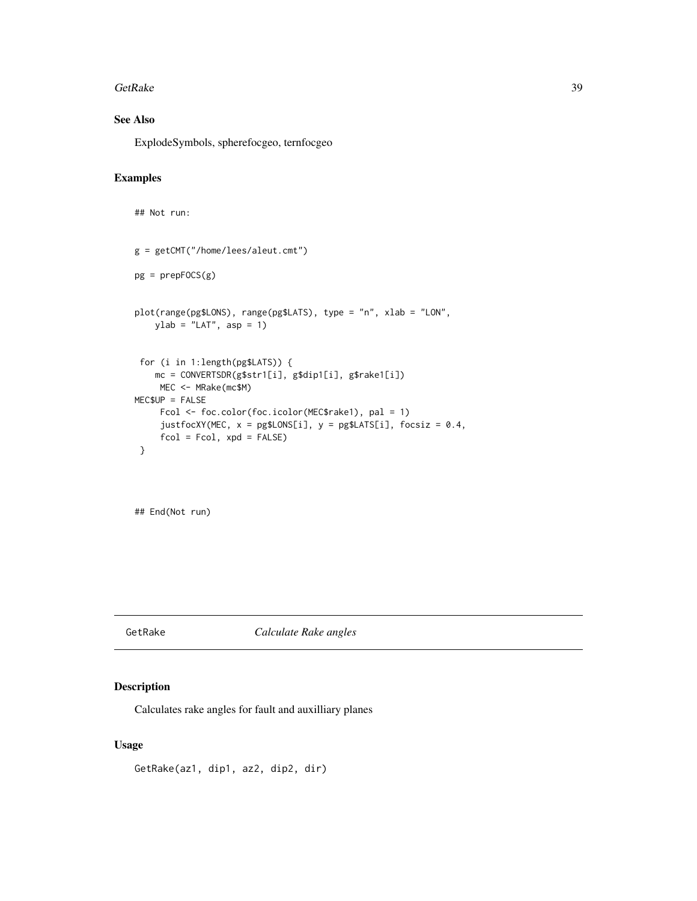## See Also

ExplodeSymbols, spherefocgeo, ternfocgeo

## Examples

```
## Not run:


g = getCMT("/home/lees/aleut.cmt")

pg = prepFOCS(g)


plot(range(pg$LONS), range(pg$LATS), type = "n", xlab = "LON",
    ylab = "LAT", asp = 1)


 for (i in 1:length(pg$LATS)) {
    mc = CONVERTSDR(g$str1[i], g$dip1[i], g$rake1[i])
     MEC <- MRake(mc$M)
MEC$UP = FALSE
     Fcol <- foc.color(foc.icolor(MEC$rake1), pal = 1)
     justfocXY(MEC, x = pg$LONS[i], y = pg$LATS[i], focsiz = 0.4,
     fcol = Fcol, xpd = FALSE)
 }




## End(Not run)
```

---

# GetRake *Calculate Rake angles*

## Description

Calculates rake angles for fault and auxilliary planes

## Usage

```
GetRake(az1, dip1, az2, dip2, dir)
```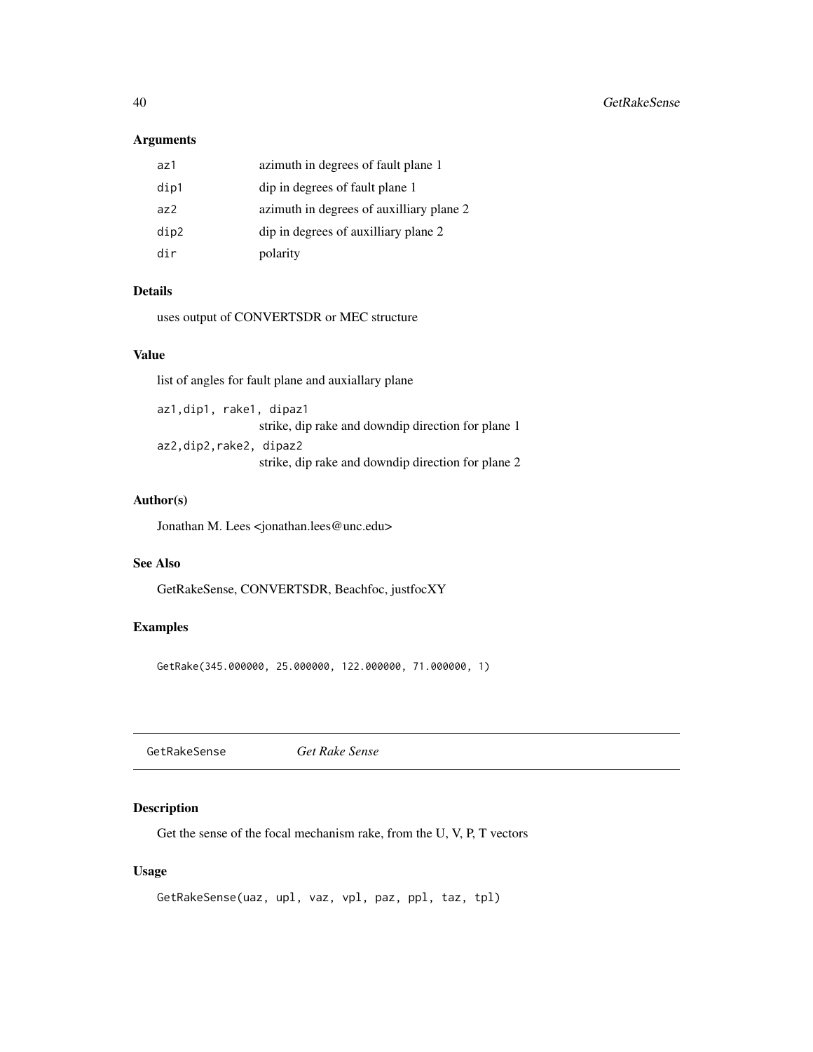### Arguments

| | |
|---|---|
| az1 | azimuth in degrees of fault plane 1 |
| dip1 | dip in degrees of fault plane 1 |
| az2 | azimuth in degrees of auxilliary plane 2 |
| dip2 | dip in degrees of auxilliary plane 2 |
| dir | polarity |

### Details

uses output of CONVERTSDR or MEC structure

### Value

list of angles for fault plane and auxiallary plane

`az1,dip1, rake1, dipaz1`
: strike, dip rake and downdip direction for plane 1

`az2,dip2,rake2, dipaz2`
: strike, dip rake and downdip direction for plane 2

### Author(s)

Jonathan M. Lees <jonathan.lees@unc.edu>

### See Also

GetRakeSense, CONVERTSDR, Beachfoc, justfocXY

### Examples

```
GetRake(345.000000, 25.000000, 122.000000, 71.000000, 1)
```

---

## GetRakeSense *Get Rake Sense*

---

### Description

Get the sense of the focal mechanism rake, from the U, V, P, T vectors

### Usage

```
GetRakeSense(uaz, upl, vaz, vpl, paz, ppl, taz, tpl)
```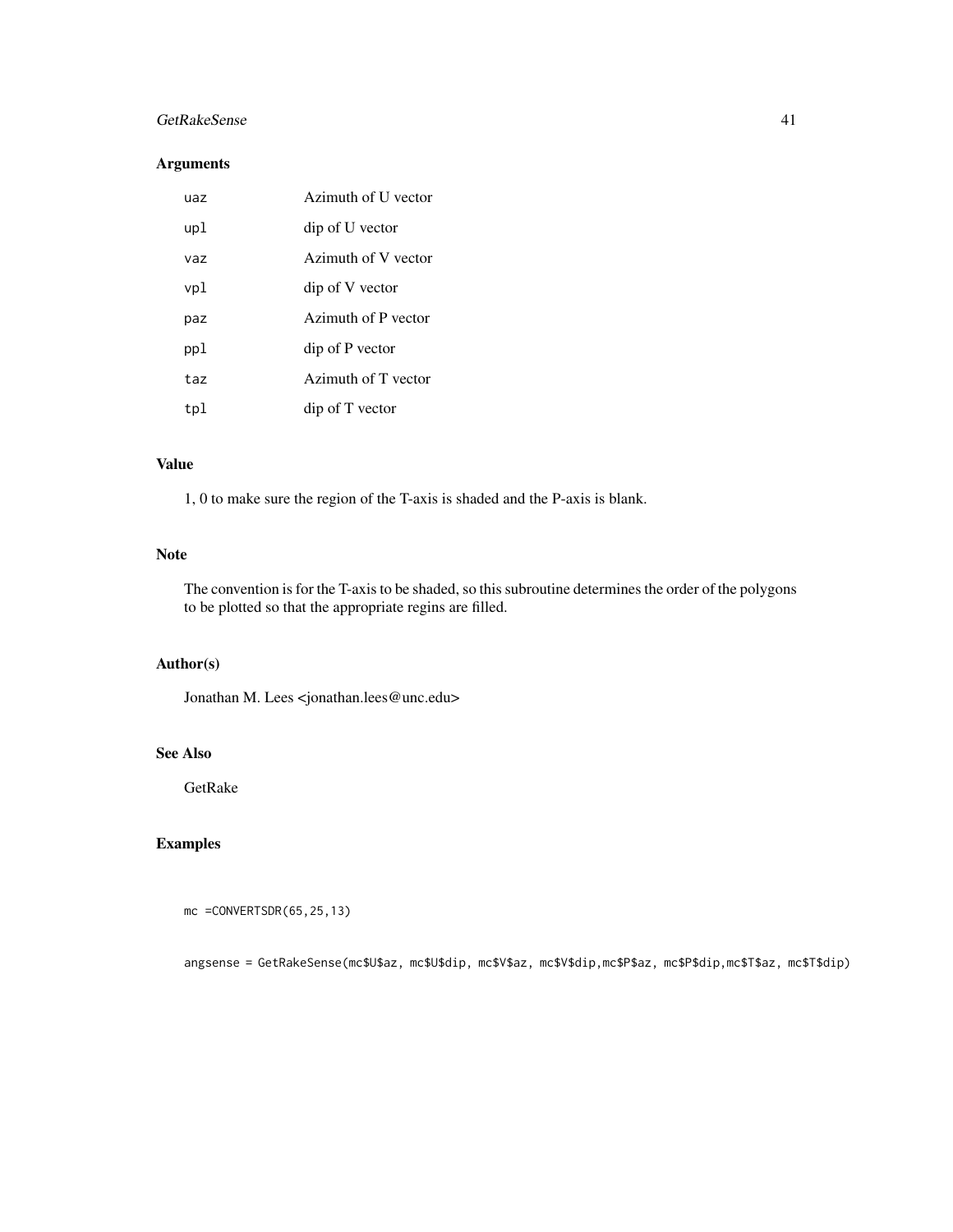### Arguments

| | |
|---|---|
| uaz | Azimuth of U vector |
| upl | dip of U vector |
| vaz | Azimuth of V vector |
| vpl | dip of V vector |
| paz | Azimuth of P vector |
| ppl | dip of P vector |
| taz | Azimuth of T vector |
| tpl | dip of T vector |

### Value

1, 0 to make sure the region of the T-axis is shaded and the P-axis is blank.

### Note

The convention is for the T-axis to be shaded, so this subroutine determines the order of the polygons to be plotted so that the appropriate regins are filled.

### Author(s)

Jonathan M. Lees <jonathan.lees@unc.edu>

### See Also

GetRake

### Examples

```
mc =CONVERTSDR(65,25,13)

angsense = GetRakeSense(mc$U$az, mc$U$dip, mc$V$az, mc$V$dip,mc$P$az, mc$P$dip,mc$T$az, mc$T$dip)
```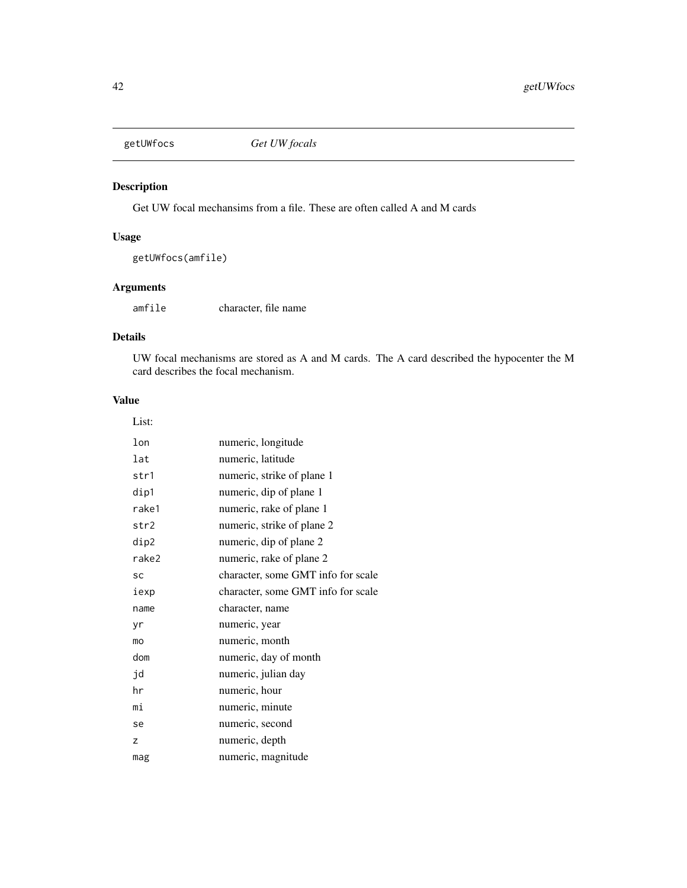getUWfocs *Get UW focals*

## Description

Get UW focal mechansims from a file. These are often called A and M cards

## Usage

```
getUWfocs(amfile)
```

## Arguments

| | |
|---|---|
| amfile | character, file name |

## Details

UW focal mechanisms are stored as A and M cards. The A card described the hypocenter the M card describes the focal mechanism.

## Value

List:

| | |
|---|---|
| lon | numeric, longitude |
| lat | numeric, latitude |
| str1 | numeric, strike of plane 1 |
| dip1 | numeric, dip of plane 1 |
| rake1 | numeric, rake of plane 1 |
| str2 | numeric, strike of plane 2 |
| dip2 | numeric, dip of plane 2 |
| rake2 | numeric, rake of plane 2 |
| sc | character, some GMT info for scale |
| iexp | character, some GMT info for scale |
| name | character, name |
| yr | numeric, year |
| mo | numeric, month |
| dom | numeric, day of month |
| jd | numeric, julian day |
| hr | numeric, hour |
| mi | numeric, minute |
| se | numeric, second |
| z | numeric, depth |
| mag | numeric, magnitude |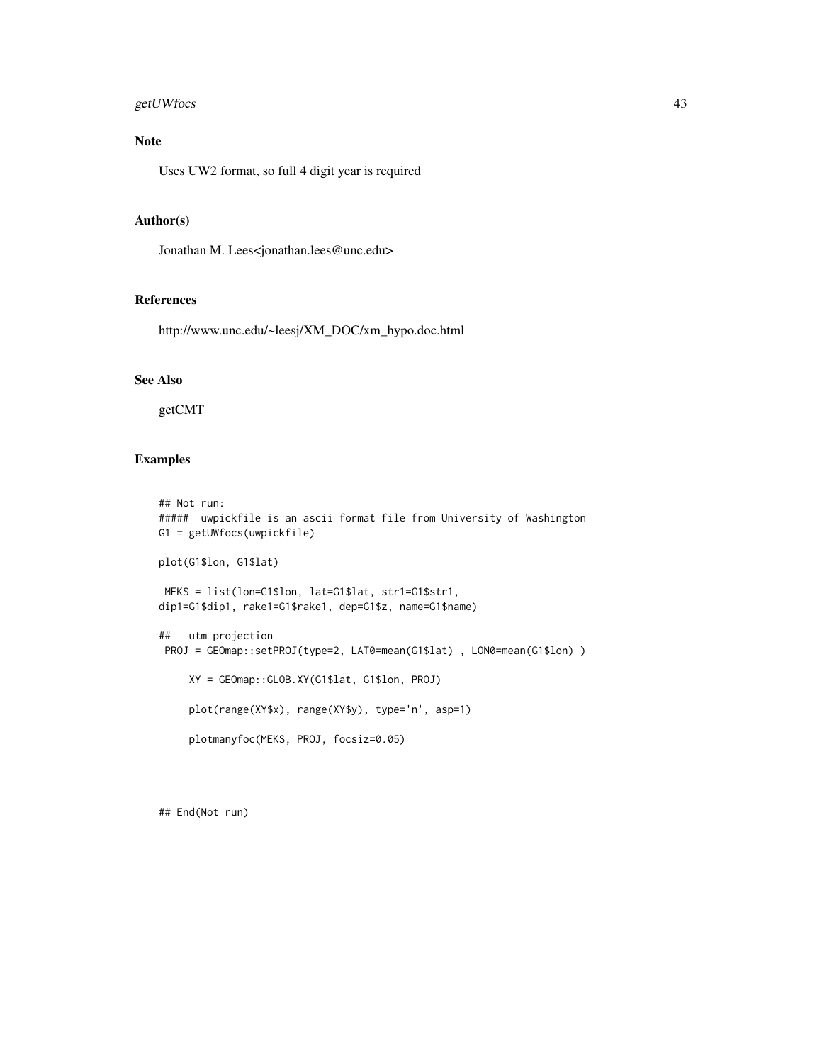## Note

Uses UW2 format, so full 4 digit year is required

## Author(s)

Jonathan M. Lees<jonathan.lees@unc.edu>

## References

http://www.unc.edu/~leesj/XM_DOC/xm_hypo.doc.html

## See Also

getCMT

## Examples

```
## Not run:
#####  uwpickfile is an ascii format file from University of Washington
G1 = getUWfocs(uwpickfile)

plot(G1$lon, G1$lat)

 MEKS = list(lon=G1$lon, lat=G1$lat, str1=G1$str1,
dip1=G1$dip1, rake1=G1$rake1, dep=G1$z, name=G1$name)

##   utm projection
 PROJ = GEOmap::setPROJ(type=2, LAT0=mean(G1$lat) , LON0=mean(G1$lon) )

     XY = GEOmap::GLOB.XY(G1$lat, G1$lon, PROJ)

     plot(range(XY$x), range(XY$y), type='n', asp=1)

     plotmanyfoc(MEKS, PROJ, focsiz=0.05)



## End(Not run)
```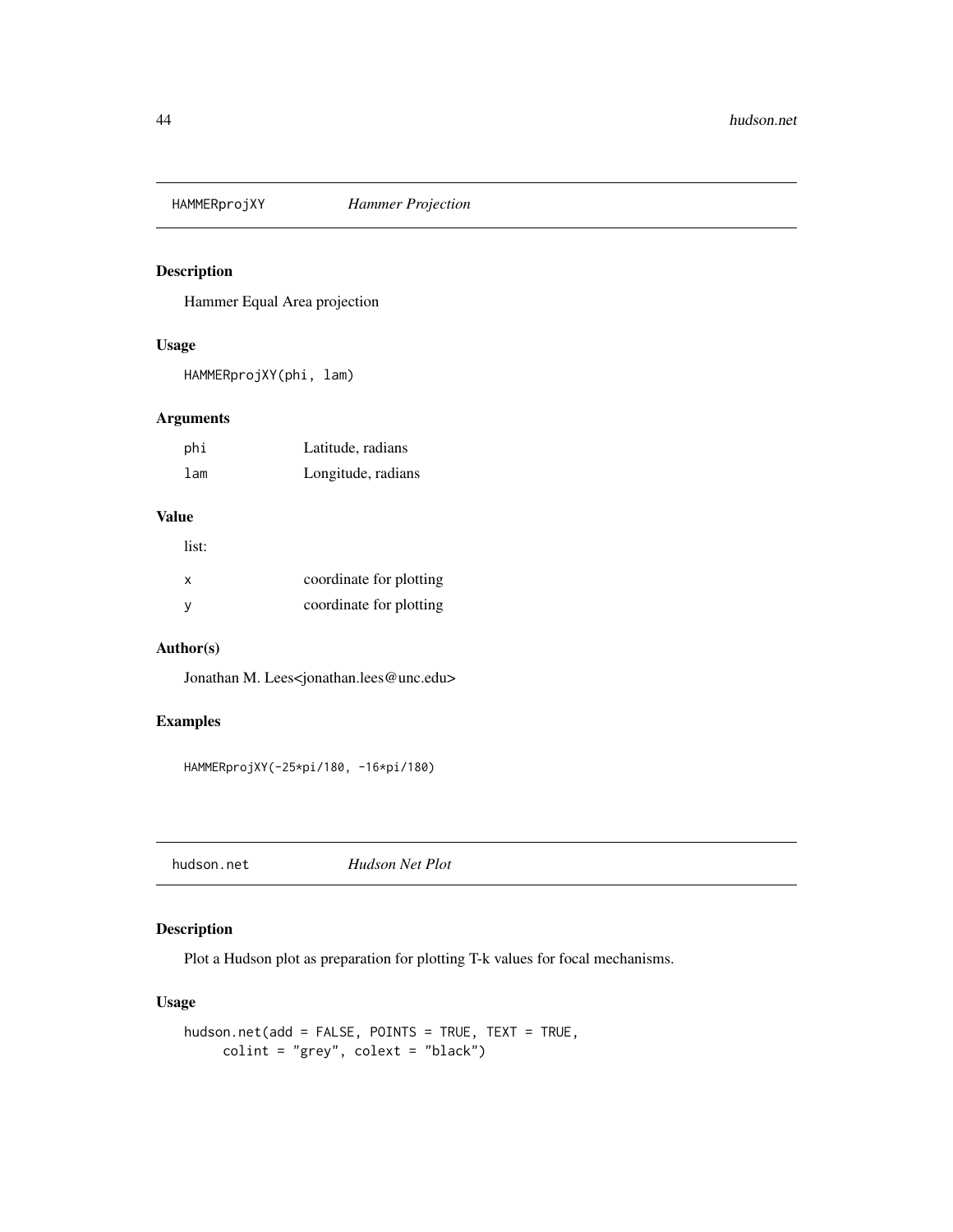## HAMMERprojXY *Hammer Projection*

### Description

Hammer Equal Area projection

### Usage

```
HAMMERprojXY(phi, lam)
```

### Arguments

| | |
|---|---|
| phi | Latitude, radians |
| lam | Longitude, radians |

### Value

list:

| | |
|---|---|
| x | coordinate for plotting |
| y | coordinate for plotting |

### Author(s)

Jonathan M. Lees<jonathan.lees@unc.edu>

### Examples

```
HAMMERprojXY(-25*pi/180, -16*pi/180)
```

## hudson.net *Hudson Net Plot*

### Description

Plot a Hudson plot as preparation for plotting T-k values for focal mechanisms.

### Usage

```
hudson.net(add = FALSE, POINTS = TRUE, TEXT = TRUE,
     colint = "grey", colext = "black")
```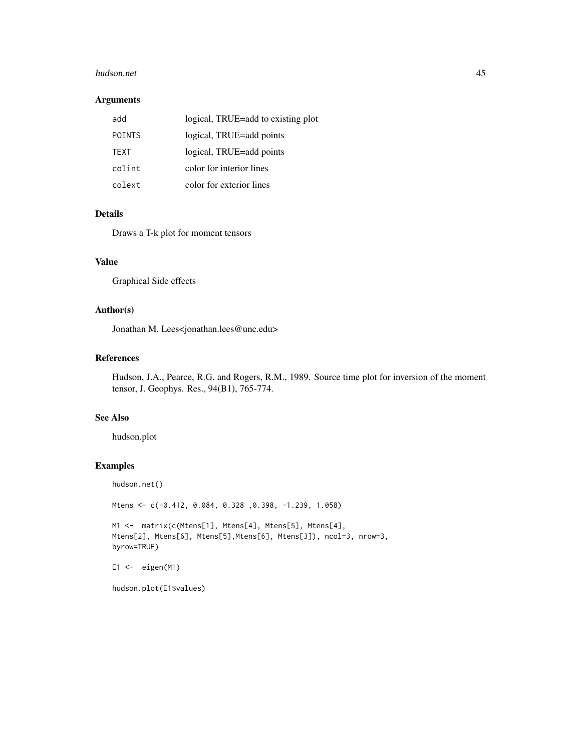## Arguments

| | |
|---|---|
| add | logical, TRUE=add to existing plot |
| POINTS | logical, TRUE=add points |
| TEXT | logical, TRUE=add points |
| colint | color for interior lines |
| colext | color for exterior lines |

## Details

Draws a T-k plot for moment tensors

## Value

Graphical Side effects

## Author(s)

Jonathan M. Lees<jonathan.lees@unc.edu>

## References

Hudson, J.A., Pearce, R.G. and Rogers, R.M., 1989. Source time plot for inversion of the moment tensor, J. Geophys. Res., 94(B1), 765-774.

## See Also

hudson.plot

## Examples

```
hudson.net()

Mtens <- c(-0.412, 0.084, 0.328 ,0.398, -1.239, 1.058)

M1 <-  matrix(c(Mtens[1], Mtens[4], Mtens[5], Mtens[4],
Mtens[2], Mtens[6], Mtens[5],Mtens[6], Mtens[3]), ncol=3, nrow=3,
byrow=TRUE)

E1 <-  eigen(M1)

hudson.plot(E1$values)
```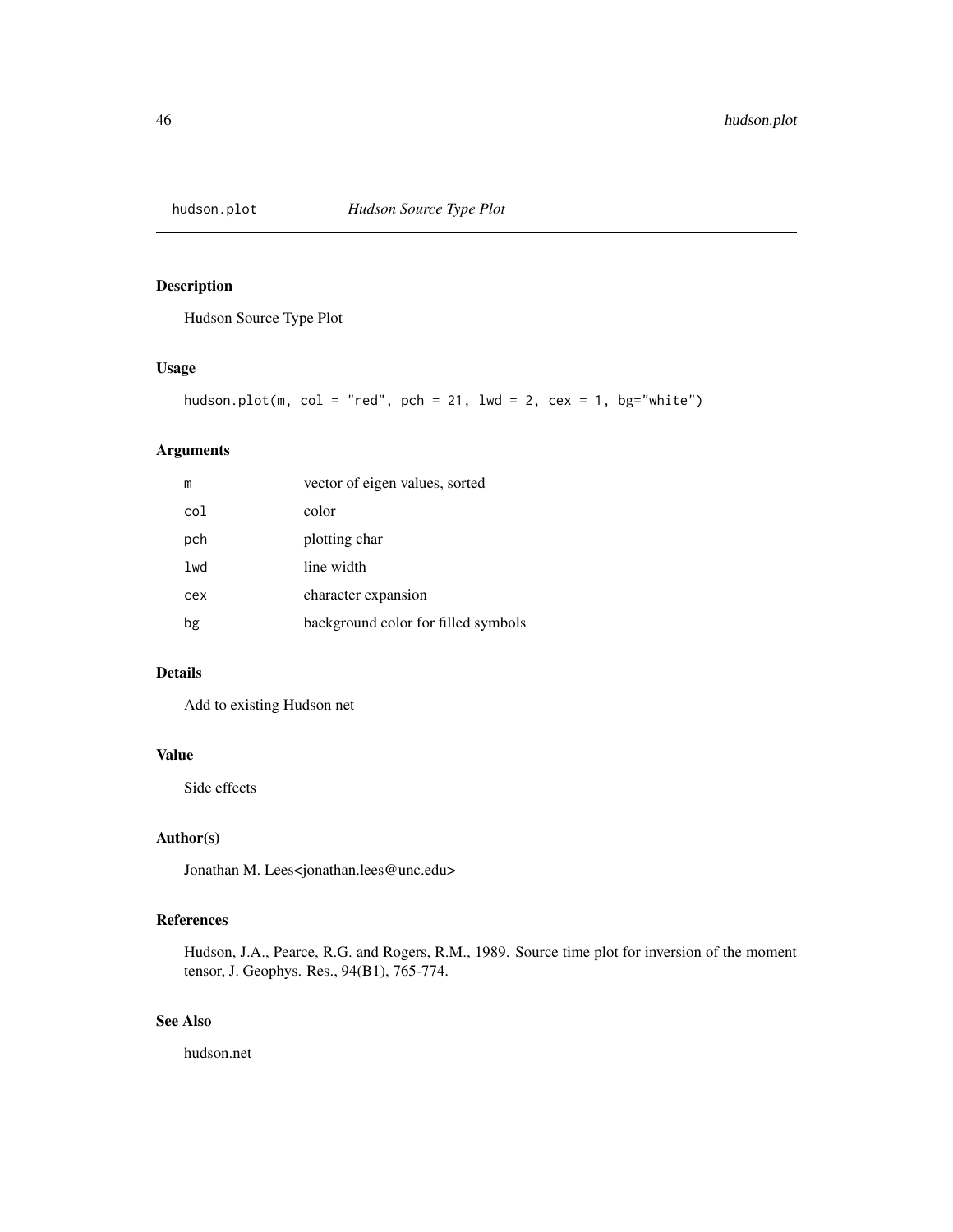hudson.plot *Hudson Source Type Plot*

## Description

Hudson Source Type Plot

## Usage

```
hudson.plot(m, col = "red", pch = 21, lwd = 2, cex = 1, bg="white")
```

## Arguments

| | |
|---|---|
| m | vector of eigen values, sorted |
| col | color |
| pch | plotting char |
| lwd | line width |
| cex | character expansion |
| bg | background color for filled symbols |

## Details

Add to existing Hudson net

## Value

Side effects

## Author(s)

Jonathan M. Lees<jonathan.lees@unc.edu>

## References

Hudson, J.A., Pearce, R.G. and Rogers, R.M., 1989. Source time plot for inversion of the moment tensor, J. Geophys. Res., 94(B1), 765-774.

## See Also

hudson.net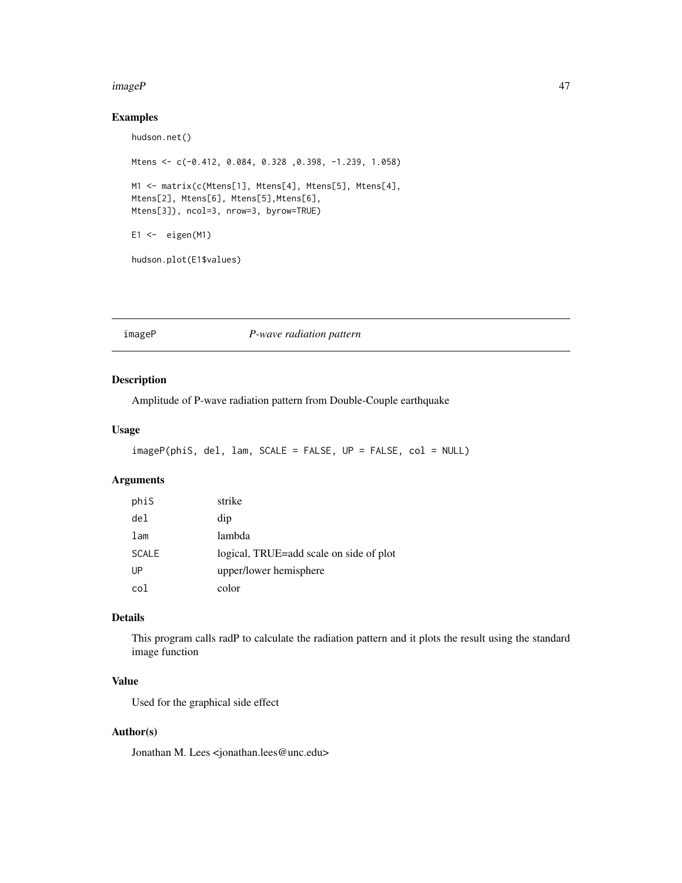## Examples

```
hudson.net()

Mtens <- c(-0.412, 0.084, 0.328 ,0.398, -1.239, 1.058)

M1 <- matrix(c(Mtens[1], Mtens[4], Mtens[5], Mtens[4],
Mtens[2], Mtens[6], Mtens[5],Mtens[6],
Mtens[3]), ncol=3, nrow=3, byrow=TRUE)

E1 <-  eigen(M1)

hudson.plot(E1$values)
```

---

# imageP — *P-wave radiation pattern*

## Description

Amplitude of P-wave radiation pattern from Double-Couple earthquake

## Usage

```
imageP(phiS, del, lam, SCALE = FALSE, UP = FALSE, col = NULL)
```

## Arguments

| | |
|---|---|
| phiS | strike |
| del | dip |
| lam | lambda |
| SCALE | logical, TRUE=add scale on side of plot |
| UP | upper/lower hemisphere |
| col | color |

## Details

This program calls radP to calculate the radiation pattern and it plots the result using the standard image function

## Value

Used for the graphical side effect

## Author(s)

Jonathan M. Lees <jonathan.lees@unc.edu>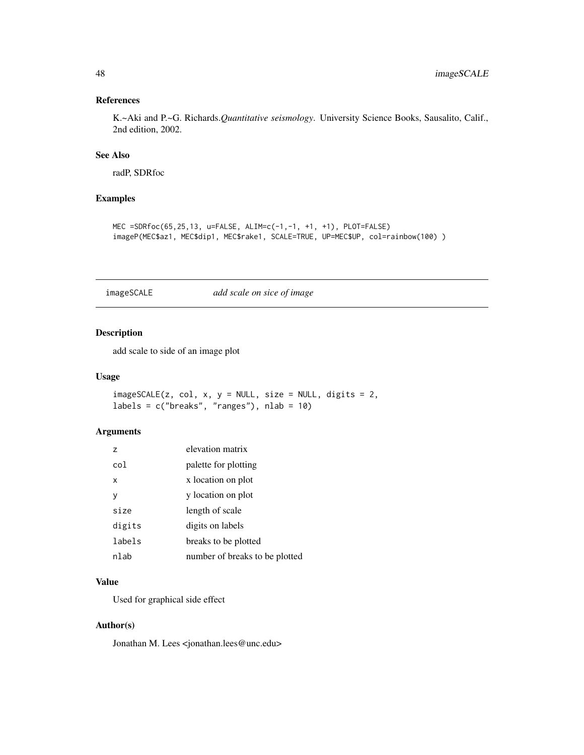## References

K.~Aki and P.~G. Richards.*Quantitative seismology*. University Science Books, Sausalito, Calif., 2nd edition, 2002.

## See Also

radP, SDRfoc

## Examples

```
MEC =SDRfoc(65,25,13, u=FALSE, ALIM=c(-1,-1, +1, +1), PLOT=FALSE)
imageP(MEC$az1, MEC$dip1, MEC$rake1, SCALE=TRUE, UP=MEC$UP, col=rainbow(100) )
```

---

# imageSCALE *add scale on sice of image*

## Description

add scale to side of an image plot

## Usage

```
imageSCALE(z, col, x, y = NULL, size = NULL, digits = 2,
labels = c("breaks", "ranges"), nlab = 10)
```

## Arguments

| | |
|---|---|
| z | elevation matrix |
| col | palette for plotting |
| x | x location on plot |
| y | y location on plot |
| size | length of scale |
| digits | digits on labels |
| labels | breaks to be plotted |
| nlab | number of breaks to be plotted |

## Value

Used for graphical side effect

## Author(s)

Jonathan M. Lees <jonathan.lees@unc.edu>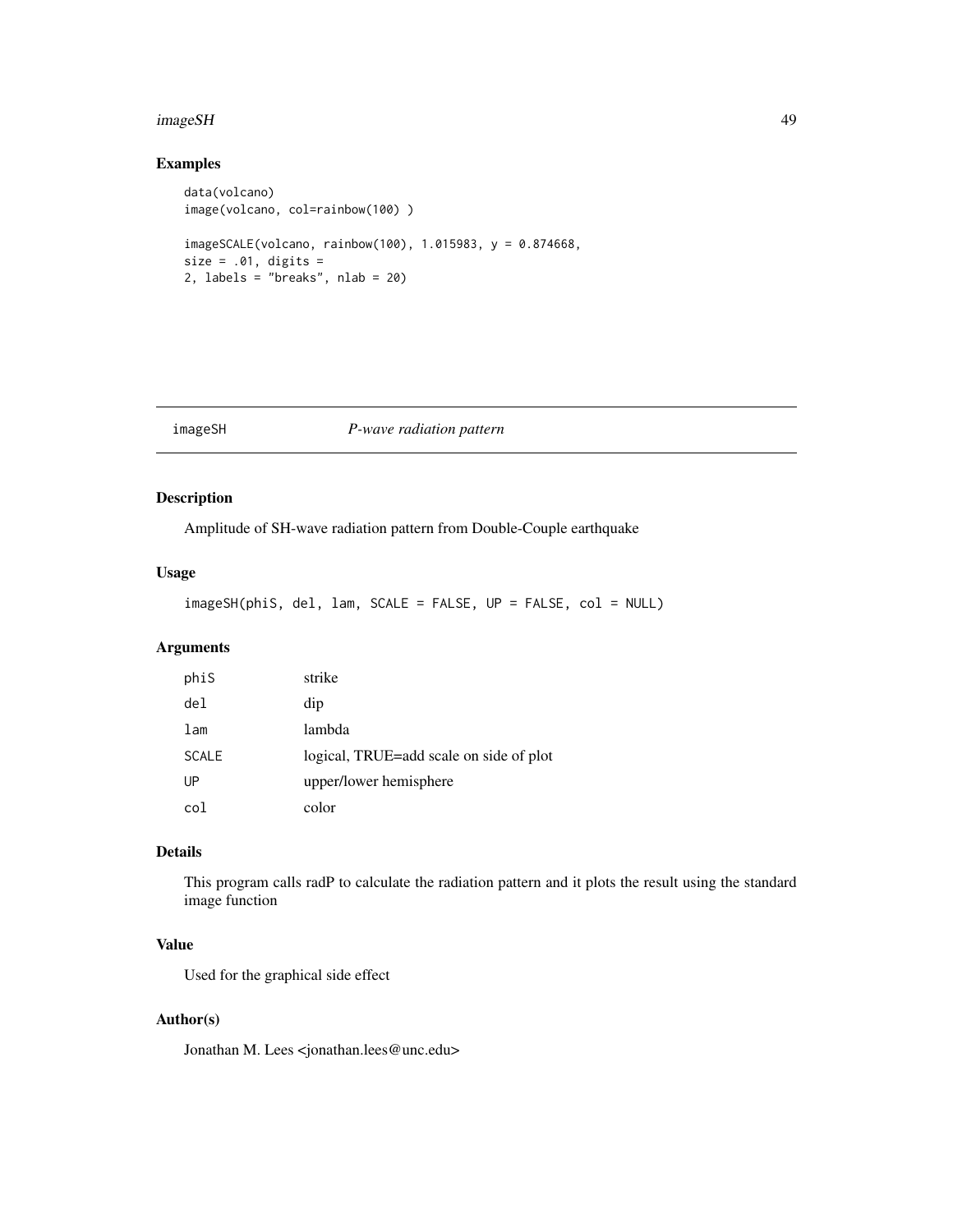## Examples

```
data(volcano)
image(volcano, col=rainbow(100) )

imageSCALE(volcano, rainbow(100), 1.015983, y = 0.874668,
size = .01, digits =
2, labels = "breaks", nlab = 20)
```

---

# imageSH *P-wave radiation pattern*

## Description

Amplitude of SH-wave radiation pattern from Double-Couple earthquake

## Usage

```
imageSH(phiS, del, lam, SCALE = FALSE, UP = FALSE, col = NULL)
```

## Arguments

| | |
|---|---|
| phiS | strike |
| del | dip |
| lam | lambda |
| SCALE | logical, TRUE=add scale on side of plot |
| UP | upper/lower hemisphere |
| col | color |

## Details

This program calls radP to calculate the radiation pattern and it plots the result using the standard image function

## Value

Used for the graphical side effect

## Author(s)

Jonathan M. Lees <jonathan.lees@unc.edu>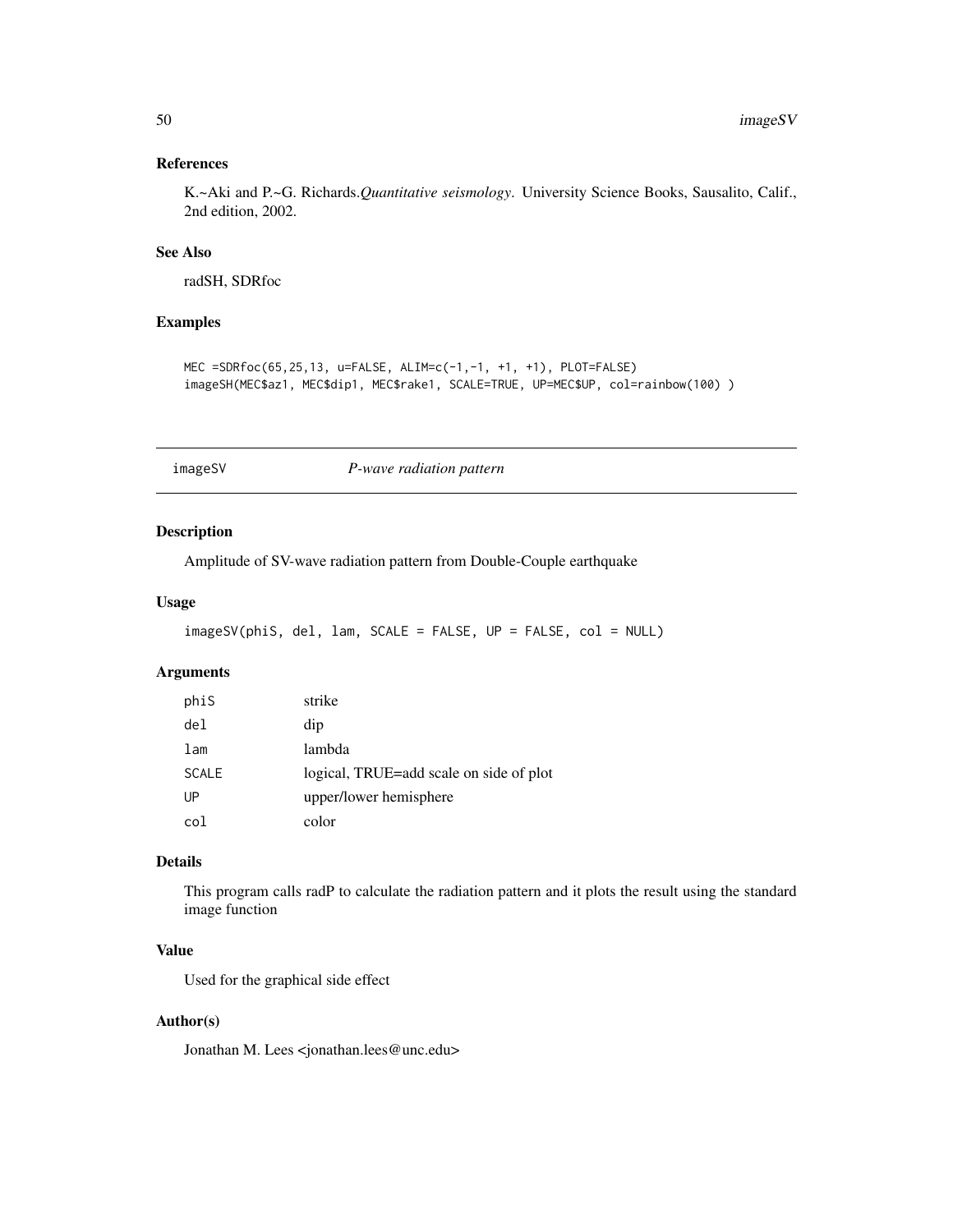### References

K.~Aki and P.~G. Richards.*Quantitative seismology*. University Science Books, Sausalito, Calif., 2nd edition, 2002.

### See Also

radSH, SDRfoc

### Examples

```
MEC =SDRfoc(65,25,13, u=FALSE, ALIM=c(-1,-1, +1, +1), PLOT=FALSE)
imageSH(MEC$az1, MEC$dip1, MEC$rake1, SCALE=TRUE, UP=MEC$UP, col=rainbow(100) )
```

---

## imageSV — *P-wave radiation pattern*

### Description

Amplitude of SV-wave radiation pattern from Double-Couple earthquake

### Usage

```
imageSV(phiS, del, lam, SCALE = FALSE, UP = FALSE, col = NULL)
```

### Arguments

| | |
|---|---|
| phiS | strike |
| del | dip |
| lam | lambda |
| SCALE | logical, TRUE=add scale on side of plot |
| UP | upper/lower hemisphere |
| col | color |

### Details

This program calls radP to calculate the radiation pattern and it plots the result using the standard image function

### Value

Used for the graphical side effect

### Author(s)

Jonathan M. Lees <jonathan.lees@unc.edu>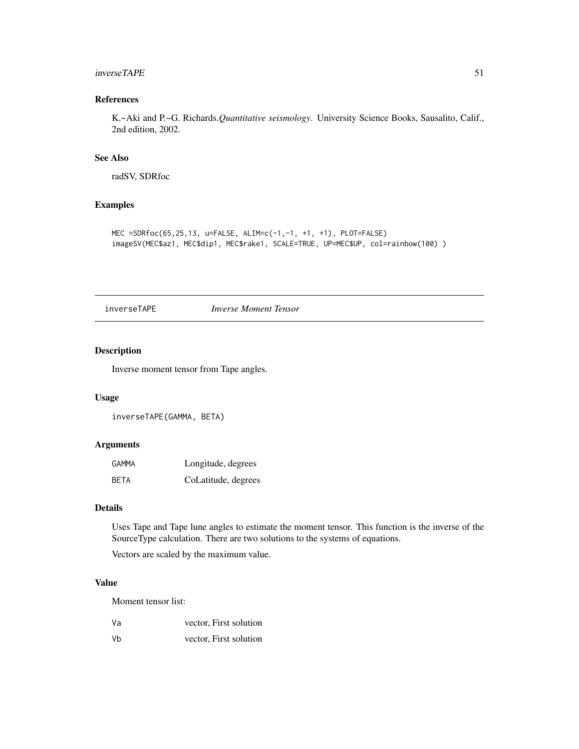### References

K.~Aki and P.~G. Richards.*Quantitative seismology*. University Science Books, Sausalito, Calif., 2nd edition, 2002.

### See Also

radSV, SDRfoc

### Examples

```
MEC =SDRfoc(65,25,13, u=FALSE, ALIM=c(-1,-1, +1, +1), PLOT=FALSE)
imageSV(MEC$az1, MEC$dip1, MEC$rake1, SCALE=TRUE, UP=MEC$UP, col=rainbow(100) )
```

---

## inverseTAPE *Inverse Moment Tensor*

### Description

Inverse moment tensor from Tape angles.

### Usage

```
inverseTAPE(GAMMA, BETA)
```

### Arguments

| | |
|---|---|
| GAMMA | Longitude, degrees |
| BETA | CoLatitude, degrees |

### Details

Uses Tape and Tape lune angles to estimate the moment tensor. This function is the inverse of the SourceType calculation. There are two solutions to the systems of equations.

Vectors are scaled by the maximum value.

### Value

Moment tensor list:

| | |
|---|---|
| Va | vector, First solution |
| Vb | vector, First solution |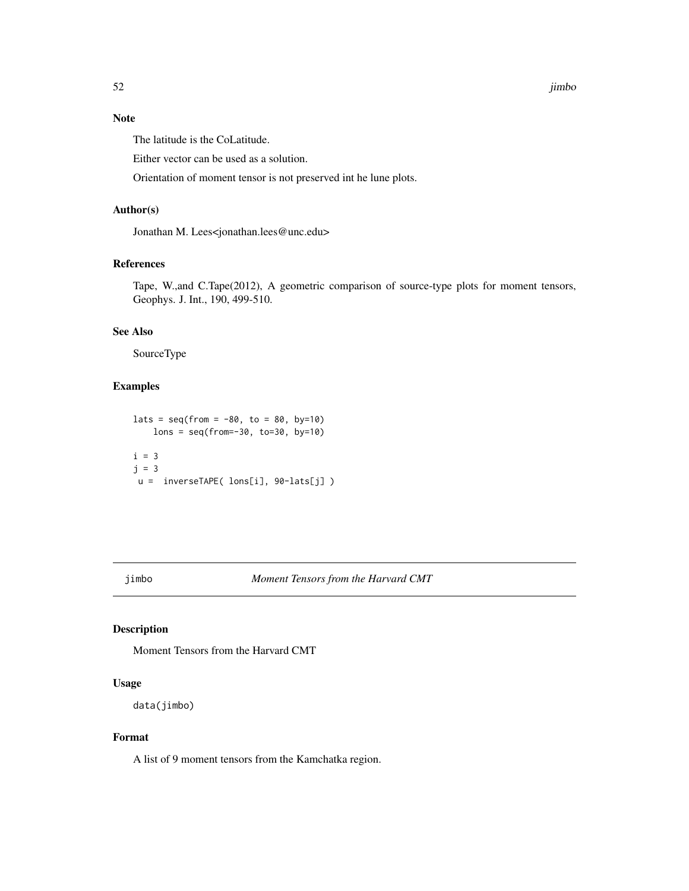### Note

The latitude is the CoLatitude.

Either vector can be used as a solution.

Orientation of moment tensor is not preserved int he lune plots.

### Author(s)

Jonathan M. Lees<jonathan.lees@unc.edu>

### References

Tape, W.,and C.Tape(2012), A geometric comparison of source-type plots for moment tensors, Geophys. J. Int., 190, 499-510.

### See Also

SourceType

### Examples

```
lats = seq(from = -80, to = 80, by=10)
    lons = seq(from=-30, to=30, by=10)

i = 3
j = 3
 u =  inverseTAPE( lons[i], 90-lats[j] )
```

---

## jimbo *Moment Tensors from the Harvard CMT*

### Description

Moment Tensors from the Harvard CMT

### Usage

```
data(jimbo)
```

### Format

A list of 9 moment tensors from the Kamchatka region.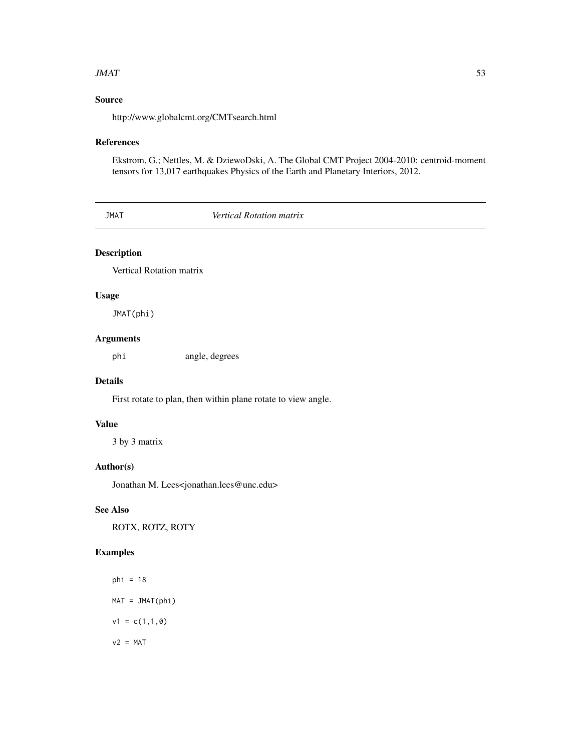## Source

http://www.globalcmt.org/CMTsearch.html

## References

Ekstrom, G.; Nettles, M. & DziewoDski, A. The Global CMT Project 2004-2010: centroid-moment tensors for 13,017 earthquakes Physics of the Earth and Planetary Interiors, 2012.

---

# JMAT *Vertical Rotation matrix*

## Description

Vertical Rotation matrix

## Usage

```
JMAT(phi)
```

## Arguments

| | |
|---|---|
| phi | angle, degrees |

## Details

First rotate to plan, then within plane rotate to view angle.

## Value

3 by 3 matrix

## Author(s)

Jonathan M. Lees<jonathan.lees@unc.edu>

## See Also

ROTX, ROTZ, ROTY

## Examples

```
phi = 18

MAT = JMAT(phi)

v1 = c(1,1,0)

v2 = MAT
```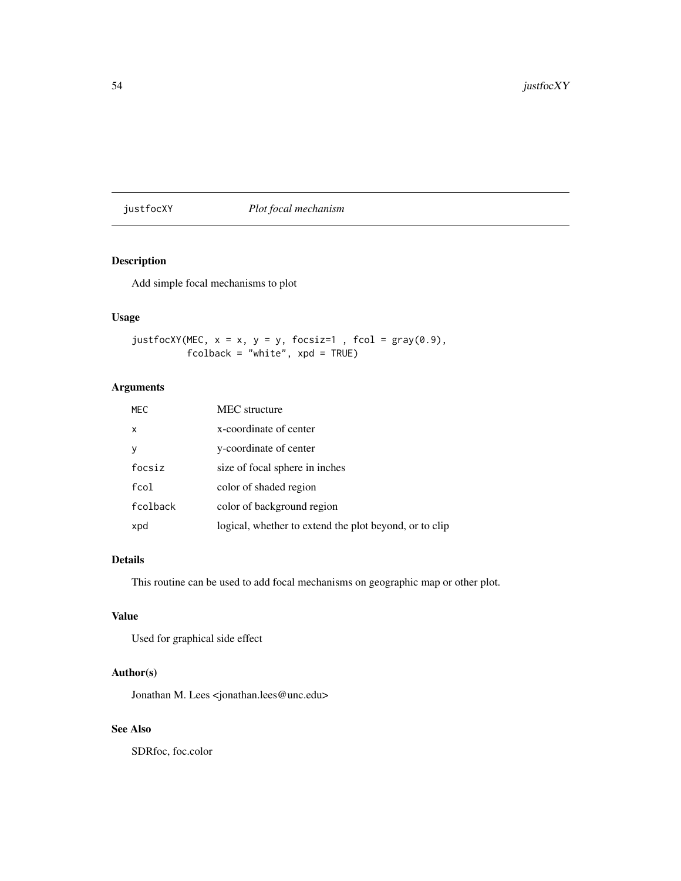# justfocXY *Plot focal mechanism*

## Description

Add simple focal mechanisms to plot

## Usage

```
justfocXY(MEC, x = x, y = y, focsiz=1 , fcol = gray(0.9),
          fcolback = "white", xpd = TRUE)
```

## Arguments

| | |
|---|---|
| MEC | MEC structure |
| x | x-coordinate of center |
| y | y-coordinate of center |
| focsiz | size of focal sphere in inches |
| fcol | color of shaded region |
| fcolback | color of background region |
| xpd | logical, whether to extend the plot beyond, or to clip |

## Details

This routine can be used to add focal mechanisms on geographic map or other plot.

## Value

Used for graphical side effect

## Author(s)

Jonathan M. Lees <jonathan.lees@unc.edu>

## See Also

SDRfoc, foc.color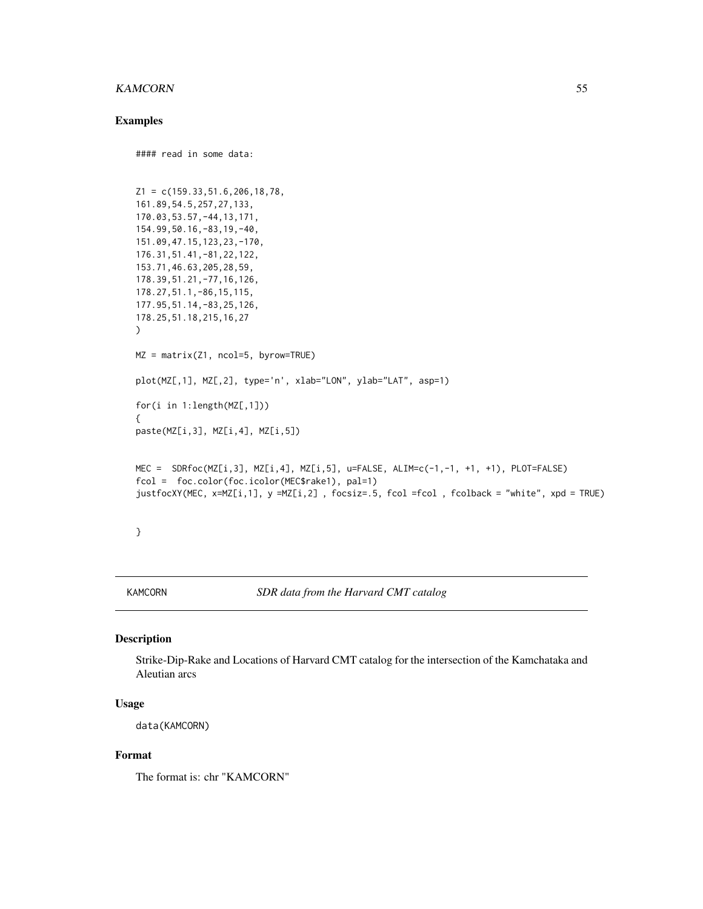## Examples

```
#### read in some data:


Z1 = c(159.33,51.6,206,18,78,
161.89,54.5,257,27,133,
170.03,53.57,-44,13,171,
154.99,50.16,-83,19,-40,
151.09,47.15,123,23,-170,
176.31,51.41,-81,22,122,
153.71,46.63,205,28,59,
178.39,51.21,-77,16,126,
178.27,51.1,-86,15,115,
177.95,51.14,-83,25,126,
178.25,51.18,215,16,27
)

MZ = matrix(Z1, ncol=5, byrow=TRUE)

plot(MZ[,1], MZ[,2], type='n', xlab="LON", ylab="LAT", asp=1)

for(i in 1:length(MZ[,1]))
{
paste(MZ[i,3], MZ[i,4], MZ[i,5])


MEC =  SDRfoc(MZ[i,3], MZ[i,4], MZ[i,5], u=FALSE, ALIM=c(-1,-1, +1, +1), PLOT=FALSE)
fcol =  foc.color(foc.icolor(MEC$rake1), pal=1)
justfocXY(MEC, x=MZ[i,1], y =MZ[i,2] , focsiz=.5, fcol =fcol , fcolback = "white", xpd = TRUE)


}
```

---

# KAMCORN — *SDR data from the Harvard CMT catalog*

## Description

Strike-Dip-Rake and Locations of Harvard CMT catalog for the intersection of the Kamchataka and Aleutian arcs

## Usage

```
data(KAMCORN)
```

## Format

The format is: chr "KAMCORN"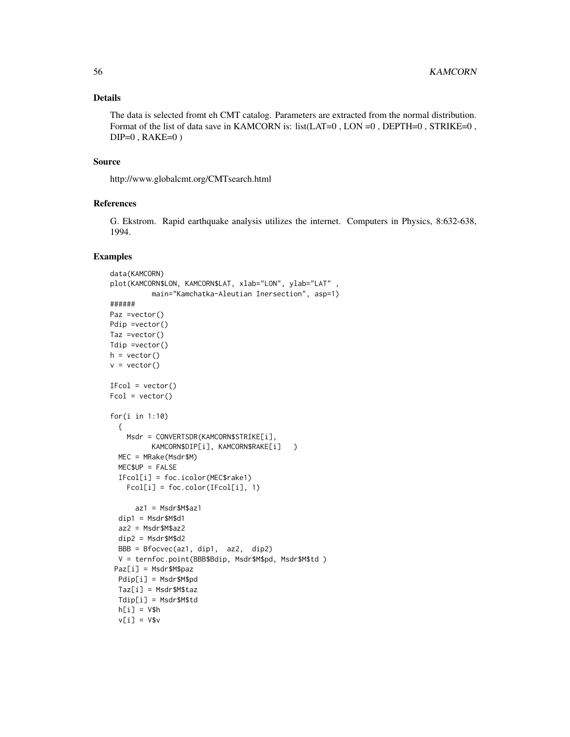## Details

The data is selected fromt eh CMT catalog. Parameters are extracted from the normal distribution. Format of the list of data save in KAMCORN is: list(LAT=0 , LON =0 , DEPTH=0 , STRIKE=0 , DIP=0 , RAKE=0 )

## Source

http://www.globalcmt.org/CMTsearch.html

## References

G. Ekstrom. Rapid earthquake analysis utilizes the internet. Computers in Physics, 8:632-638, 1994.

## Examples

```
data(KAMCORN)
plot(KAMCORN$LON, KAMCORN$LAT, xlab="LON", ylab="LAT" ,
         main="Kamchatka-Aleutian Inersection", asp=1)
######
Paz =vector()
Pdip =vector()
Taz =vector()
Tdip =vector()
h = vector()
v = vector()

IFcol = vector()
Fcol = vector()

for(i in 1:10)
  {
    Msdr = CONVERTSDR(KAMCORN$STRIKE[i],
          KAMCORN$DIP[i], KAMCORN$RAKE[i]   )
  MEC = MRake(Msdr$M)
  MEC$UP = FALSE
  IFcol[i] = foc.icolor(MEC$rake1)
    Fcol[i] = foc.color(IFcol[i], 1)

      az1 = Msdr$M$az1
  dip1 = Msdr$M$d1
  az2 = Msdr$M$az2
  dip2 = Msdr$M$d2
  BBB = Bfocvec(az1, dip1,  az2,  dip2)
  V = ternfoc.point(BBB$Bdip, Msdr$M$pd, Msdr$M$td )
 Paz[i] = Msdr$M$paz
  Pdip[i] = Msdr$M$pd
  Taz[i] = Msdr$M$taz
  Tdip[i] = Msdr$M$td
  h[i] = V$h
  v[i] = V$v
```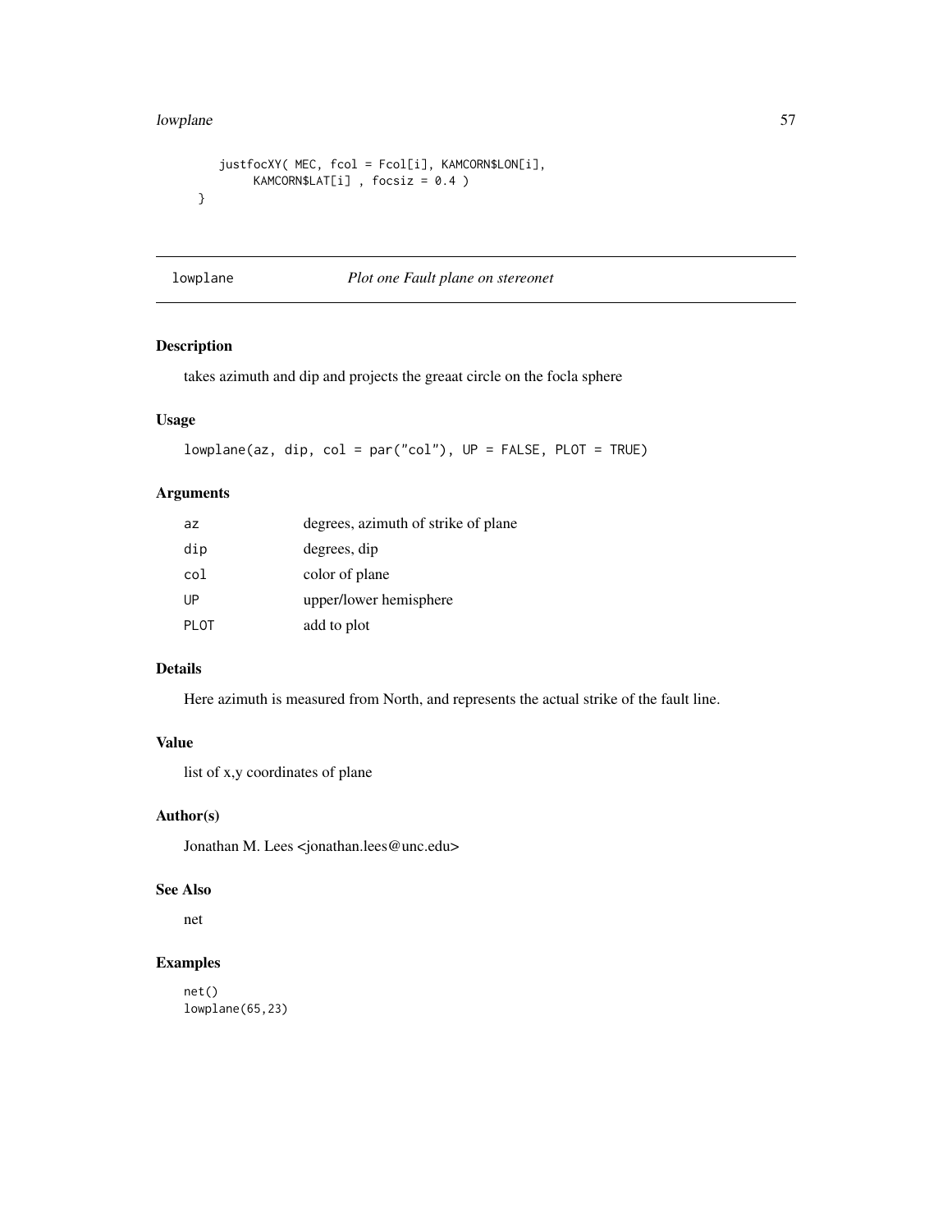```
    justfocXY( MEC, fcol = Fcol[i], KAMCORN$LON[i],
          KAMCORN$LAT[i] , focsiz = 0.4 )
  }
```

---

lowplane *Plot one Fault plane on stereonet*

---

## Description

takes azimuth and dip and projects the greaat circle on the focla sphere

## Usage

```
lowplane(az, dip, col = par("col"), UP = FALSE, PLOT = TRUE)
```

## Arguments

| | |
|---|---|
| az | degrees, azimuth of strike of plane |
| dip | degrees, dip |
| col | color of plane |
| UP | upper/lower hemisphere |
| PLOT | add to plot |

## Details

Here azimuth is measured from North, and represents the actual strike of the fault line.

## Value

list of x,y coordinates of plane

## Author(s)

Jonathan M. Lees <jonathan.lees@unc.edu>

## See Also

net

## Examples

```
net()
lowplane(65,23)
```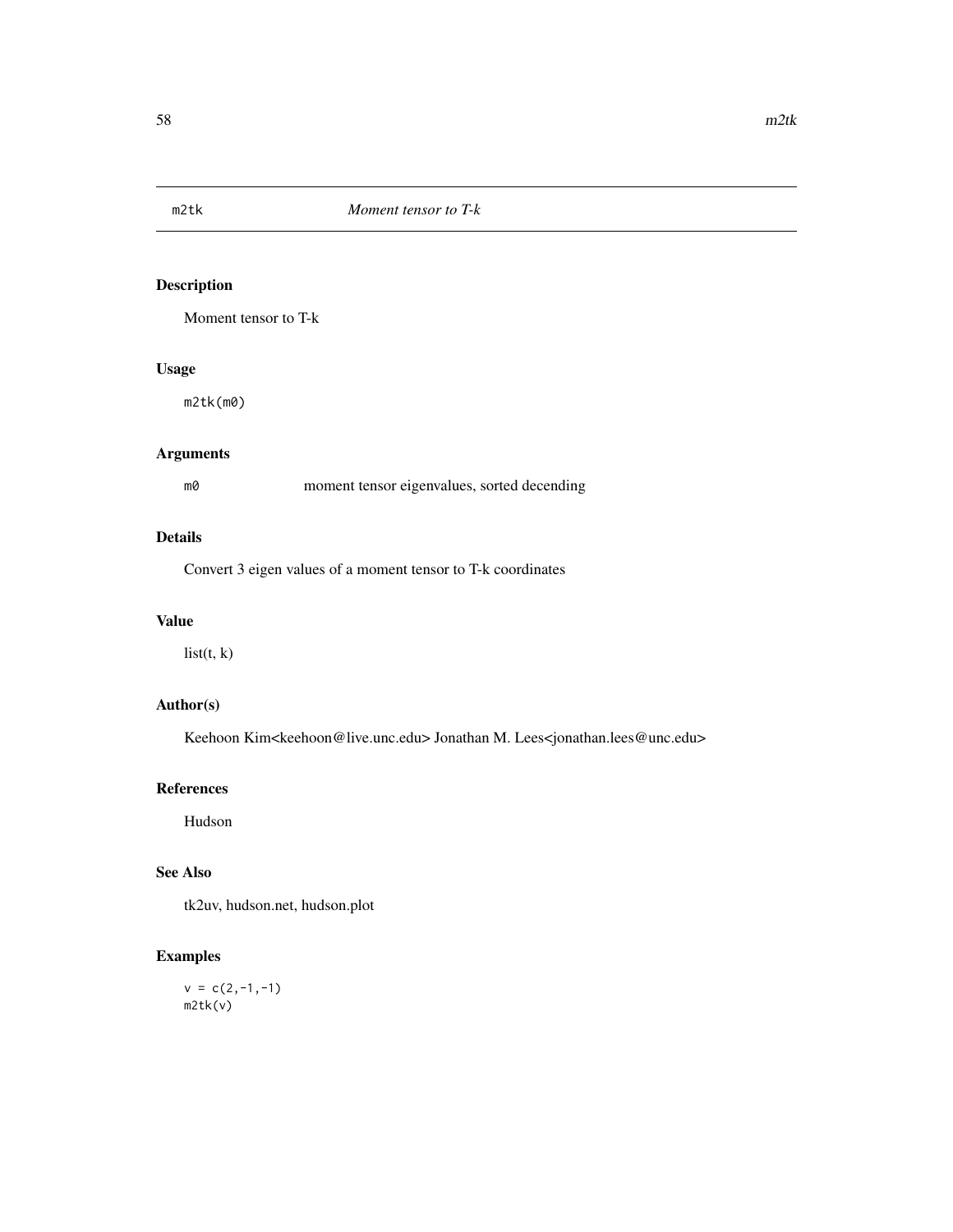## m2tk    *Moment tensor to T-k*

### Description

Moment tensor to T-k

### Usage

```
m2tk(m0)
```

### Arguments

| | |
|---|---|
| m0 | moment tensor eigenvalues, sorted decending |

### Details

Convert 3 eigen values of a moment tensor to T-k coordinates

### Value

list(t, k)

### Author(s)

Keehoon Kim<keehoon@live.unc.edu> Jonathan M. Lees<jonathan.lees@unc.edu>

### References

Hudson

### See Also

tk2uv, hudson.net, hudson.plot

### Examples

```
v = c(2,-1,-1)
m2tk(v)
```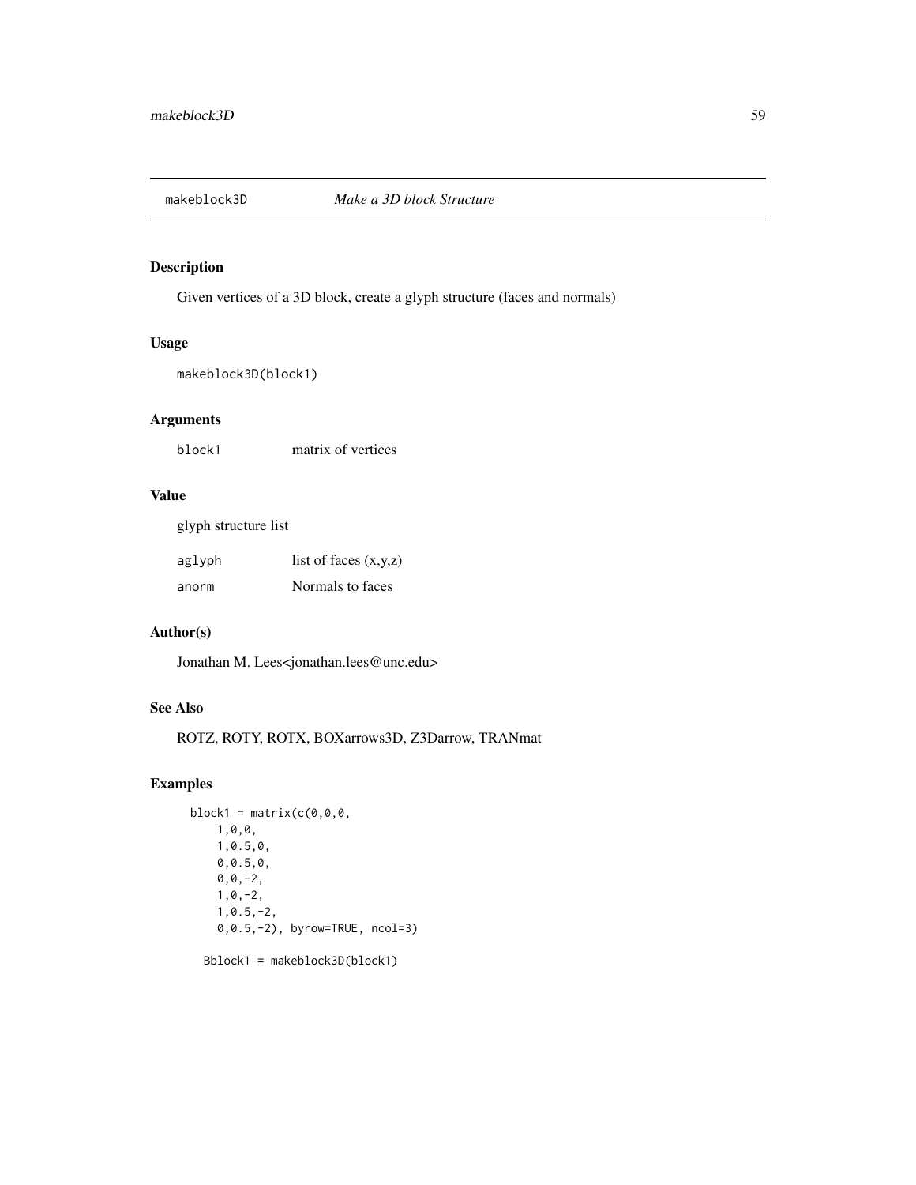## makeblock3D *Make a 3D block Structure*

### Description

Given vertices of a 3D block, create a glyph structure (faces and normals)

### Usage

```
makeblock3D(block1)
```

### Arguments

| | |
|---|---|
| block1 | matrix of vertices |

### Value

glyph structure list

| | |
|---|---|
| aglyph | list of faces (x,y,z) |
| anorm | Normals to faces |

### Author(s)

Jonathan M. Lees<jonathan.lees@unc.edu>

### See Also

ROTZ, ROTY, ROTX, BOXarrows3D, Z3Darrow, TRANmat

### Examples

```
block1 = matrix(c(0,0,0,
    1,0,0,
    1,0.5,0,
    0,0.5,0,
    0,0,-2,
    1,0,-2,
    1,0.5,-2,
    0,0.5,-2), byrow=TRUE, ncol=3)

  Bblock1 = makeblock3D(block1)
```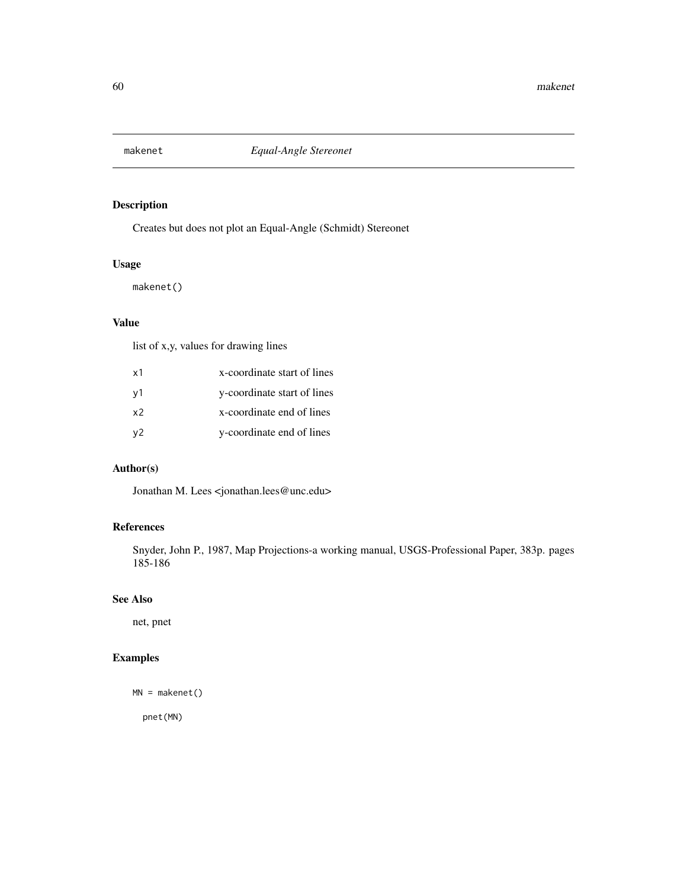# makenet *Equal-Angle Stereonet*

## Description

Creates but does not plot an Equal-Angle (Schmidt) Stereonet

## Usage

```
makenet()
```

## Value

list of x,y, values for drawing lines

| | |
|---|---|
| x1 | x-coordinate start of lines |
| y1 | y-coordinate start of lines |
| x2 | x-coordinate end of lines |
| y2 | y-coordinate end of lines |

## Author(s)

Jonathan M. Lees <jonathan.lees@unc.edu>

## References

Snyder, John P., 1987, Map Projections-a working manual, USGS-Professional Paper, 383p. pages 185-186

## See Also

net, pnet

## Examples

```
MN = makenet()

  pnet(MN)
```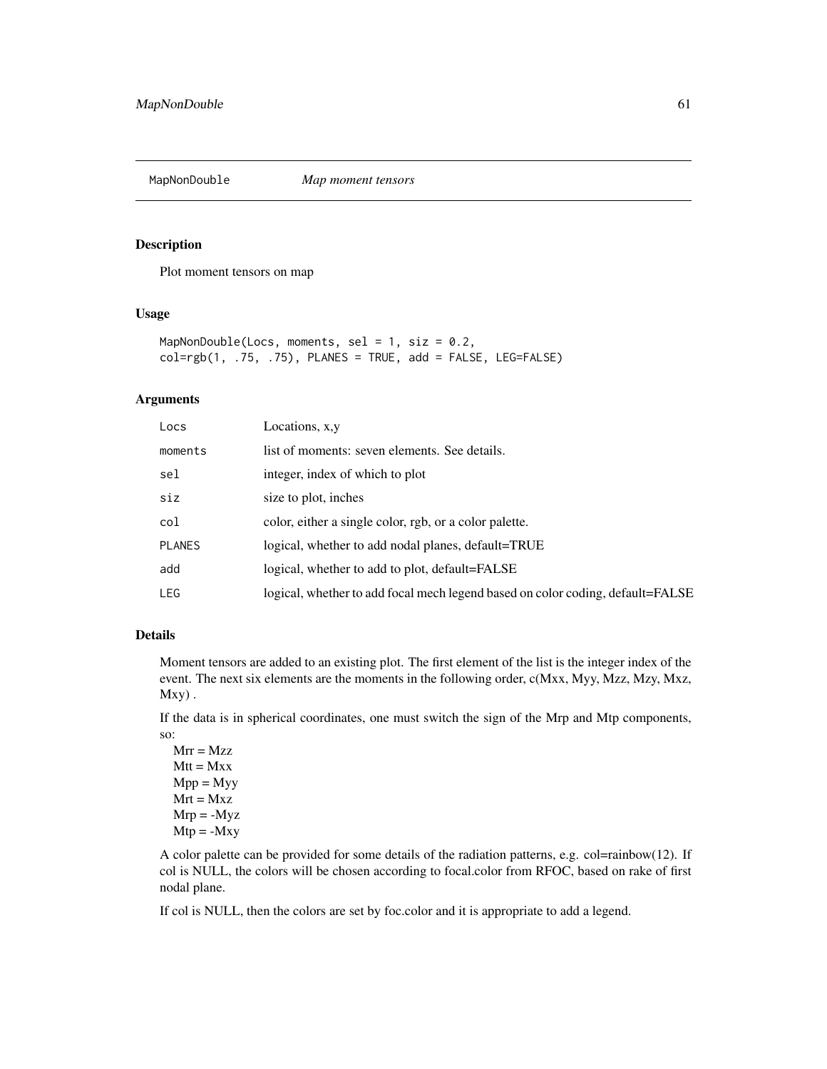## MapNonDouble *Map moment tensors*

### Description

Plot moment tensors on map

### Usage

```
MapNonDouble(Locs, moments, sel = 1, siz = 0.2,
col=rgb(1, .75, .75), PLANES = TRUE, add = FALSE, LEG=FALSE)
```

### Arguments

| | |
|---|---|
| `Locs` | Locations, x,y |
| `moments` | list of moments: seven elements. See details. |
| `sel` | integer, index of which to plot |
| `siz` | size to plot, inches |
| `col` | color, either a single color, rgb, or a color palette. |
| `PLANES` | logical, whether to add nodal planes, default=TRUE |
| `add` | logical, whether to add to plot, default=FALSE |
| `LEG` | logical, whether to add focal mech legend based on color coding, default=FALSE |

### Details

Moment tensors are added to an existing plot. The first element of the list is the integer index of the event. The next six elements are the moments in the following order, c(Mxx, Myy, Mzz, Mzy, Mxz, Mxy) .

If the data is in spherical coordinates, one must switch the sign of the Mrp and Mtp components, so:
Mrr = Mzz
Mtt = Mxx
Mpp = Myy
Mrt = Mxz
Mrp = -Myz
Mtp = -Mxy

A color palette can be provided for some details of the radiation patterns, e.g. col=rainbow(12). If col is NULL, the colors will be chosen according to focal.color from RFOC, based on rake of first nodal plane.

If col is NULL, then the colors are set by foc.color and it is appropriate to add a legend.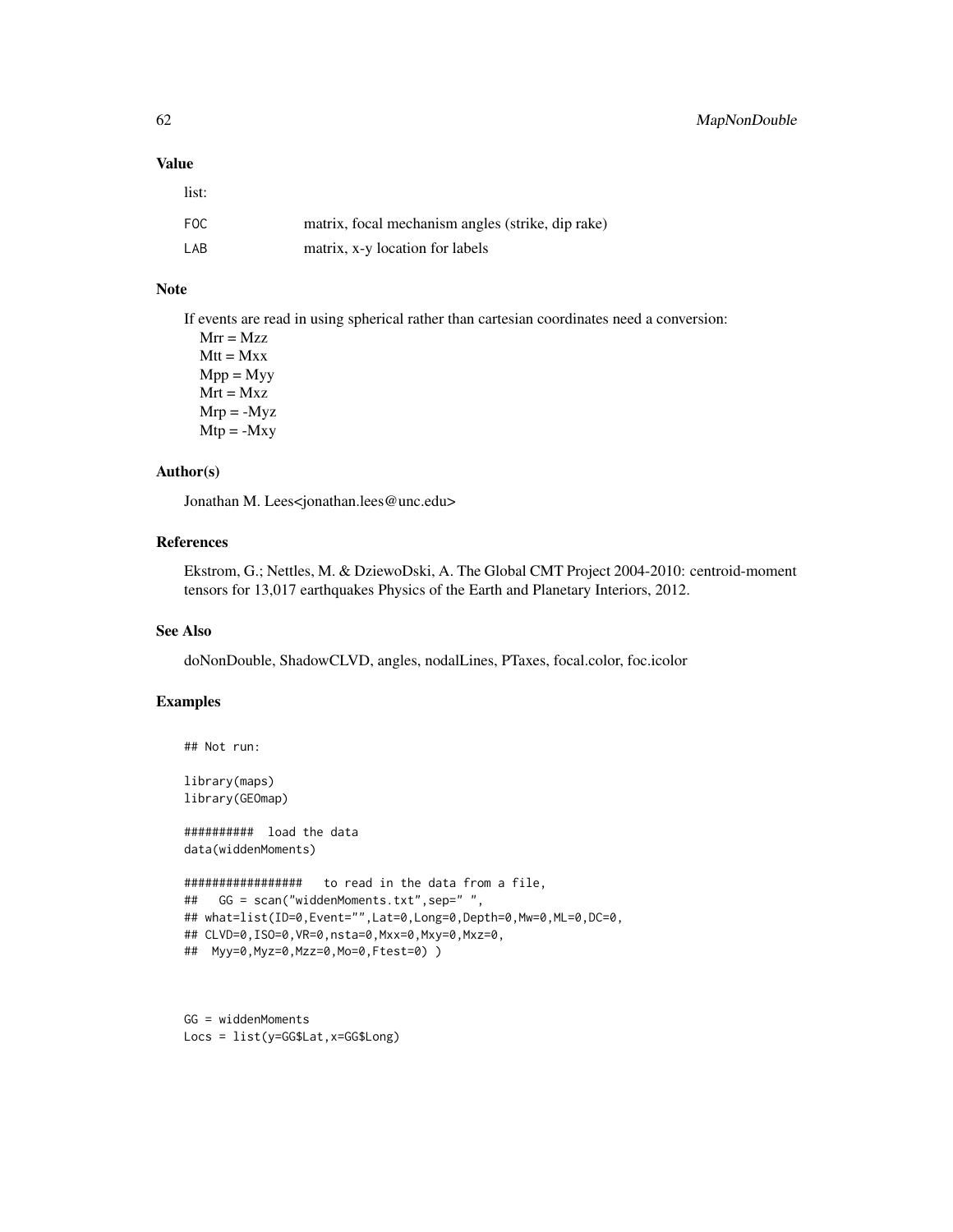## Value

list:

| | |
|---|---|
| FOC | matrix, focal mechanism angles (strike, dip rake) |
| LAB | matrix, x-y location for labels |

## Note

If events are read in using spherical rather than cartesian coordinates need a conversion:
Mrr = Mzz
Mtt = Mxx
Mpp = Myy
Mrt = Mxz
Mrp = -Myz
Mtp = -Mxy

## Author(s)

Jonathan M. Lees<jonathan.lees@unc.edu>

## References

Ekstrom, G.; Nettles, M. & DziewoDski, A. The Global CMT Project 2004-2010: centroid-moment tensors for 13,017 earthquakes Physics of the Earth and Planetary Interiors, 2012.

## See Also

doNonDouble, ShadowCLVD, angles, nodalLines, PTaxes, focal.color, foc.icolor

## Examples

```
## Not run:

library(maps)
library(GEOmap)

##########  load the data
data(widdenMoments)

#################   to read in the data from a file,
##   GG = scan("widdenMoments.txt",sep=" ",
## what=list(ID=0,Event="",Lat=0,Long=0,Depth=0,Mw=0,ML=0,DC=0,
## CLVD=0,ISO=0,VR=0,nsta=0,Mxx=0,Mxy=0,Mxz=0,
##  Myy=0,Myz=0,Mzz=0,Mo=0,Ftest=0) )



GG = widdenMoments
Locs = list(y=GG$Lat,x=GG$Long)
```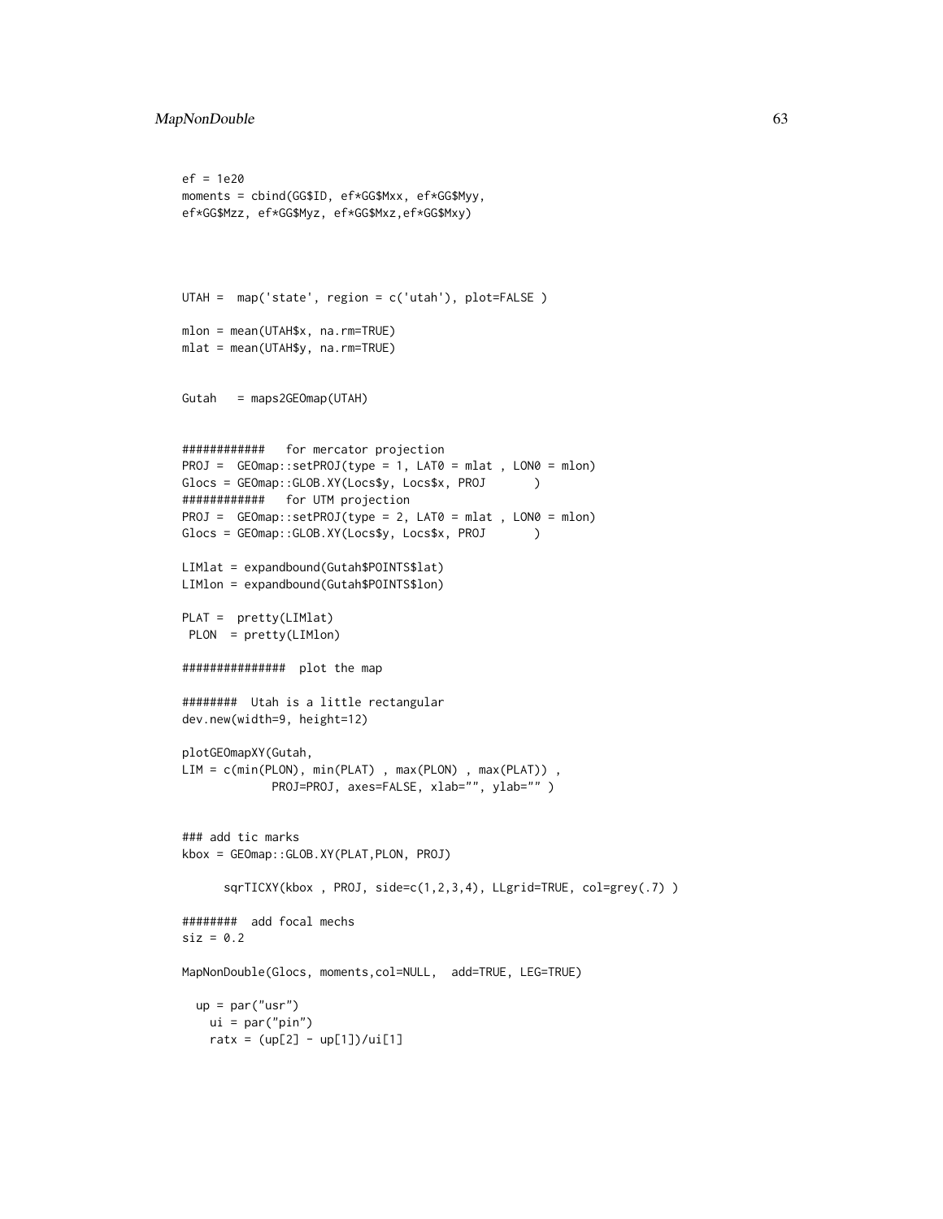```
ef = 1e20
moments = cbind(GG$ID, ef*GG$Mxx, ef*GG$Myy,
ef*GG$Mzz, ef*GG$Myz, ef*GG$Mxz,ef*GG$Mxy)



UTAH =  map('state', region = c('utah'), plot=FALSE )

mlon = mean(UTAH$x, na.rm=TRUE)
mlat = mean(UTAH$y, na.rm=TRUE)


Gutah   = maps2GEOmap(UTAH)


############   for mercator projection
PROJ =  GEOmap::setPROJ(type = 1, LAT0 = mlat , LON0 = mlon)
Glocs = GEOmap::GLOB.XY(Locs$y, Locs$x, PROJ       )
############   for UTM projection
PROJ =  GEOmap::setPROJ(type = 2, LAT0 = mlat , LON0 = mlon)
Glocs = GEOmap::GLOB.XY(Locs$y, Locs$x, PROJ       )

LIMlat = expandbound(Gutah$POINTS$lat)
LIMlon = expandbound(Gutah$POINTS$lon)

PLAT =  pretty(LIMlat)
 PLON  = pretty(LIMlon)

###############  plot the map

########  Utah is a little rectangular
dev.new(width=9, height=12)

plotGEOmapXY(Gutah,
LIM = c(min(PLON), min(PLAT) , max(PLON) , max(PLAT)) ,
             PROJ=PROJ, axes=FALSE, xlab="", ylab="" )


### add tic marks
kbox = GEOmap::GLOB.XY(PLAT,PLON, PROJ)

      sqrTICXY(kbox , PROJ, side=c(1,2,3,4), LLgrid=TRUE, col=grey(.7) )

########  add focal mechs
siz = 0.2

MapNonDouble(Glocs, moments,col=NULL,  add=TRUE, LEG=TRUE)

  up = par("usr")
    ui = par("pin")
    ratx = (up[2] - up[1])/ui[1]
```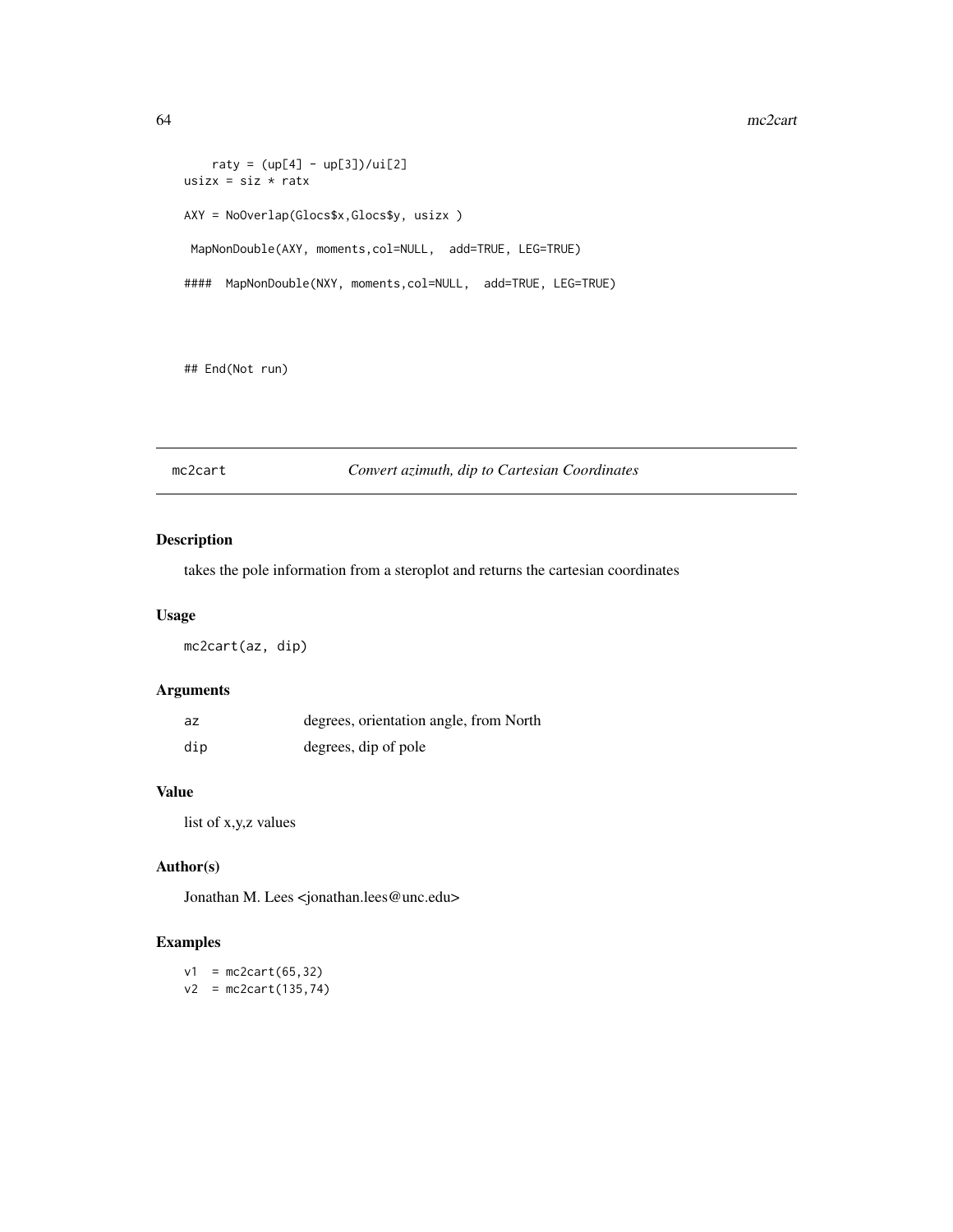```
    raty = (up[4] - up[3])/ui[2]
usizx = siz * ratx

AXY = NoOverlap(Glocs$x,Glocs$y, usizx )

 MapNonDouble(AXY, moments,col=NULL,  add=TRUE, LEG=TRUE)

####  MapNonDouble(NXY, moments,col=NULL,  add=TRUE, LEG=TRUE)



## End(Not run)
```

## mc2cart — *Convert azimuth, dip to Cartesian Coordinates*

### Description

takes the pole information from a steroplot and returns the cartesian coordinates

### Usage

```
mc2cart(az, dip)
```

### Arguments

| | |
|---|---|
| az | degrees, orientation angle, from North |
| dip | degrees, dip of pole |

### Value

list of x,y,z values

### Author(s)

Jonathan M. Lees <jonathan.lees@unc.edu>

### Examples

```
v1  = mc2cart(65,32)
v2  = mc2cart(135,74)
```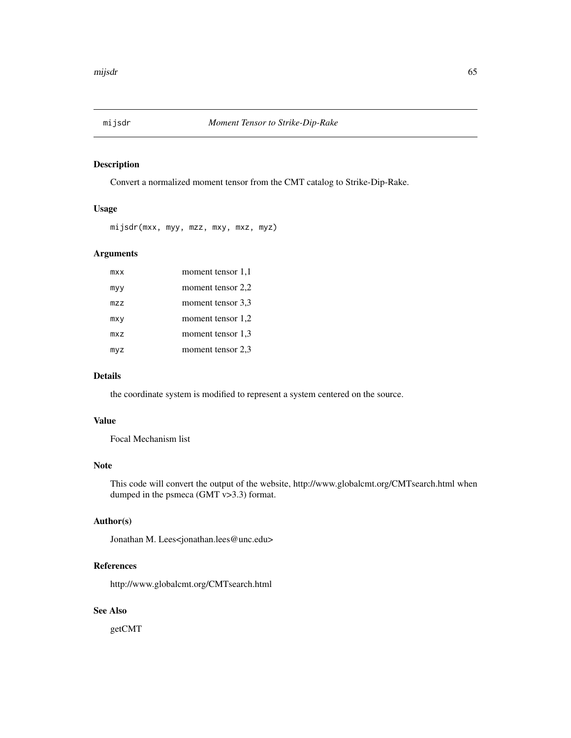## mijsdr *Moment Tensor to Strike-Dip-Rake*

### Description

Convert a normalized moment tensor from the CMT catalog to Strike-Dip-Rake.

### Usage

```
mijsdr(mxx, myy, mzz, mxy, mxz, myz)
```

### Arguments

| | |
|---|---|
| mxx | moment tensor 1,1 |
| myy | moment tensor 2,2 |
| mzz | moment tensor 3,3 |
| mxy | moment tensor 1,2 |
| mxz | moment tensor 1,3 |
| myz | moment tensor 2,3 |

### Details

the coordinate system is modified to represent a system centered on the source.

### Value

Focal Mechanism list

### Note

This code will convert the output of the website, http://www.globalcmt.org/CMTsearch.html when dumped in the psmeca (GMT v>3.3) format.

### Author(s)

Jonathan M. Lees<jonathan.lees@unc.edu>

### References

http://www.globalcmt.org/CMTsearch.html

### See Also

getCMT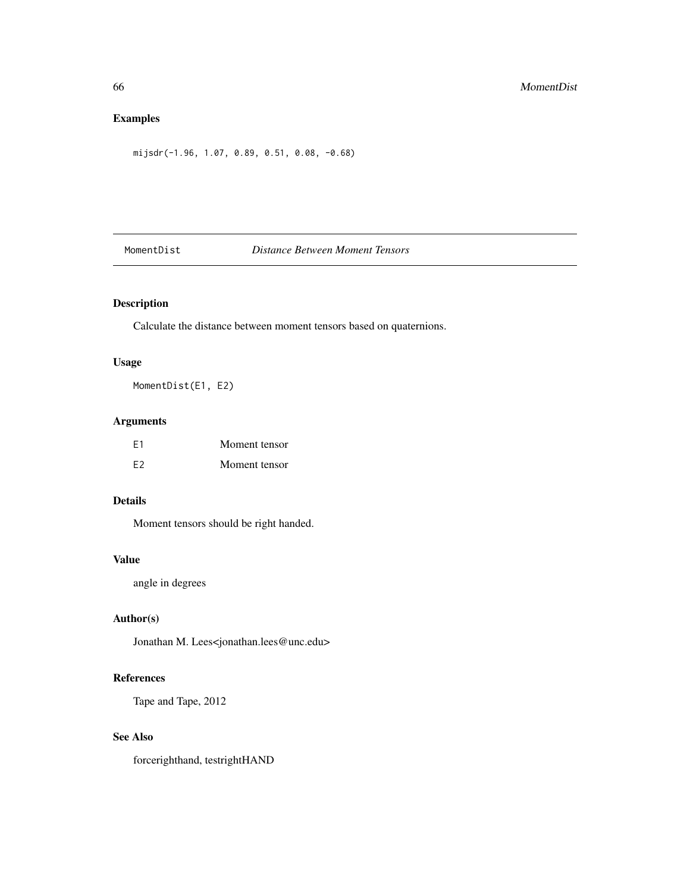## Examples

```
mijsdr(-1.96, 1.07, 0.89, 0.51, 0.08, -0.68)
```

---

# MomentDist *Distance Between Moment Tensors*

---

### Description

Calculate the distance between moment tensors based on quaternions.

### Usage

```
MomentDist(E1, E2)
```

### Arguments

| | |
|---|---|
| E1 | Moment tensor |
| E2 | Moment tensor |

### Details

Moment tensors should be right handed.

### Value

angle in degrees

### Author(s)

Jonathan M. Lees<jonathan.lees@unc.edu>

### References

Tape and Tape, 2012

### See Also

forcerighthand, testrightHAND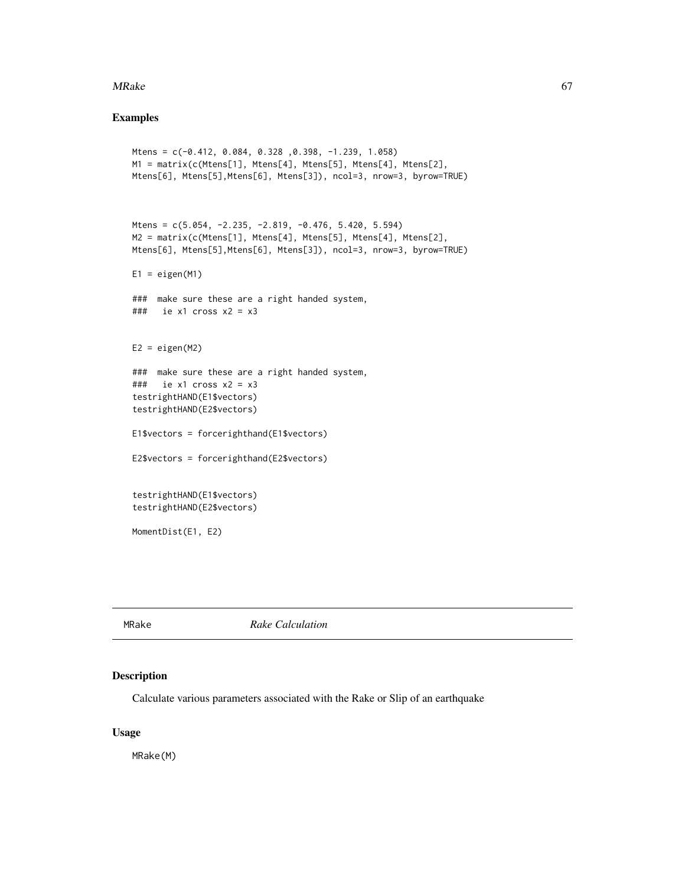## Examples

```
Mtens = c(-0.412, 0.084, 0.328 ,0.398, -1.239, 1.058)
M1 = matrix(c(Mtens[1], Mtens[4], Mtens[5], Mtens[4], Mtens[2],
Mtens[6], Mtens[5],Mtens[6], Mtens[3]), ncol=3, nrow=3, byrow=TRUE)



Mtens = c(5.054, -2.235, -2.819, -0.476, 5.420, 5.594)
M2 = matrix(c(Mtens[1], Mtens[4], Mtens[5], Mtens[4], Mtens[2],
Mtens[6], Mtens[5],Mtens[6], Mtens[3]), ncol=3, nrow=3, byrow=TRUE)

E1 = eigen(M1)

###  make sure these are a right handed system,
###   ie x1 cross x2 = x3


E2 = eigen(M2)

###  make sure these are a right handed system,
###   ie x1 cross x2 = x3
testrightHAND(E1$vectors)
testrightHAND(E2$vectors)

E1$vectors = forcerighthand(E1$vectors)

E2$vectors = forcerighthand(E2$vectors)


testrightHAND(E1$vectors)
testrightHAND(E2$vectors)

MomentDist(E1, E2)
```

---

# MRake *Rake Calculation*

## Description

Calculate various parameters associated with the Rake or Slip of an earthquake

## Usage

```
MRake(M)
```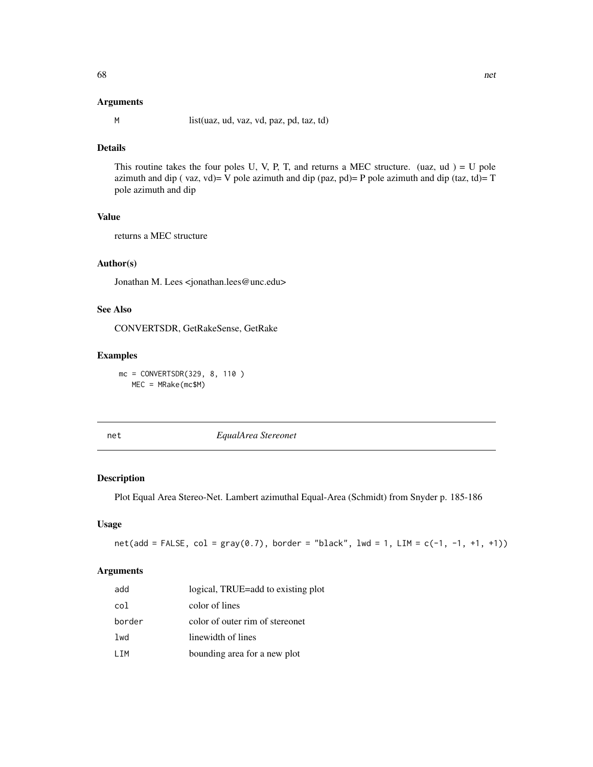### Arguments

| | |
|---|---|
| M | list(uaz, ud, vaz, vd, paz, pd, taz, td) |

### Details

This routine takes the four poles U, V, P, T, and returns a MEC structure. (uaz, ud ) = U pole azimuth and dip ( vaz, vd)= V pole azimuth and dip (paz, pd)= P pole azimuth and dip (taz, td)= T pole azimuth and dip

### Value

returns a MEC structure

### Author(s)

Jonathan M. Lees <jonathan.lees@unc.edu>

### See Also

CONVERTSDR, GetRakeSense, GetRake

### Examples

```
mc = CONVERTSDR(329, 8, 110 )
   MEC = MRake(mc$M)
```

---

## net *EqualArea Stereonet*

### Description

Plot Equal Area Stereo-Net. Lambert azimuthal Equal-Area (Schmidt) from Snyder p. 185-186

### Usage

```
net(add = FALSE, col = gray(0.7), border = "black", lwd = 1, LIM = c(-1, -1, +1, +1))
```

### Arguments

| | |
|---|---|
| add | logical, TRUE=add to existing plot |
| col | color of lines |
| border | color of outer rim of stereonet |
| lwd | linewidth of lines |
| LIM | bounding area for a new plot |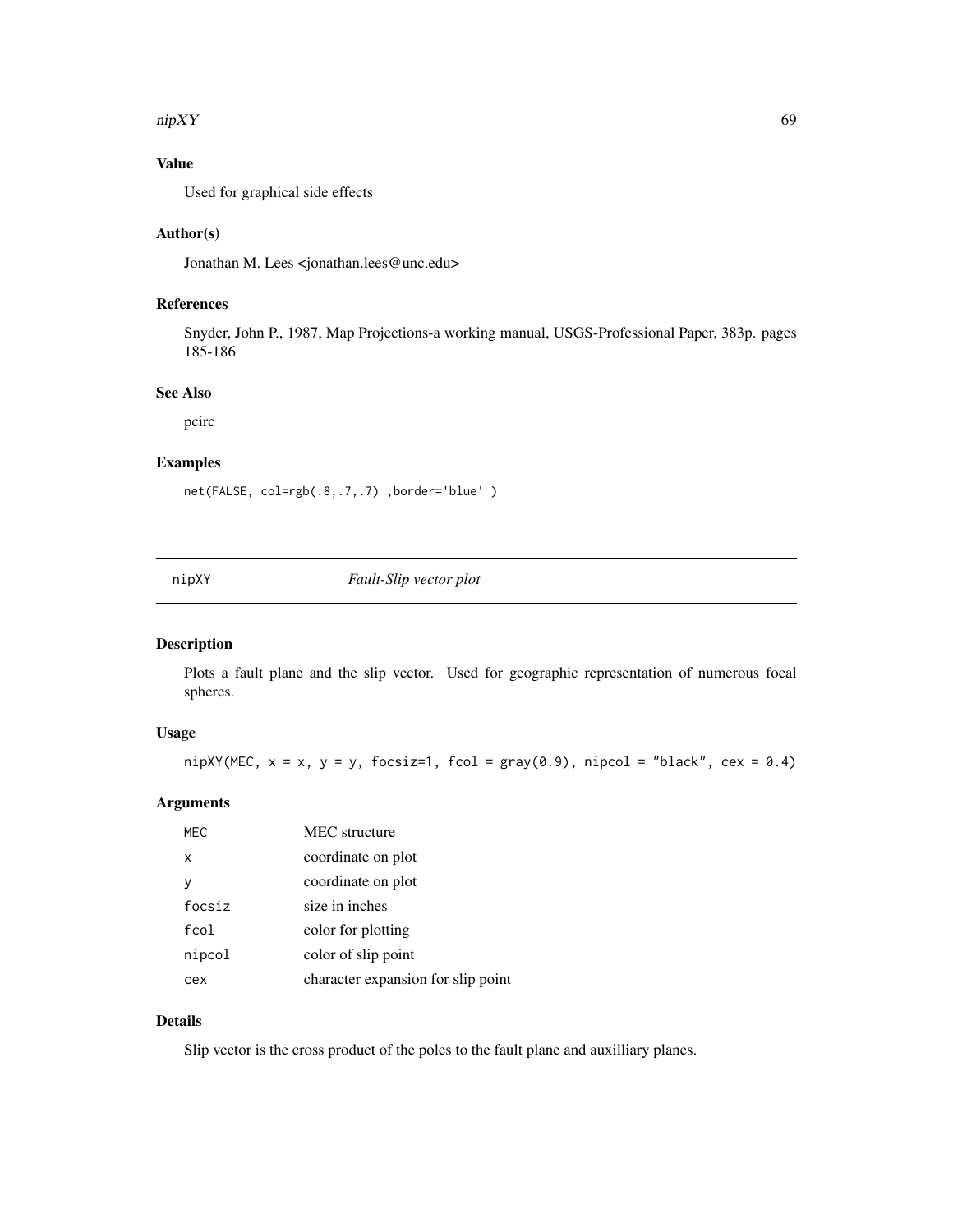## Value

Used for graphical side effects

## Author(s)

Jonathan M. Lees <jonathan.lees@unc.edu>

## References

Snyder, John P., 1987, Map Projections-a working manual, USGS-Professional Paper, 383p. pages 185-186

## See Also

pcirc

## Examples

```
net(FALSE, col=rgb(.8,.7,.7) ,border='blue' )
```

---

# nipXY *Fault-Slip vector plot*

---

## Description

Plots a fault plane and the slip vector. Used for geographic representation of numerous focal spheres.

## Usage

```
nipXY(MEC, x = x, y = y, focsiz=1, fcol = gray(0.9), nipcol = "black", cex = 0.4)
```

## Arguments

| | |
|---|---|
| MEC | MEC structure |
| x | coordinate on plot |
| y | coordinate on plot |
| focsiz | size in inches |
| fcol | color for plotting |
| nipcol | color of slip point |
| cex | character expansion for slip point |

## Details

Slip vector is the cross product of the poles to the fault plane and auxilliary planes.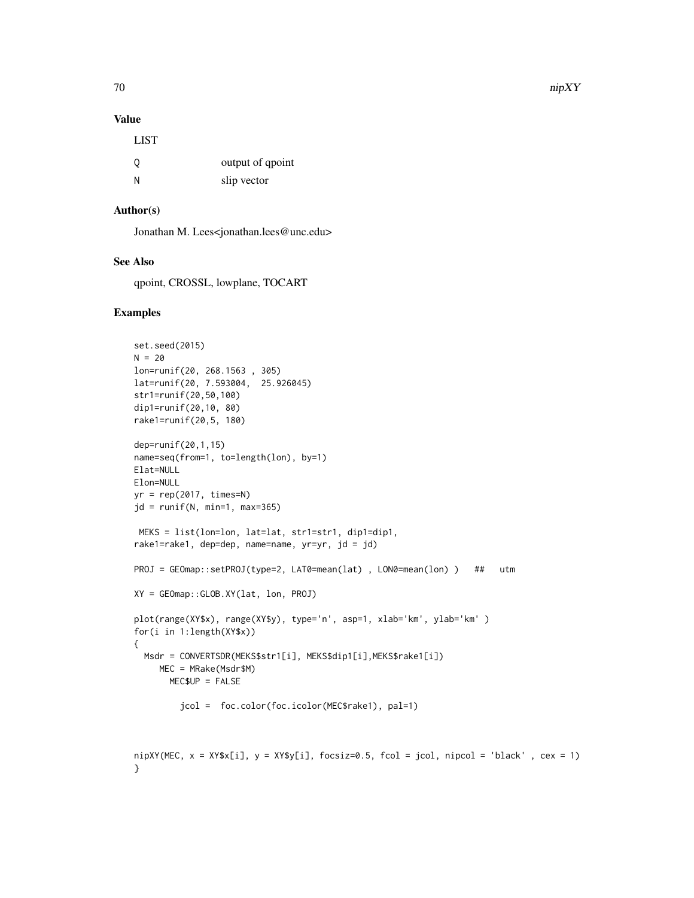## Value

LIST

| | |
|---|---|
| Q | output of qpoint |
| N | slip vector |

## Author(s)

Jonathan M. Lees<jonathan.lees@unc.edu>

## See Also

qpoint, CROSSL, lowplane, TOCART

## Examples

```
set.seed(2015)
N = 20
lon=runif(20, 268.1563 , 305)
lat=runif(20, 7.593004,  25.926045)
str1=runif(20,50,100)
dip1=runif(20,10, 80)
rake1=runif(20,5, 180)

dep=runif(20,1,15)
name=seq(from=1, to=length(lon), by=1)
Elat=NULL
Elon=NULL
yr = rep(2017, times=N)
jd = runif(N, min=1, max=365)

 MEKS = list(lon=lon, lat=lat, str1=str1, dip1=dip1,
rake1=rake1, dep=dep, name=name, yr=yr, jd = jd)

PROJ = GEOmap::setPROJ(type=2, LAT0=mean(lat) , LON0=mean(lon) )   ##   utm

XY = GEOmap::GLOB.XY(lat, lon, PROJ)

plot(range(XY$x), range(XY$y), type='n', asp=1, xlab='km', ylab='km' )
for(i in 1:length(XY$x))
{
  Msdr = CONVERTSDR(MEKS$str1[i], MEKS$dip1[i],MEKS$rake1[i])
     MEC = MRake(Msdr$M)
       MEC$UP = FALSE

         jcol =  foc.color(foc.icolor(MEC$rake1), pal=1)



nipXY(MEC, x = XY$x[i], y = XY$y[i], focsiz=0.5, fcol = jcol, nipcol = 'black' , cex = 1)
}
```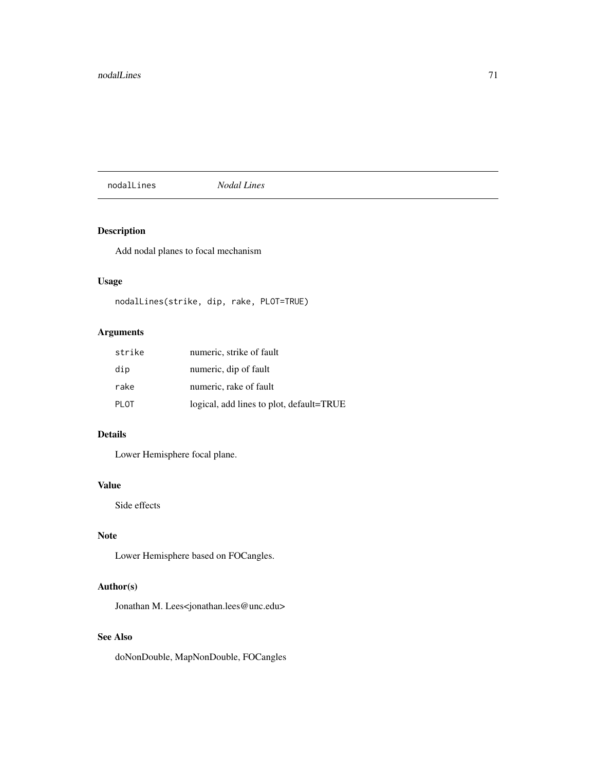## nodalLines *Nodal Lines*

### Description

Add nodal planes to focal mechanism

### Usage

```
nodalLines(strike, dip, rake, PLOT=TRUE)
```

### Arguments

| | |
|---|---|
| strike | numeric, strike of fault |
| dip | numeric, dip of fault |
| rake | numeric, rake of fault |
| PLOT | logical, add lines to plot, default=TRUE |

### Details

Lower Hemisphere focal plane.

### Value

Side effects

### Note

Lower Hemisphere based on FOCangles.

### Author(s)

Jonathan M. Lees<jonathan.lees@unc.edu>

### See Also

doNonDouble, MapNonDouble, FOCangles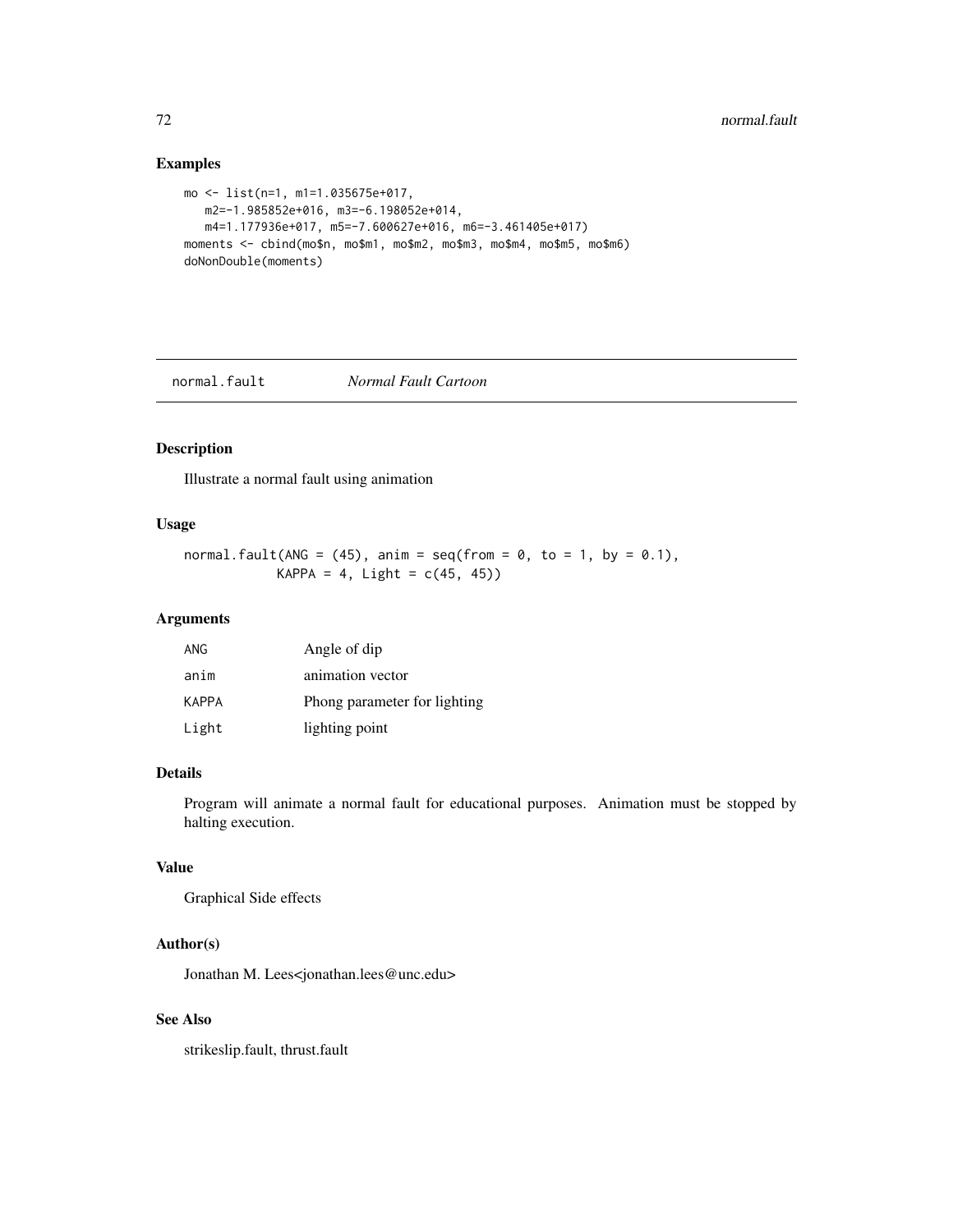### Examples

```
mo <- list(n=1, m1=1.035675e+017,
   m2=-1.985852e+016, m3=-6.198052e+014,
   m4=1.177936e+017, m5=-7.600627e+016, m6=-3.461405e+017)
moments <- cbind(mo$n, mo$m1, mo$m2, mo$m3, mo$m4, mo$m5, mo$m6)
doNonDouble(moments)
```

---

## normal.fault *Normal Fault Cartoon*

---

### Description

Illustrate a normal fault using animation

### Usage

```
normal.fault(ANG = (45), anim = seq(from = 0, to = 1, by = 0.1),
            KAPPA = 4, Light = c(45, 45))
```

### Arguments

| | |
|---|---|
| ANG | Angle of dip |
| anim | animation vector |
| KAPPA | Phong parameter for lighting |
| Light | lighting point |

### Details

Program will animate a normal fault for educational purposes. Animation must be stopped by halting execution.

### Value

Graphical Side effects

### Author(s)

Jonathan M. Lees<jonathan.lees@unc.edu>

### See Also

strikeslip.fault, thrust.fault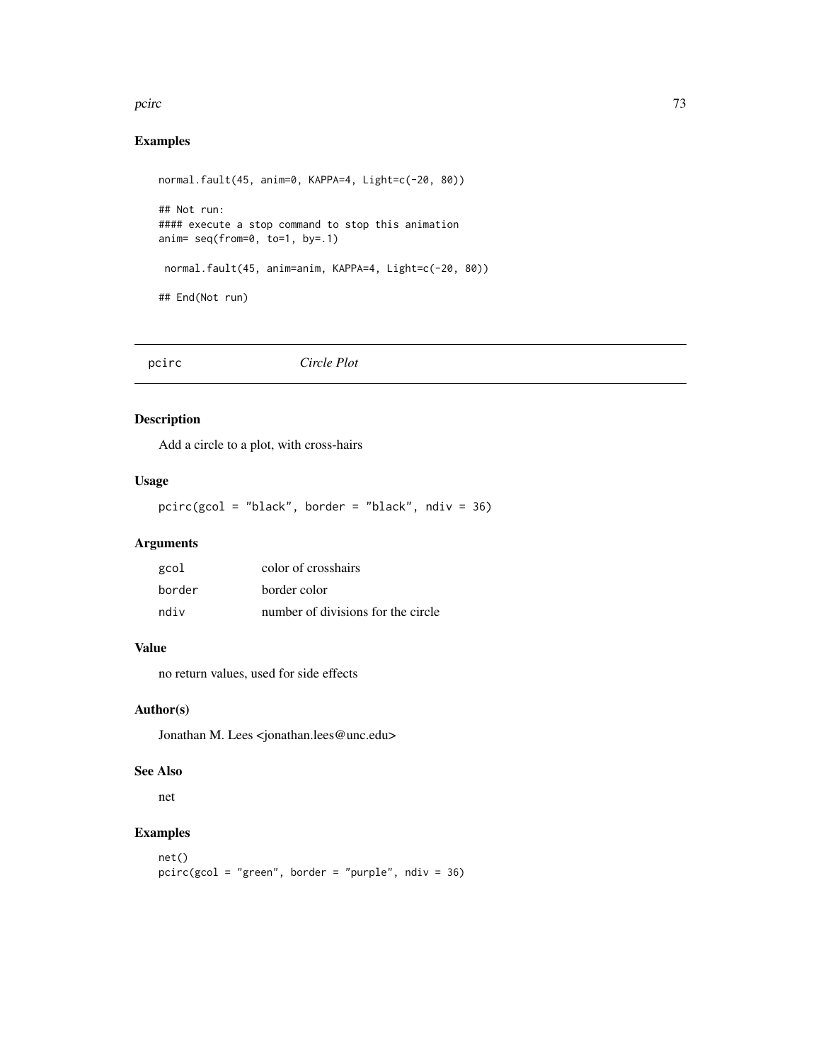## Examples

```
normal.fault(45, anim=0, KAPPA=4, Light=c(-20, 80))

## Not run:
#### execute a stop command to stop this animation
anim= seq(from=0, to=1, by=.1)

 normal.fault(45, anim=anim, KAPPA=4, Light=c(-20, 80))

## End(Not run)
```

---

# pcirc *Circle Plot*

---

## Description

Add a circle to a plot, with cross-hairs

## Usage

```
pcirc(gcol = "black", border = "black", ndiv = 36)
```

## Arguments

| | |
|---|---|
| gcol | color of crosshairs |
| border | border color |
| ndiv | number of divisions for the circle |

## Value

no return values, used for side effects

## Author(s)

Jonathan M. Lees <jonathan.lees@unc.edu>

## See Also

net

## Examples

```
net()
pcirc(gcol = "green", border = "purple", ndiv = 36)
```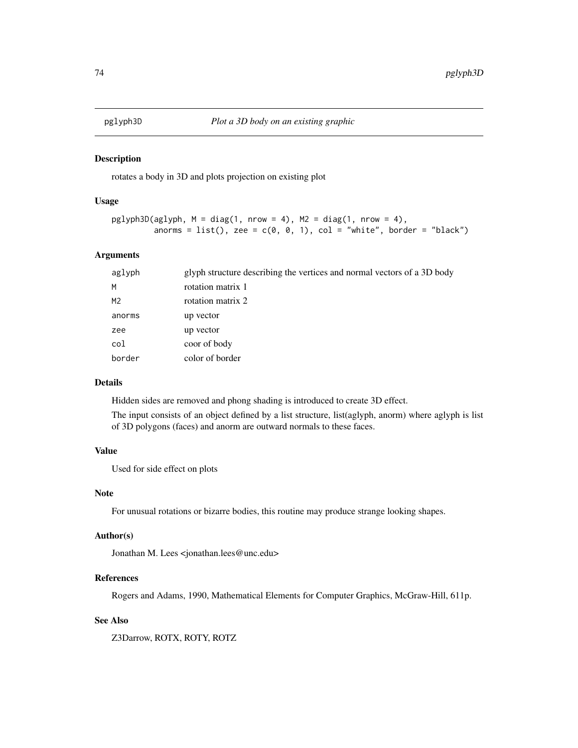# pglyph3D — *Plot a 3D body on an existing graphic*

## Description

rotates a body in 3D and plots projection on existing plot

## Usage

```
pglyph3D(aglyph, M = diag(1, nrow = 4), M2 = diag(1, nrow = 4),
         anorms = list(), zee = c(0, 0, 1), col = "white", border = "black")
```

## Arguments

| | |
|---|---|
| aglyph | glyph structure describing the vertices and normal vectors of a 3D body |
| M | rotation matrix 1 |
| M2 | rotation matrix 2 |
| anorms | up vector |
| zee | up vector |
| col | coor of body |
| border | color of border |

## Details

Hidden sides are removed and phong shading is introduced to create 3D effect.

The input consists of an object defined by a list structure, list(aglyph, anorm) where aglyph is list of 3D polygons (faces) and anorm are outward normals to these faces.

## Value

Used for side effect on plots

## Note

For unusual rotations or bizarre bodies, this routine may produce strange looking shapes.

## Author(s)

Jonathan M. Lees <jonathan.lees@unc.edu>

## References

Rogers and Adams, 1990, Mathematical Elements for Computer Graphics, McGraw-Hill, 611p.

## See Also

Z3Darrow, ROTX, ROTY, ROTZ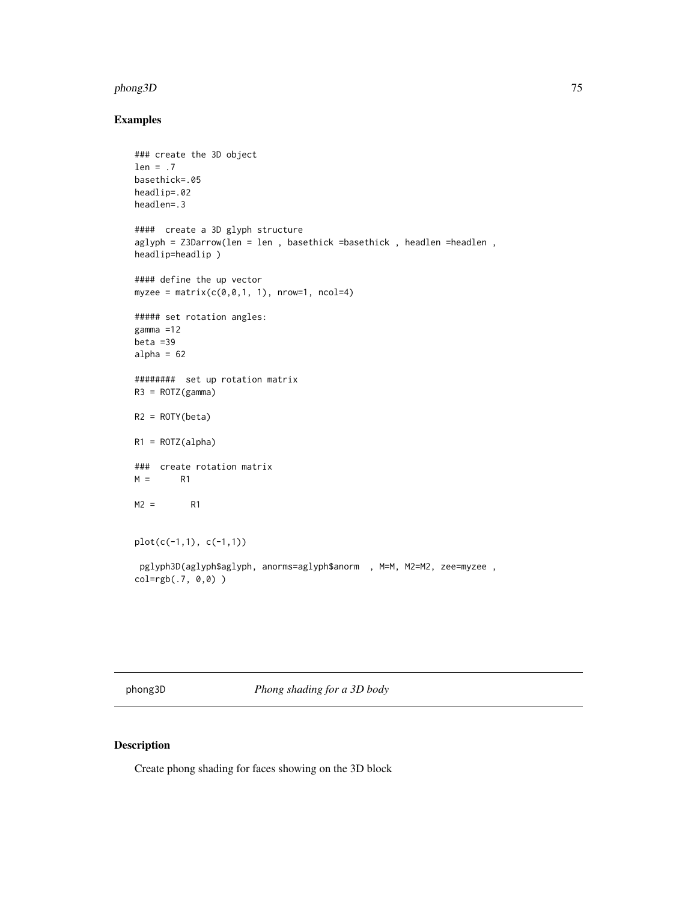## Examples

```
### create the 3D object
len = .7
basethick=.05
headlip=.02
headlen=.3

####  create a 3D glyph structure
aglyph = Z3Darrow(len = len , basethick =basethick , headlen =headlen ,
headlip=headlip )

#### define the up vector
myzee = matrix(c(0,0,1, 1), nrow=1, ncol=4)

##### set rotation angles:
gamma =12
beta =39
alpha = 62

########  set up rotation matrix
R3 = ROTZ(gamma)

R2 = ROTY(beta)

R1 = ROTZ(alpha)

###  create rotation matrix
M =      R1

M2 =       R1


plot(c(-1,1), c(-1,1))

 pglyph3D(aglyph$aglyph, anorms=aglyph$anorm  , M=M, M2=M2, zee=myzee ,
col=rgb(.7, 0,0) )
```

---

phong3D — *Phong shading for a 3D body*

---

## Description

Create phong shading for faces showing on the 3D block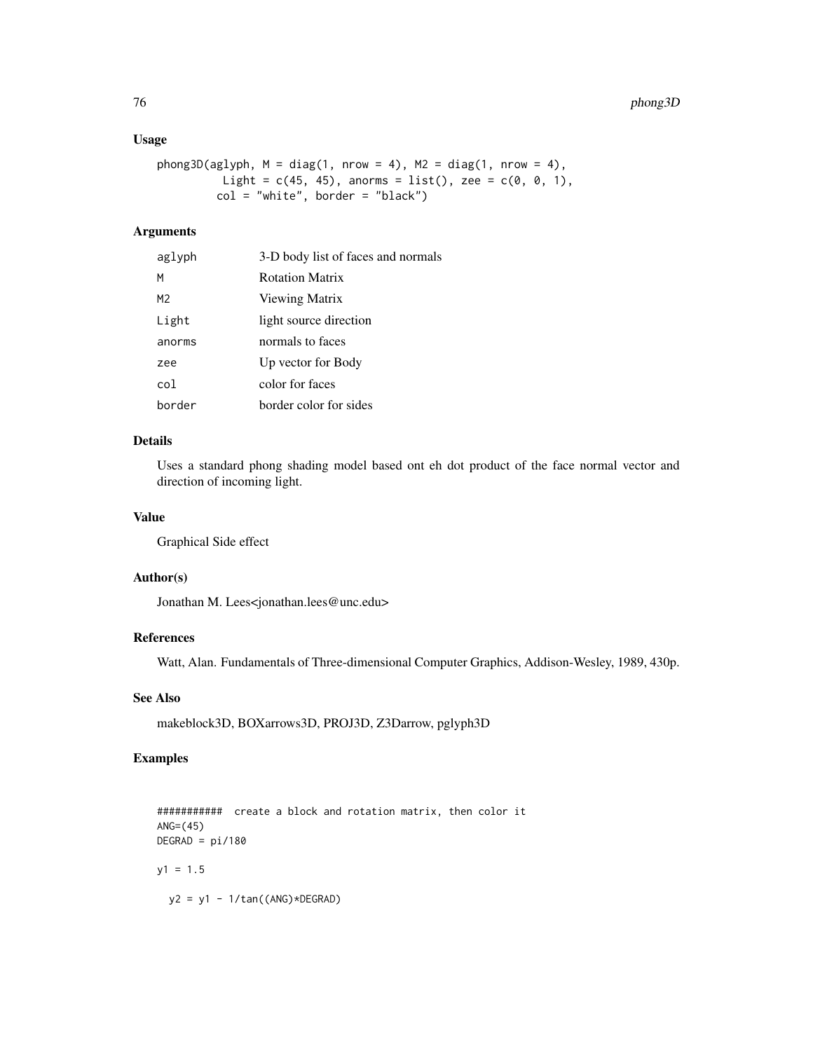## Usage

```
phong3D(aglyph, M = diag(1, nrow = 4), M2 = diag(1, nrow = 4),
         Light = c(45, 45), anorms = list(), zee = c(0, 0, 1),
        col = "white", border = "black")
```

## Arguments

| | |
|---|---|
| aglyph | 3-D body list of faces and normals |
| M | Rotation Matrix |
| M2 | Viewing Matrix |
| Light | light source direction |
| anorms | normals to faces |
| zee | Up vector for Body |
| col | color for faces |
| border | border color for sides |

## Details

Uses a standard phong shading model based ont eh dot product of the face normal vector and direction of incoming light.

## Value

Graphical Side effect

## Author(s)

Jonathan M. Lees<jonathan.lees@unc.edu>

## References

Watt, Alan. Fundamentals of Three-dimensional Computer Graphics, Addison-Wesley, 1989, 430p.

## See Also

makeblock3D, BOXarrows3D, PROJ3D, Z3Darrow, pglyph3D

## Examples

```
###########  create a block and rotation matrix, then color it
ANG=(45)
DEGRAD = pi/180

y1 = 1.5

  y2 = y1 - 1/tan((ANG)*DEGRAD)
```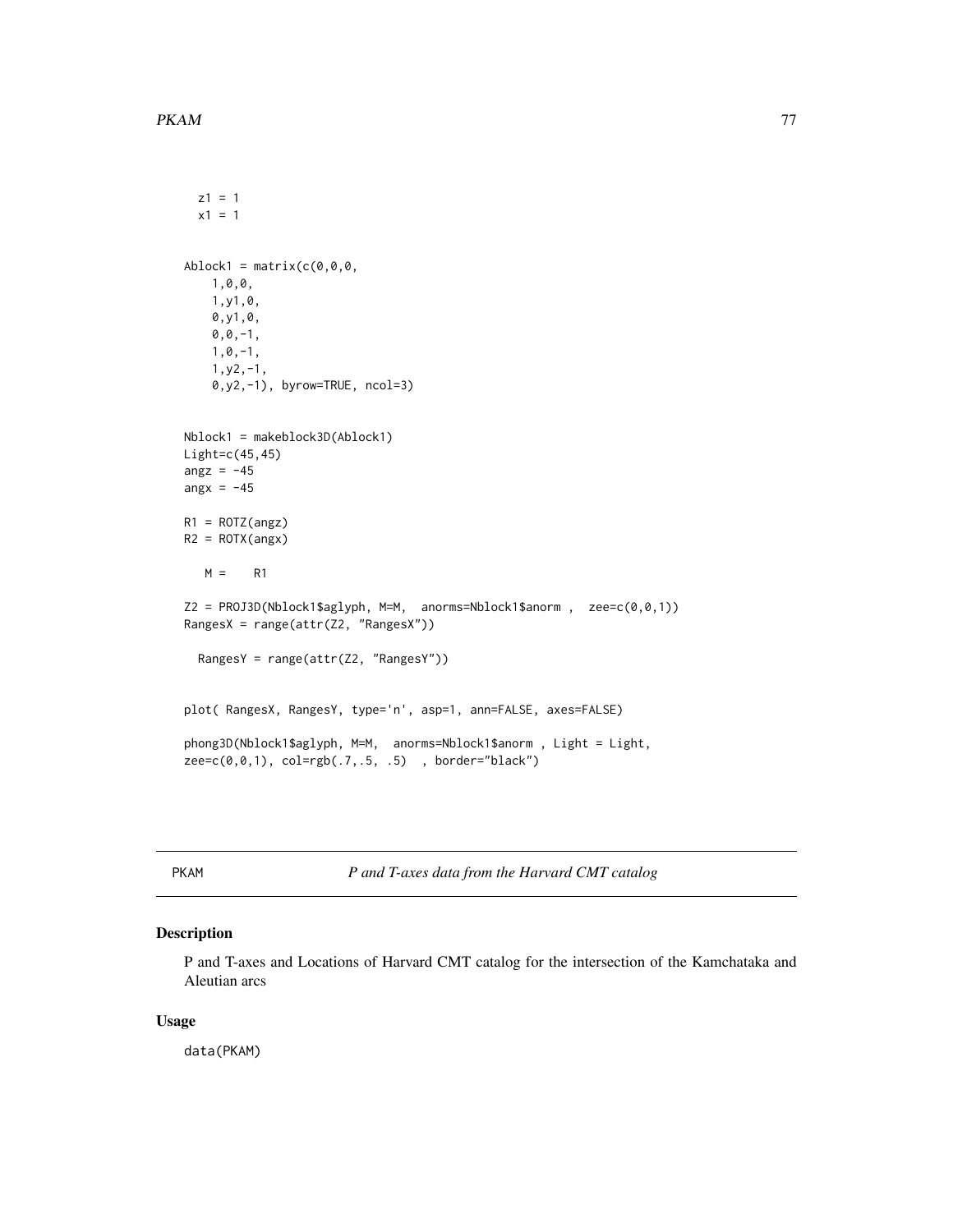```
  z1 = 1
  x1 = 1


Ablock1 = matrix(c(0,0,0,
    1,0,0,
    1,y1,0,
    0,y1,0,
    0,0,-1,
    1,0,-1,
    1,y2,-1,
    0,y2,-1), byrow=TRUE, ncol=3)


Nblock1 = makeblock3D(Ablock1)
Light=c(45,45)
angz = -45
angx = -45

R1 = ROTZ(angz)
R2 = ROTX(angx)

   M =    R1

Z2 = PROJ3D(Nblock1$aglyph, M=M,  anorms=Nblock1$anorm ,  zee=c(0,0,1))
RangesX = range(attr(Z2, "RangesX"))

  RangesY = range(attr(Z2, "RangesY"))


plot( RangesX, RangesY, type='n', asp=1, ann=FALSE, axes=FALSE)

phong3D(Nblock1$aglyph, M=M,  anorms=Nblock1$anorm , Light = Light,
zee=c(0,0,1), col=rgb(.7,.5, .5)  , border="black")
```

## PKAM — *P and T-axes data from the Harvard CMT catalog*

### Description

P and T-axes and Locations of Harvard CMT catalog for the intersection of the Kamchataka and Aleutian arcs

### Usage

```
data(PKAM)
```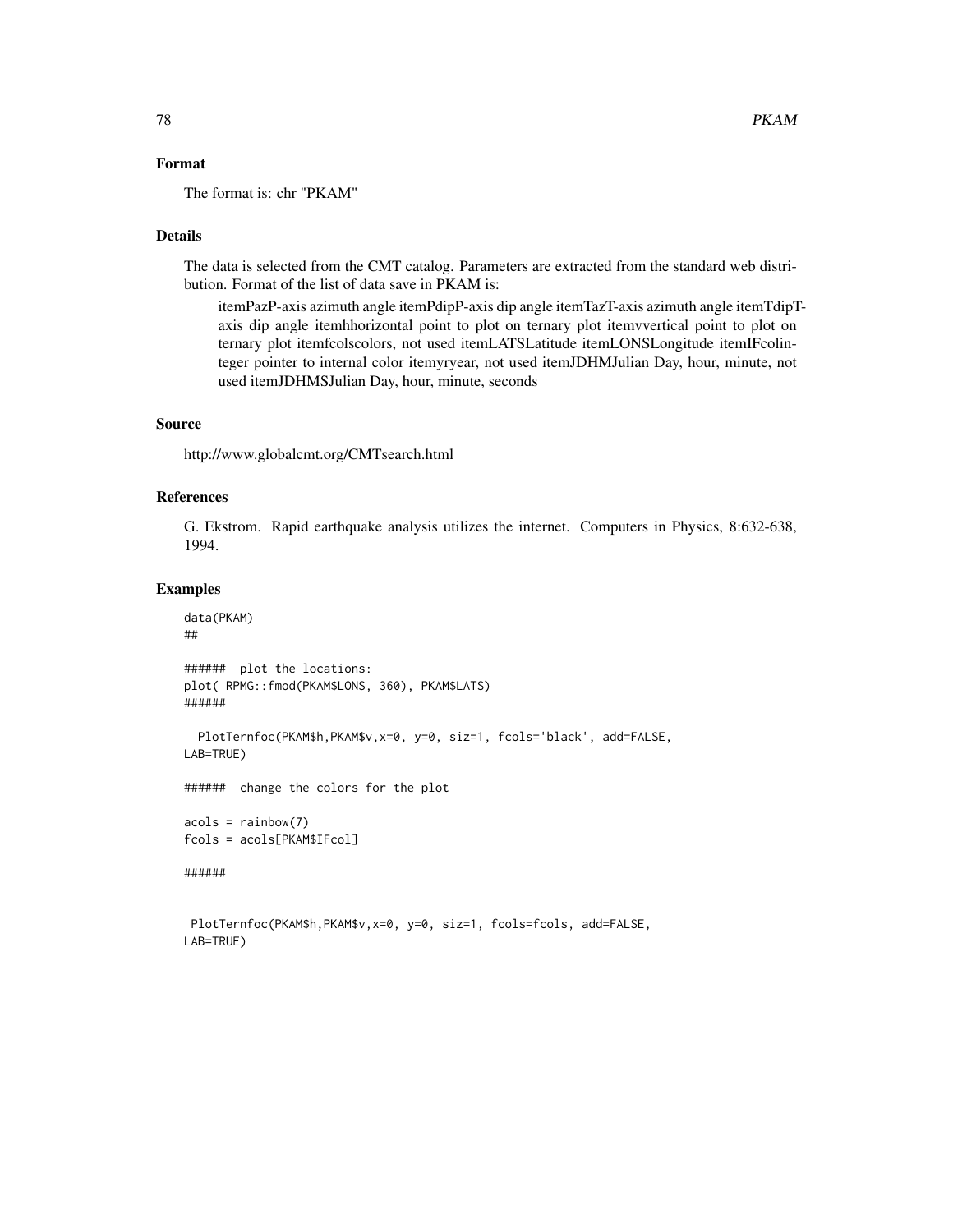## Format

The format is: chr "PKAM"

## Details

The data is selected from the CMT catalog. Parameters are extracted from the standard web distribution. Format of the list of data save in PKAM is:

> itemPazP-axis azimuth angle itemPdipP-axis dip angle itemTazT-axis azimuth angle itemTdipT-axis dip angle itemhhorizontal point to plot on ternary plot itemvvertical point to plot on ternary plot itemfcolscolors, not used itemLATSLatitude itemLONSLongitude itemIFcolinteger pointer to internal color itemyryear, not used itemJDHMJulian Day, hour, minute, not used itemJDHMSJulian Day, hour, minute, seconds

## Source

http://www.globalcmt.org/CMTsearch.html

## References

G. Ekstrom. Rapid earthquake analysis utilizes the internet. Computers in Physics, 8:632-638, 1994.

## Examples

```
data(PKAM)
##

######  plot the locations:
plot( RPMG::fmod(PKAM$LONS, 360), PKAM$LATS)
######

  PlotTernfoc(PKAM$h,PKAM$v,x=0, y=0, siz=1, fcols='black', add=FALSE,
LAB=TRUE)

######  change the colors for the plot

acols = rainbow(7)
fcols = acols[PKAM$IFcol]

######


 PlotTernfoc(PKAM$h,PKAM$v,x=0, y=0, siz=1, fcols=fcols, add=FALSE,
LAB=TRUE)
```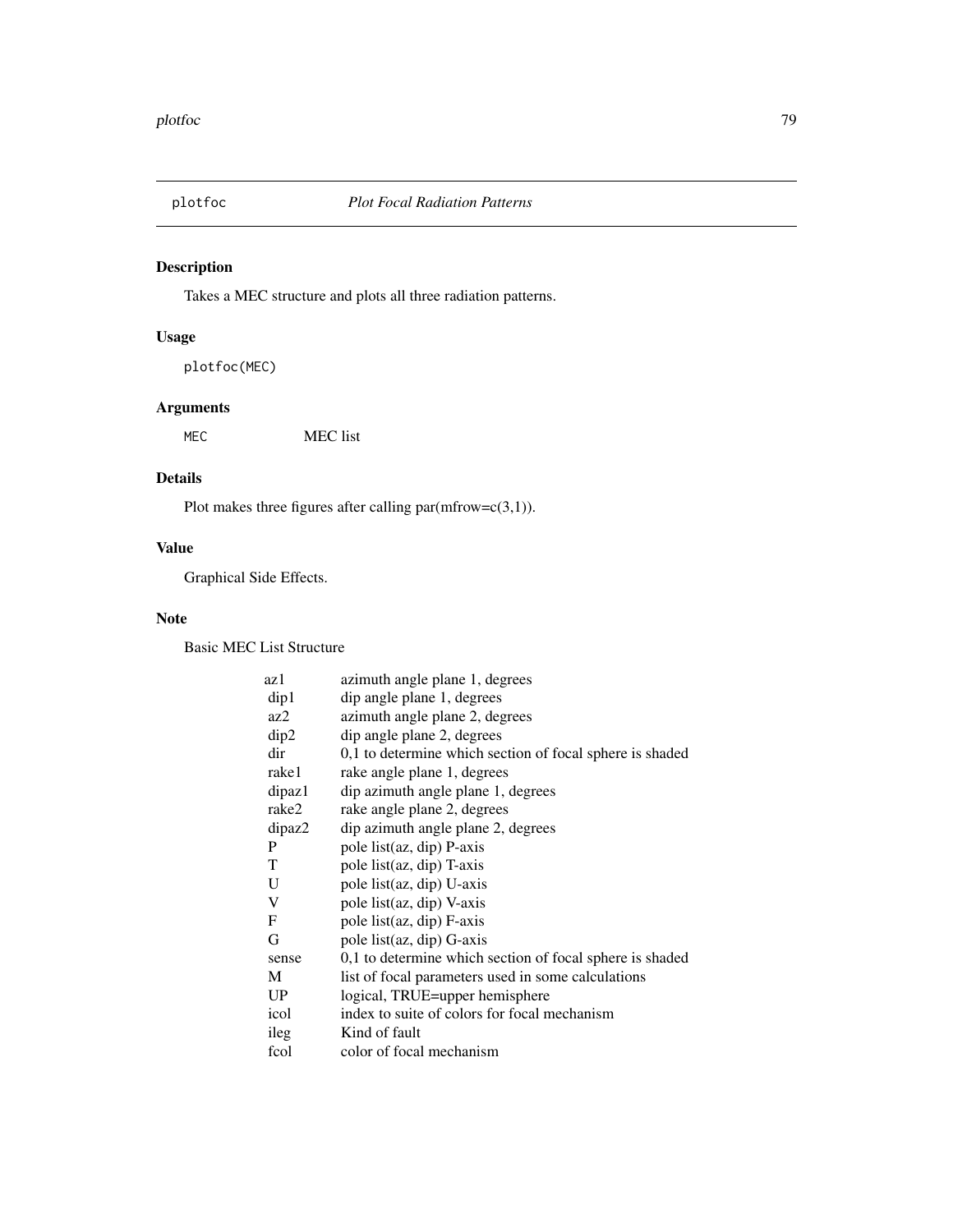# plotfoc *Plot Focal Radiation Patterns*

## Description

Takes a MEC structure and plots all three radiation patterns.

## Usage

```
plotfoc(MEC)
```

## Arguments

| | |
|---|---|
| MEC | MEC list |

## Details

Plot makes three figures after calling par(mfrow=c(3,1)).

## Value

Graphical Side Effects.

## Note

Basic MEC List Structure

| | |
|---|---|
| az1 | azimuth angle plane 1, degrees |
| dip1 | dip angle plane 1, degrees |
| az2 | azimuth angle plane 2, degrees |
| dip2 | dip angle plane 2, degrees |
| dir | 0,1 to determine which section of focal sphere is shaded |
| rake1 | rake angle plane 1, degrees |
| dipaz1 | dip azimuth angle plane 1, degrees |
| rake2 | rake angle plane 2, degrees |
| dipaz2 | dip azimuth angle plane 2, degrees |
| P | pole list(az, dip) P-axis |
| T | pole list(az, dip) T-axis |
| U | pole list(az, dip) U-axis |
| V | pole list(az, dip) V-axis |
| F | pole list(az, dip) F-axis |
| G | pole list(az, dip) G-axis |
| sense | 0,1 to determine which section of focal sphere is shaded |
| M | list of focal parameters used in some calculations |
| UP | logical, TRUE=upper hemisphere |
| icol | index to suite of colors for focal mechanism |
| ileg | Kind of fault |
| fcol | color of focal mechanism |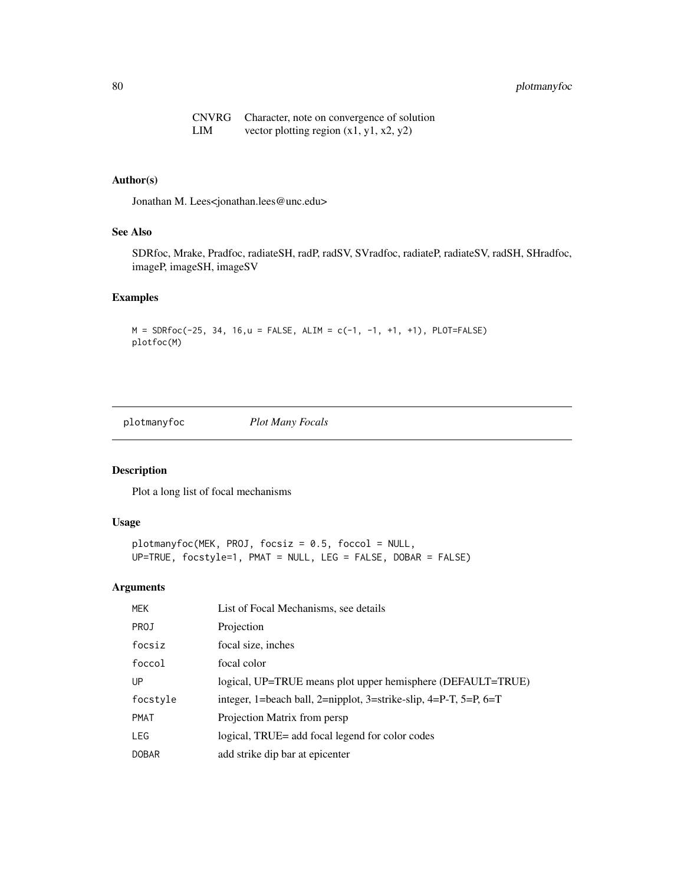| | |
|---|---|
| CNVRG | Character, note on convergence of solution |
| LIM | vector plotting region (x1, y1, x2, y2) |

## Author(s)

Jonathan M. Lees<jonathan.lees@unc.edu>

## See Also

SDRfoc, Mrake, Pradfoc, radiateSH, radP, radSV, SVradfoc, radiateP, radiateSV, radSH, SHradfoc, imageP, imageSH, imageSV

## Examples

```
M = SDRfoc(-25, 34, 16,u = FALSE, ALIM = c(-1, -1, +1, +1), PLOT=FALSE)
plotfoc(M)
```

---

# plotmanyfoc *Plot Many Focals*

## Description

Plot a long list of focal mechanisms

## Usage

```
plotmanyfoc(MEK, PROJ, focsiz = 0.5, foccol = NULL,
UP=TRUE, focstyle=1, PMAT = NULL, LEG = FALSE, DOBAR = FALSE)
```

## Arguments

| | |
|---|---|
| MEK | List of Focal Mechanisms, see details |
| PROJ | Projection |
| focsiz | focal size, inches |
| foccol | focal color |
| UP | logical, UP=TRUE means plot upper hemisphere (DEFAULT=TRUE) |
| focstyle | integer, 1=beach ball, 2=nipplot, 3=strike-slip, 4=P-T, 5=P, 6=T |
| PMAT | Projection Matrix from persp |
| LEG | logical, TRUE= add focal legend for color codes |
| DOBAR | add strike dip bar at epicenter |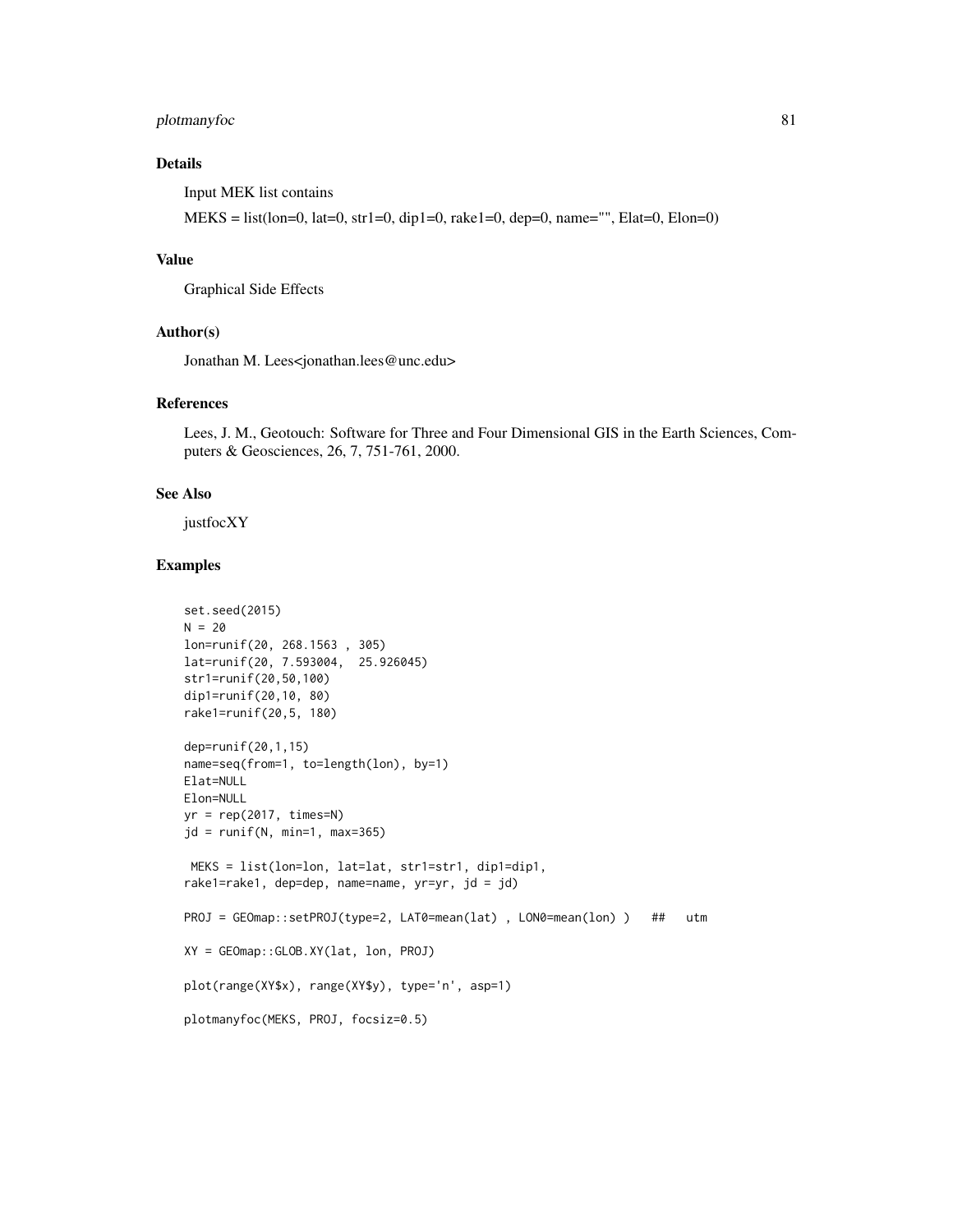## Details

Input MEK list contains

MEKS = list(lon=0, lat=0, str1=0, dip1=0, rake1=0, dep=0, name="", Elat=0, Elon=0)

## Value

Graphical Side Effects

## Author(s)

Jonathan M. Lees<jonathan.lees@unc.edu>

## References

Lees, J. M., Geotouch: Software for Three and Four Dimensional GIS in the Earth Sciences, Computers & Geosciences, 26, 7, 751-761, 2000.

## See Also

justfocXY

## Examples

```
set.seed(2015)
N = 20
lon=runif(20, 268.1563 , 305)
lat=runif(20, 7.593004,  25.926045)
str1=runif(20,50,100)
dip1=runif(20,10, 80)
rake1=runif(20,5, 180)

dep=runif(20,1,15)
name=seq(from=1, to=length(lon), by=1)
Elat=NULL
Elon=NULL
yr = rep(2017, times=N)
jd = runif(N, min=1, max=365)

 MEKS = list(lon=lon, lat=lat, str1=str1, dip1=dip1,
rake1=rake1, dep=dep, name=name, yr=yr, jd = jd)

PROJ = GEOmap::setPROJ(type=2, LAT0=mean(lat) , LON0=mean(lon) )   ##   utm

XY = GEOmap::GLOB.XY(lat, lon, PROJ)

plot(range(XY$x), range(XY$y), type='n', asp=1)

plotmanyfoc(MEKS, PROJ, focsiz=0.5)
```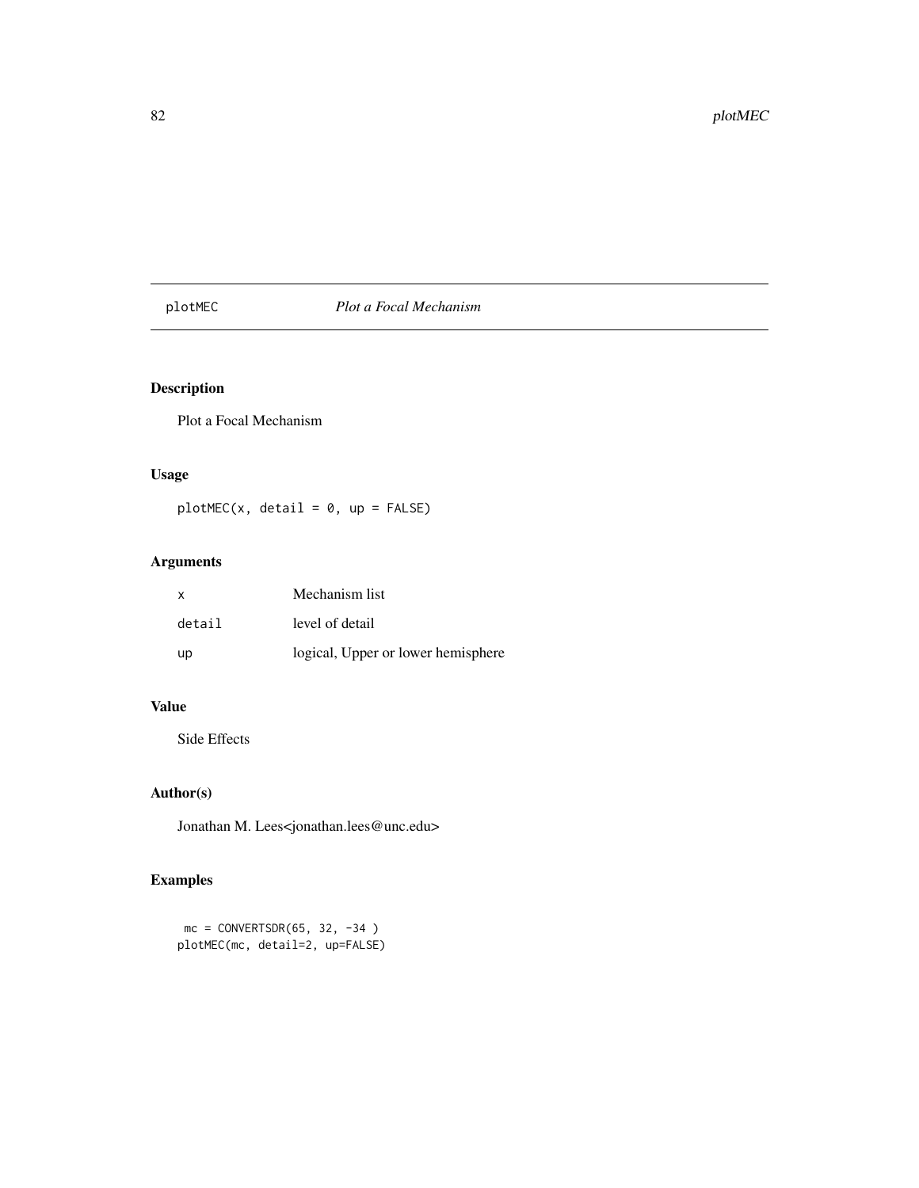plotMEC *Plot a Focal Mechanism*

## Description

Plot a Focal Mechanism

## Usage

```
plotMEC(x, detail = 0, up = FALSE)
```

## Arguments

| | |
|---|---|
| x | Mechanism list |
| detail | level of detail |
| up | logical, Upper or lower hemisphere |

## Value

Side Effects

## Author(s)

Jonathan M. Lees<jonathan.lees@unc.edu>

## Examples

```
 mc = CONVERTSDR(65, 32, -34 )
plotMEC(mc, detail=2, up=FALSE)
```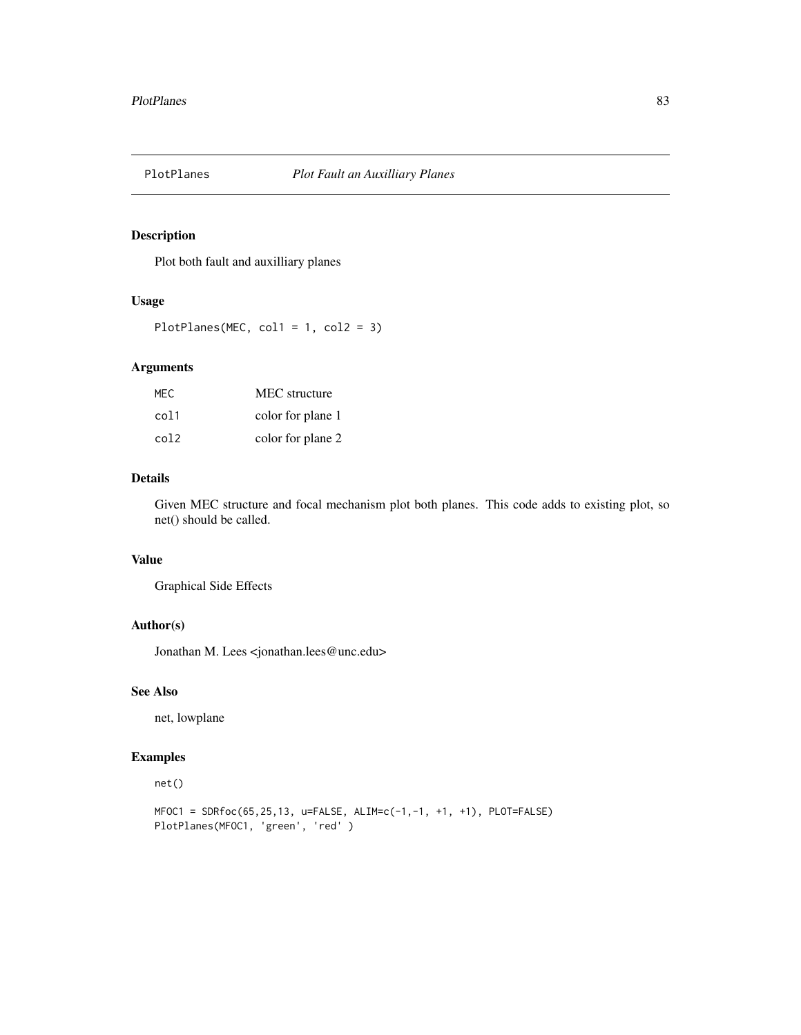# PlotPlanes *Plot Fault an Auxilliary Planes*

## Description

Plot both fault and auxilliary planes

## Usage

```
PlotPlanes(MEC, col1 = 1, col2 = 3)
```

## Arguments

| | |
|---|---|
| MEC | MEC structure |
| col1 | color for plane 1 |
| col2 | color for plane 2 |

## Details

Given MEC structure and focal mechanism plot both planes. This code adds to existing plot, so net() should be called.

## Value

Graphical Side Effects

## Author(s)

Jonathan M. Lees <jonathan.lees@unc.edu>

## See Also

net, lowplane

## Examples

```
net()

MFOC1 = SDRfoc(65,25,13, u=FALSE, ALIM=c(-1,-1, +1, +1), PLOT=FALSE)
PlotPlanes(MFOC1, 'green', 'red' )
```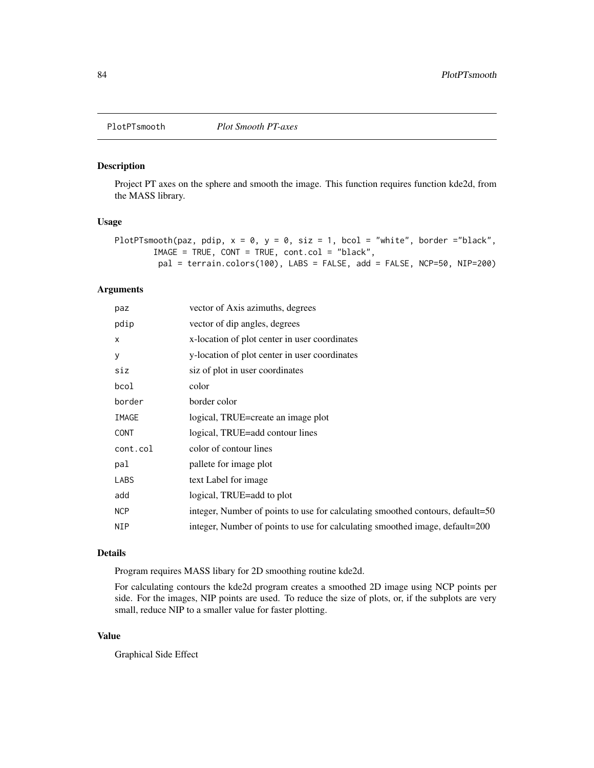# PlotPTsmooth *Plot Smooth PT-axes*

## Description

Project PT axes on the sphere and smooth the image. This function requires function kde2d, from the MASS library.

## Usage

```
PlotPTsmooth(paz, pdip, x = 0, y = 0, siz = 1, bcol = "white", border ="black",
        IMAGE = TRUE, CONT = TRUE, cont.col = "black",
         pal = terrain.colors(100), LABS = FALSE, add = FALSE, NCP=50, NIP=200)
```

## Arguments

| | |
|---|---|
| paz | vector of Axis azimuths, degrees |
| pdip | vector of dip angles, degrees |
| x | x-location of plot center in user coordinates |
| y | y-location of plot center in user coordinates |
| siz | siz of plot in user coordinates |
| bcol | color |
| border | border color |
| IMAGE | logical, TRUE=create an image plot |
| CONT | logical, TRUE=add contour lines |
| cont.col | color of contour lines |
| pal | pallete for image plot |
| LABS | text Label for image |
| add | logical, TRUE=add to plot |
| NCP | integer, Number of points to use for calculating smoothed contours, default=50 |
| NIP | integer, Number of points to use for calculating smoothed image, default=200 |

## Details

Program requires MASS libary for 2D smoothing routine kde2d.

For calculating contours the kde2d program creates a smoothed 2D image using NCP points per side. For the images, NIP points are used. To reduce the size of plots, or, if the subplots are very small, reduce NIP to a smaller value for faster plotting.

## Value

Graphical Side Effect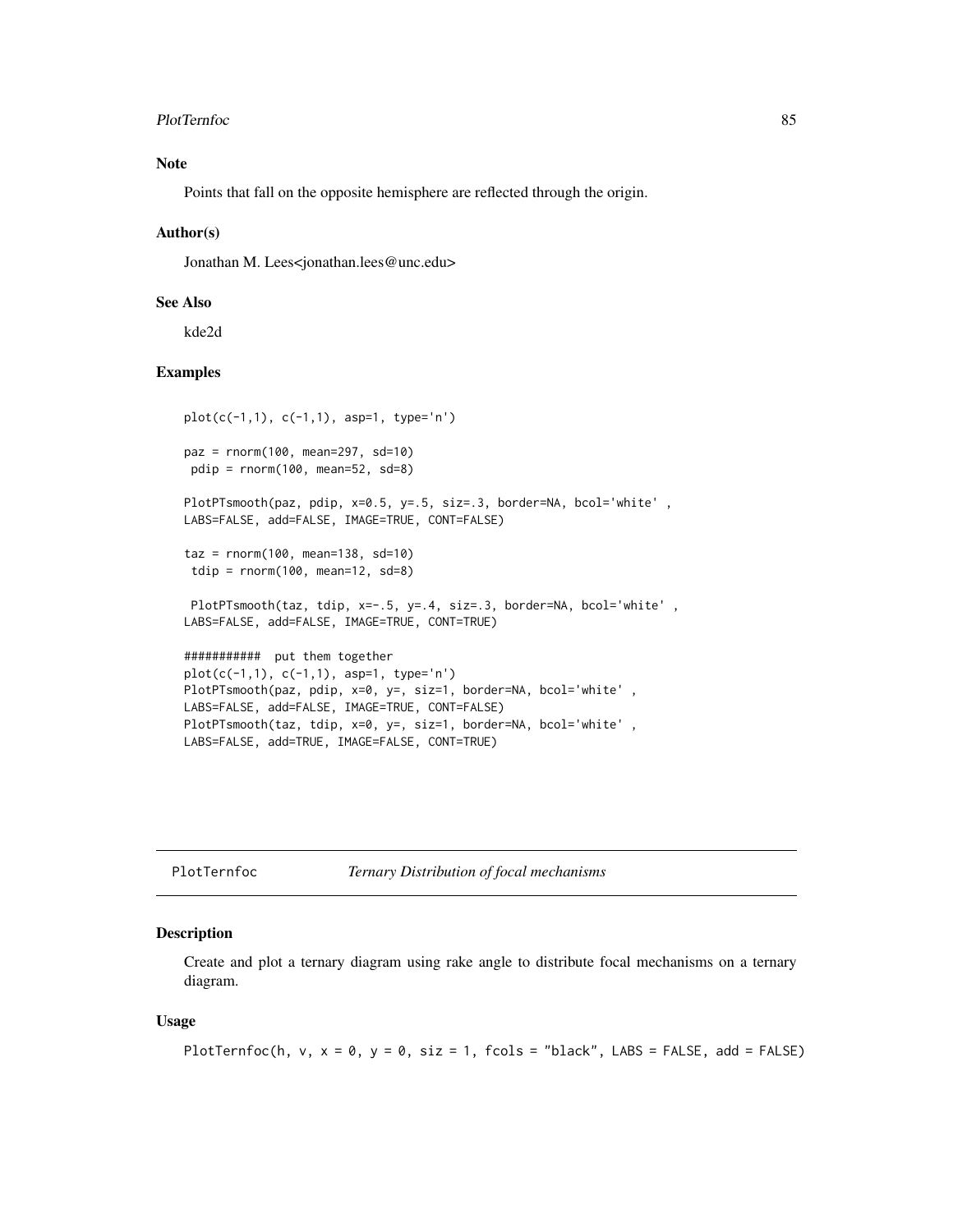## Note

Points that fall on the opposite hemisphere are reflected through the origin.

## Author(s)

Jonathan M. Lees<jonathan.lees@unc.edu>

## See Also

kde2d

## Examples

```
plot(c(-1,1), c(-1,1), asp=1, type='n')

paz = rnorm(100, mean=297, sd=10)
 pdip = rnorm(100, mean=52, sd=8)

PlotPTsmooth(paz, pdip, x=0.5, y=.5, siz=.3, border=NA, bcol='white' ,
LABS=FALSE, add=FALSE, IMAGE=TRUE, CONT=FALSE)

taz = rnorm(100, mean=138, sd=10)
 tdip = rnorm(100, mean=12, sd=8)

 PlotPTsmooth(taz, tdip, x=-.5, y=.4, siz=.3, border=NA, bcol='white' ,
LABS=FALSE, add=FALSE, IMAGE=TRUE, CONT=TRUE)

###########  put them together
plot(c(-1,1), c(-1,1), asp=1, type='n')
PlotPTsmooth(paz, pdip, x=0, y=, siz=1, border=NA, bcol='white' ,
LABS=FALSE, add=FALSE, IMAGE=TRUE, CONT=FALSE)
PlotPTsmooth(taz, tdip, x=0, y=, siz=1, border=NA, bcol='white' ,
LABS=FALSE, add=TRUE, IMAGE=FALSE, CONT=TRUE)
```

---

# PlotTernfoc — *Ternary Distribution of focal mechanisms*

## Description

Create and plot a ternary diagram using rake angle to distribute focal mechanisms on a ternary diagram.

## Usage

```
PlotTernfoc(h, v, x = 0, y = 0, siz = 1, fcols = "black", LABS = FALSE, add = FALSE)
```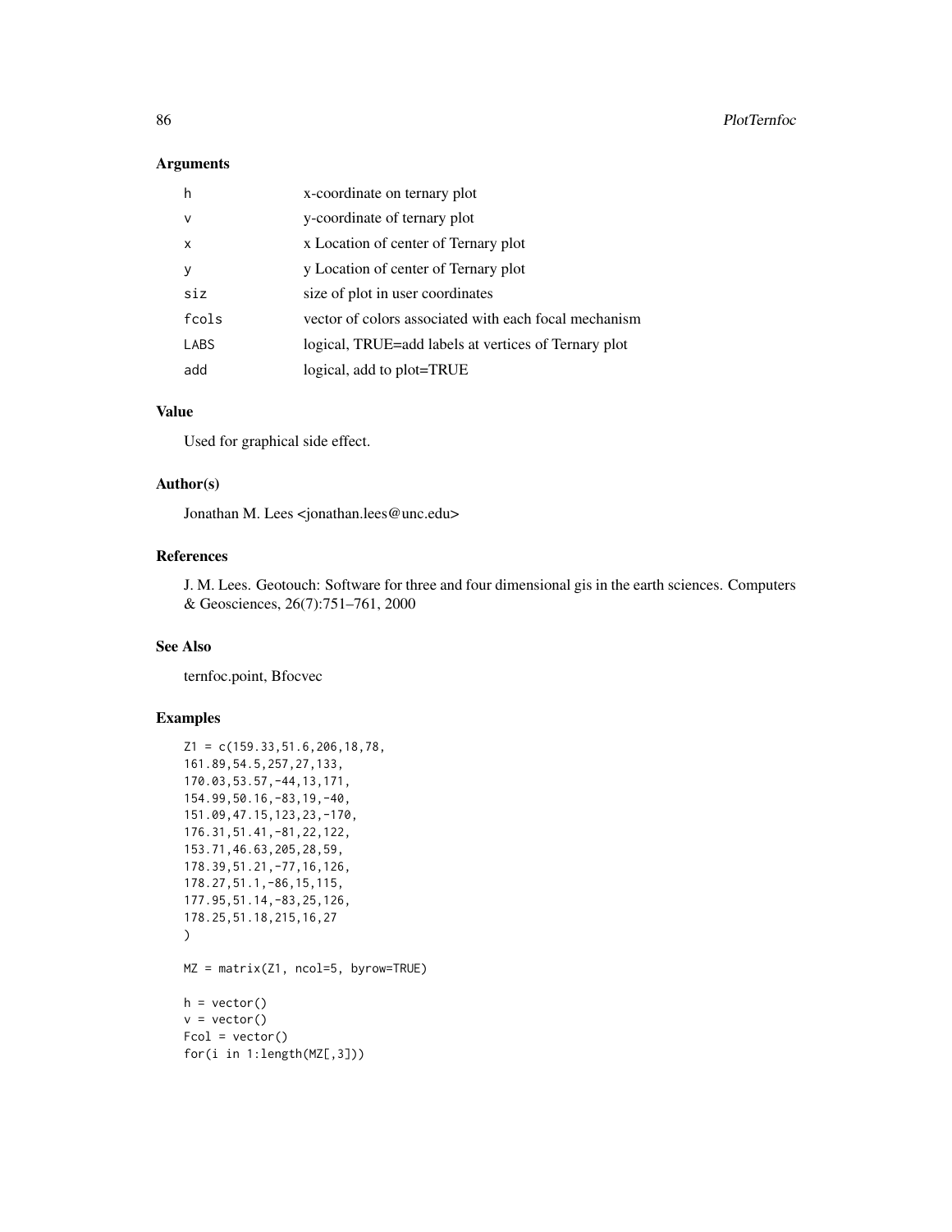## Arguments

| | |
|---|---|
| h | x-coordinate on ternary plot |
| v | y-coordinate of ternary plot |
| x | x Location of center of Ternary plot |
| y | y Location of center of Ternary plot |
| siz | size of plot in user coordinates |
| fcols | vector of colors associated with each focal mechanism |
| LABS | logical, TRUE=add labels at vertices of Ternary plot |
| add | logical, add to plot=TRUE |

## Value

Used for graphical side effect.

## Author(s)

Jonathan M. Lees <jonathan.lees@unc.edu>

## References

J. M. Lees. Geotouch: Software for three and four dimensional gis in the earth sciences. Computers & Geosciences, 26(7):751–761, 2000

## See Also

ternfoc.point, Bfocvec

## Examples

```
Z1 = c(159.33,51.6,206,18,78,
161.89,54.5,257,27,133,
170.03,53.57,-44,13,171,
154.99,50.16,-83,19,-40,
151.09,47.15,123,23,-170,
176.31,51.41,-81,22,122,
153.71,46.63,205,28,59,
178.39,51.21,-77,16,126,
178.27,51.1,-86,15,115,
177.95,51.14,-83,25,126,
178.25,51.18,215,16,27
)

MZ = matrix(Z1, ncol=5, byrow=TRUE)

h = vector()
v = vector()
Fcol = vector()
for(i in 1:length(MZ[,3]))
```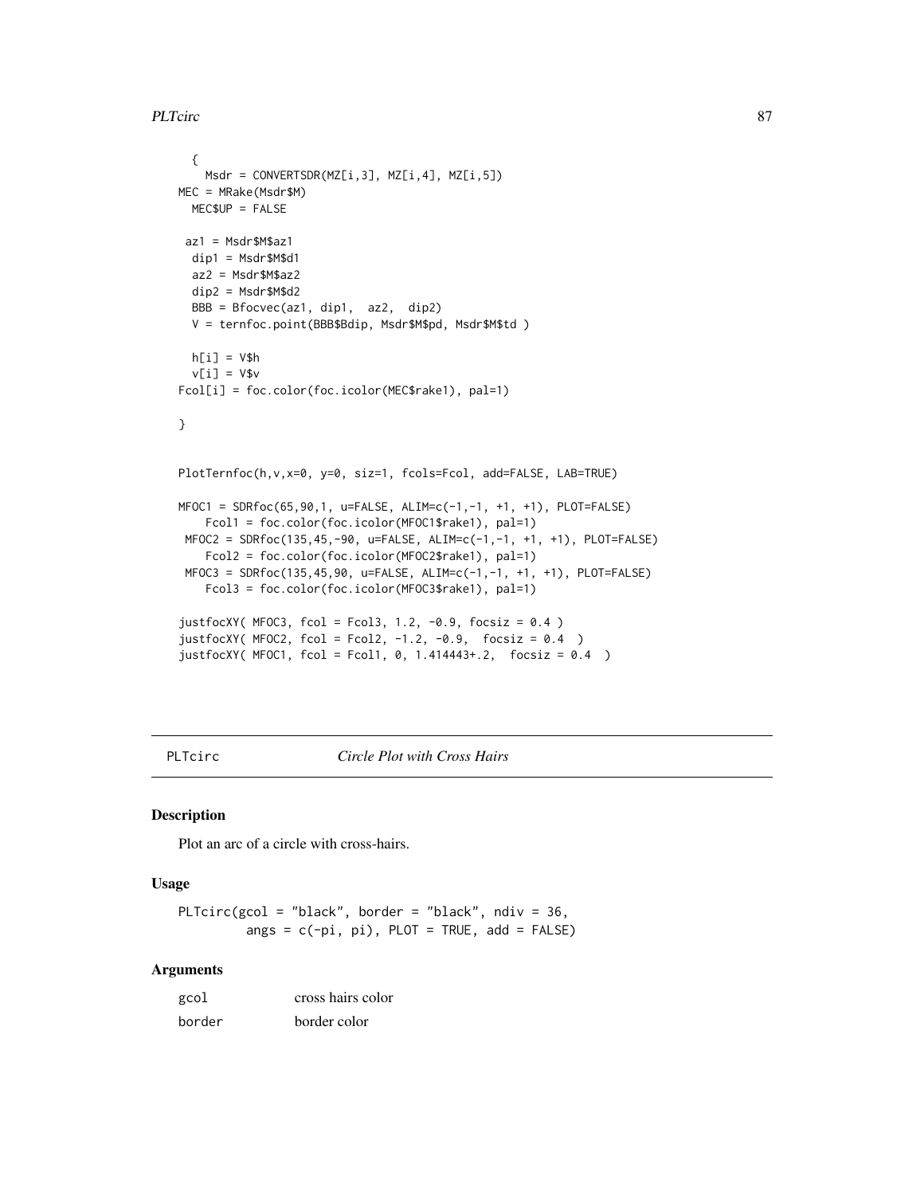```
  {
    Msdr = CONVERTSDR(MZ[i,3], MZ[i,4], MZ[i,5])
MEC = MRake(Msdr$M)
  MEC$UP = FALSE

 az1 = Msdr$M$az1
  dip1 = Msdr$M$d1
  az2 = Msdr$M$az2
  dip2 = Msdr$M$d2
  BBB = Bfocvec(az1, dip1,  az2,  dip2)
  V = ternfoc.point(BBB$Bdip, Msdr$M$pd, Msdr$M$td )

  h[i] = V$h
  v[i] = V$v
Fcol[i] = foc.color(foc.icolor(MEC$rake1), pal=1)

}


PlotTernfoc(h,v,x=0, y=0, siz=1, fcols=Fcol, add=FALSE, LAB=TRUE)

MFOC1 = SDRfoc(65,90,1, u=FALSE, ALIM=c(-1,-1, +1, +1), PLOT=FALSE)
    Fcol1 = foc.color(foc.icolor(MFOC1$rake1), pal=1)
 MFOC2 = SDRfoc(135,45,-90, u=FALSE, ALIM=c(-1,-1, +1, +1), PLOT=FALSE)
    Fcol2 = foc.color(foc.icolor(MFOC2$rake1), pal=1)
 MFOC3 = SDRfoc(135,45,90, u=FALSE, ALIM=c(-1,-1, +1, +1), PLOT=FALSE)
    Fcol3 = foc.color(foc.icolor(MFOC3$rake1), pal=1)

justfocXY( MFOC3, fcol = Fcol3, 1.2, -0.9, focsiz = 0.4 )
justfocXY( MFOC2, fcol = Fcol2, -1.2, -0.9,  focsiz = 0.4  )
justfocXY( MFOC1, fcol = Fcol1, 0, 1.414443+.2,  focsiz = 0.4  )
```

## PLTcirc — *Circle Plot with Cross Hairs*

### Description

Plot an arc of a circle with cross-hairs.

### Usage

```
PLTcirc(gcol = "black", border = "black", ndiv = 36,
        angs = c(-pi, pi), PLOT = TRUE, add = FALSE)
```

### Arguments

| | |
|---|---|
| gcol | cross hairs color |
| border | border color |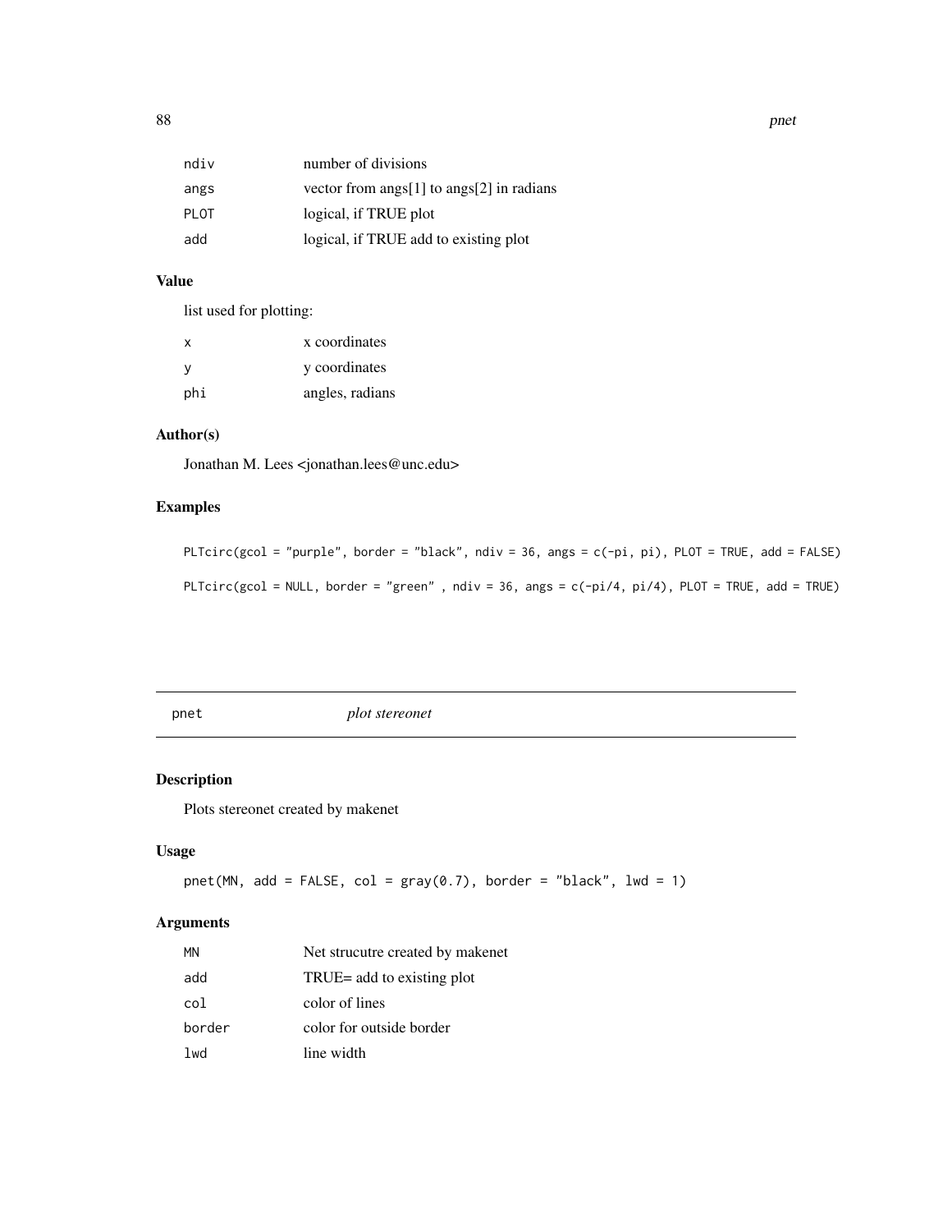| | |
|---|---|
| ndiv | number of divisions |
| angs | vector from angs[1] to angs[2] in radians |
| PLOT | logical, if TRUE plot |
| add | logical, if TRUE add to existing plot |

### Value

list used for plotting:

| | |
|---|---|
| x | x coordinates |
| y | y coordinates |
| phi | angles, radians |

### Author(s)

Jonathan M. Lees <jonathan.lees@unc.edu>

### Examples

```
PLTcirc(gcol = "purple", border = "black", ndiv = 36, angs = c(-pi, pi), PLOT = TRUE, add = FALSE)

PLTcirc(gcol = NULL, border = "green" , ndiv = 36, angs = c(-pi/4, pi/4), PLOT = TRUE, add = TRUE)
```

---

## pnet *plot stereonet*

### Description

Plots stereonet created by makenet

### Usage

```
pnet(MN, add = FALSE, col = gray(0.7), border = "black", lwd = 1)
```

### Arguments

| | |
|---|---|
| MN | Net strucutre created by makenet |
| add | TRUE= add to existing plot |
| col | color of lines |
| border | color for outside border |
| lwd | line width |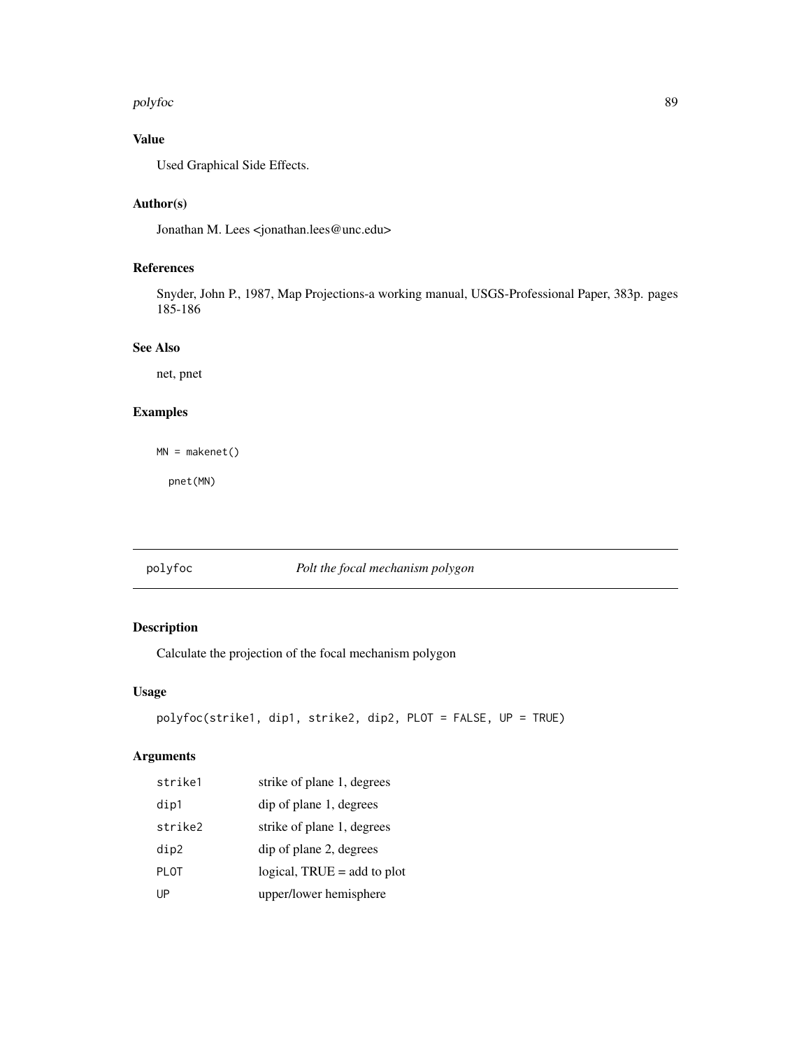## Value

Used Graphical Side Effects.

## Author(s)

Jonathan M. Lees <jonathan.lees@unc.edu>

## References

Snyder, John P., 1987, Map Projections-a working manual, USGS-Professional Paper, 383p. pages 185-186

## See Also

net, pnet

## Examples

```
MN = makenet()

  pnet(MN)
```

---

# polyfoc *Polt the focal mechanism polygon*

## Description

Calculate the projection of the focal mechanism polygon

## Usage

```
polyfoc(strike1, dip1, strike2, dip2, PLOT = FALSE, UP = TRUE)
```

## Arguments

| | |
|---|---|
| strike1 | strike of plane 1, degrees |
| dip1 | dip of plane 1, degrees |
| strike2 | strike of plane 1, degrees |
| dip2 | dip of plane 2, degrees |
| PLOT | logical, TRUE = add to plot |
| UP | upper/lower hemisphere |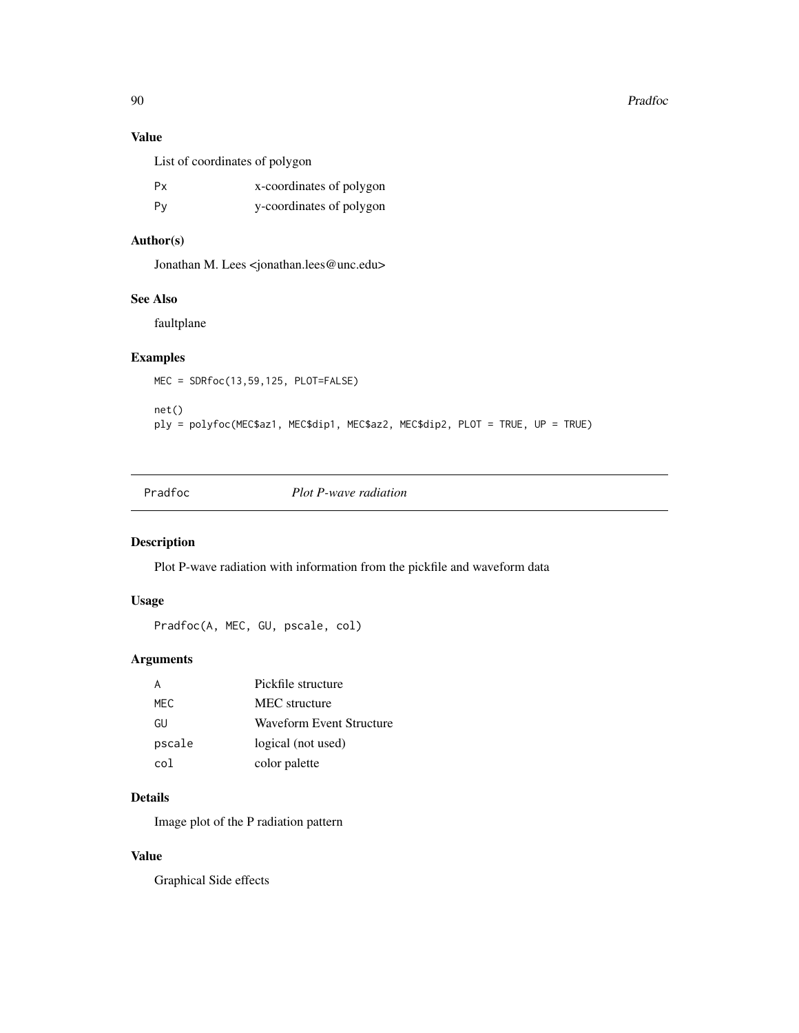### Value

List of coordinates of polygon

| | |
|---|---|
| Px | x-coordinates of polygon |
| Py | y-coordinates of polygon |

### Author(s)

Jonathan M. Lees <jonathan.lees@unc.edu>

### See Also

faultplane

### Examples

```
MEC = SDRfoc(13,59,125, PLOT=FALSE)

net()
ply = polyfoc(MEC$az1, MEC$dip1, MEC$az2, MEC$dip2, PLOT = TRUE, UP = TRUE)
```

---

## Pradfoc *Plot P-wave radiation*

---

### Description

Plot P-wave radiation with information from the pickfile and waveform data

### Usage

```
Pradfoc(A, MEC, GU, pscale, col)
```

### Arguments

| | |
|---|---|
| A | Pickfile structure |
| MEC | MEC structure |
| GU | Waveform Event Structure |
| pscale | logical (not used) |
| col | color palette |

### Details

Image plot of the P radiation pattern

### Value

Graphical Side effects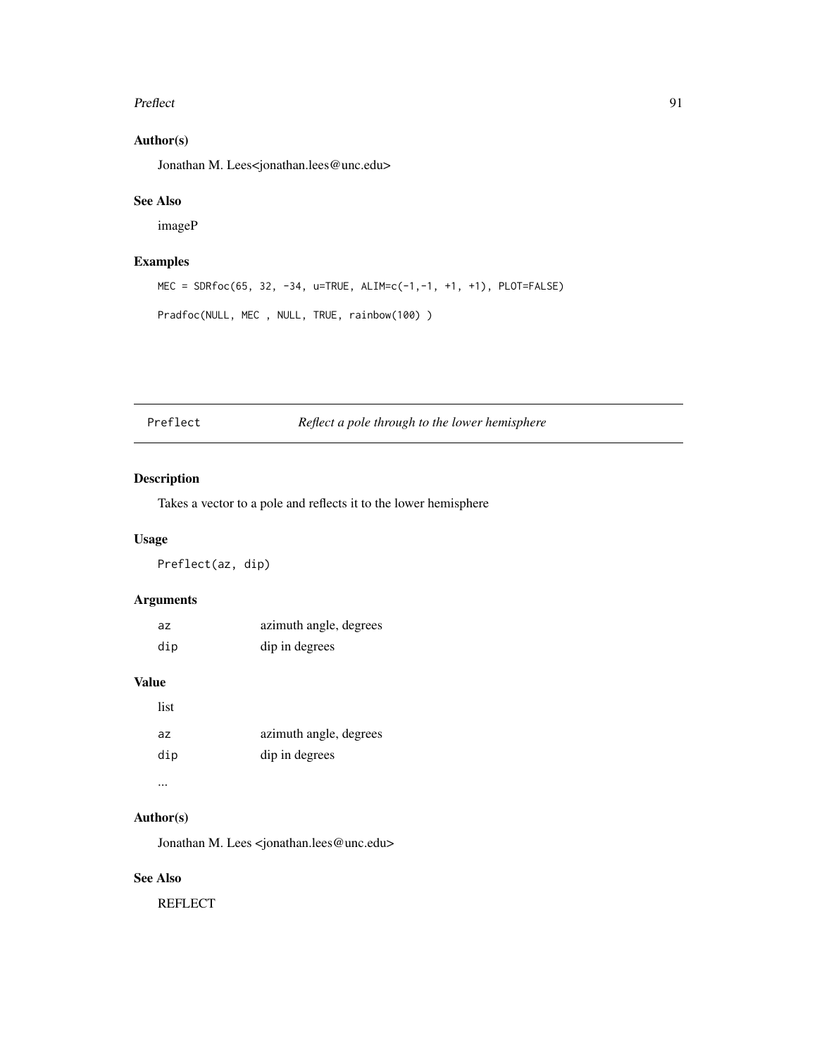### Author(s)

Jonathan M. Lees<jonathan.lees@unc.edu>

### See Also

imageP

### Examples

```
MEC = SDRfoc(65, 32, -34, u=TRUE, ALIM=c(-1,-1, +1, +1), PLOT=FALSE)

Pradfoc(NULL, MEC , NULL, TRUE, rainbow(100) )
```

---

## Preflect *Reflect a pole through to the lower hemisphere*

### Description

Takes a vector to a pole and reflects it to the lower hemisphere

### Usage

```
Preflect(az, dip)
```

### Arguments

| | |
|---|---|
| az | azimuth angle, degrees |
| dip | dip in degrees |

### Value

list

| | |
|---|---|
| az | azimuth angle, degrees |
| dip | dip in degrees |

...

### Author(s)

Jonathan M. Lees <jonathan.lees@unc.edu>

### See Also

REFLECT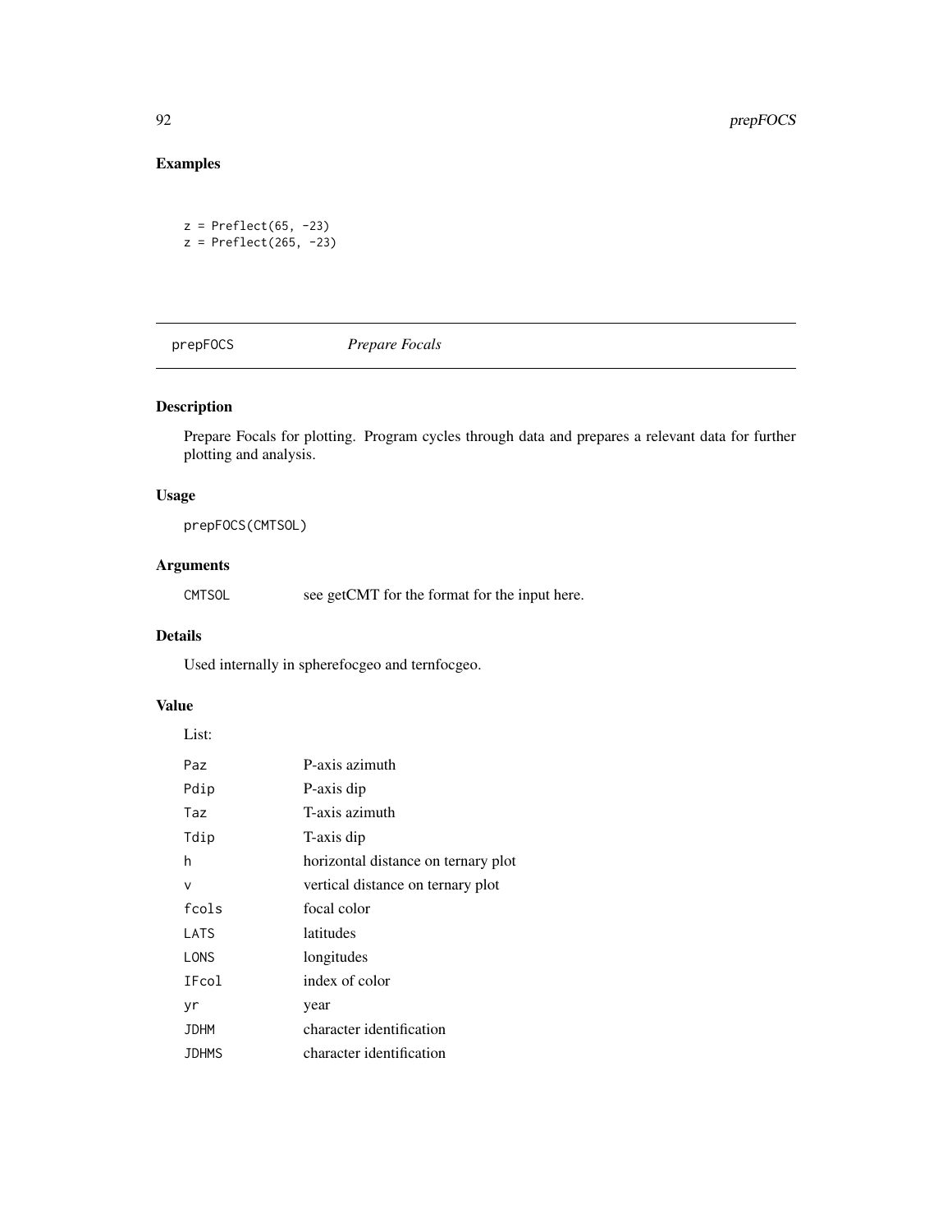## Examples

```
z = Preflect(65, -23)
z = Preflect(265, -23)
```

---

# prepFOCS *Prepare Focals*

## Description

Prepare Focals for plotting. Program cycles through data and prepares a relevant data for further plotting and analysis.

## Usage

```
prepFOCS(CMTSOL)
```

## Arguments

| | |
|---|---|
| CMTSOL | see getCMT for the format for the input here. |

## Details

Used internally in spherefocgeo and ternfocgeo.

## Value

List:

| | |
|---|---|
| Paz | P-axis azimuth |
| Pdip | P-axis dip |
| Taz | T-axis azimuth |
| Tdip | T-axis dip |
| h | horizontal distance on ternary plot |
| v | vertical distance on ternary plot |
| fcols | focal color |
| LATS | latitudes |
| LONS | longitudes |
| IFcol | index of color |
| yr | year |
| JDHM | character identification |
| JDHMS | character identification |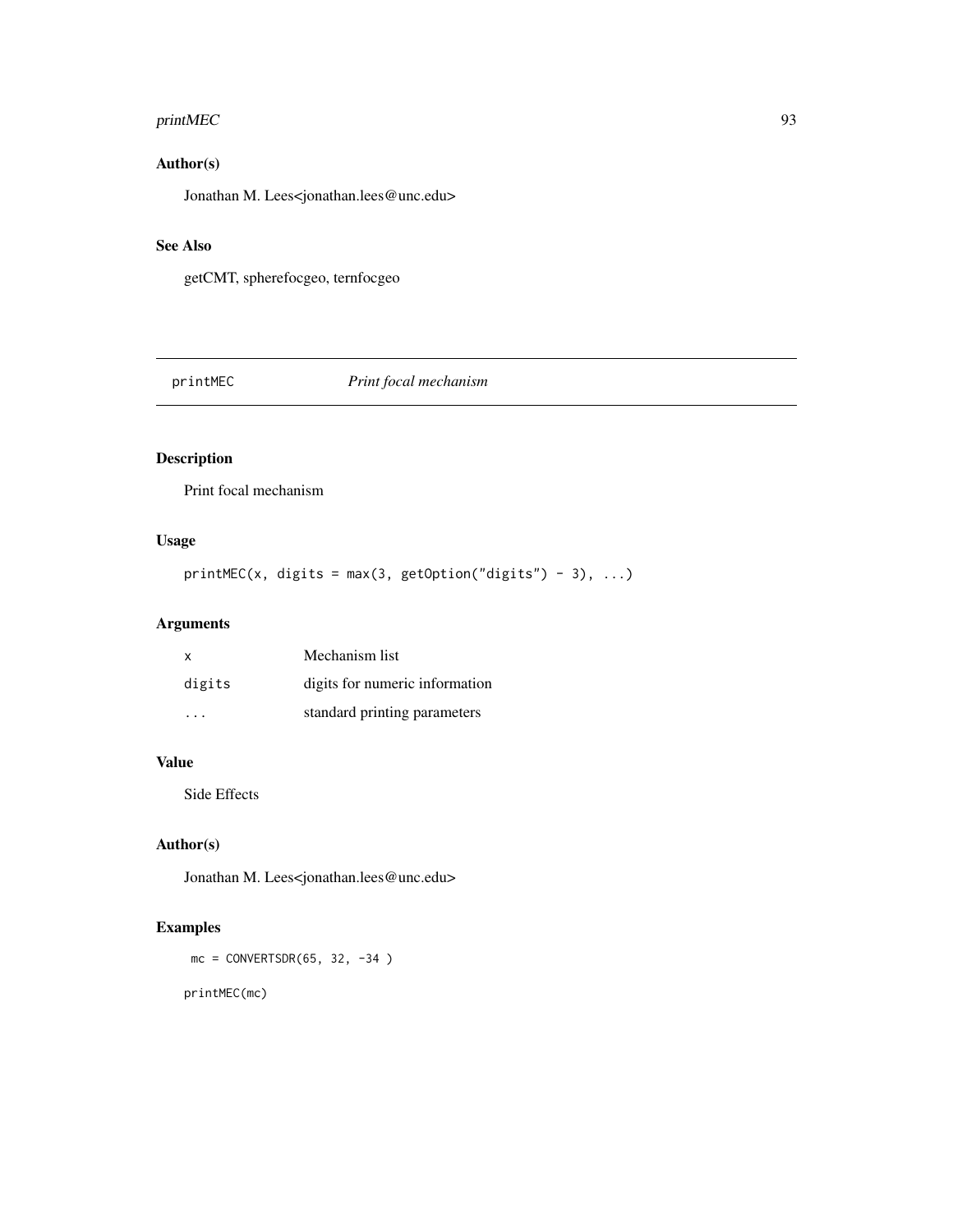## Author(s)

Jonathan M. Lees<jonathan.lees@unc.edu>

## See Also

getCMT, spherefocgeo, ternfocgeo

---

# printMEC *Print focal mechanism*

---

## Description

Print focal mechanism

## Usage

```
printMEC(x, digits = max(3, getOption("digits") - 3), ...)
```

## Arguments

| | |
|---|---|
| x | Mechanism list |
| digits | digits for numeric information |
| ... | standard printing parameters |

## Value

Side Effects

## Author(s)

Jonathan M. Lees<jonathan.lees@unc.edu>

## Examples

```
mc = CONVERTSDR(65, 32, -34 )

printMEC(mc)
```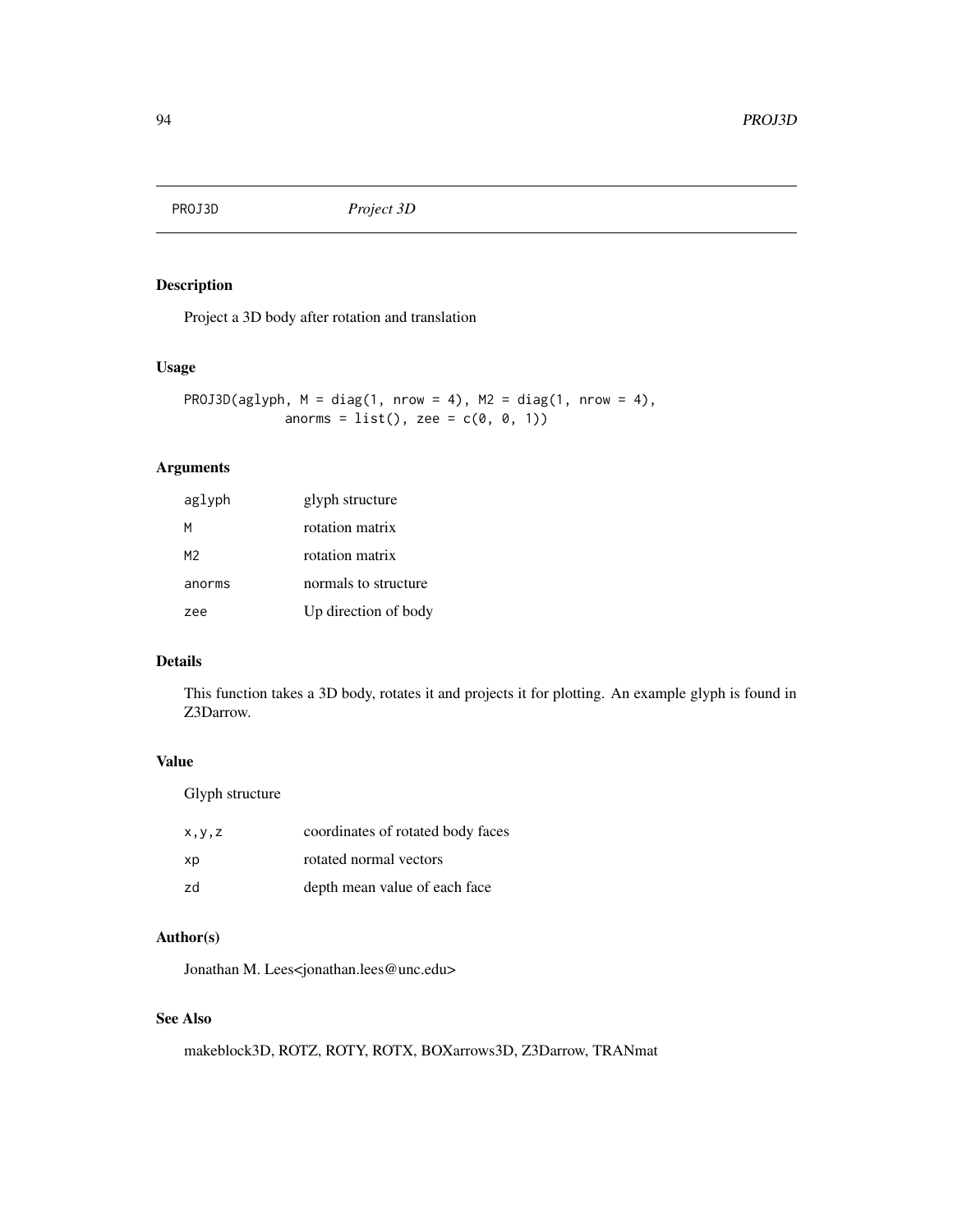# PROJ3D *Project 3D*

## Description

Project a 3D body after rotation and translation

## Usage

```
PROJ3D(aglyph, M = diag(1, nrow = 4), M2 = diag(1, nrow = 4),
            anorms = list(), zee = c(0, 0, 1))
```

## Arguments

| | |
|---|---|
| aglyph | glyph structure |
| M | rotation matrix |
| M2 | rotation matrix |
| anorms | normals to structure |
| zee | Up direction of body |

## Details

This function takes a 3D body, rotates it and projects it for plotting. An example glyph is found in Z3Darrow.

## Value

Glyph structure

| | |
|---|---|
| x,y,z | coordinates of rotated body faces |
| xp | rotated normal vectors |
| zd | depth mean value of each face |

## Author(s)

Jonathan M. Lees<jonathan.lees@unc.edu>

## See Also

makeblock3D, ROTZ, ROTY, ROTX, BOXarrows3D, Z3Darrow, TRANmat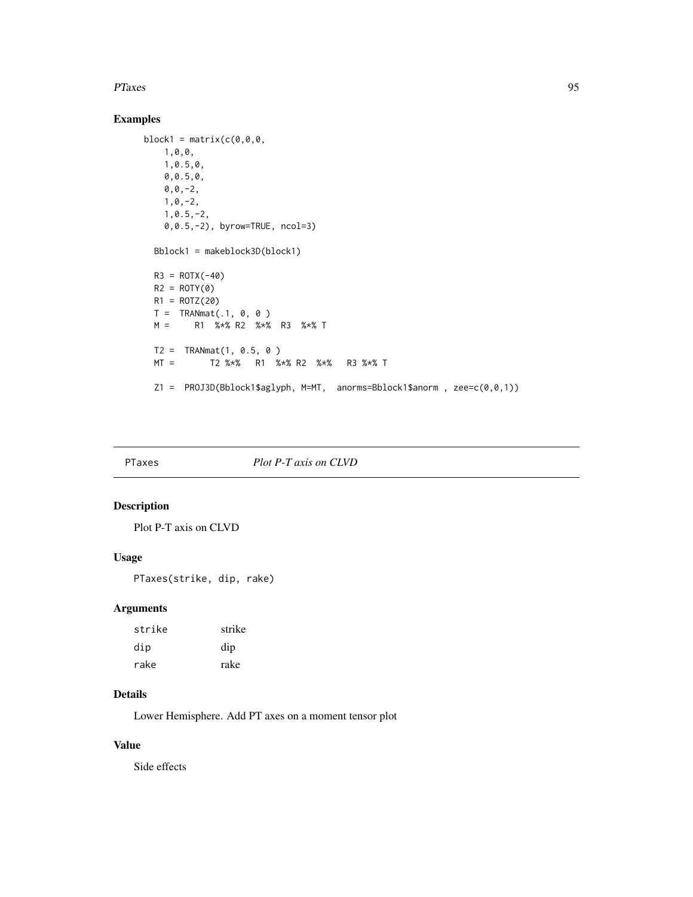## Examples

```
block1 = matrix(c(0,0,0,
   1,0,0,
   1,0.5,0,
   0,0.5,0,
   0,0,-2,
   1,0,-2,
   1,0.5,-2,
   0,0.5,-2), byrow=TRUE, ncol=3)

 Bblock1 = makeblock3D(block1)

 R3 = ROTX(-40)
 R2 = ROTY(0)
 R1 = ROTZ(20)
 T =  TRANmat(.1, 0, 0 )
 M =     R1  %*% R2  %*%  R3  %*% T

 T2 =  TRANmat(1, 0.5, 0 )
 MT =       T2 %*%   R1  %*% R2  %*%   R3 %*% T

 Z1 =  PROJ3D(Bblock1$aglyph, M=MT,  anorms=Bblock1$anorm , zee=c(0,0,1))
```

---

PTaxes *Plot P-T axis on CLVD*

## Description

Plot P-T axis on CLVD

## Usage

```
PTaxes(strike, dip, rake)
```

## Arguments

| | |
|---|---|
| strike | strike |
| dip | dip |
| rake | rake |

## Details

Lower Hemisphere. Add PT axes on a moment tensor plot

## Value

Side effects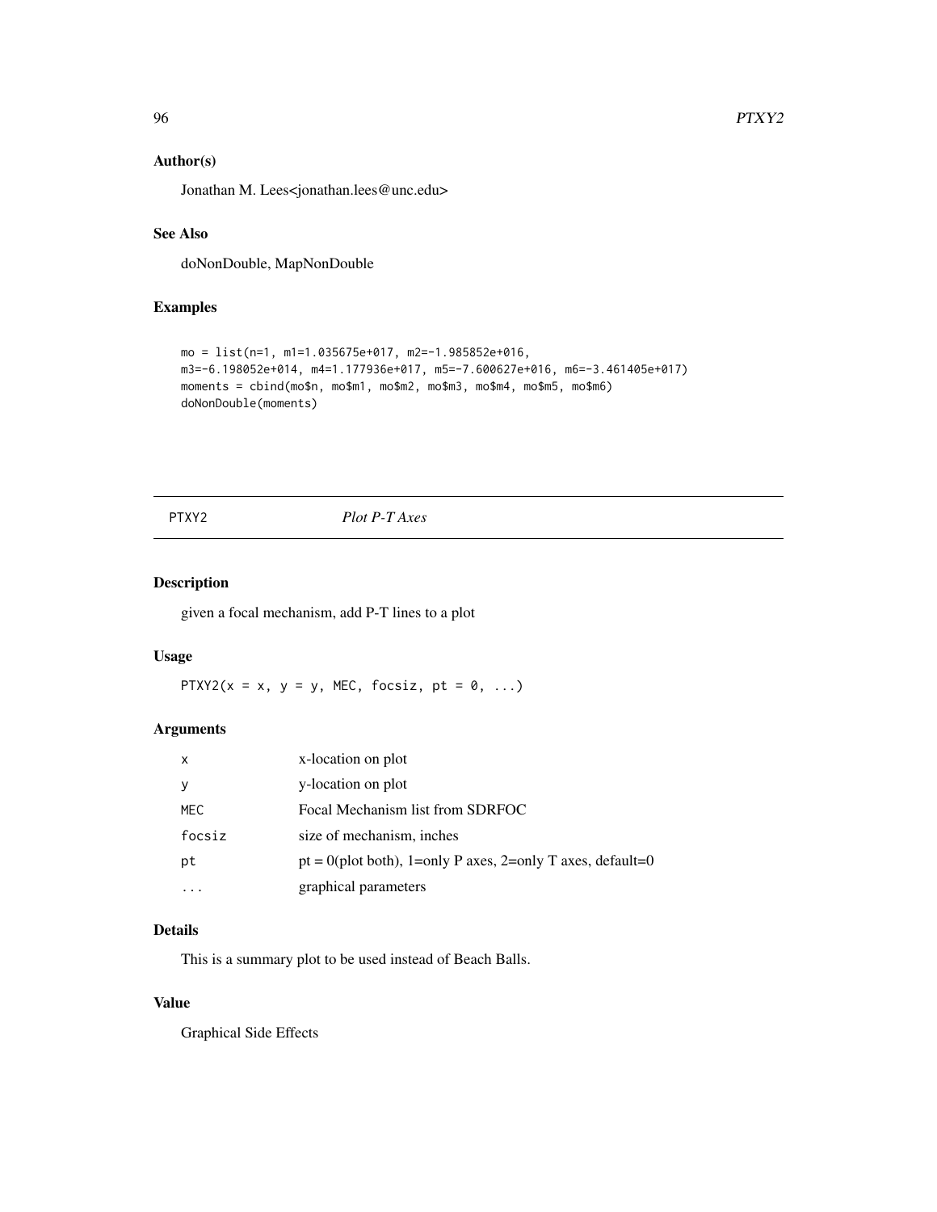## Author(s)

Jonathan M. Lees<jonathan.lees@unc.edu>

## See Also

doNonDouble, MapNonDouble

## Examples

```
mo = list(n=1, m1=1.035675e+017, m2=-1.985852e+016,
m3=-6.198052e+014, m4=1.177936e+017, m5=-7.600627e+016, m6=-3.461405e+017)
moments = cbind(mo$n, mo$m1, mo$m2, mo$m3, mo$m4, mo$m5, mo$m6)
doNonDouble(moments)
```

---

# PTXY2 *Plot P-T Axes*

## Description

given a focal mechanism, add P-T lines to a plot

## Usage

```
PTXY2(x = x, y = y, MEC, focsiz, pt = 0, ...)
```

## Arguments

| | |
|---|---|
| x | x-location on plot |
| y | y-location on plot |
| MEC | Focal Mechanism list from SDRFOC |
| focsiz | size of mechanism, inches |
| pt | pt = 0(plot both), 1=only P axes, 2=only T axes, default=0 |
| ... | graphical parameters |

## Details

This is a summary plot to be used instead of Beach Balls.

## Value

Graphical Side Effects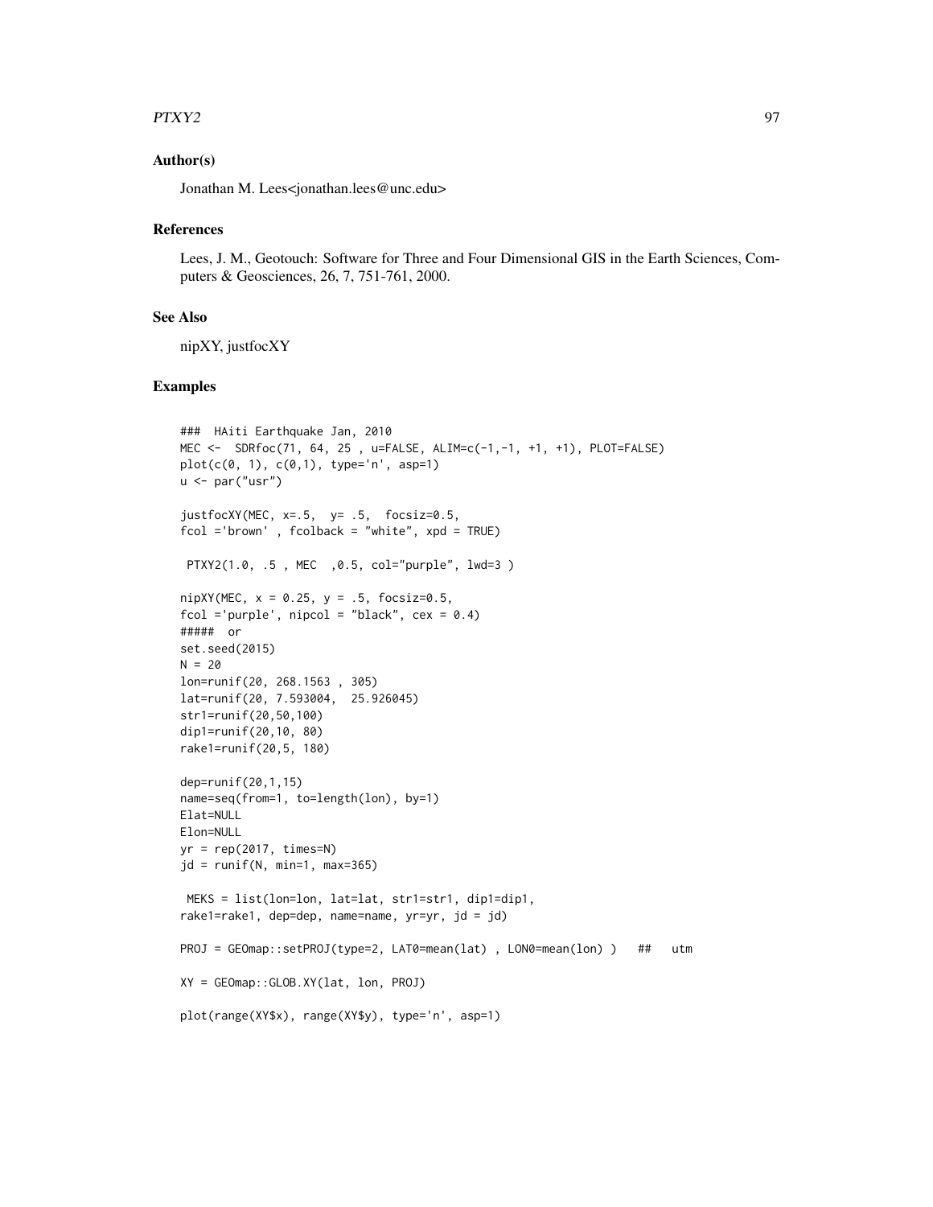## Author(s)

Jonathan M. Lees<jonathan.lees@unc.edu>

## References

Lees, J. M., Geotouch: Software for Three and Four Dimensional GIS in the Earth Sciences, Computers & Geosciences, 26, 7, 751-761, 2000.

## See Also

nipXY, justfocXY

## Examples

```
###  HAiti Earthquake Jan, 2010
MEC <-  SDRfoc(71, 64, 25 , u=FALSE, ALIM=c(-1,-1, +1, +1), PLOT=FALSE)
plot(c(0, 1), c(0,1), type='n', asp=1)
u <- par("usr")

justfocXY(MEC, x=.5,  y= .5,  focsiz=0.5,
fcol ='brown' , fcolback = "white", xpd = TRUE)

 PTXY2(1.0, .5 , MEC  ,0.5, col="purple", lwd=3 )

nipXY(MEC, x = 0.25, y = .5, focsiz=0.5,
fcol ='purple', nipcol = "black", cex = 0.4)
#####  or
set.seed(2015)
N = 20
lon=runif(20, 268.1563 , 305)
lat=runif(20, 7.593004,  25.926045)
str1=runif(20,50,100)
dip1=runif(20,10, 80)
rake1=runif(20,5, 180)

dep=runif(20,1,15)
name=seq(from=1, to=length(lon), by=1)
Elat=NULL
Elon=NULL
yr = rep(2017, times=N)
jd = runif(N, min=1, max=365)

 MEKS = list(lon=lon, lat=lat, str1=str1, dip1=dip1,
rake1=rake1, dep=dep, name=name, yr=yr, jd = jd)

PROJ = GEOmap::setPROJ(type=2, LAT0=mean(lat) , LON0=mean(lon) )   ##   utm

XY = GEOmap::GLOB.XY(lat, lon, PROJ)

plot(range(XY$x), range(XY$y), type='n', asp=1)
```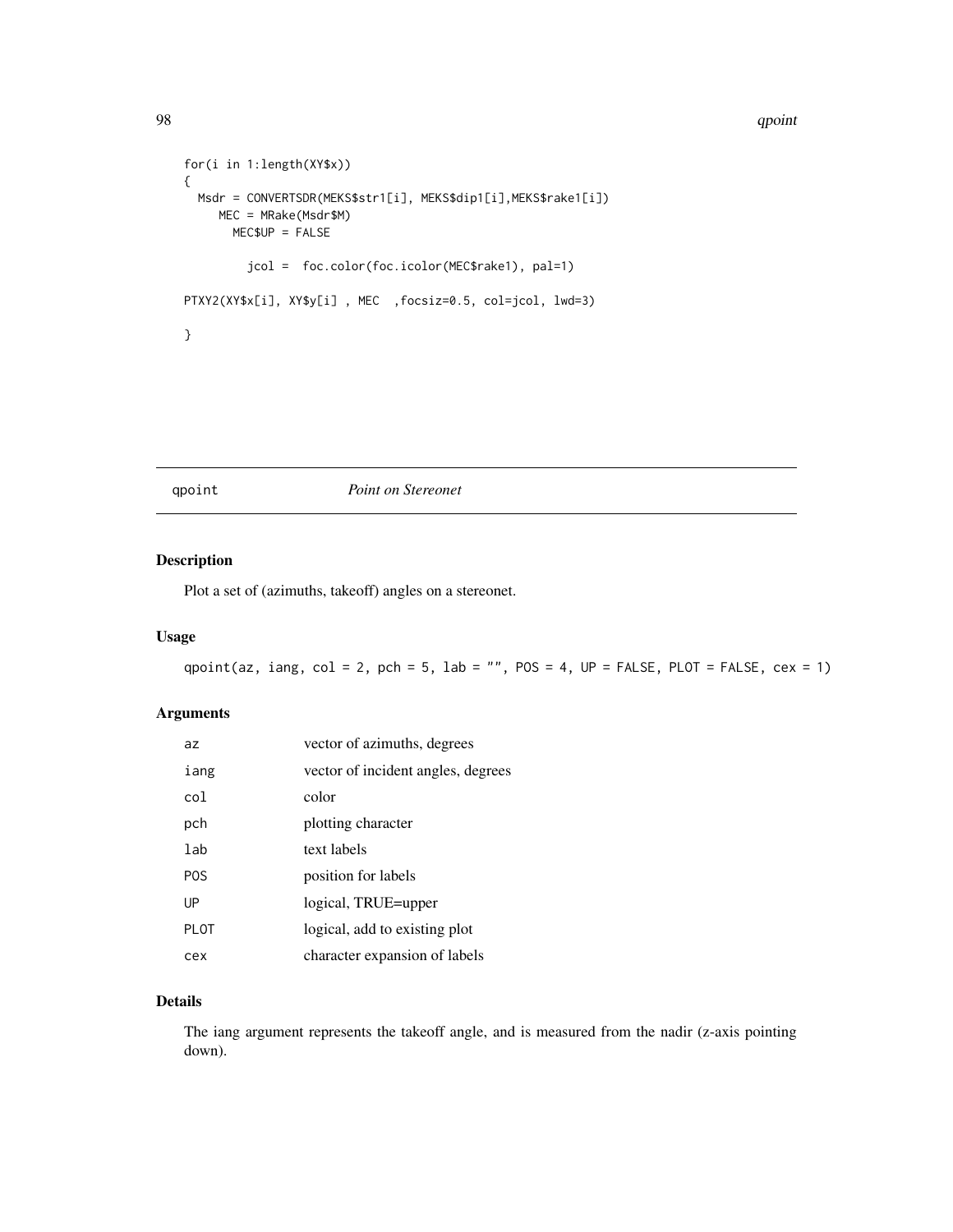```
for(i in 1:length(XY$x))
{
  Msdr = CONVERTSDR(MEKS$str1[i], MEKS$dip1[i],MEKS$rake1[i])
     MEC = MRake(Msdr$M)
       MEC$UP = FALSE

         jcol =  foc.color(foc.icolor(MEC$rake1), pal=1)

PTXY2(XY$x[i], XY$y[i] , MEC  ,focsiz=0.5, col=jcol, lwd=3)

}
```

---

## qpoint *Point on Stereonet*

### Description

Plot a set of (azimuths, takeoff) angles on a stereonet.

### Usage

```
qpoint(az, iang, col = 2, pch = 5, lab = "", POS = 4, UP = FALSE, PLOT = FALSE, cex = 1)
```

### Arguments

| | |
|---|---|
| az | vector of azimuths, degrees |
| iang | vector of incident angles, degrees |
| col | color |
| pch | plotting character |
| lab | text labels |
| POS | position for labels |
| UP | logical, TRUE=upper |
| PLOT | logical, add to existing plot |
| cex | character expansion of labels |

### Details

The iang argument represents the takeoff angle, and is measured from the nadir (z-axis pointing down).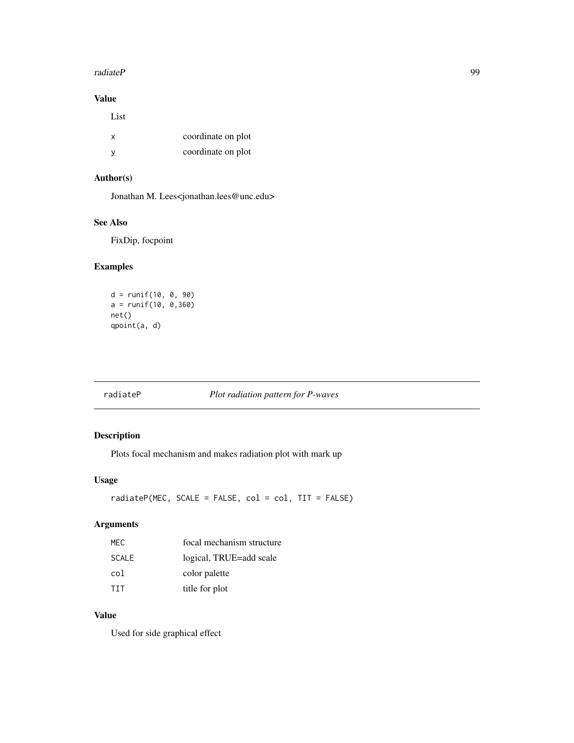### Value

List

| | |
|---|---|
| x | coordinate on plot |
| y | coordinate on plot |

### Author(s)

Jonathan M. Lees<jonathan.lees@unc.edu>

### See Also

FixDip, focpoint

### Examples

```
d = runif(10, 0, 90)
a = runif(10, 0,360)
net()
qpoint(a, d)
```

---

## radiateP — *Plot radiation pattern for P-waves*

---

### Description

Plots focal mechanism and makes radiation plot with mark up

### Usage

```
radiateP(MEC, SCALE = FALSE, col = col, TIT = FALSE)
```

### Arguments

| | |
|---|---|
| MEC | focal mechanism structure |
| SCALE | logical, TRUE=add scale |
| col | color palette |
| TIT | title for plot |

### Value

Used for side graphical effect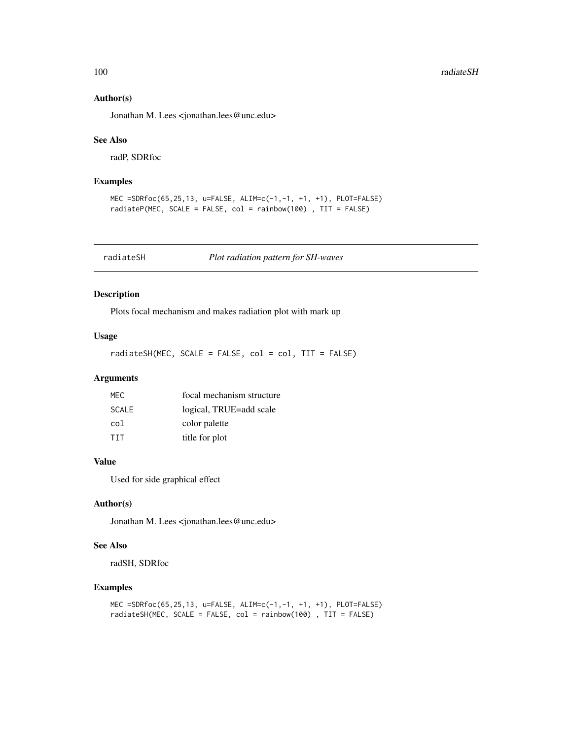### Author(s)

Jonathan M. Lees <jonathan.lees@unc.edu>

### See Also

radP, SDRfoc

### Examples

```
MEC =SDRfoc(65,25,13, u=FALSE, ALIM=c(-1,-1, +1, +1), PLOT=FALSE)
radiateP(MEC, SCALE = FALSE, col = rainbow(100) , TIT = FALSE)
```

---

## radiateSH — *Plot radiation pattern for SH-waves*

### Description

Plots focal mechanism and makes radiation plot with mark up

### Usage

```
radiateSH(MEC, SCALE = FALSE, col = col, TIT = FALSE)
```

### Arguments

| | |
|---|---|
| MEC | focal mechanism structure |
| SCALE | logical, TRUE=add scale |
| col | color palette |
| TIT | title for plot |

### Value

Used for side graphical effect

### Author(s)

Jonathan M. Lees <jonathan.lees@unc.edu>

### See Also

radSH, SDRfoc

### Examples

```
MEC =SDRfoc(65,25,13, u=FALSE, ALIM=c(-1,-1, +1, +1), PLOT=FALSE)
radiateSH(MEC, SCALE = FALSE, col = rainbow(100) , TIT = FALSE)
```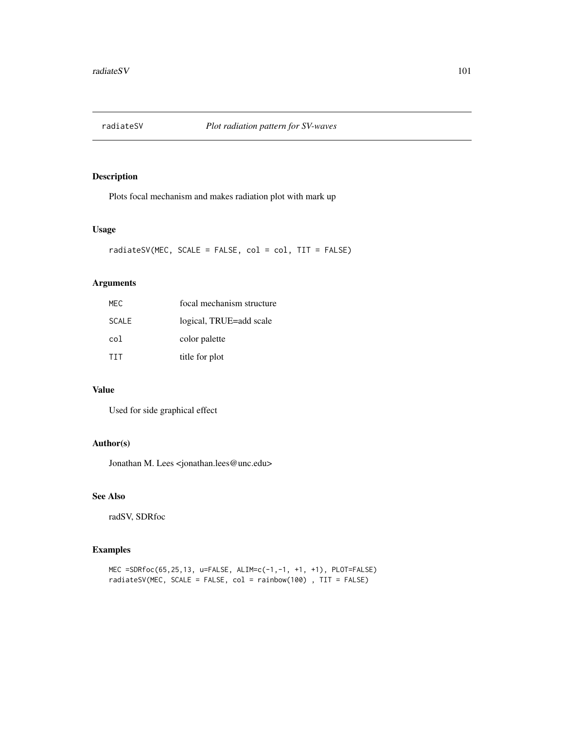# radiateSV — *Plot radiation pattern for SV-waves*

## Description

Plots focal mechanism and makes radiation plot with mark up

## Usage

```
radiateSV(MEC, SCALE = FALSE, col = col, TIT = FALSE)
```

## Arguments

| | |
|---|---|
| MEC | focal mechanism structure |
| SCALE | logical, TRUE=add scale |
| col | color palette |
| TIT | title for plot |

## Value

Used for side graphical effect

## Author(s)

Jonathan M. Lees <jonathan.lees@unc.edu>

## See Also

radSV, SDRfoc

## Examples

```
MEC =SDRfoc(65,25,13, u=FALSE, ALIM=c(-1,-1, +1, +1), PLOT=FALSE)
radiateSV(MEC, SCALE = FALSE, col = rainbow(100) , TIT = FALSE)
```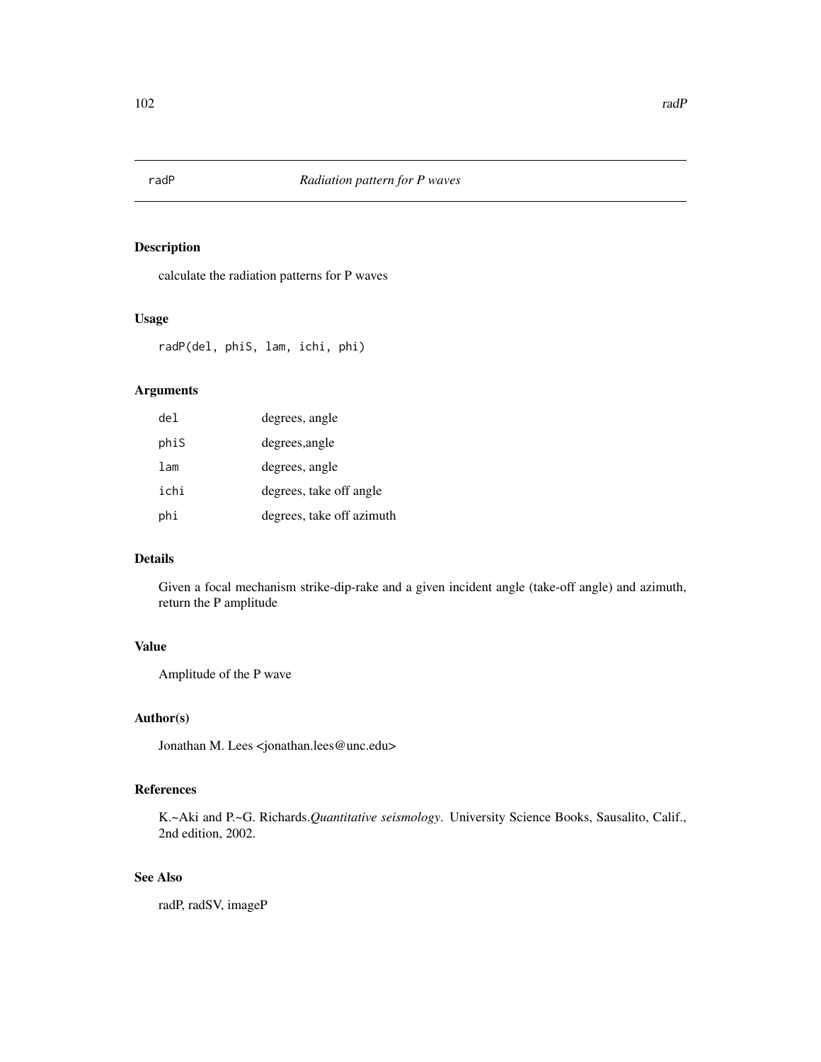# radP *Radiation pattern for P waves*

## Description

calculate the radiation patterns for P waves

## Usage

```
radP(del, phiS, lam, ichi, phi)
```

## Arguments

| | |
|---|---|
| del | degrees, angle |
| phiS | degrees,angle |
| lam | degrees, angle |
| ichi | degrees, take off angle |
| phi | degrees, take off azimuth |

## Details

Given a focal mechanism strike-dip-rake and a given incident angle (take-off angle) and azimuth, return the P amplitude

## Value

Amplitude of the P wave

## Author(s)

Jonathan M. Lees <jonathan.lees@unc.edu>

## References

K.~Aki and P.~G. Richards.*Quantitative seismology*. University Science Books, Sausalito, Calif., 2nd edition, 2002.

## See Also

radP, radSV, imageP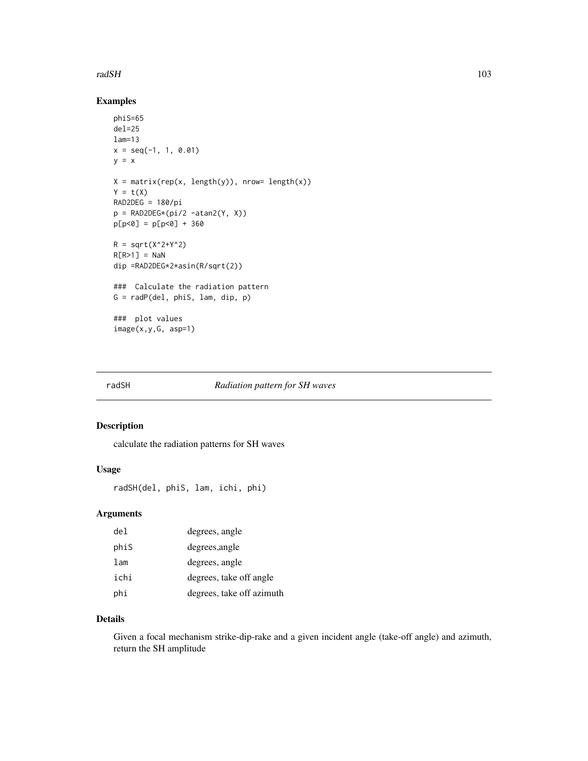## Examples

```
phiS=65
del=25
lam=13
x = seq(-1, 1, 0.01)
y = x

X = matrix(rep(x, length(y)), nrow= length(x))
Y = t(X)
RAD2DEG = 180/pi
p = RAD2DEG*(pi/2 -atan2(Y, X))
p[p<0] = p[p<0] + 360

R = sqrt(X^2+Y^2)
R[R>1] = NaN
dip =RAD2DEG*2*asin(R/sqrt(2))

###  Calculate the radiation pattern
G = radP(del, phiS, lam, dip, p)

###  plot values
image(x,y,G, asp=1)
```

---

# radSH *Radiation pattern for SH waves*

## Description

calculate the radiation patterns for SH waves

## Usage

```
radSH(del, phiS, lam, ichi, phi)
```

## Arguments

| | |
|---|---|
| del | degrees, angle |
| phiS | degrees,angle |
| lam | degrees, angle |
| ichi | degrees, take off angle |
| phi | degrees, take off azimuth |

## Details

Given a focal mechanism strike-dip-rake and a given incident angle (take-off angle) and azimuth, return the SH amplitude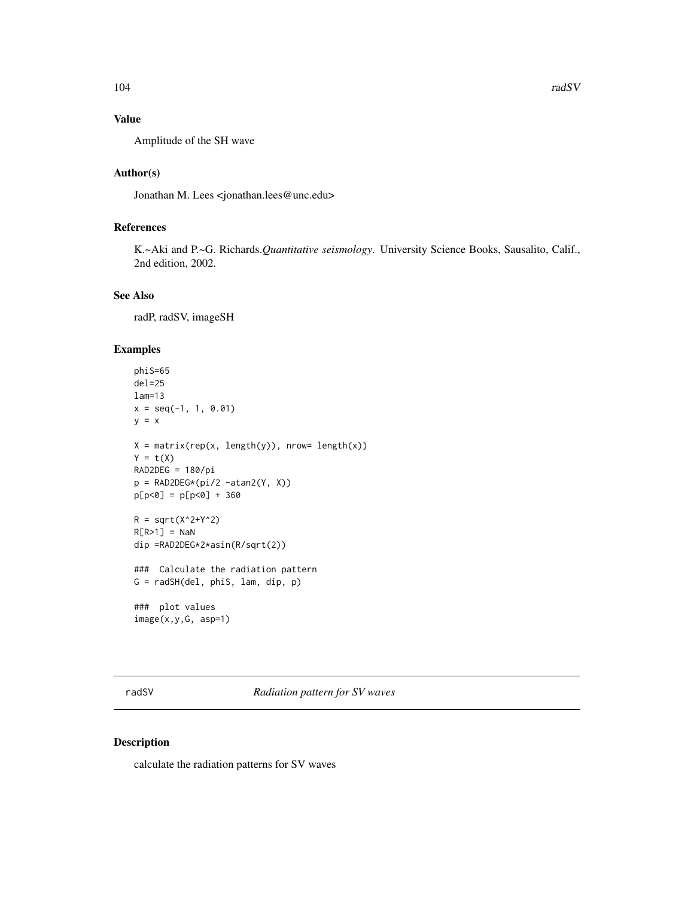## Value

Amplitude of the SH wave

## Author(s)

Jonathan M. Lees <jonathan.lees@unc.edu>

## References

K.~Aki and P.~G. Richards.*Quantitative seismology*. University Science Books, Sausalito, Calif., 2nd edition, 2002.

## See Also

radP, radSV, imageSH

## Examples

```
phiS=65
del=25
lam=13
x = seq(-1, 1, 0.01)
y = x

X = matrix(rep(x, length(y)), nrow= length(x))
Y = t(X)
RAD2DEG = 180/pi
p = RAD2DEG*(pi/2 -atan2(Y, X))
p[p<0] = p[p<0] + 360

R = sqrt(X^2+Y^2)
R[R>1] = NaN
dip =RAD2DEG*2*asin(R/sqrt(2))

###  Calculate the radiation pattern
G = radSH(del, phiS, lam, dip, p)

###  plot values
image(x,y,G, asp=1)
```

---

radSV *Radiation pattern for SV waves*

## Description

calculate the radiation patterns for SV waves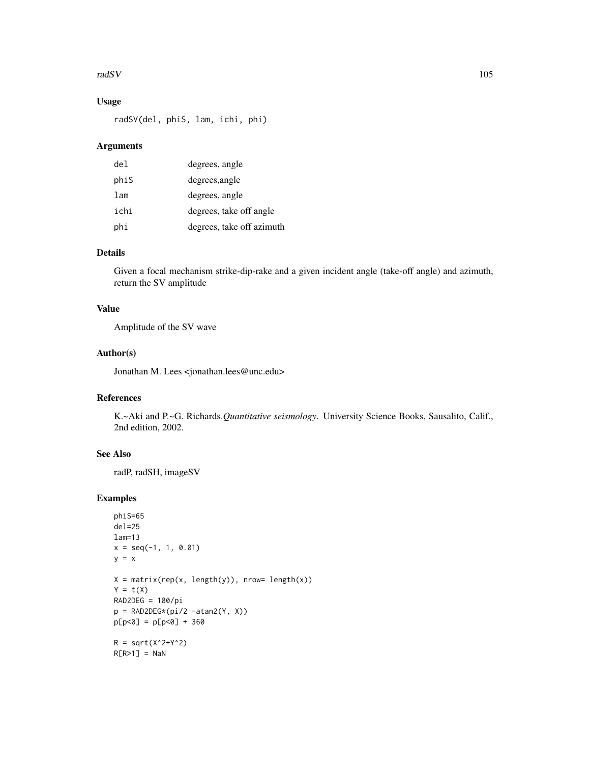## Usage

```
radSV(del, phiS, lam, ichi, phi)
```

## Arguments

| | |
|---|---|
| del | degrees, angle |
| phiS | degrees,angle |
| lam | degrees, angle |
| ichi | degrees, take off angle |
| phi | degrees, take off azimuth |

## Details

Given a focal mechanism strike-dip-rake and a given incident angle (take-off angle) and azimuth, return the SV amplitude

## Value

Amplitude of the SV wave

## Author(s)

Jonathan M. Lees <jonathan.lees@unc.edu>

## References

K.~Aki and P.~G. Richards.*Quantitative seismology*. University Science Books, Sausalito, Calif., 2nd edition, 2002.

## See Also

radP, radSH, imageSV

## Examples

```
phiS=65
del=25
lam=13
x = seq(-1, 1, 0.01)
y = x

X = matrix(rep(x, length(y)), nrow= length(x))
Y = t(X)
RAD2DEG = 180/pi
p = RAD2DEG*(pi/2 -atan2(Y, X))
p[p<0] = p[p<0] + 360

R = sqrt(X^2+Y^2)
R[R>1] = NaN
```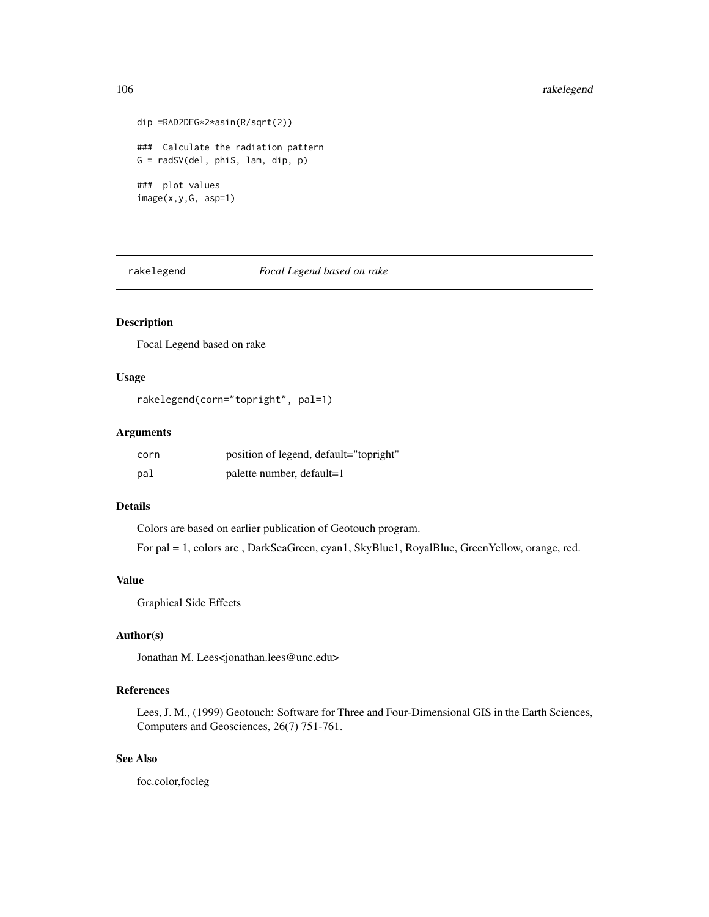```
dip =RAD2DEG*2*asin(R/sqrt(2))

###  Calculate the radiation pattern
G = radSV(del, phiS, lam, dip, p)

###  plot values
image(x,y,G, asp=1)
```

---

## rakelegend *Focal Legend based on rake*

### Description

Focal Legend based on rake

### Usage

```
rakelegend(corn="topright", pal=1)
```

### Arguments

| | |
|---|---|
| `corn` | position of legend, default="topright" |
| `pal` | palette number, default=1 |

### Details

Colors are based on earlier publication of Geotouch program.

For pal = 1, colors are , DarkSeaGreen, cyan1, SkyBlue1, RoyalBlue, GreenYellow, orange, red.

### Value

Graphical Side Effects

### Author(s)

Jonathan M. Lees<jonathan.lees@unc.edu>

### References

Lees, J. M., (1999) Geotouch: Software for Three and Four-Dimensional GIS in the Earth Sciences, Computers and Geosciences, 26(7) 751-761.

### See Also

foc.color,focleg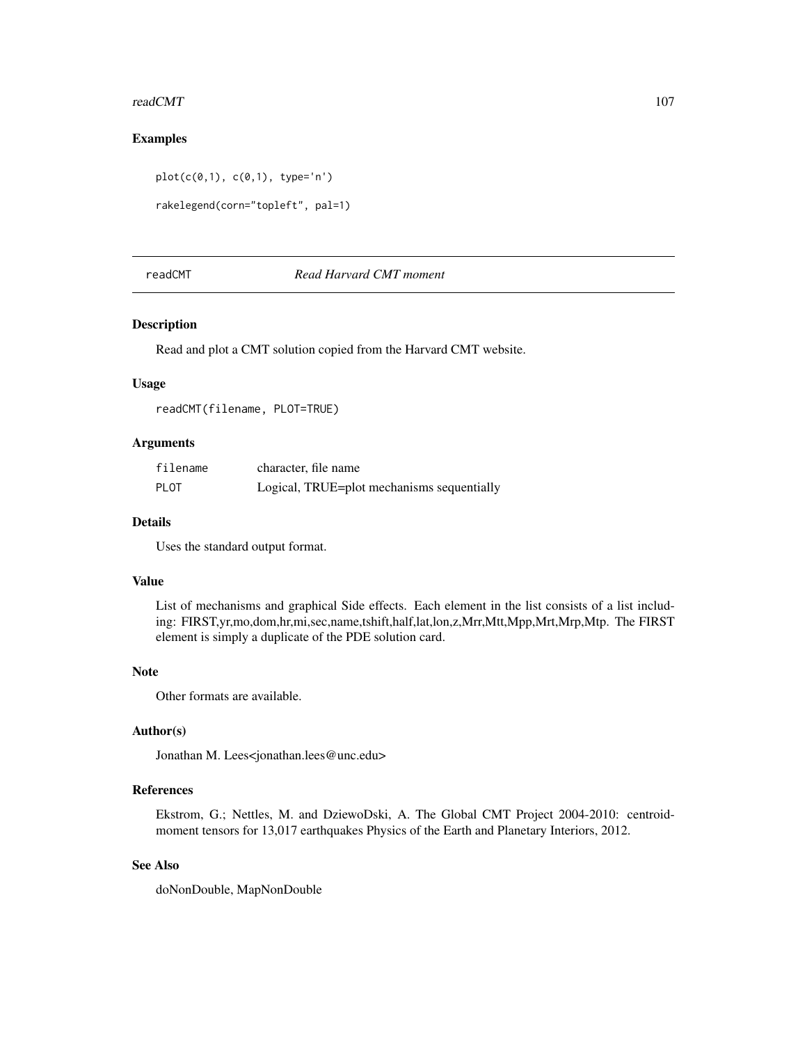## Examples

```
plot(c(0,1), c(0,1), type='n')

rakelegend(corn="topleft", pal=1)
```

---

readCMT *Read Harvard CMT moment*

---

### Description

Read and plot a CMT solution copied from the Harvard CMT website.

### Usage

```
readCMT(filename, PLOT=TRUE)
```

### Arguments

| | |
|---|---|
| filename | character, file name |
| PLOT | Logical, TRUE=plot mechanisms sequentially |

### Details

Uses the standard output format.

### Value

List of mechanisms and graphical Side effects. Each element in the list consists of a list including: FIRST,yr,mo,dom,hr,mi,sec,name,tshift,half,lat,lon,z,Mrr,Mtt,Mpp,Mrt,Mrp,Mtp. The FIRST element is simply a duplicate of the PDE solution card.

### Note

Other formats are available.

### Author(s)

Jonathan M. Lees<jonathan.lees@unc.edu>

### References

Ekstrom, G.; Nettles, M. and DziewoDski, A. The Global CMT Project 2004-2010: centroid-moment tensors for 13,017 earthquakes Physics of the Earth and Planetary Interiors, 2012.

### See Also

doNonDouble, MapNonDouble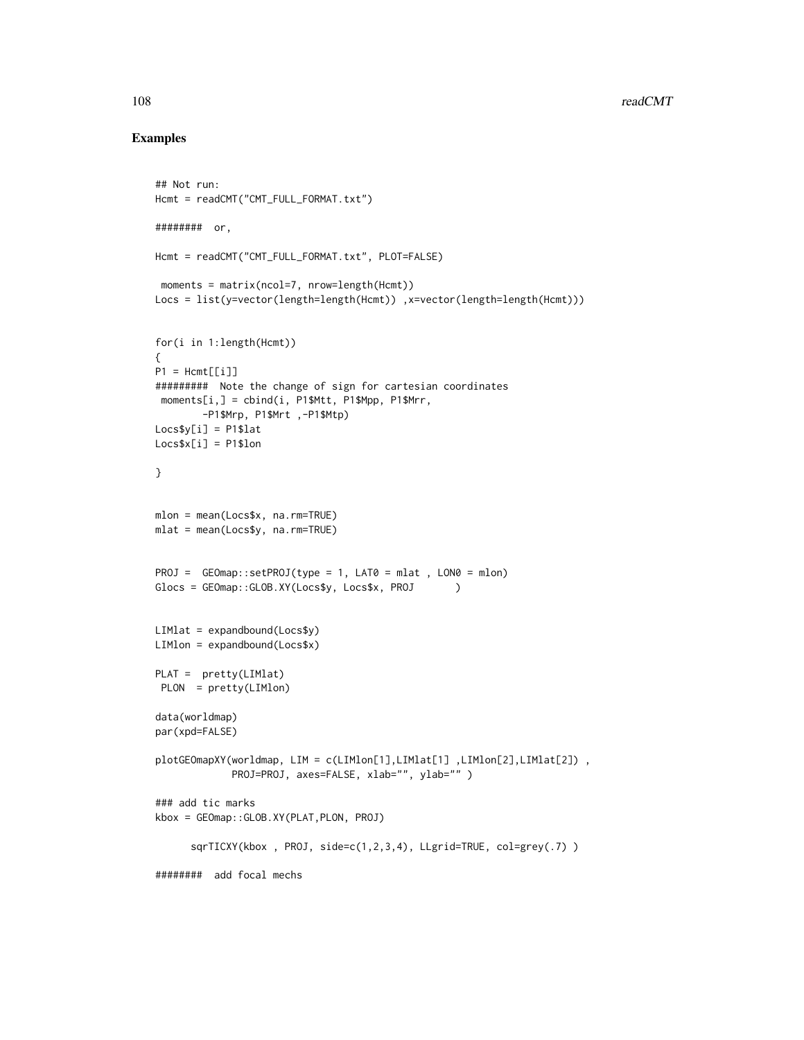## Examples

```
## Not run:
Hcmt = readCMT("CMT_FULL_FORMAT.txt")

########  or,

Hcmt = readCMT("CMT_FULL_FORMAT.txt", PLOT=FALSE)

 moments = matrix(ncol=7, nrow=length(Hcmt))
Locs = list(y=vector(length=length(Hcmt)) ,x=vector(length=length(Hcmt)))


for(i in 1:length(Hcmt))
{
P1 = Hcmt[[i]]
#########  Note the change of sign for cartesian coordinates
 moments[i,] = cbind(i, P1$Mtt, P1$Mpp, P1$Mrr,
        -P1$Mrp, P1$Mrt ,-P1$Mtp)
Locs$y[i] = P1$lat
Locs$x[i] = P1$lon

}


mlon = mean(Locs$x, na.rm=TRUE)
mlat = mean(Locs$y, na.rm=TRUE)


PROJ =  GEOmap::setPROJ(type = 1, LAT0 = mlat , LON0 = mlon)
Glocs = GEOmap::GLOB.XY(Locs$y, Locs$x, PROJ       )


LIMlat = expandbound(Locs$y)
LIMlon = expandbound(Locs$x)

PLAT =  pretty(LIMlat)
 PLON  = pretty(LIMlon)

data(worldmap)
par(xpd=FALSE)

plotGEOmapXY(worldmap, LIM = c(LIMlon[1],LIMlat[1] ,LIMlon[2],LIMlat[2]) ,
            PROJ=PROJ, axes=FALSE, xlab="", ylab="" )

### add tic marks
kbox = GEOmap::GLOB.XY(PLAT,PLON, PROJ)

      sqrTICXY(kbox , PROJ, side=c(1,2,3,4), LLgrid=TRUE, col=grey(.7) )

########  add focal mechs
```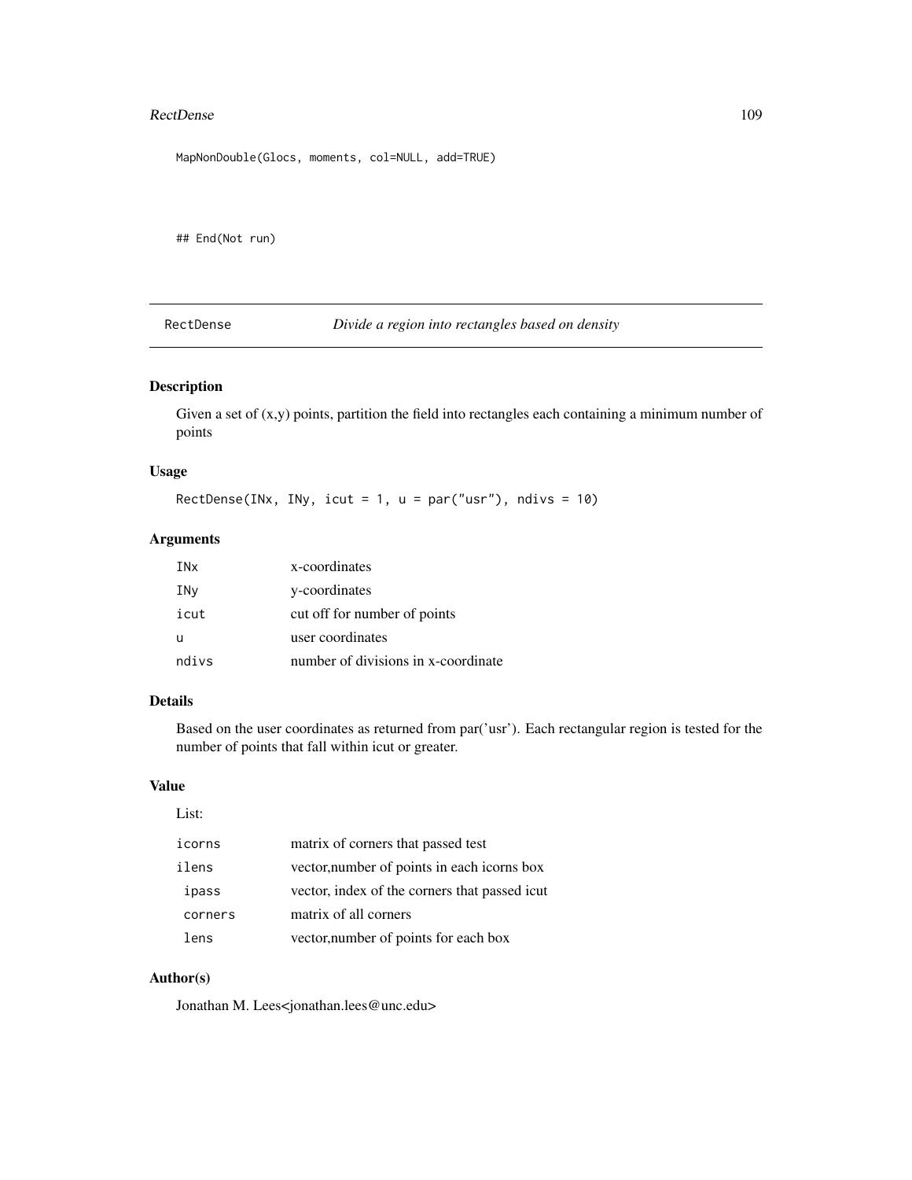```
MapNonDouble(Glocs, moments, col=NULL, add=TRUE)



## End(Not run)
```

---

## RectDense — *Divide a region into rectangles based on density*

### Description

Given a set of (x,y) points, partition the field into rectangles each containing a minimum number of points

### Usage

```
RectDense(INx, INy, icut = 1, u = par("usr"), ndivs = 10)
```

### Arguments

| | |
|---|---|
| `INx` | x-coordinates |
| `INy` | y-coordinates |
| `icut` | cut off for number of points |
| `u` | user coordinates |
| `ndivs` | number of divisions in x-coordinate |

### Details

Based on the user coordinates as returned from par('usr'). Each rectangular region is tested for the number of points that fall within icut or greater.

### Value

List:

| | |
|---|---|
| `icorns` | matrix of corners that passed test |
| `ilens` | vector,number of points in each icorns box |
| `ipass` | vector, index of the corners that passed icut |
| `corners` | matrix of all corners |
| `lens` | vector,number of points for each box |

### Author(s)

Jonathan M. Lees<jonathan.lees@unc.edu>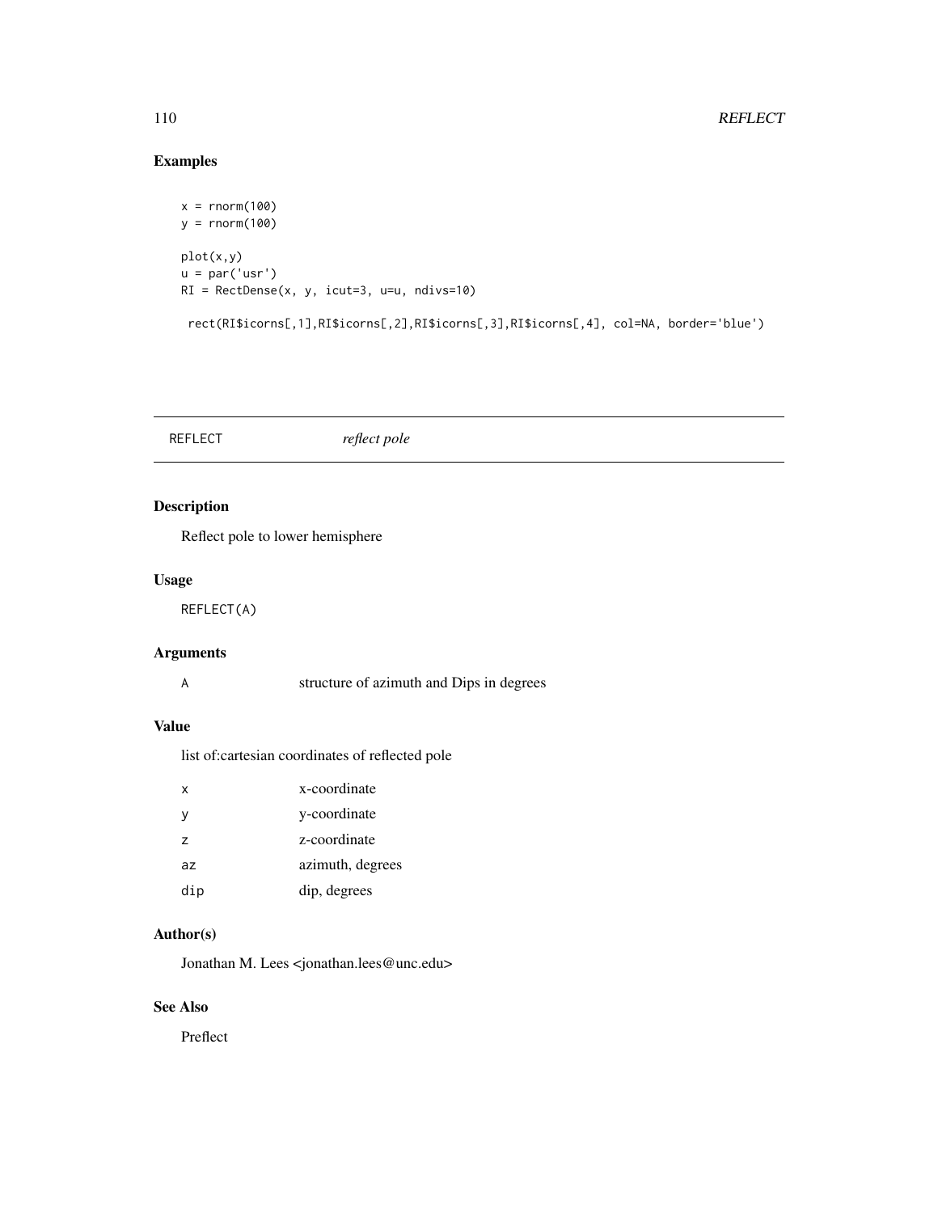## Examples

```
x = rnorm(100)
y = rnorm(100)

plot(x,y)
u = par('usr')
RI = RectDense(x, y, icut=3, u=u, ndivs=10)

 rect(RI$icorns[,1],RI$icorns[,2],RI$icorns[,3],RI$icorns[,4], col=NA, border='blue')
```

---

# REFLECT *reflect pole*

---

## Description

Reflect pole to lower hemisphere

## Usage

```
REFLECT(A)
```

## Arguments

| | |
|---|---|
| A | structure of azimuth and Dips in degrees |

## Value

list of:cartesian coordinates of reflected pole

| | |
|---|---|
| x | x-coordinate |
| y | y-coordinate |
| z | z-coordinate |
| az | azimuth, degrees |
| dip | dip, degrees |

## Author(s)

Jonathan M. Lees <jonathan.lees@unc.edu>

## See Also

Preflect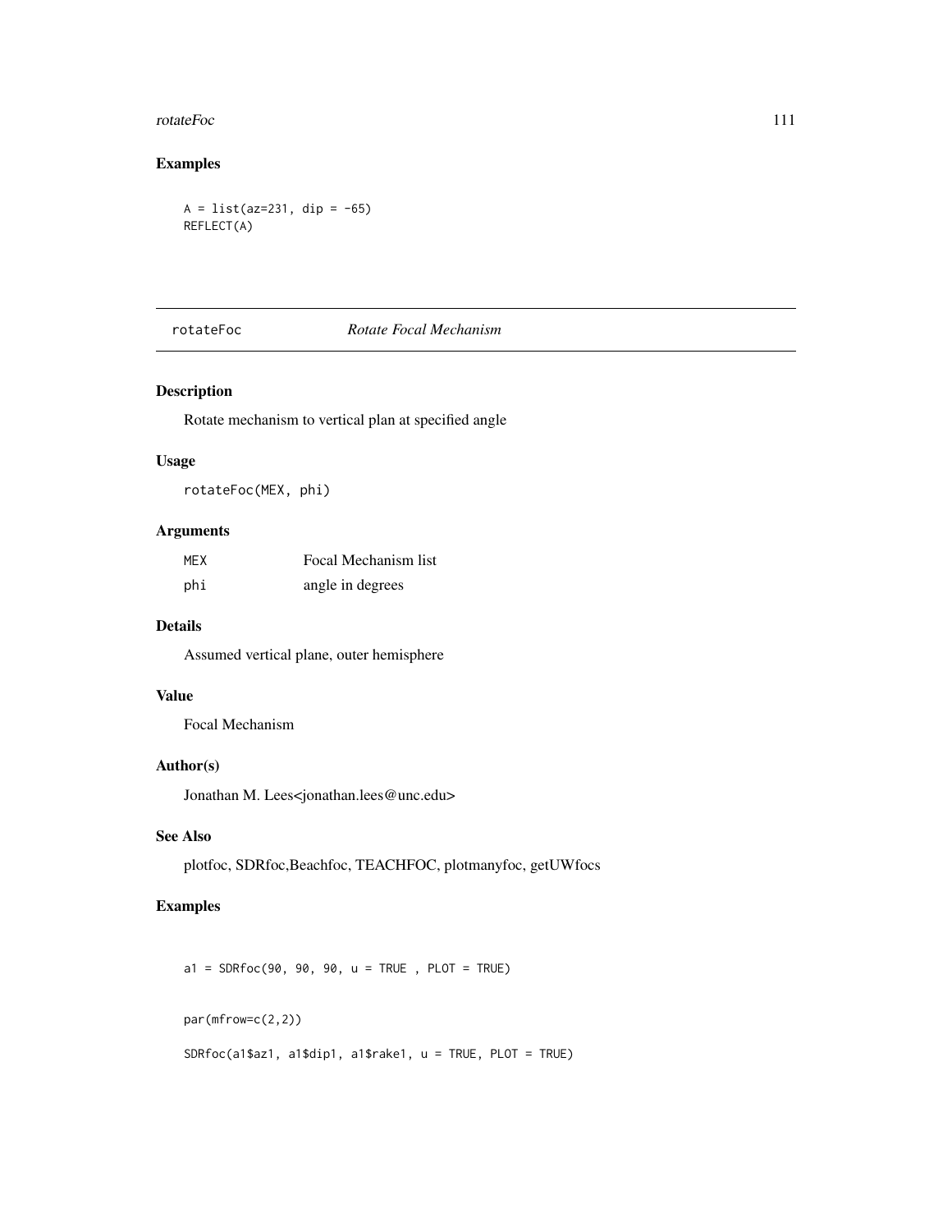## Examples

```
A = list(az=231, dip = -65)
REFLECT(A)
```

---

# rotateFoc — *Rotate Focal Mechanism*

## Description

Rotate mechanism to vertical plan at specified angle

## Usage

```
rotateFoc(MEX, phi)
```

## Arguments

| | |
|---|---|
| MEX | Focal Mechanism list |
| phi | angle in degrees |

## Details

Assumed vertical plane, outer hemisphere

## Value

Focal Mechanism

## Author(s)

Jonathan M. Lees<jonathan.lees@unc.edu>

## See Also

plotfoc, SDRfoc,Beachfoc, TEACHFOC, plotmanyfoc, getUWfocs

## Examples

```
a1 = SDRfoc(90, 90, 90, u = TRUE , PLOT = TRUE)


par(mfrow=c(2,2))

SDRfoc(a1$az1, a1$dip1, a1$rake1, u = TRUE, PLOT = TRUE)
```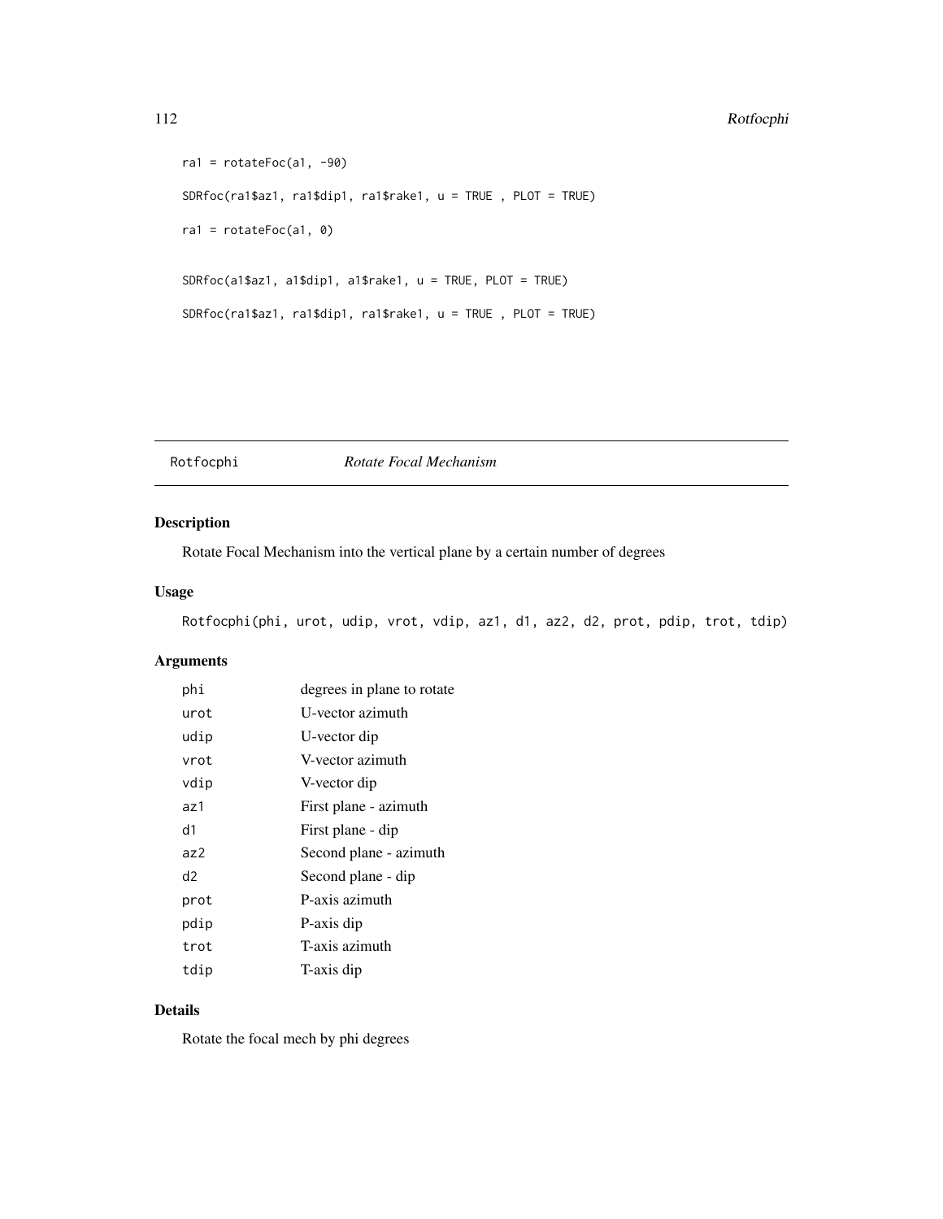```
ra1 = rotateFoc(a1, -90)

SDRfoc(ra1$az1, ra1$dip1, ra1$rake1, u = TRUE , PLOT = TRUE)

ra1 = rotateFoc(a1, 0)


SDRfoc(a1$az1, a1$dip1, a1$rake1, u = TRUE, PLOT = TRUE)

SDRfoc(ra1$az1, ra1$dip1, ra1$rake1, u = TRUE , PLOT = TRUE)
```

## Rotfocphi *Rotate Focal Mechanism*

### Description

Rotate Focal Mechanism into the vertical plane by a certain number of degrees

### Usage

```
Rotfocphi(phi, urot, udip, vrot, vdip, az1, d1, az2, d2, prot, pdip, trot, tdip)
```

### Arguments

| | |
|---|---|
| phi | degrees in plane to rotate |
| urot | U-vector azimuth |
| udip | U-vector dip |
| vrot | V-vector azimuth |
| vdip | V-vector dip |
| az1 | First plane - azimuth |
| d1 | First plane - dip |
| az2 | Second plane - azimuth |
| d2 | Second plane - dip |
| prot | P-axis azimuth |
| pdip | P-axis dip |
| trot | T-axis azimuth |
| tdip | T-axis dip |

### Details

Rotate the focal mech by phi degrees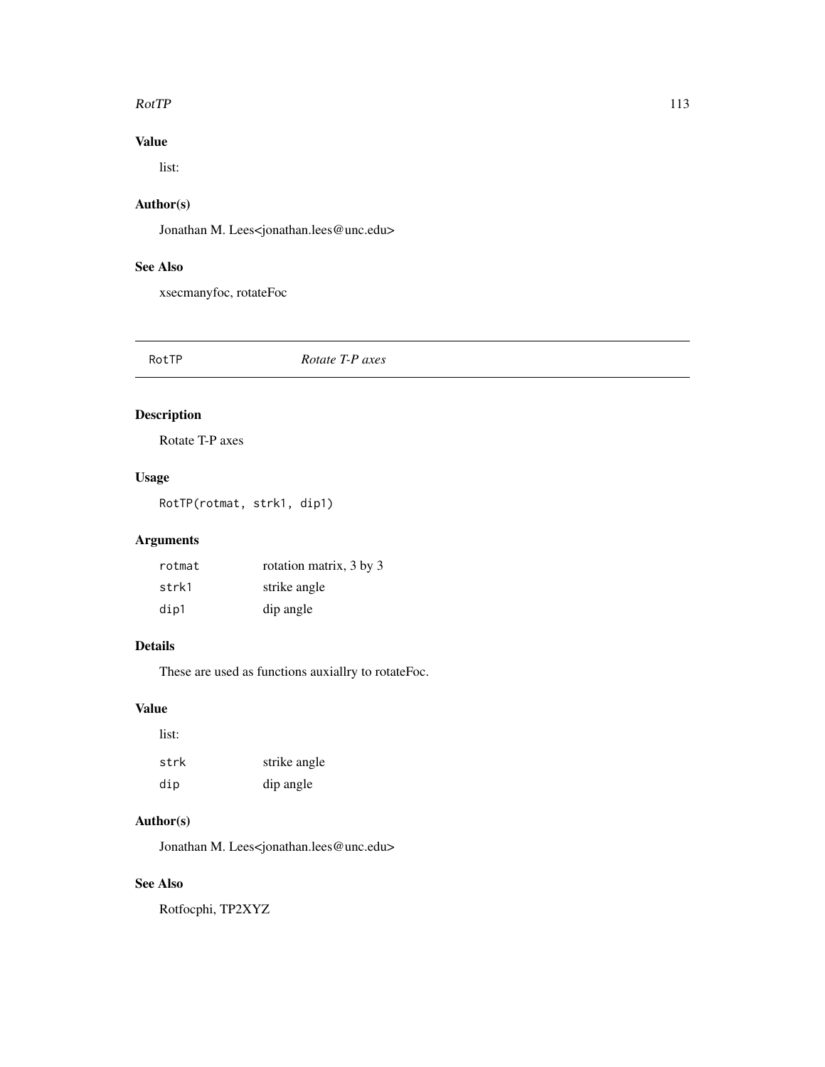### Value

list:

### Author(s)

Jonathan M. Lees<jonathan.lees@unc.edu>

### See Also

xsecmanyfoc, rotateFoc

---

## RotTP *Rotate T-P axes*

### Description

Rotate T-P axes

### Usage

```
RotTP(rotmat, strk1, dip1)
```

### Arguments

| | |
|---|---|
| rotmat | rotation matrix, 3 by 3 |
| strk1 | strike angle |
| dip1 | dip angle |

### Details

These are used as functions auxiallry to rotateFoc.

### Value

list:

| | |
|---|---|
| strk | strike angle |
| dip | dip angle |

### Author(s)

Jonathan M. Lees<jonathan.lees@unc.edu>

### See Also

Rotfocphi, TP2XYZ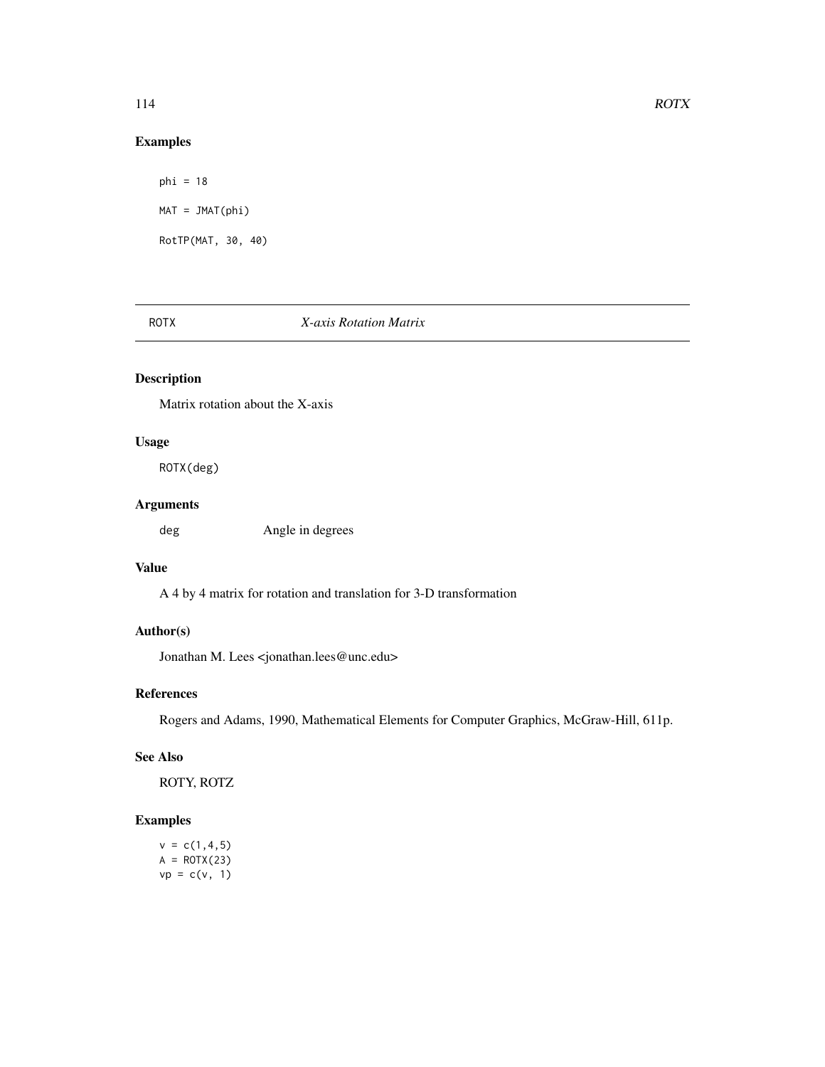## Examples

```
phi = 18

MAT = JMAT(phi)

RotTP(MAT, 30, 40)
```

---

# ROTX *X-axis Rotation Matrix*

---

## Description

Matrix rotation about the X-axis

## Usage

```
ROTX(deg)
```

## Arguments

| | |
|---|---|
| deg | Angle in degrees |

## Value

A 4 by 4 matrix for rotation and translation for 3-D transformation

## Author(s)

Jonathan M. Lees <jonathan.lees@unc.edu>

## References

Rogers and Adams, 1990, Mathematical Elements for Computer Graphics, McGraw-Hill, 611p.

## See Also

ROTY, ROTZ

## Examples

```
v = c(1,4,5)
A = ROTX(23)
vp = c(v, 1)
```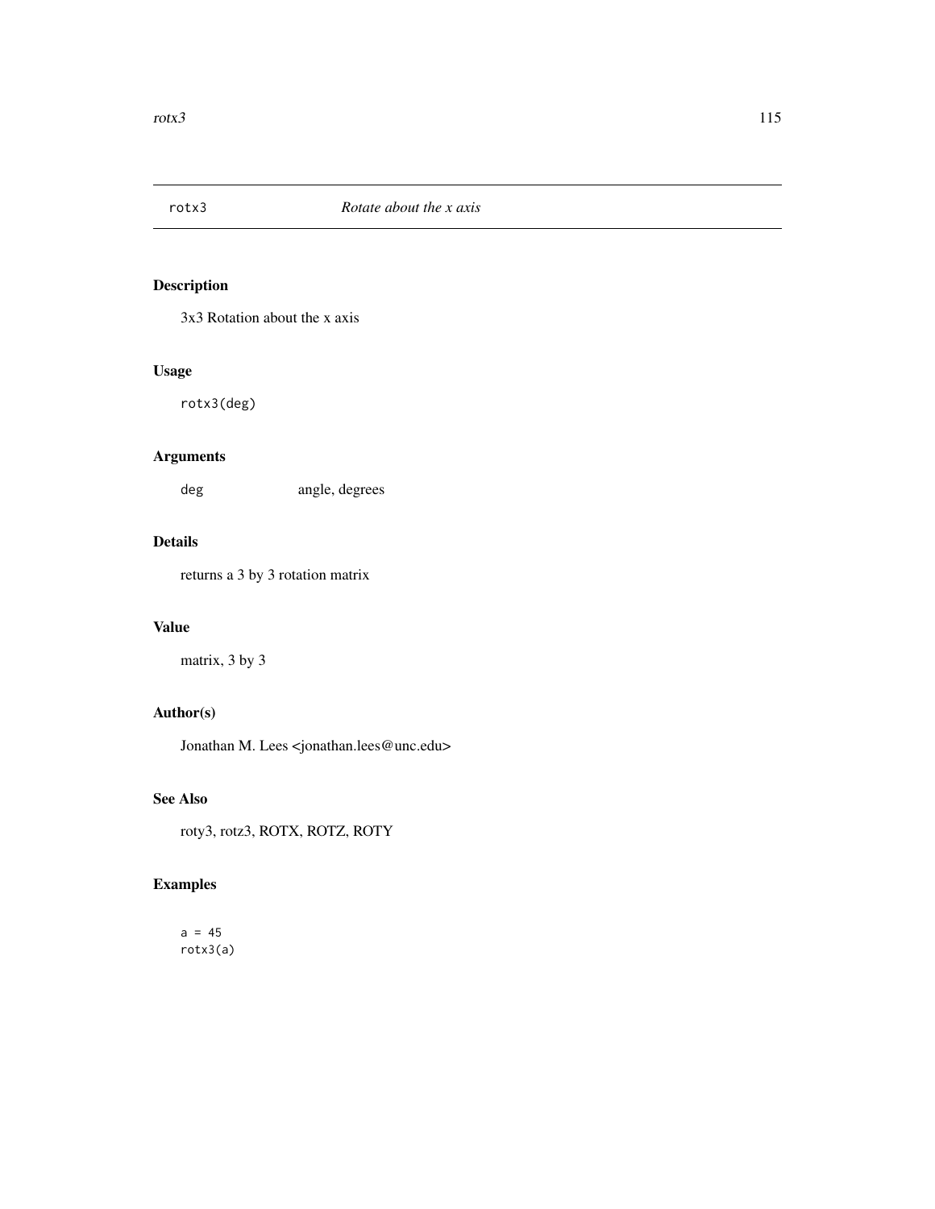# rotx3 *Rotate about the x axis*

## Description

3x3 Rotation about the x axis

## Usage

```
rotx3(deg)
```

## Arguments

| | |
|---|---|
| deg | angle, degrees |

## Details

returns a 3 by 3 rotation matrix

## Value

matrix, 3 by 3

## Author(s)

Jonathan M. Lees <jonathan.lees@unc.edu>

## See Also

roty3, rotz3, ROTX, ROTZ, ROTY

## Examples

```
a = 45
rotx3(a)
```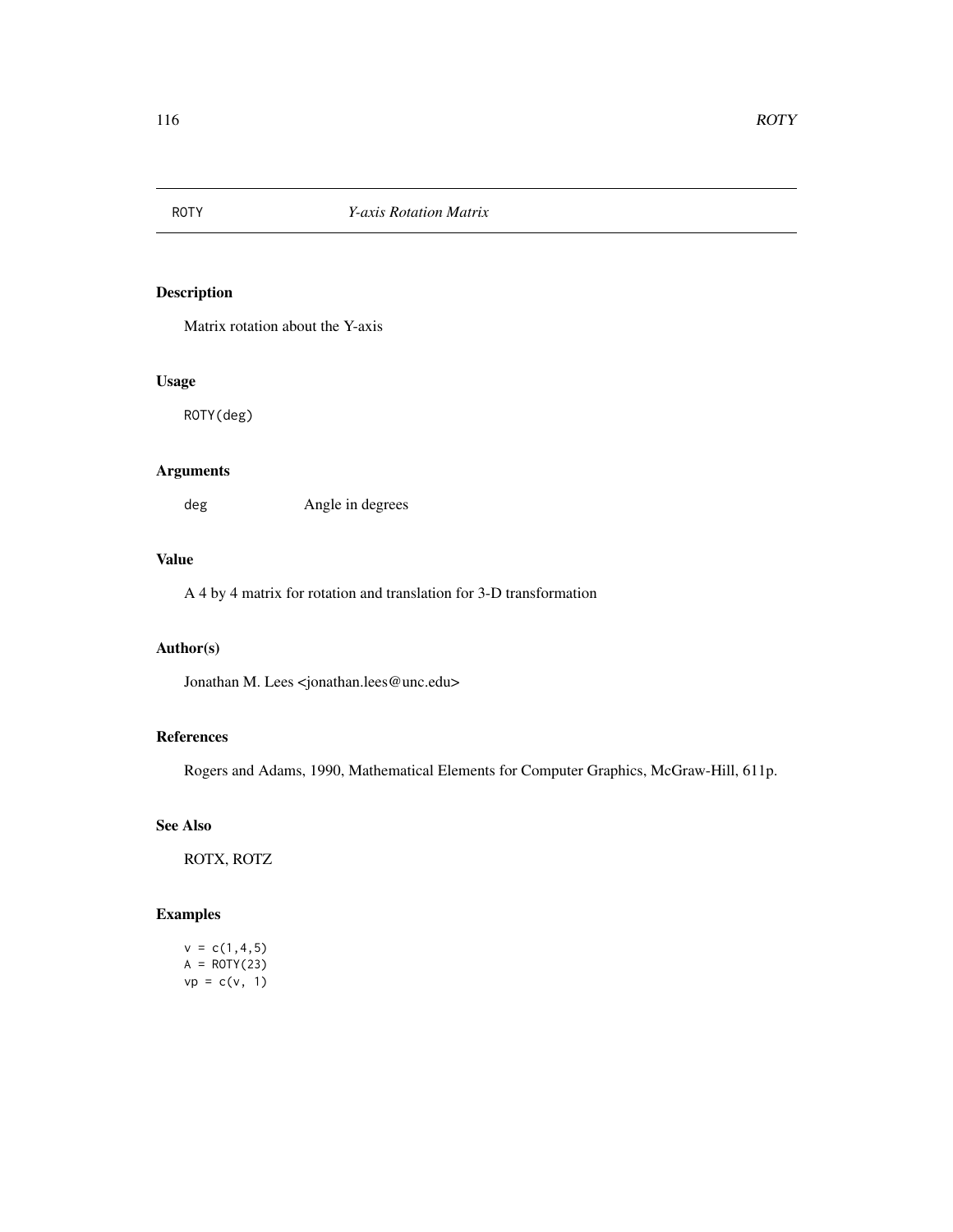# ROTY *Y-axis Rotation Matrix*

## Description

Matrix rotation about the Y-axis

## Usage

```
ROTY(deg)
```

## Arguments

| | |
|---|---|
| deg | Angle in degrees |

## Value

A 4 by 4 matrix for rotation and translation for 3-D transformation

## Author(s)

Jonathan M. Lees <jonathan.lees@unc.edu>

## References

Rogers and Adams, 1990, Mathematical Elements for Computer Graphics, McGraw-Hill, 611p.

## See Also

ROTX, ROTZ

## Examples

```
v = c(1,4,5)
A = ROTY(23)
vp = c(v, 1)
```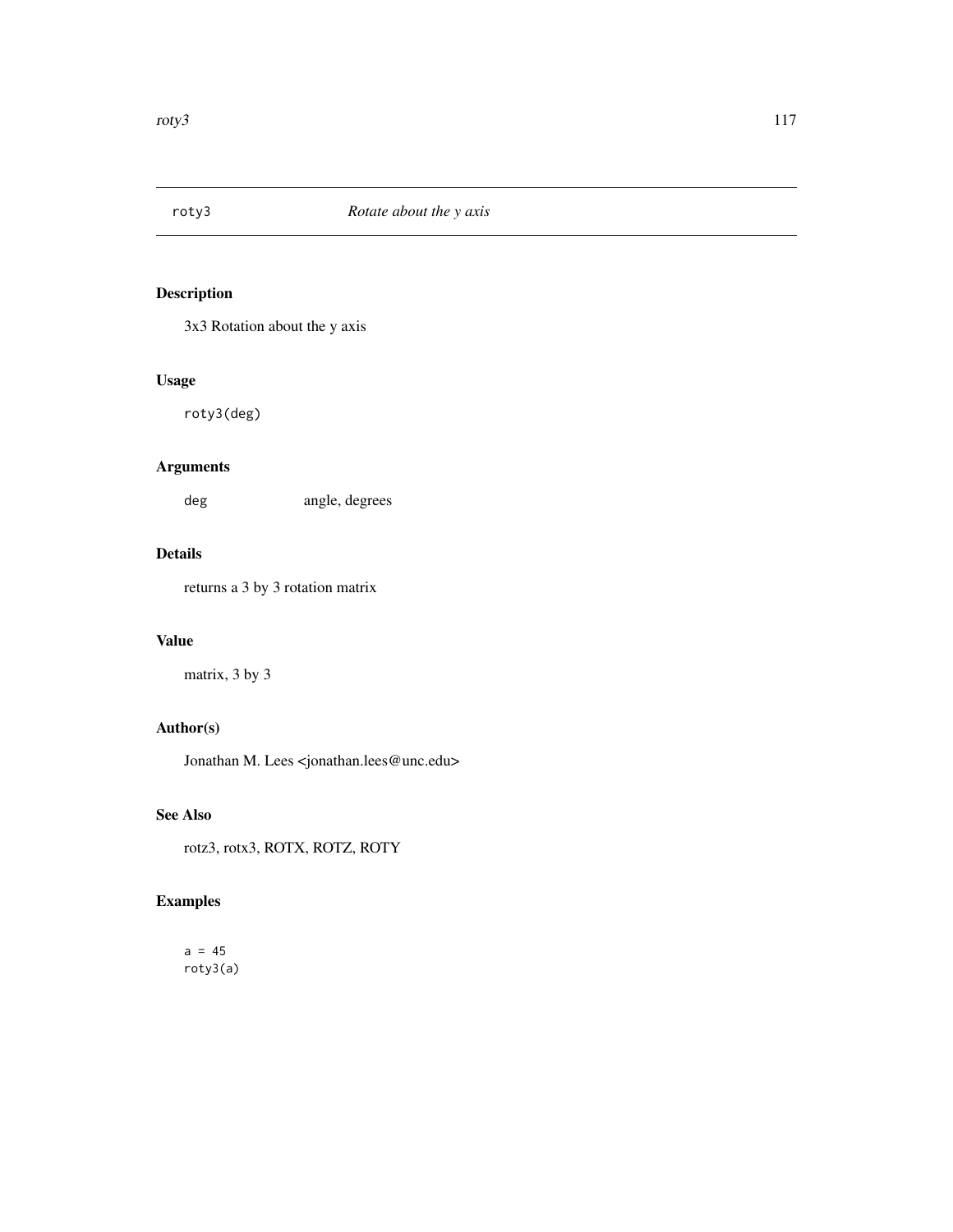## roty3 &emsp; *Rotate about the y axis*

### Description

3x3 Rotation about the y axis

### Usage

```
roty3(deg)
```

### Arguments

| | |
|---|---|
| `deg` | angle, degrees |

### Details

returns a 3 by 3 rotation matrix

### Value

matrix, 3 by 3

### Author(s)

Jonathan M. Lees <jonathan.lees@unc.edu>

### See Also

rotz3, rotx3, ROTX, ROTZ, ROTY

### Examples

```
a = 45
roty3(a)
```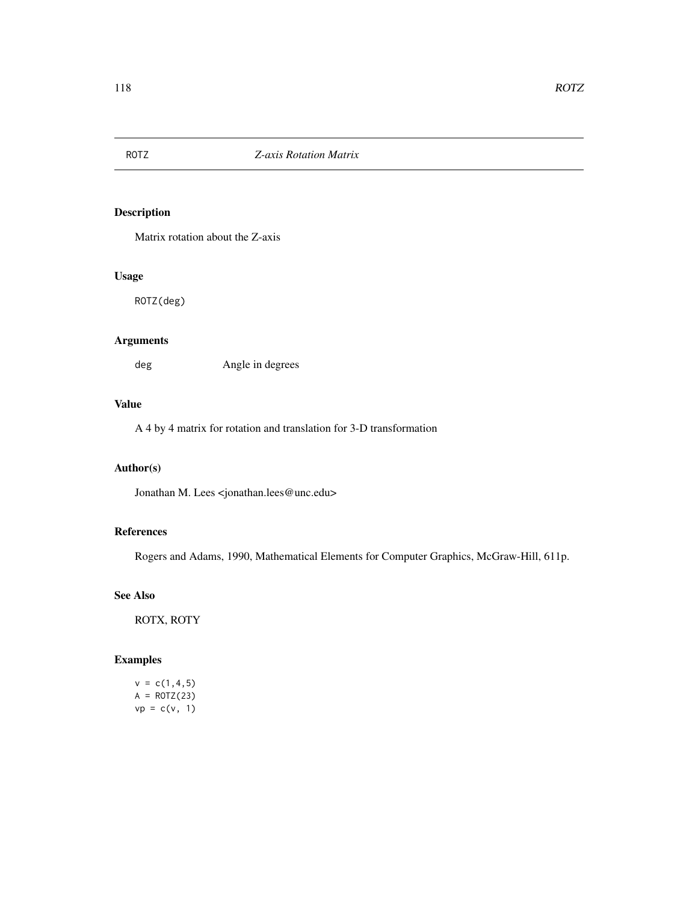# ROTZ *Z-axis Rotation Matrix*

## Description

Matrix rotation about the Z-axis

## Usage

```
ROTZ(deg)
```

## Arguments

| | |
|---|---|
| deg | Angle in degrees |

## Value

A 4 by 4 matrix for rotation and translation for 3-D transformation

## Author(s)

Jonathan M. Lees <jonathan.lees@unc.edu>

## References

Rogers and Adams, 1990, Mathematical Elements for Computer Graphics, McGraw-Hill, 611p.

## See Also

ROTX, ROTY

## Examples

```
v = c(1,4,5)
A = ROTZ(23)
vp = c(v, 1)
```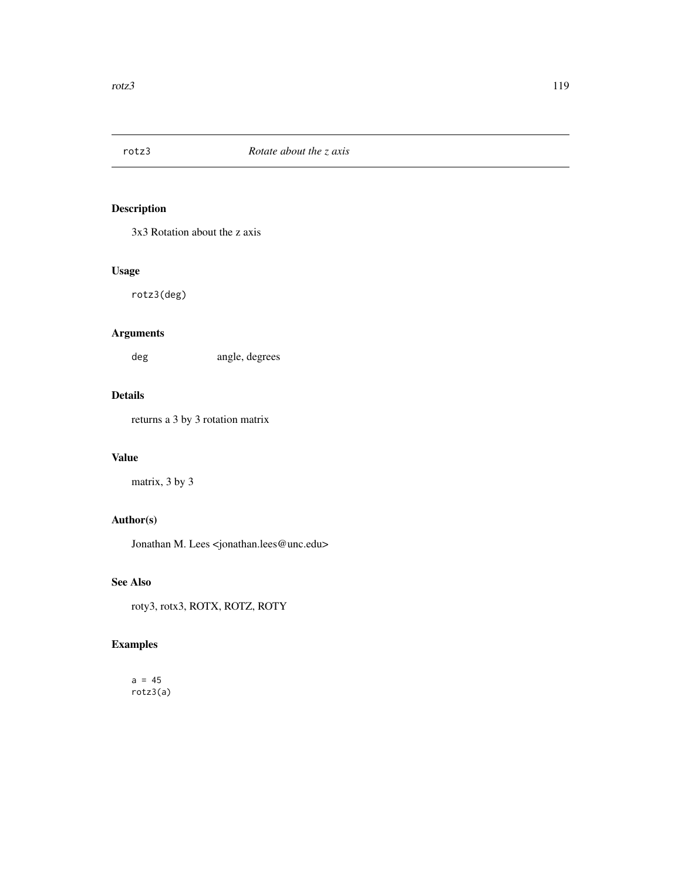## rotz3 *Rotate about the z axis*

### Description

3x3 Rotation about the z axis

### Usage

```
rotz3(deg)
```

### Arguments

| | |
|---|---|
| deg | angle, degrees |

### Details

returns a 3 by 3 rotation matrix

### Value

matrix, 3 by 3

### Author(s)

Jonathan M. Lees <jonathan.lees@unc.edu>

### See Also

roty3, rotx3, ROTX, ROTZ, ROTY

### Examples

```
a = 45
rotz3(a)
```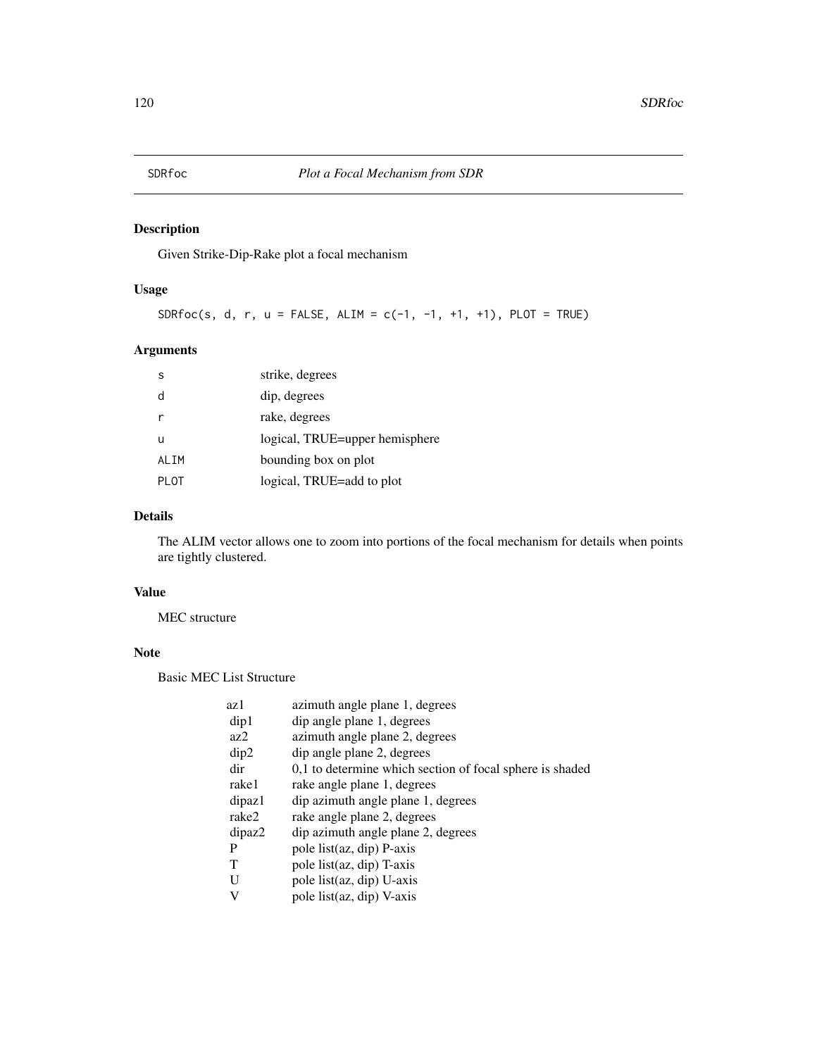# SDRfoc — *Plot a Focal Mechanism from SDR*

## Description

Given Strike-Dip-Rake plot a focal mechanism

## Usage

```
SDRfoc(s, d, r, u = FALSE, ALIM = c(-1, -1, +1, +1), PLOT = TRUE)
```

## Arguments

| | |
|---|---|
| `s` | strike, degrees |
| `d` | dip, degrees |
| `r` | rake, degrees |
| `u` | logical, TRUE=upper hemisphere |
| `ALIM` | bounding box on plot |
| `PLOT` | logical, TRUE=add to plot |

## Details

The ALIM vector allows one to zoom into portions of the focal mechanism for details when points are tightly clustered.

## Value

MEC structure

## Note

Basic MEC List Structure

| | |
|---|---|
| az1 | azimuth angle plane 1, degrees |
| dip1 | dip angle plane 1, degrees |
| az2 | azimuth angle plane 2, degrees |
| dip2 | dip angle plane 2, degrees |
| dir | 0,1 to determine which section of focal sphere is shaded |
| rake1 | rake angle plane 1, degrees |
| dipaz1 | dip azimuth angle plane 1, degrees |
| rake2 | rake angle plane 2, degrees |
| dipaz2 | dip azimuth angle plane 2, degrees |
| P | pole list(az, dip) P-axis |
| T | pole list(az, dip) T-axis |
| U | pole list(az, dip) U-axis |
| V | pole list(az, dip) V-axis |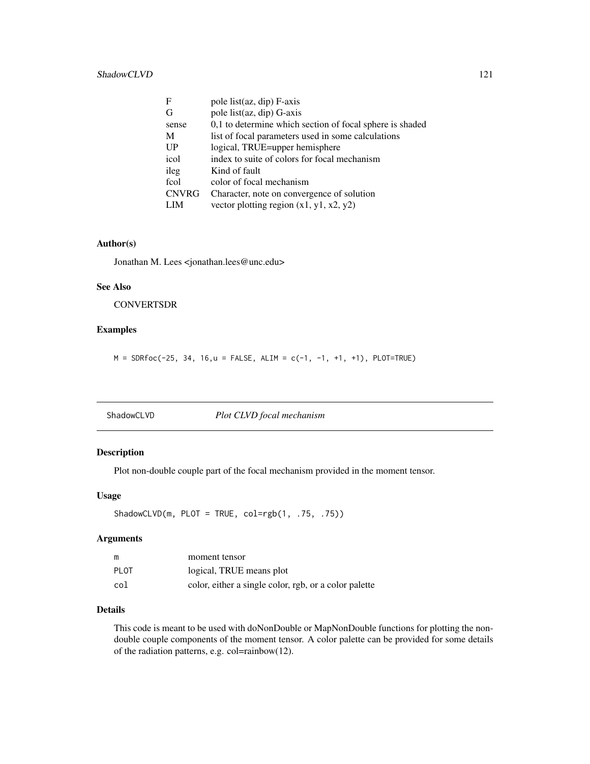| | |
|---|---|
| F | pole list(az, dip) F-axis |
| G | pole list(az, dip) G-axis |
| sense | 0,1 to determine which section of focal sphere is shaded |
| M | list of focal parameters used in some calculations |
| UP | logical, TRUE=upper hemisphere |
| icol | index to suite of colors for focal mechanism |
| ileg | Kind of fault |
| fcol | color of focal mechanism |
| CNVRG | Character, note on convergence of solution |
| LIM | vector plotting region (x1, y1, x2, y2) |

### Author(s)

Jonathan M. Lees <jonathan.lees@unc.edu>

### See Also

CONVERTSDR

### Examples

```
M = SDRfoc(-25, 34, 16,u = FALSE, ALIM = c(-1, -1, +1, +1), PLOT=TRUE)
```

---

## ShadowCLVD    *Plot CLVD focal mechanism*

### Description

Plot non-double couple part of the focal mechanism provided in the moment tensor.

### Usage

```
ShadowCLVD(m, PLOT = TRUE, col=rgb(1, .75, .75))
```

### Arguments

| | |
|---|---|
| m | moment tensor |
| PLOT | logical, TRUE means plot |
| col | color, either a single color, rgb, or a color palette |

### Details

This code is meant to be used with doNonDouble or MapNonDouble functions for plotting the non-double couple components of the moment tensor. A color palette can be provided for some details of the radiation patterns, e.g. col=rainbow(12).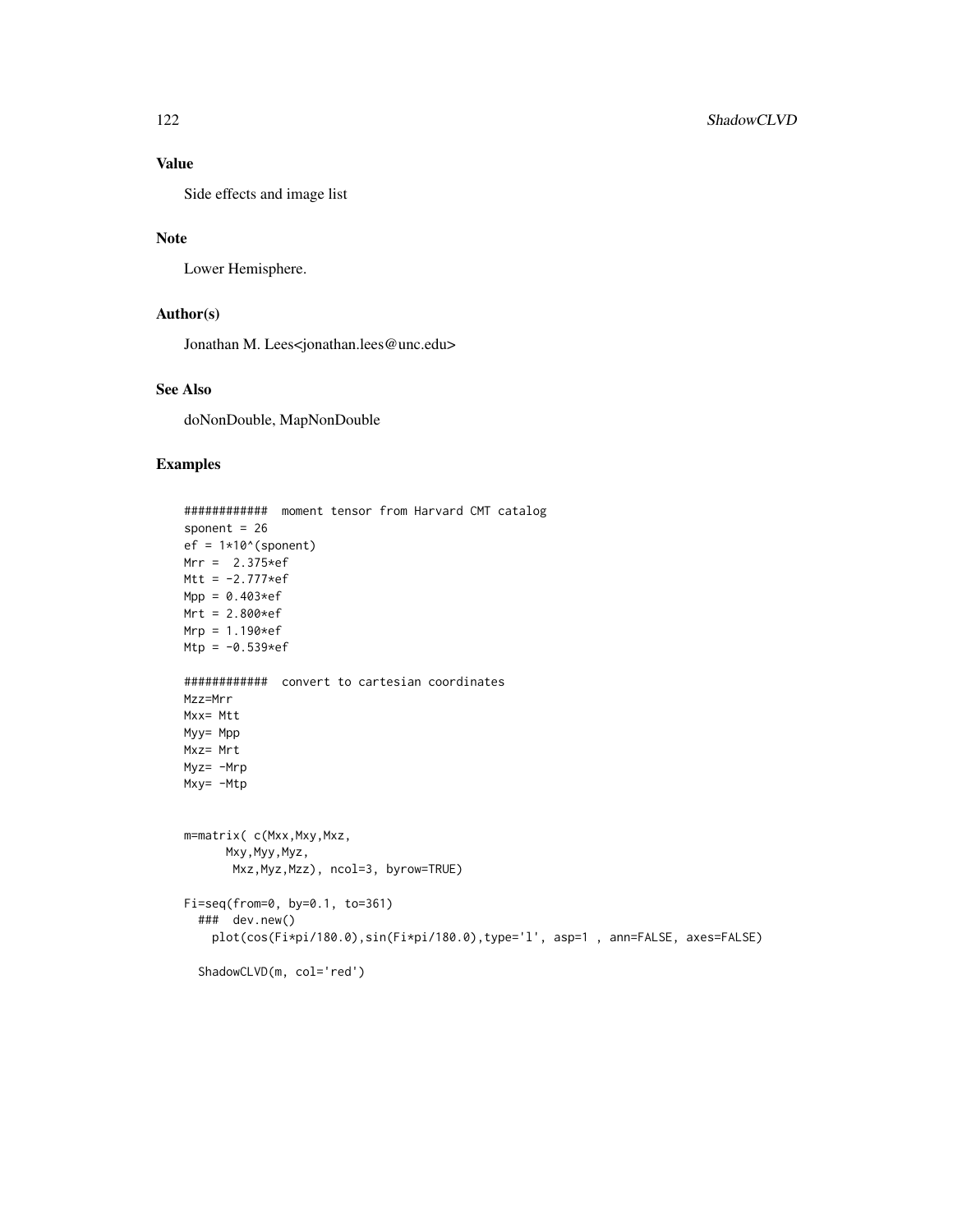## Value

Side effects and image list

## Note

Lower Hemisphere.

## Author(s)

Jonathan M. Lees<jonathan.lees@unc.edu>

## See Also

doNonDouble, MapNonDouble

## Examples

```
############  moment tensor from Harvard CMT catalog
sponent = 26
ef = 1*10^(sponent)
Mrr =  2.375*ef
Mtt = -2.777*ef
Mpp = 0.403*ef
Mrt = 2.800*ef
Mrp = 1.190*ef
Mtp = -0.539*ef

############  convert to cartesian coordinates
Mzz=Mrr
Mxx= Mtt
Myy= Mpp
Mxz= Mrt
Myz= -Mrp
Mxy= -Mtp


m=matrix( c(Mxx,Mxy,Mxz,
      Mxy,Myy,Myz,
       Mxz,Myz,Mzz), ncol=3, byrow=TRUE)

Fi=seq(from=0, by=0.1, to=361)
  ###  dev.new()
    plot(cos(Fi*pi/180.0),sin(Fi*pi/180.0),type='l', asp=1 , ann=FALSE, axes=FALSE)

  ShadowCLVD(m, col='red')
```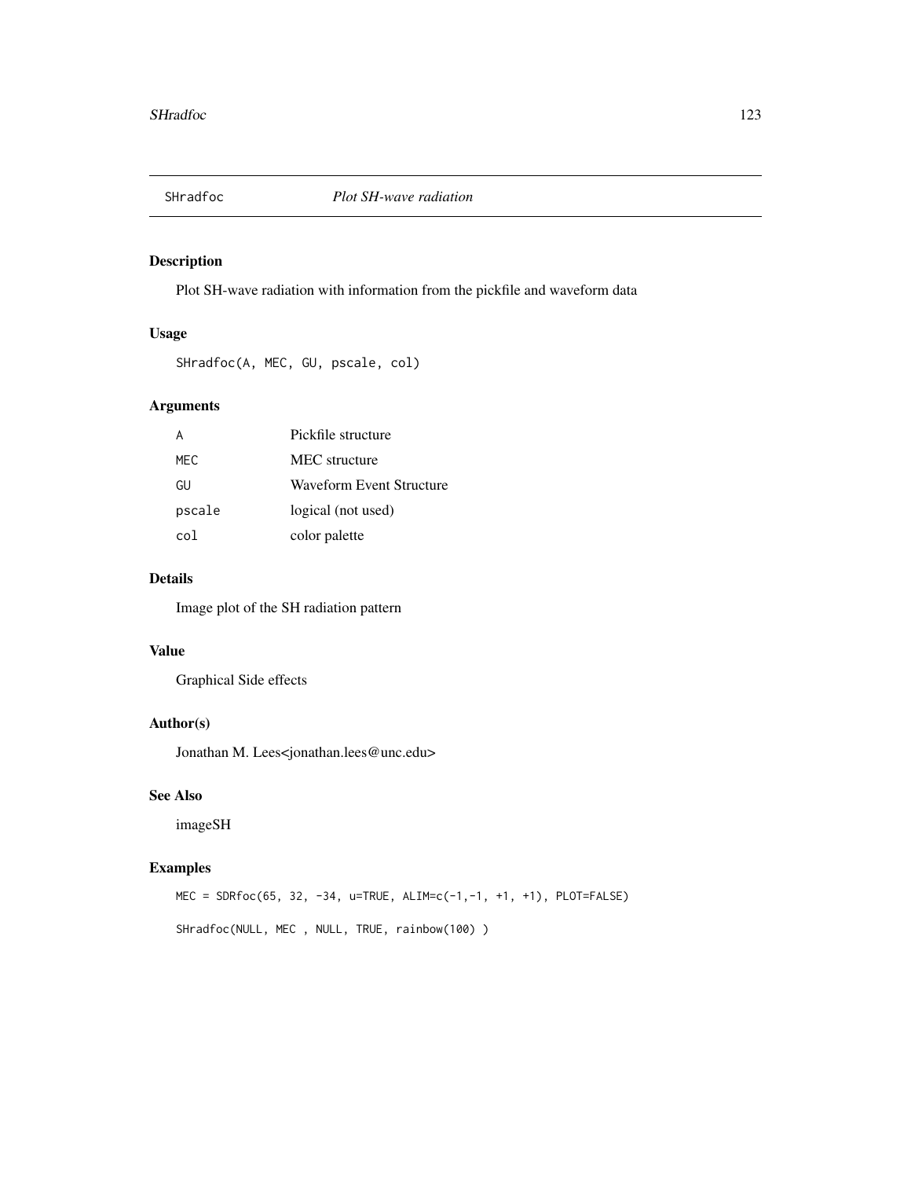# SHradfoc — *Plot SH-wave radiation*

## Description

Plot SH-wave radiation with information from the pickfile and waveform data

## Usage

```
SHradfoc(A, MEC, GU, pscale, col)
```

## Arguments

| | |
|---|---|
| A | Pickfile structure |
| MEC | MEC structure |
| GU | Waveform Event Structure |
| pscale | logical (not used) |
| col | color palette |

## Details

Image plot of the SH radiation pattern

## Value

Graphical Side effects

## Author(s)

Jonathan M. Lees<jonathan.lees@unc.edu>

## See Also

imageSH

## Examples

```
MEC = SDRfoc(65, 32, -34, u=TRUE, ALIM=c(-1,-1, +1, +1), PLOT=FALSE)

SHradfoc(NULL, MEC , NULL, TRUE, rainbow(100) )
```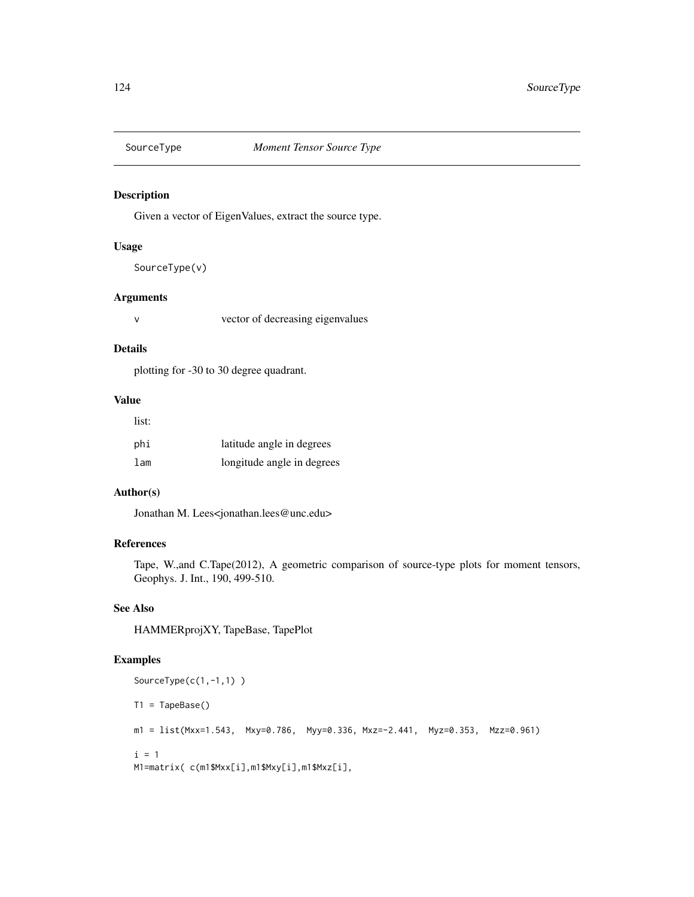# SourceType *Moment Tensor Source Type*

## Description

Given a vector of EigenValues, extract the source type.

## Usage

```
SourceType(v)
```

## Arguments

| | |
|---|---|
| v | vector of decreasing eigenvalues |

## Details

plotting for -30 to 30 degree quadrant.

## Value

list:

| | |
|---|---|
| phi | latitude angle in degrees |
| lam | longitude angle in degrees |

## Author(s)

Jonathan M. Lees<jonathan.lees@unc.edu>

## References

Tape, W.,and C.Tape(2012), A geometric comparison of source-type plots for moment tensors, Geophys. J. Int., 190, 499-510.

## See Also

HAMMERprojXY, TapeBase, TapePlot

## Examples

```
SourceType(c(1,-1,1) )

T1 = TapeBase()

m1 = list(Mxx=1.543,  Mxy=0.786,  Myy=0.336, Mxz=-2.441,  Myz=0.353,  Mzz=0.961)

i = 1
M1=matrix( c(m1$Mxx[i],m1$Mxy[i],m1$Mxz[i],
```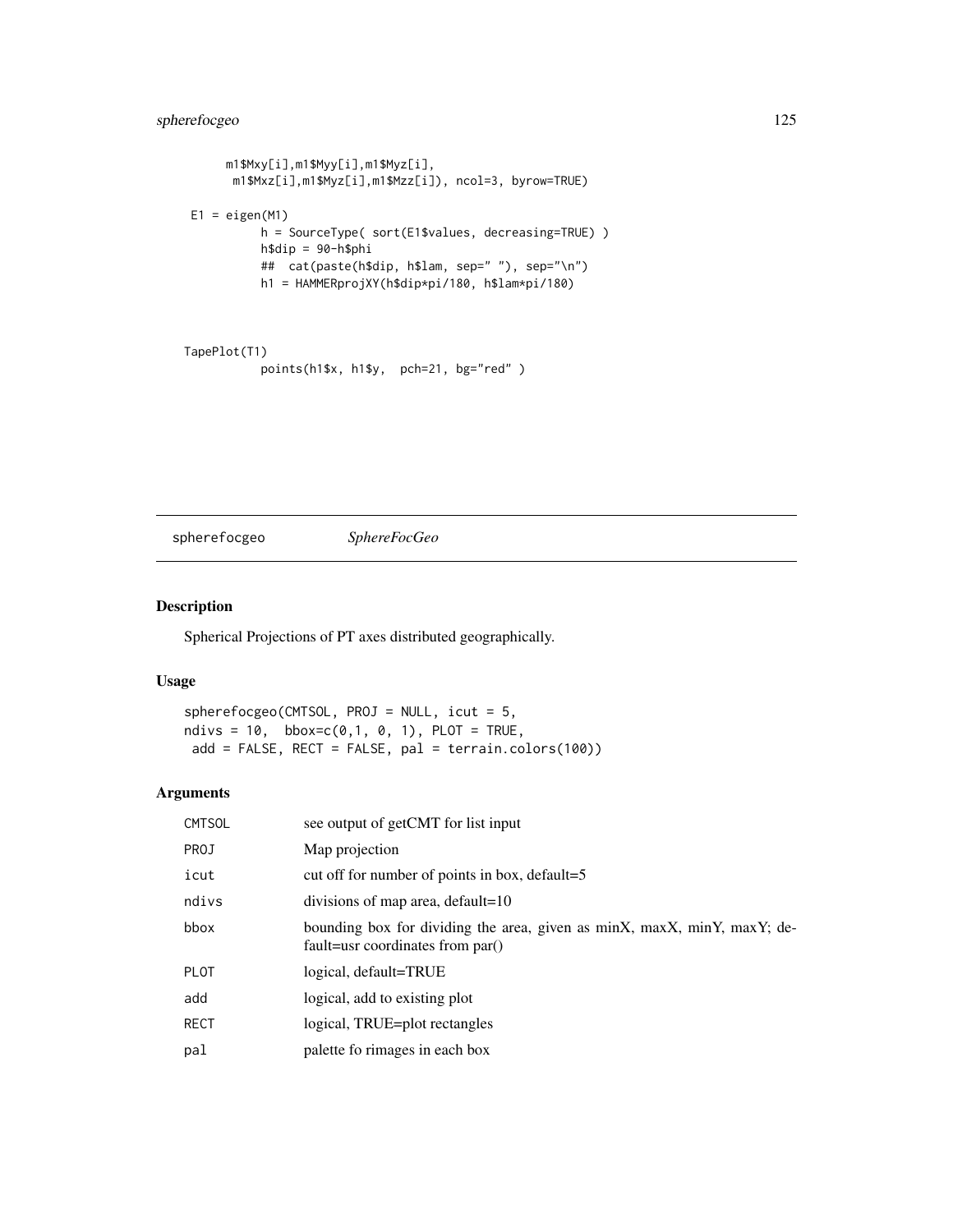```
      m1$Mxy[i],m1$Myy[i],m1$Myz[i],
       m1$Mxz[i],m1$Myz[i],m1$Mzz[i]), ncol=3, byrow=TRUE)

 E1 = eigen(M1)
          h = SourceType( sort(E1$values, decreasing=TRUE) )
          h$dip = 90-h$phi
          ##  cat(paste(h$dip, h$lam, sep=" "), sep="\n")
          h1 = HAMMERprojXY(h$dip*pi/180, h$lam*pi/180)



TapePlot(T1)
          points(h1$x, h1$y,  pch=21, bg="red" )
```

## spherefocgeo *SphereFocGeo*

### Description

Spherical Projections of PT axes distributed geographically.

### Usage

```
spherefocgeo(CMTSOL, PROJ = NULL, icut = 5,
ndivs = 10,  bbox=c(0,1, 0, 1), PLOT = TRUE,
 add = FALSE, RECT = FALSE, pal = terrain.colors(100))
```

### Arguments

| | |
|---|---|
| CMTSOL | see output of getCMT for list input |
| PROJ | Map projection |
| icut | cut off for number of points in box, default=5 |
| ndivs | divisions of map area, default=10 |
| bbox | bounding box for dividing the area, given as minX, maxX, minY, maxY; default=usr coordinates from par() |
| PLOT | logical, default=TRUE |
| add | logical, add to existing plot |
| RECT | logical, TRUE=plot rectangles |
| pal | palette fo rimages in each box |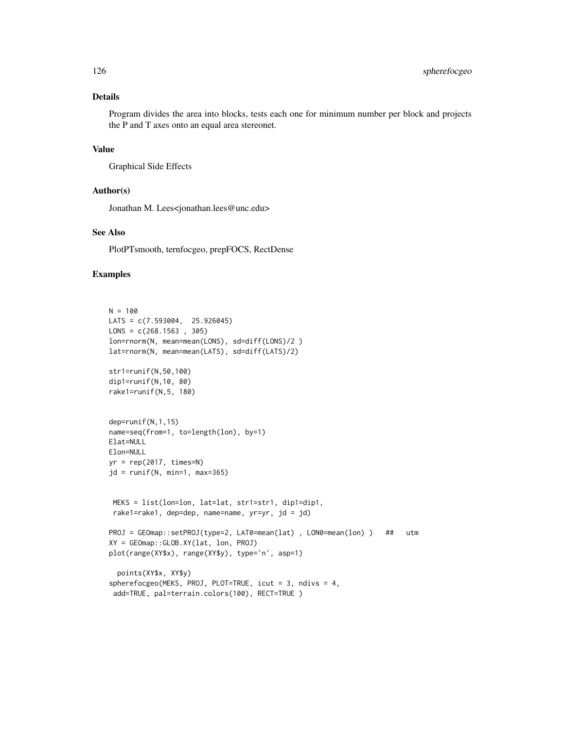## Details

Program divides the area into blocks, tests each one for minimum number per block and projects the P and T axes onto an equal area stereonet.

## Value

Graphical Side Effects

## Author(s)

Jonathan M. Lees<jonathan.lees@unc.edu>

## See Also

PlotPTsmooth, ternfocgeo, prepFOCS, RectDense

## Examples

```
N = 100
LATS = c(7.593004,  25.926045)
LONS = c(268.1563 , 305)
lon=rnorm(N, mean=mean(LONS), sd=diff(LONS)/2 )
lat=rnorm(N, mean=mean(LATS), sd=diff(LATS)/2)

str1=runif(N,50,100)
dip1=runif(N,10, 80)
rake1=runif(N,5, 180)


dep=runif(N,1,15)
name=seq(from=1, to=length(lon), by=1)
Elat=NULL
Elon=NULL
yr = rep(2017, times=N)
jd = runif(N, min=1, max=365)


 MEKS = list(lon=lon, lat=lat, str1=str1, dip1=dip1,
 rake1=rake1, dep=dep, name=name, yr=yr, jd = jd)

PROJ = GEOmap::setPROJ(type=2, LAT0=mean(lat) , LON0=mean(lon) )   ##   utm
XY = GEOmap::GLOB.XY(lat, lon, PROJ)
plot(range(XY$x), range(XY$y), type='n', asp=1)

  points(XY$x, XY$y)
spherefocgeo(MEKS, PROJ, PLOT=TRUE, icut = 3, ndivs = 4,
 add=TRUE, pal=terrain.colors(100), RECT=TRUE )
```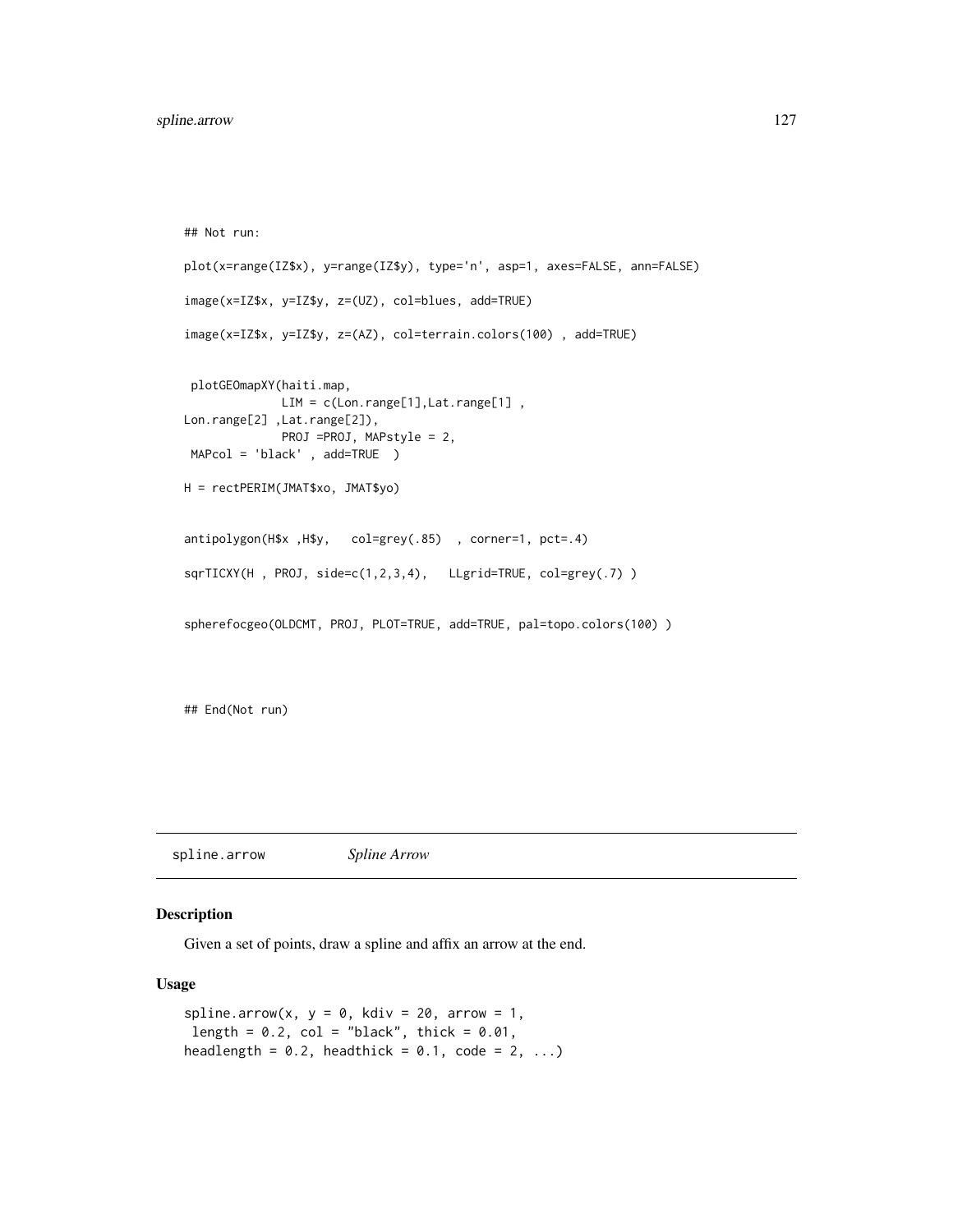```
## Not run:

plot(x=range(IZ$x), y=range(IZ$y), type='n', asp=1, axes=FALSE, ann=FALSE)

image(x=IZ$x, y=IZ$y, z=(UZ), col=blues, add=TRUE)

image(x=IZ$x, y=IZ$y, z=(AZ), col=terrain.colors(100) , add=TRUE)


 plotGEOmapXY(haiti.map,
             LIM = c(Lon.range[1],Lat.range[1] ,
Lon.range[2] ,Lat.range[2]),
             PROJ =PROJ, MAPstyle = 2,
 MAPcol = 'black' , add=TRUE  )

H = rectPERIM(JMAT$xo, JMAT$yo)


antipolygon(H$x ,H$y,   col=grey(.85)  , corner=1, pct=.4)

sqrTICXY(H , PROJ, side=c(1,2,3,4),   LLgrid=TRUE, col=grey(.7) )


spherefocgeo(OLDCMT, PROJ, PLOT=TRUE, add=TRUE, pal=topo.colors(100) )



## End(Not run)
```

---

`spline.arrow` *Spline Arrow*

---

## Description

Given a set of points, draw a spline and affix an arrow at the end.

## Usage

```
spline.arrow(x, y = 0, kdiv = 20, arrow = 1,
 length = 0.2, col = "black", thick = 0.01,
headlength = 0.2, headthick = 0.1, code = 2, ...)
```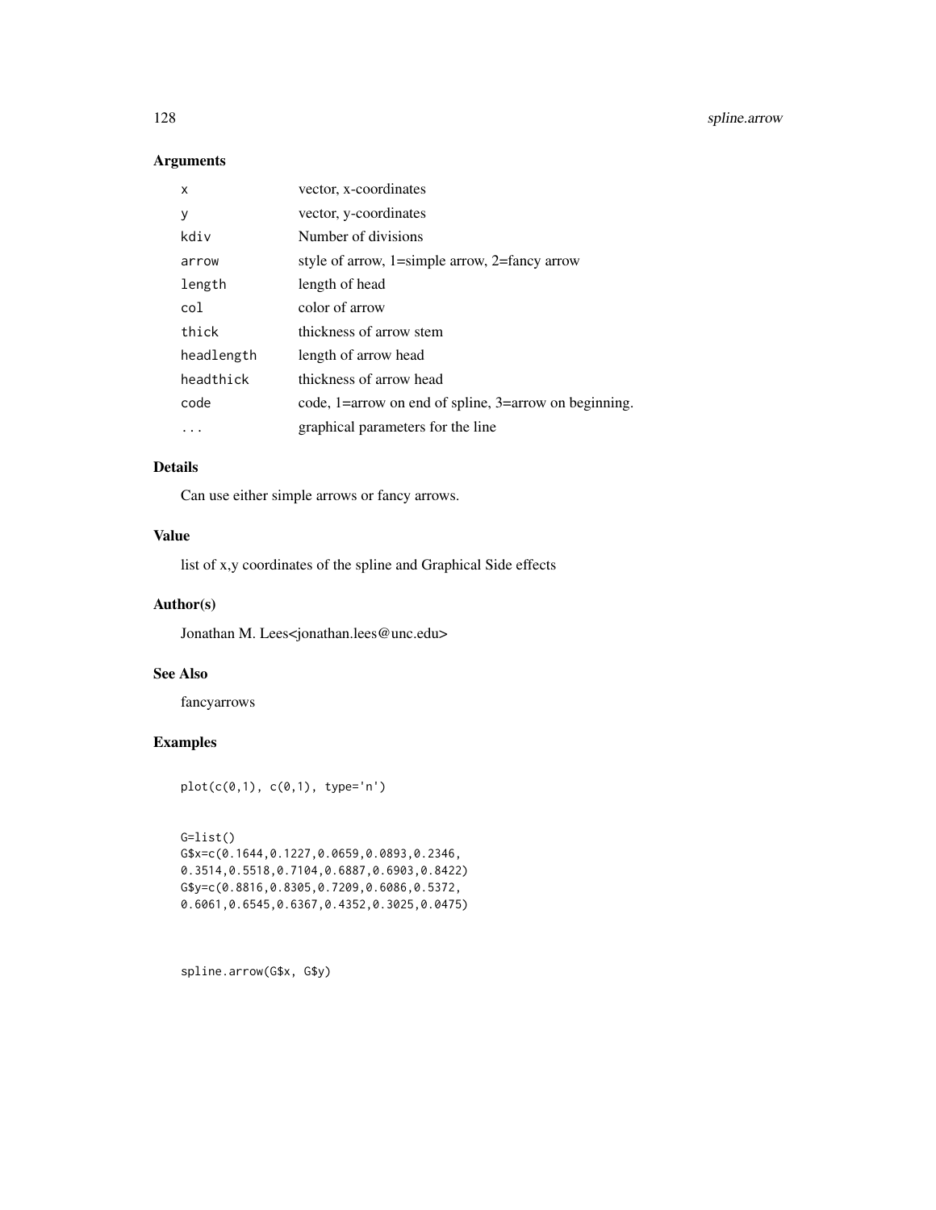## Arguments

| | |
|---|---|
| x | vector, x-coordinates |
| y | vector, y-coordinates |
| kdiv | Number of divisions |
| arrow | style of arrow, 1=simple arrow, 2=fancy arrow |
| length | length of head |
| col | color of arrow |
| thick | thickness of arrow stem |
| headlength | length of arrow head |
| headthick | thickness of arrow head |
| code | code, 1=arrow on end of spline, 3=arrow on beginning. |
| ... | graphical parameters for the line |

## Details

Can use either simple arrows or fancy arrows.

## Value

list of x,y coordinates of the spline and Graphical Side effects

## Author(s)

Jonathan M. Lees<jonathan.lees@unc.edu>

## See Also

fancyarrows

## Examples

```
plot(c(0,1), c(0,1), type='n')


G=list()
G$x=c(0.1644,0.1227,0.0659,0.0893,0.2346,
0.3514,0.5518,0.7104,0.6887,0.6903,0.8422)
G$y=c(0.8816,0.8305,0.7209,0.6086,0.5372,
0.6061,0.6545,0.6367,0.4352,0.3025,0.0475)



spline.arrow(G$x, G$y)
```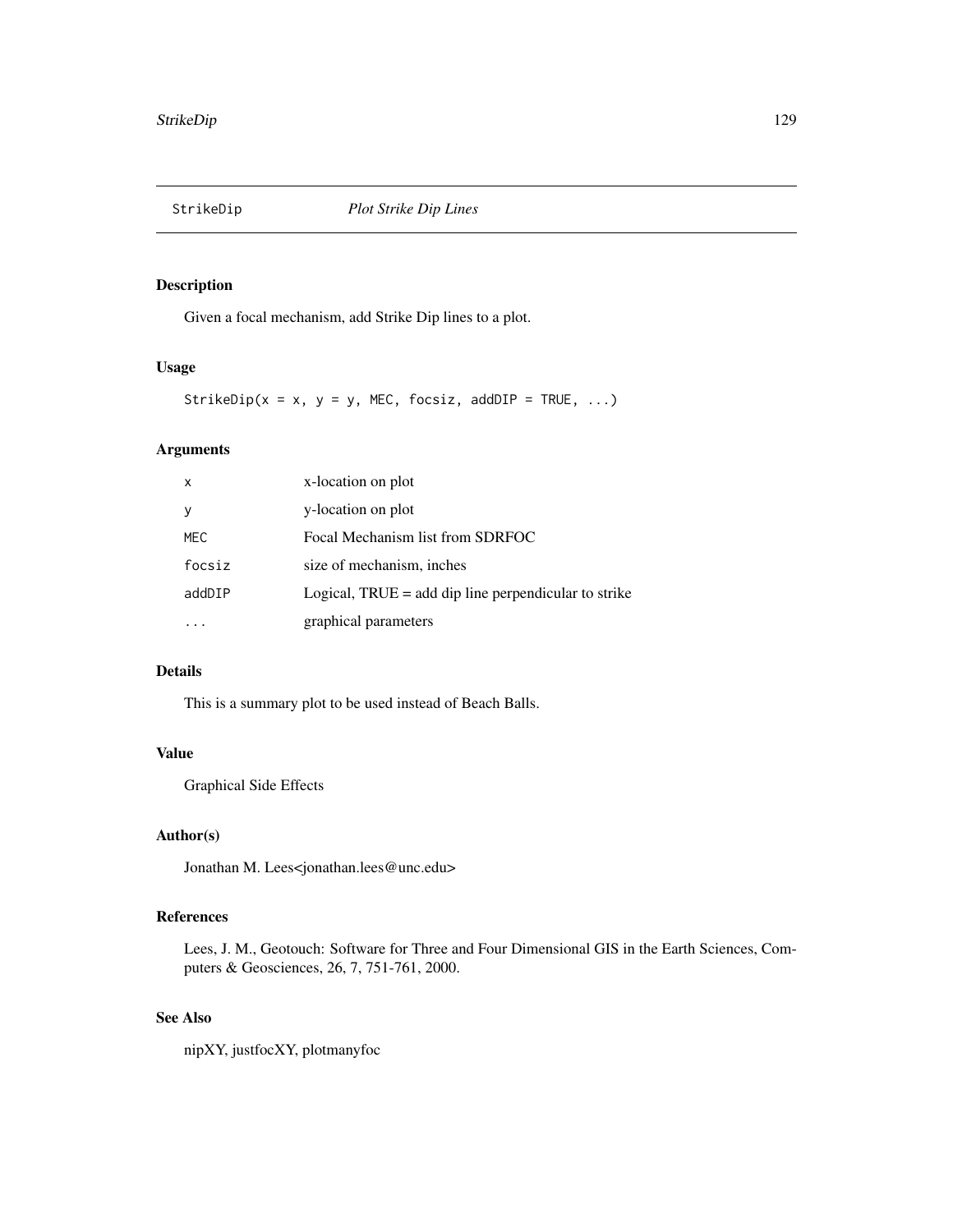# StrikeDip *Plot Strike Dip Lines*

## Description

Given a focal mechanism, add Strike Dip lines to a plot.

## Usage

```
StrikeDip(x = x, y = y, MEC, focsiz, addDIP = TRUE, ...)
```

## Arguments

| | |
|---|---|
| x | x-location on plot |
| y | y-location on plot |
| MEC | Focal Mechanism list from SDRFOC |
| focsiz | size of mechanism, inches |
| addDIP | Logical, TRUE = add dip line perpendicular to strike |
| ... | graphical parameters |

## Details

This is a summary plot to be used instead of Beach Balls.

## Value

Graphical Side Effects

## Author(s)

Jonathan M. Lees<jonathan.lees@unc.edu>

## References

Lees, J. M., Geotouch: Software for Three and Four Dimensional GIS in the Earth Sciences, Computers & Geosciences, 26, 7, 751-761, 2000.

## See Also

nipXY, justfocXY, plotmanyfoc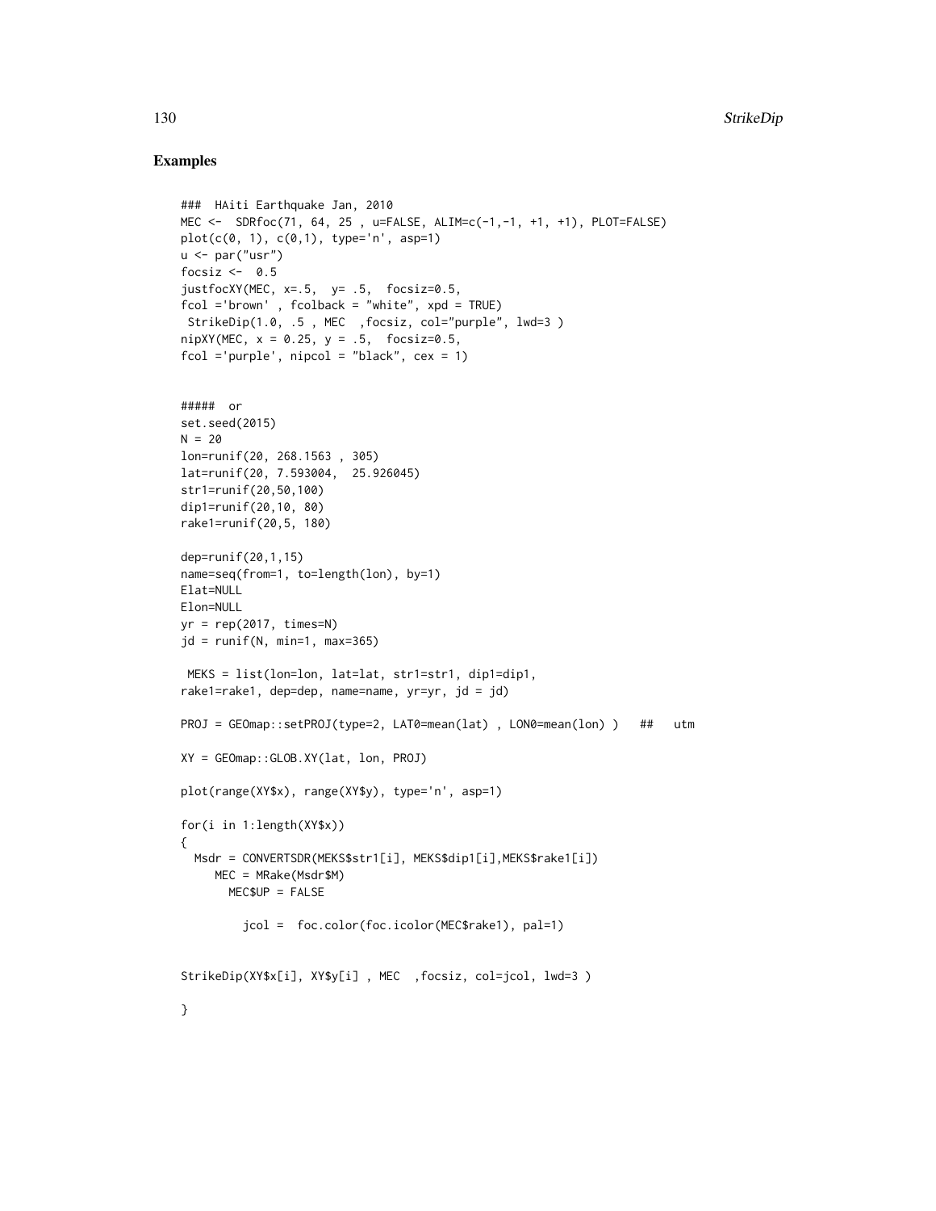## Examples

```
### HAiti Earthquake Jan, 2010
MEC <- SDRfoc(71, 64, 25 , u=FALSE, ALIM=c(-1,-1, +1, +1), PLOT=FALSE)
plot(c(0, 1), c(0,1), type='n', asp=1)
u <- par("usr")
focsiz <- 0.5
justfocXY(MEC, x=.5, y= .5, focsiz=0.5,
fcol ='brown' , fcolback = "white", xpd = TRUE)
 StrikeDip(1.0, .5 , MEC ,focsiz, col="purple", lwd=3 )
nipXY(MEC, x = 0.25, y = .5, focsiz=0.5,
fcol ='purple', nipcol = "black", cex = 1)


##### or
set.seed(2015)
N = 20
lon=runif(20, 268.1563 , 305)
lat=runif(20, 7.593004, 25.926045)
str1=runif(20,50,100)
dip1=runif(20,10, 80)
rake1=runif(20,5, 180)

dep=runif(20,1,15)
name=seq(from=1, to=length(lon), by=1)
Elat=NULL
Elon=NULL
yr = rep(2017, times=N)
jd = runif(N, min=1, max=365)

 MEKS = list(lon=lon, lat=lat, str1=str1, dip1=dip1,
rake1=rake1, dep=dep, name=name, yr=yr, jd = jd)

PROJ = GEOmap::setPROJ(type=2, LAT0=mean(lat) , LON0=mean(lon) )   ##   utm

XY = GEOmap::GLOB.XY(lat, lon, PROJ)

plot(range(XY$x), range(XY$y), type='n', asp=1)

for(i in 1:length(XY$x))
{
  Msdr = CONVERTSDR(MEKS$str1[i], MEKS$dip1[i],MEKS$rake1[i])
     MEC = MRake(Msdr$M)
       MEC$UP = FALSE

         jcol =  foc.color(foc.icolor(MEC$rake1), pal=1)


StrikeDip(XY$x[i], XY$y[i] , MEC  ,focsiz, col=jcol, lwd=3 )

}
```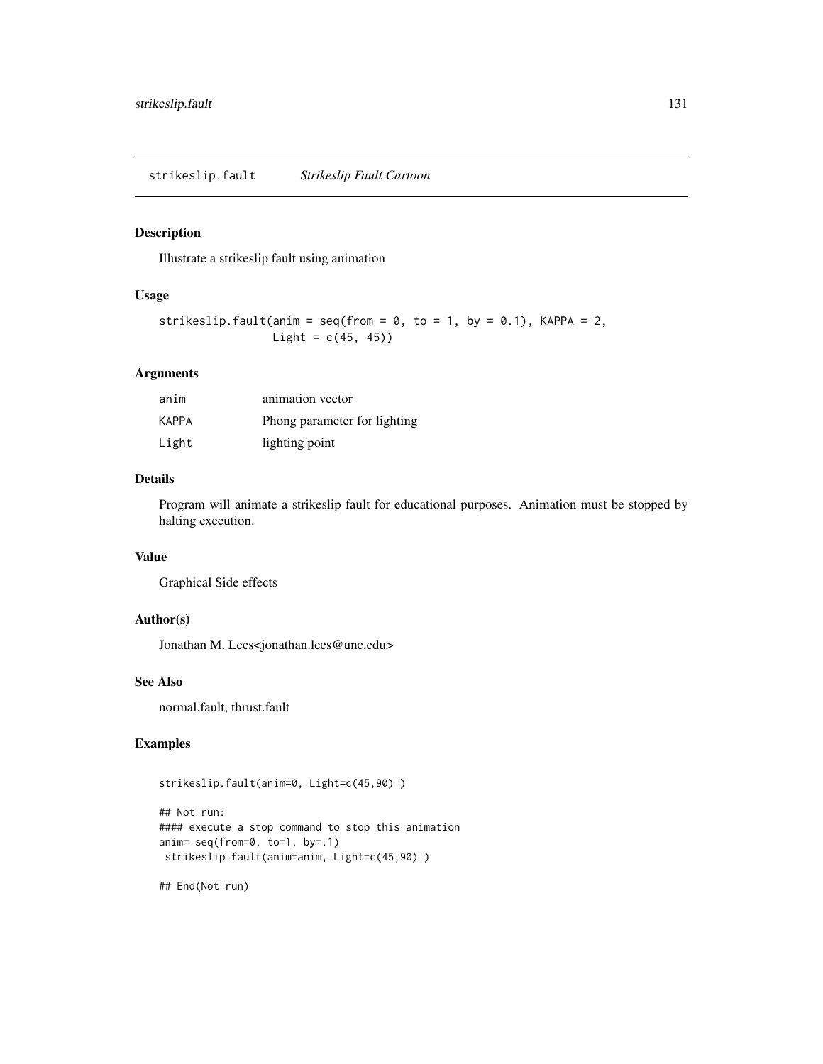## strikeslip.fault *Strikeslip Fault Cartoon*

### Description

Illustrate a strikeslip fault using animation

### Usage

```
strikeslip.fault(anim = seq(from = 0, to = 1, by = 0.1), KAPPA = 2,
                 Light = c(45, 45))
```

### Arguments

| | |
|---|---|
| anim | animation vector |
| KAPPA | Phong parameter for lighting |
| Light | lighting point |

### Details

Program will animate a strikeslip fault for educational purposes. Animation must be stopped by halting execution.

### Value

Graphical Side effects

### Author(s)

Jonathan M. Lees<jonathan.lees@unc.edu>

### See Also

normal.fault, thrust.fault

### Examples

```
strikeslip.fault(anim=0, Light=c(45,90) )

## Not run:
#### execute a stop command to stop this animation
anim= seq(from=0, to=1, by=.1)
 strikeslip.fault(anim=anim, Light=c(45,90) )

## End(Not run)
```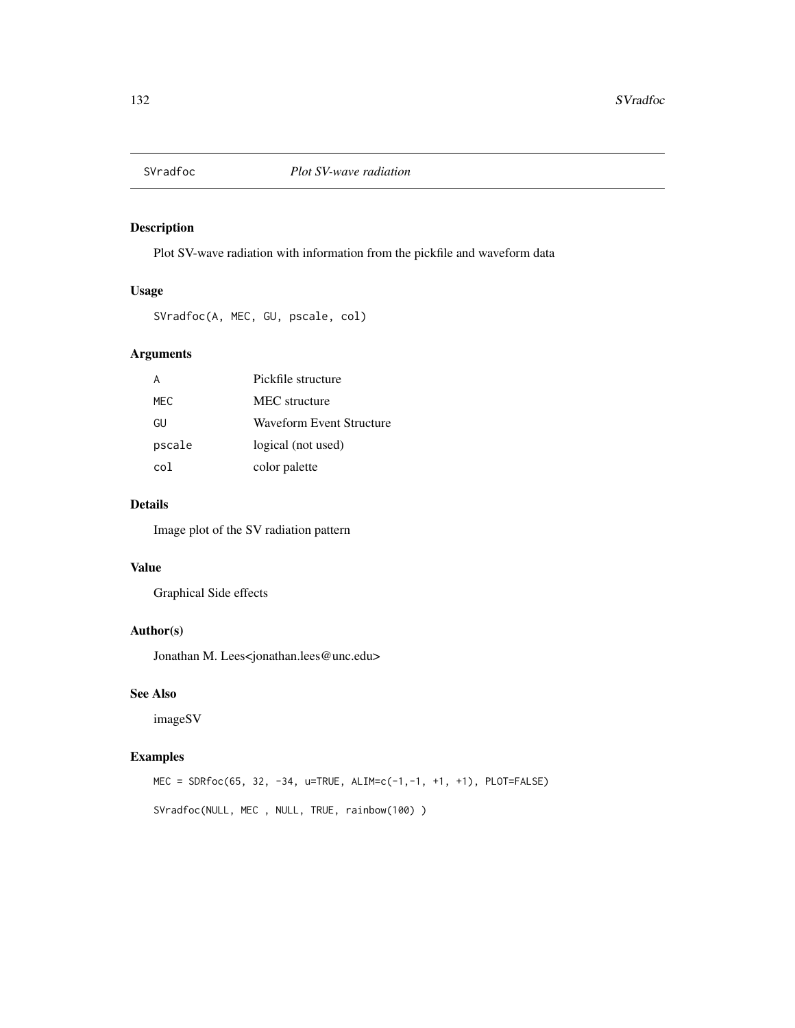# SVradfoc *Plot SV-wave radiation*

## Description

Plot SV-wave radiation with information from the pickfile and waveform data

## Usage

```
SVradfoc(A, MEC, GU, pscale, col)
```

## Arguments

| | |
|---|---|
| A | Pickfile structure |
| MEC | MEC structure |
| GU | Waveform Event Structure |
| pscale | logical (not used) |
| col | color palette |

## Details

Image plot of the SV radiation pattern

## Value

Graphical Side effects

## Author(s)

Jonathan M. Lees<jonathan.lees@unc.edu>

## See Also

imageSV

## Examples

```
MEC = SDRfoc(65, 32, -34, u=TRUE, ALIM=c(-1,-1, +1, +1), PLOT=FALSE)

SVradfoc(NULL, MEC , NULL, TRUE, rainbow(100) )
```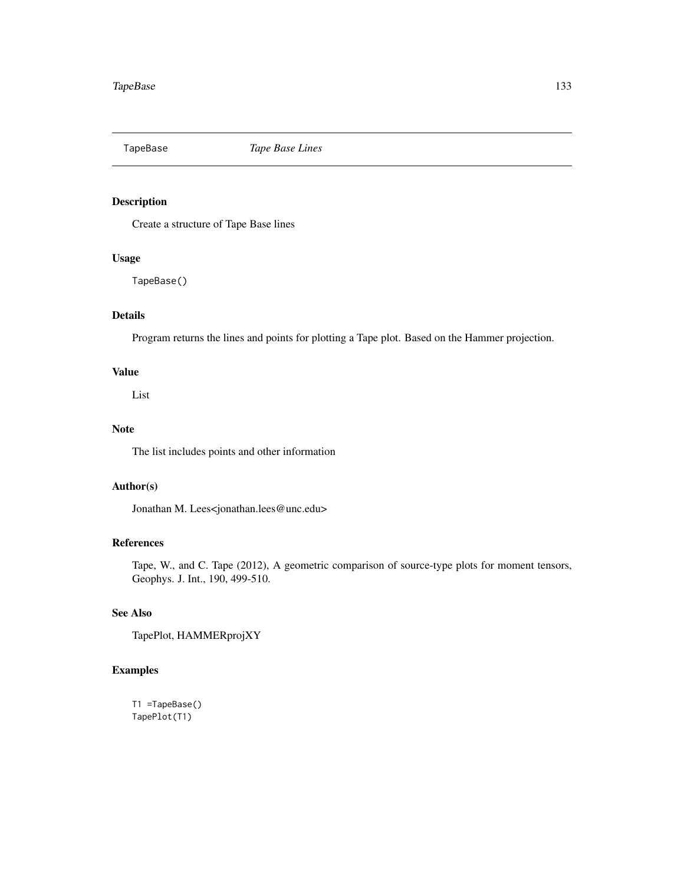# TapeBase *Tape Base Lines*

## Description

Create a structure of Tape Base lines

## Usage

```
TapeBase()
```

## Details

Program returns the lines and points for plotting a Tape plot. Based on the Hammer projection.

## Value

List

## Note

The list includes points and other information

## Author(s)

Jonathan M. Lees<jonathan.lees@unc.edu>

## References

Tape, W., and C. Tape (2012), A geometric comparison of source-type plots for moment tensors, Geophys. J. Int., 190, 499-510.

## See Also

TapePlot, HAMMERprojXY

## Examples

```
T1 =TapeBase()
TapePlot(T1)
```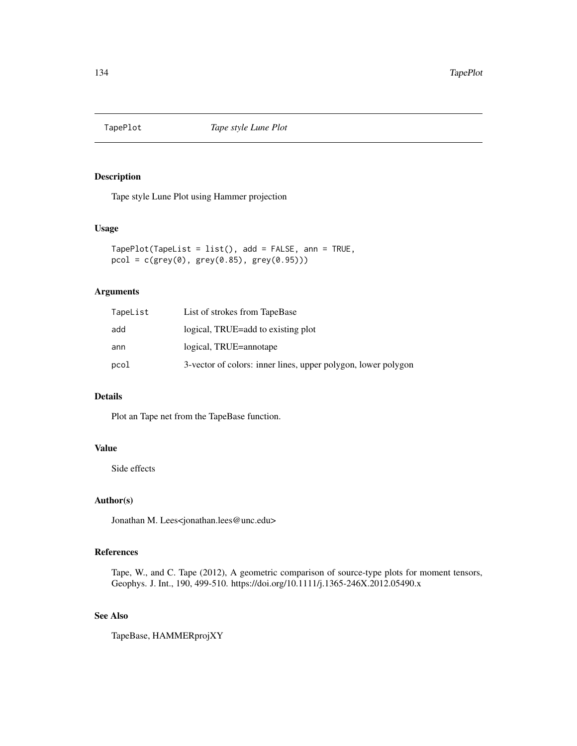TapePlot *Tape style Lune Plot*

## Description

Tape style Lune Plot using Hammer projection

## Usage

```
TapePlot(TapeList = list(), add = FALSE, ann = TRUE,
pcol = c(grey(0), grey(0.85), grey(0.95)))
```

## Arguments

| | |
|---|---|
| TapeList | List of strokes from TapeBase |
| add | logical, TRUE=add to existing plot |
| ann | logical, TRUE=annotape |
| pcol | 3-vector of colors: inner lines, upper polygon, lower polygon |

## Details

Plot an Tape net from the TapeBase function.

## Value

Side effects

## Author(s)

Jonathan M. Lees<jonathan.lees@unc.edu>

## References

Tape, W., and C. Tape (2012), A geometric comparison of source-type plots for moment tensors, Geophys. J. Int., 190, 499-510. https://doi.org/10.1111/j.1365-246X.2012.05490.x

## See Also

TapeBase, HAMMERprojXY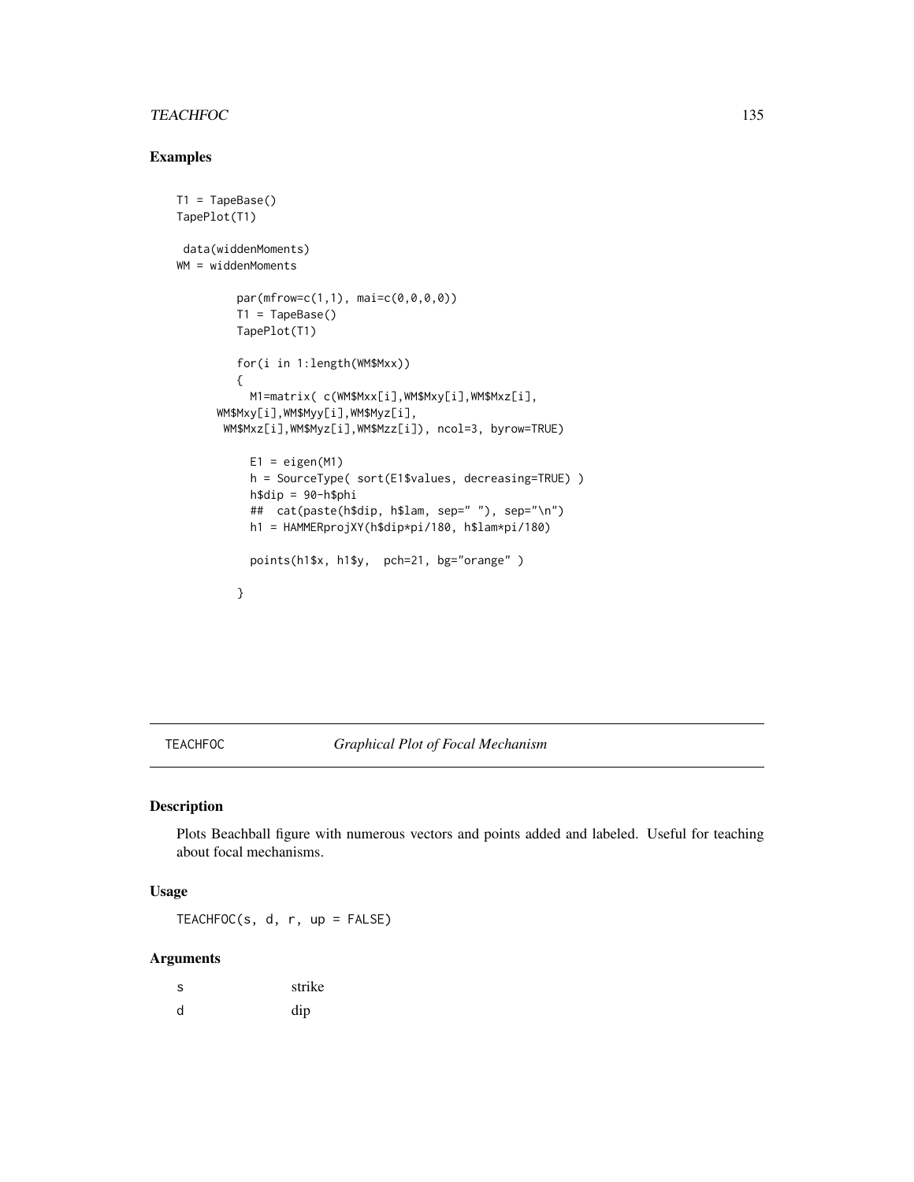## Examples

```
T1 = TapeBase()
TapePlot(T1)

 data(widdenMoments)
WM = widdenMoments

         par(mfrow=c(1,1), mai=c(0,0,0,0))
         T1 = TapeBase()
         TapePlot(T1)

         for(i in 1:length(WM$Mxx))
         {
           M1=matrix( c(WM$Mxx[i],WM$Mxy[i],WM$Mxz[i],
      WM$Mxy[i],WM$Myy[i],WM$Myz[i],
       WM$Mxz[i],WM$Myz[i],WM$Mzz[i]), ncol=3, byrow=TRUE)

           E1 = eigen(M1)
           h = SourceType( sort(E1$values, decreasing=TRUE) )
           h$dip = 90-h$phi
           ##  cat(paste(h$dip, h$lam, sep=" "), sep="\n")
           h1 = HAMMERprojXY(h$dip*pi/180, h$lam*pi/180)

           points(h1$x, h1$y,  pch=21, bg="orange" )

         }
```

---

# TEACHFOC — *Graphical Plot of Focal Mechanism*

## Description

Plots Beachball figure with numerous vectors and points added and labeled. Useful for teaching about focal mechanisms.

## Usage

```
TEACHFOC(s, d, r, up = FALSE)
```

## Arguments

| | |
|---|---|
| s | strike |
| d | dip |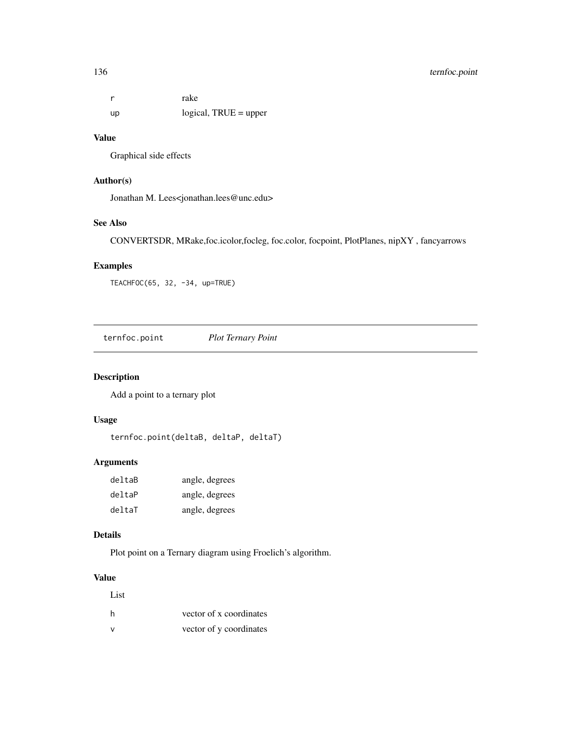| | |
|---|---|
| r | rake |
| up | logical, TRUE = upper |

### Value

Graphical side effects

### Author(s)

Jonathan M. Lees<jonathan.lees@unc.edu>

### See Also

CONVERTSDR, MRake,foc.icolor,focleg, foc.color, focpoint, PlotPlanes, nipXY , fancyarrows

### Examples

```
TEACHFOC(65, 32, -34, up=TRUE)
```

---

## ternfoc.point    *Plot Ternary Point*

### Description

Add a point to a ternary plot

### Usage

```
ternfoc.point(deltaB, deltaP, deltaT)
```

### Arguments

| | |
|---|---|
| deltaB | angle, degrees |
| deltaP | angle, degrees |
| deltaT | angle, degrees |

### Details

Plot point on a Ternary diagram using Froelich's algorithm.

### Value

List

| | |
|---|---|
| h | vector of x coordinates |
| v | vector of y coordinates |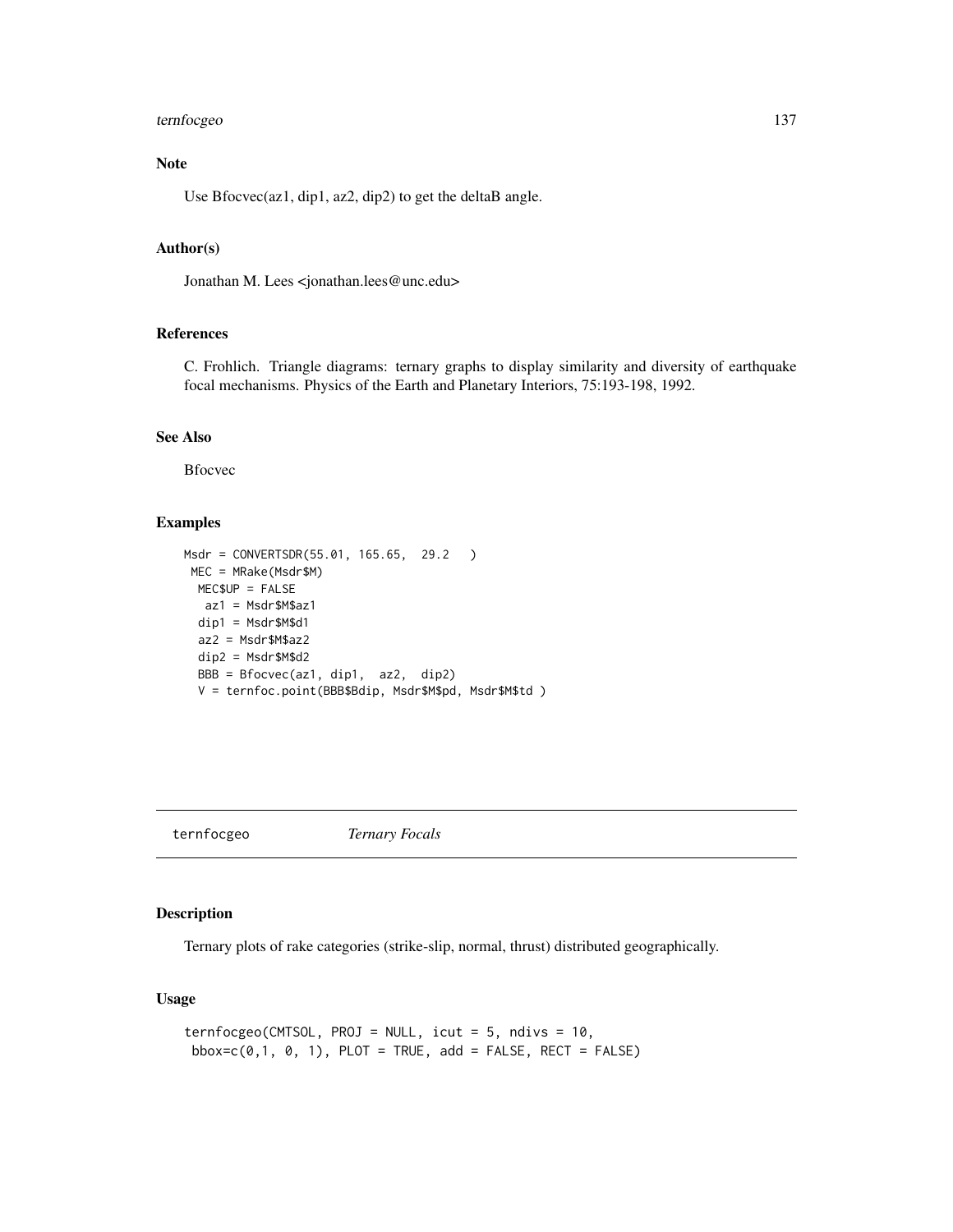## Note

Use Bfocvec(az1, dip1, az2, dip2) to get the deltaB angle.

## Author(s)

Jonathan M. Lees <jonathan.lees@unc.edu>

## References

C. Frohlich. Triangle diagrams: ternary graphs to display similarity and diversity of earthquake focal mechanisms. Physics of the Earth and Planetary Interiors, 75:193-198, 1992.

## See Also

Bfocvec

## Examples

```
Msdr = CONVERTSDR(55.01, 165.65,  29.2   )
 MEC = MRake(Msdr$M)
  MEC$UP = FALSE
   az1 = Msdr$M$az1
  dip1 = Msdr$M$d1
  az2 = Msdr$M$az2
  dip2 = Msdr$M$d2
  BBB = Bfocvec(az1, dip1,  az2,  dip2)
  V = ternfoc.point(BBB$Bdip, Msdr$M$pd, Msdr$M$td )
```

---

# ternfocgeo *Ternary Focals*

## Description

Ternary plots of rake categories (strike-slip, normal, thrust) distributed geographically.

## Usage

```
ternfocgeo(CMTSOL, PROJ = NULL, icut = 5, ndivs = 10,
 bbox=c(0,1, 0, 1), PLOT = TRUE, add = FALSE, RECT = FALSE)
```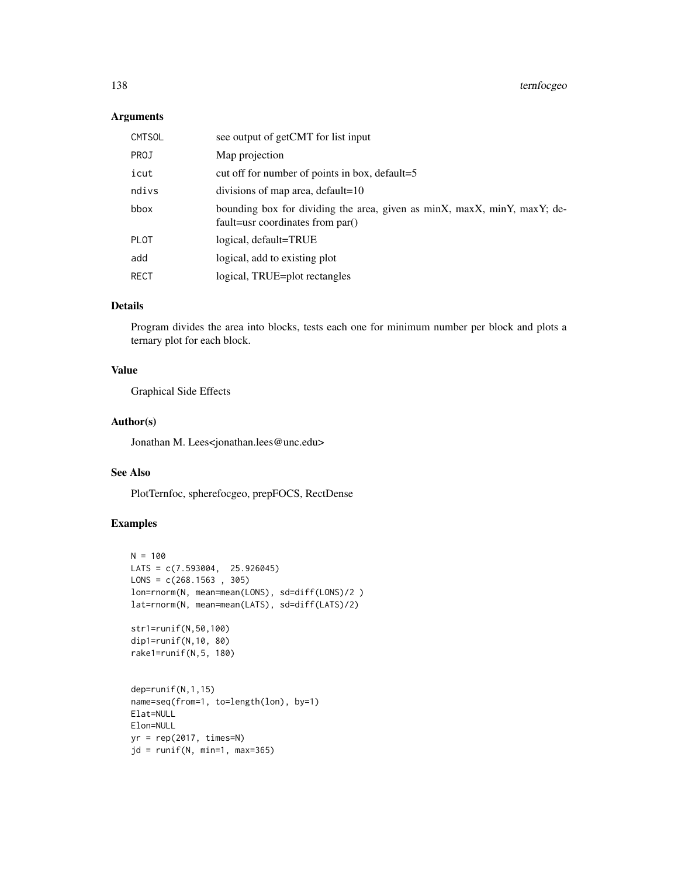## Arguments

| | |
|---|---|
| CMTSOL | see output of getCMT for list input |
| PROJ | Map projection |
| icut | cut off for number of points in box, default=5 |
| ndivs | divisions of map area, default=10 |
| bbox | bounding box for dividing the area, given as minX, maxX, minY, maxY; default=usr coordinates from par() |
| PLOT | logical, default=TRUE |
| add | logical, add to existing plot |
| RECT | logical, TRUE=plot rectangles |

## Details

Program divides the area into blocks, tests each one for minimum number per block and plots a ternary plot for each block.

## Value

Graphical Side Effects

## Author(s)

Jonathan M. Lees<jonathan.lees@unc.edu>

## See Also

PlotTernfoc, spherefocgeo, prepFOCS, RectDense

## Examples

```
N = 100
LATS = c(7.593004,  25.926045)
LONS = c(268.1563 , 305)
lon=rnorm(N, mean=mean(LONS), sd=diff(LONS)/2 )
lat=rnorm(N, mean=mean(LATS), sd=diff(LATS)/2)

str1=runif(N,50,100)
dip1=runif(N,10, 80)
rake1=runif(N,5, 180)


dep=runif(N,1,15)
name=seq(from=1, to=length(lon), by=1)
Elat=NULL
Elon=NULL
yr = rep(2017, times=N)
jd = runif(N, min=1, max=365)
```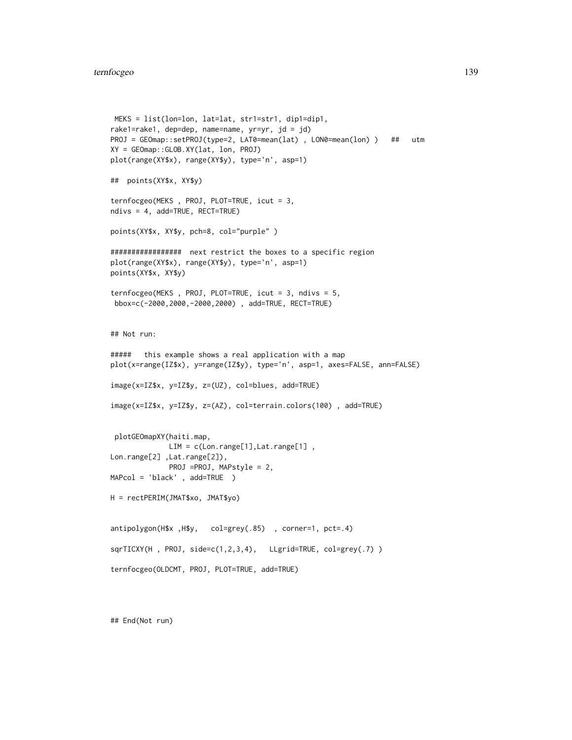```
 MEKS = list(lon=lon, lat=lat, str1=str1, dip1=dip1,
rake1=rake1, dep=dep, name=name, yr=yr, jd = jd)
PROJ = GEOmap::setPROJ(type=2, LAT0=mean(lat) , LON0=mean(lon) )   ##   utm
XY = GEOmap::GLOB.XY(lat, lon, PROJ)
plot(range(XY$x), range(XY$y), type='n', asp=1)

##  points(XY$x, XY$y)

ternfocgeo(MEKS , PROJ, PLOT=TRUE, icut = 3,
ndivs = 4, add=TRUE, RECT=TRUE)

points(XY$x, XY$y, pch=8, col="purple" )

#################  next restrict the boxes to a specific region
plot(range(XY$x), range(XY$y), type='n', asp=1)
points(XY$x, XY$y)

ternfocgeo(MEKS , PROJ, PLOT=TRUE, icut = 3, ndivs = 5,
 bbox=c(-2000,2000,-2000,2000) , add=TRUE, RECT=TRUE)


## Not run:

#####   this example shows a real application with a map
plot(x=range(IZ$x), y=range(IZ$y), type='n', asp=1, axes=FALSE, ann=FALSE)

image(x=IZ$x, y=IZ$y, z=(UZ), col=blues, add=TRUE)

image(x=IZ$x, y=IZ$y, z=(AZ), col=terrain.colors(100) , add=TRUE)


 plotGEOmapXY(haiti.map,
             LIM = c(Lon.range[1],Lat.range[1] ,
Lon.range[2] ,Lat.range[2]),
             PROJ =PROJ, MAPstyle = 2,
MAPcol = 'black' , add=TRUE  )

H = rectPERIM(JMAT$xo, JMAT$yo)


antipolygon(H$x ,H$y,   col=grey(.85)  , corner=1, pct=.4)

sqrTICXY(H , PROJ, side=c(1,2,3,4),   LLgrid=TRUE, col=grey(.7) )

ternfocgeo(OLDCMT, PROJ, PLOT=TRUE, add=TRUE)




## End(Not run)
```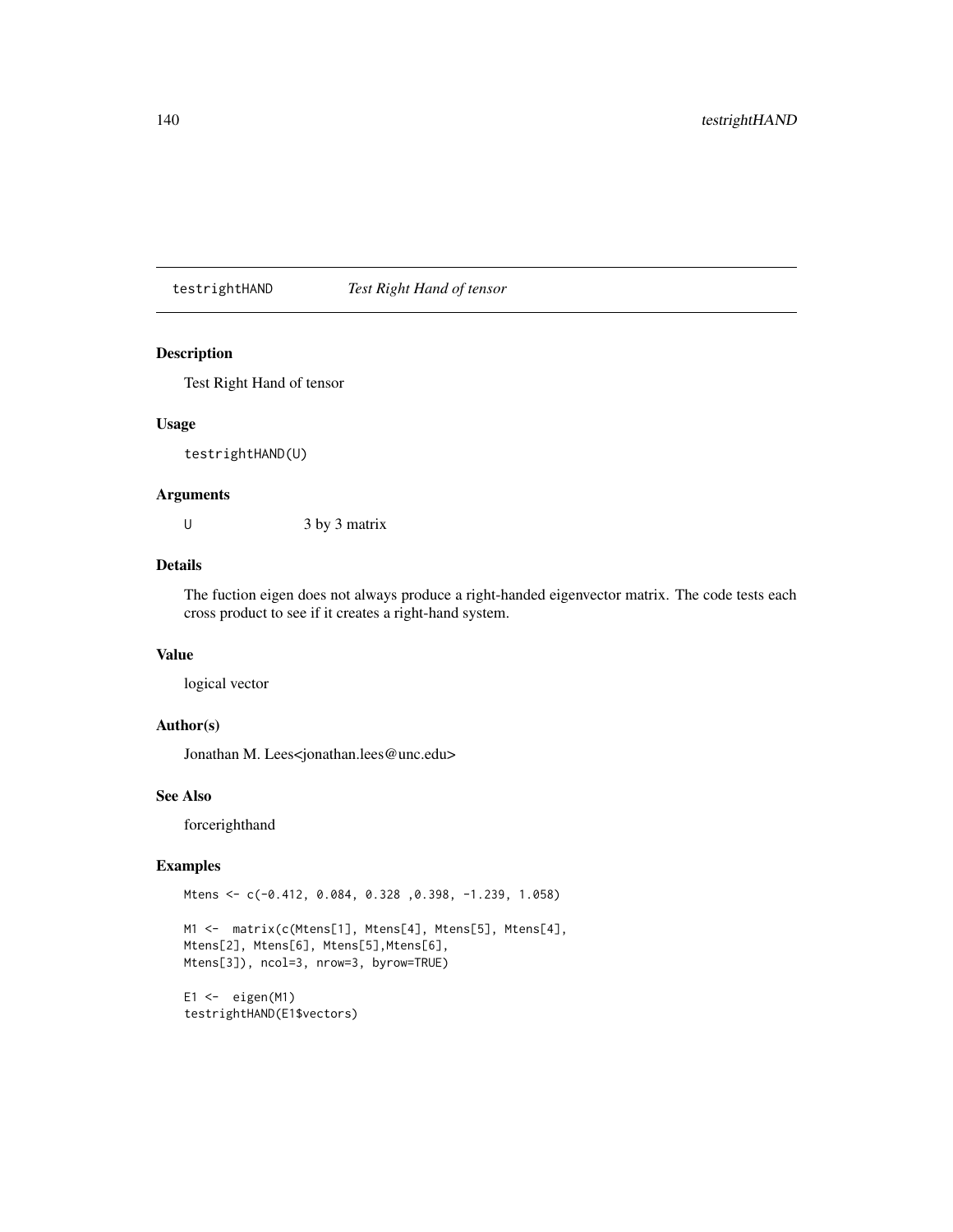## testrightHAND *Test Right Hand of tensor*

### Description

Test Right Hand of tensor

### Usage

```
testrightHAND(U)
```

### Arguments

| | |
|---|---|
| U | 3 by 3 matrix |

### Details

The fuction eigen does not always produce a right-handed eigenvector matrix. The code tests each cross product to see if it creates a right-hand system.

### Value

logical vector

### Author(s)

Jonathan M. Lees<jonathan.lees@unc.edu>

### See Also

forcerighthand

### Examples

```
Mtens <- c(-0.412, 0.084, 0.328 ,0.398, -1.239, 1.058)

M1 <-  matrix(c(Mtens[1], Mtens[4], Mtens[5], Mtens[4],
Mtens[2], Mtens[6], Mtens[5],Mtens[6],
Mtens[3]), ncol=3, nrow=3, byrow=TRUE)

E1 <-  eigen(M1)
testrightHAND(E1$vectors)
```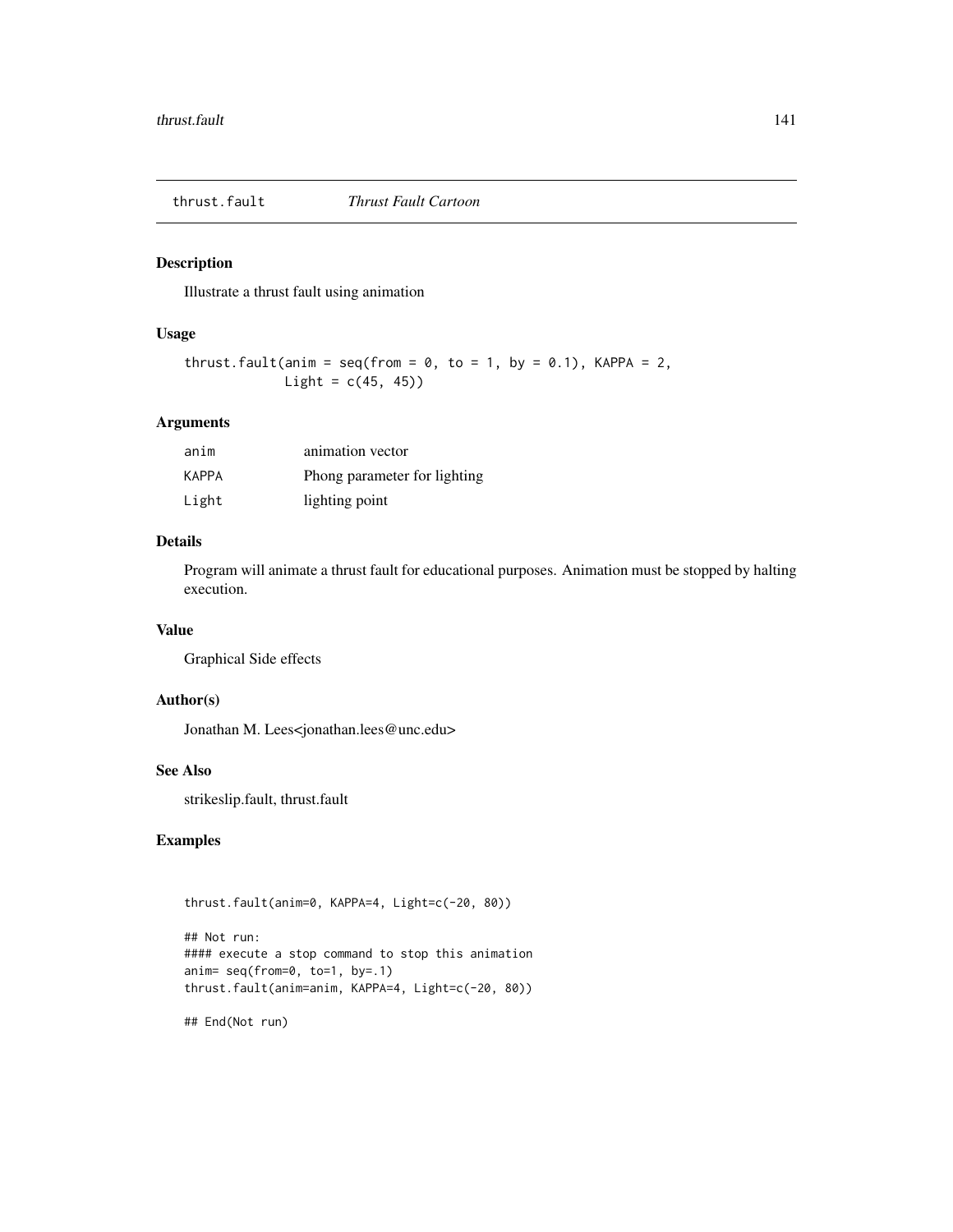## thrust.fault — *Thrust Fault Cartoon*

### Description

Illustrate a thrust fault using animation

### Usage

```
thrust.fault(anim = seq(from = 0, to = 1, by = 0.1), KAPPA = 2,
             Light = c(45, 45))
```

### Arguments

| | |
|---|---|
| anim | animation vector |
| KAPPA | Phong parameter for lighting |
| Light | lighting point |

### Details

Program will animate a thrust fault for educational purposes. Animation must be stopped by halting execution.

### Value

Graphical Side effects

### Author(s)

Jonathan M. Lees<jonathan.lees@unc.edu>

### See Also

strikeslip.fault, thrust.fault

### Examples

```
thrust.fault(anim=0, KAPPA=4, Light=c(-20, 80))

## Not run:
#### execute a stop command to stop this animation
anim= seq(from=0, to=1, by=.1)
thrust.fault(anim=anim, KAPPA=4, Light=c(-20, 80))

## End(Not run)
```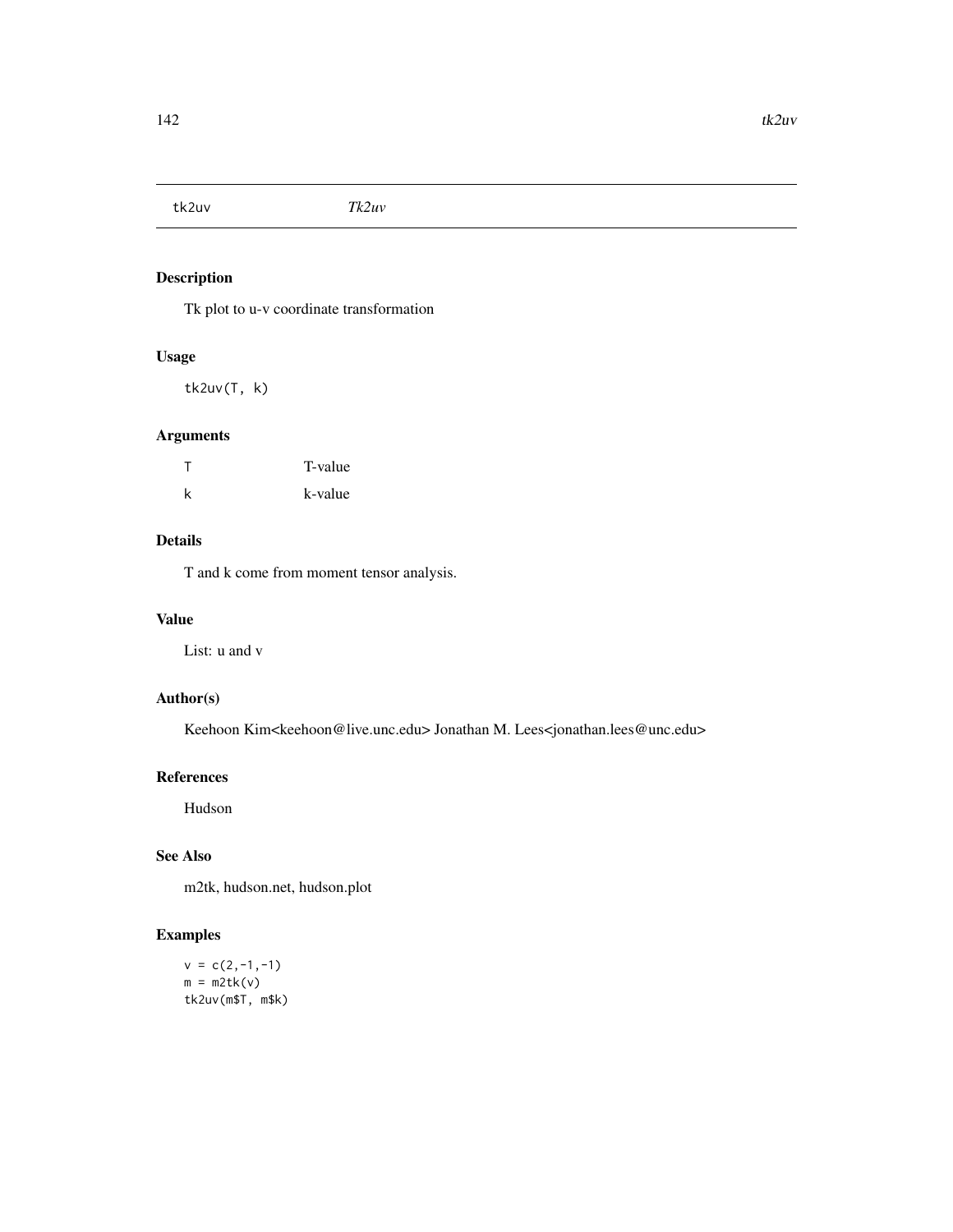tk2uv *Tk2uv*

## Description

Tk plot to u-v coordinate transformation

## Usage

```
tk2uv(T, k)
```

## Arguments

| | |
|---|---|
| T | T-value |
| k | k-value |

## Details

T and k come from moment tensor analysis.

## Value

List: u and v

## Author(s)

Keehoon Kim<keehoon@live.unc.edu> Jonathan M. Lees<jonathan.lees@unc.edu>

## References

Hudson

## See Also

m2tk, hudson.net, hudson.plot

## Examples

```
v = c(2,-1,-1)
m = m2tk(v)
tk2uv(m$T, m$k)
```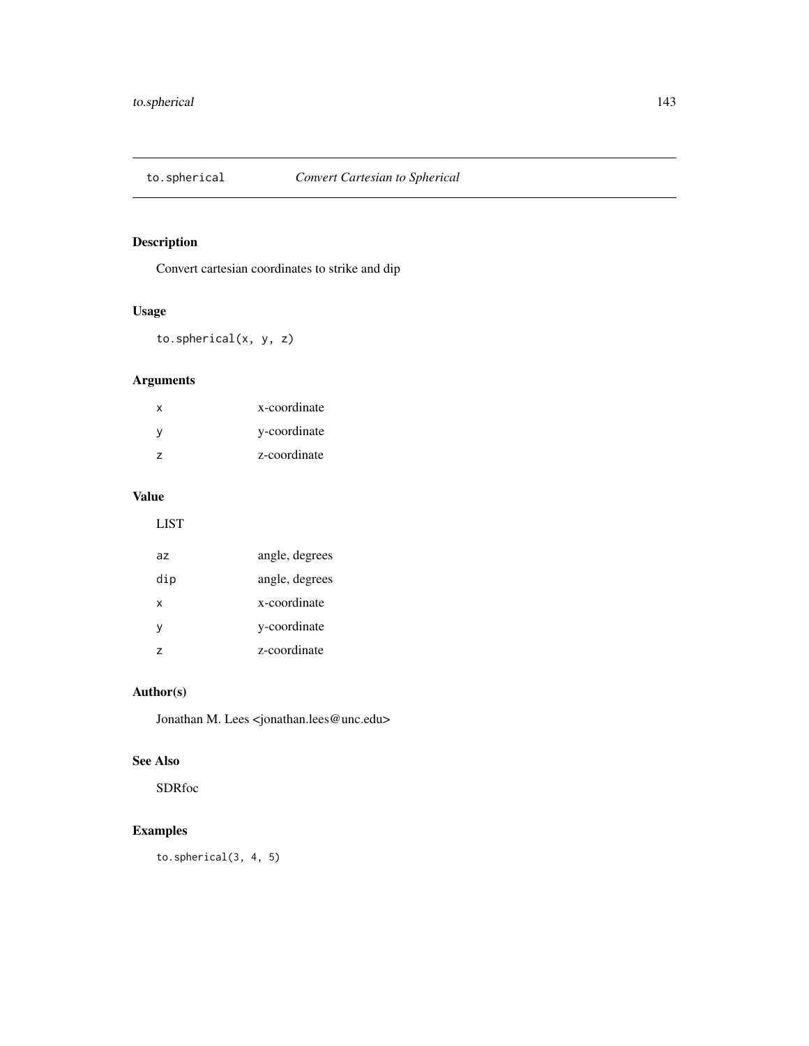# to.spherical *Convert Cartesian to Spherical*

## Description

Convert cartesian coordinates to strike and dip

## Usage

```
to.spherical(x, y, z)
```

## Arguments

| | |
|---|---|
| x | x-coordinate |
| y | y-coordinate |
| z | z-coordinate |

## Value

LIST

| | |
|---|---|
| az | angle, degrees |
| dip | angle, degrees |
| x | x-coordinate |
| y | y-coordinate |
| z | z-coordinate |

## Author(s)

Jonathan M. Lees <jonathan.lees@unc.edu>

## See Also

SDRfoc

## Examples

```
to.spherical(3, 4, 5)
```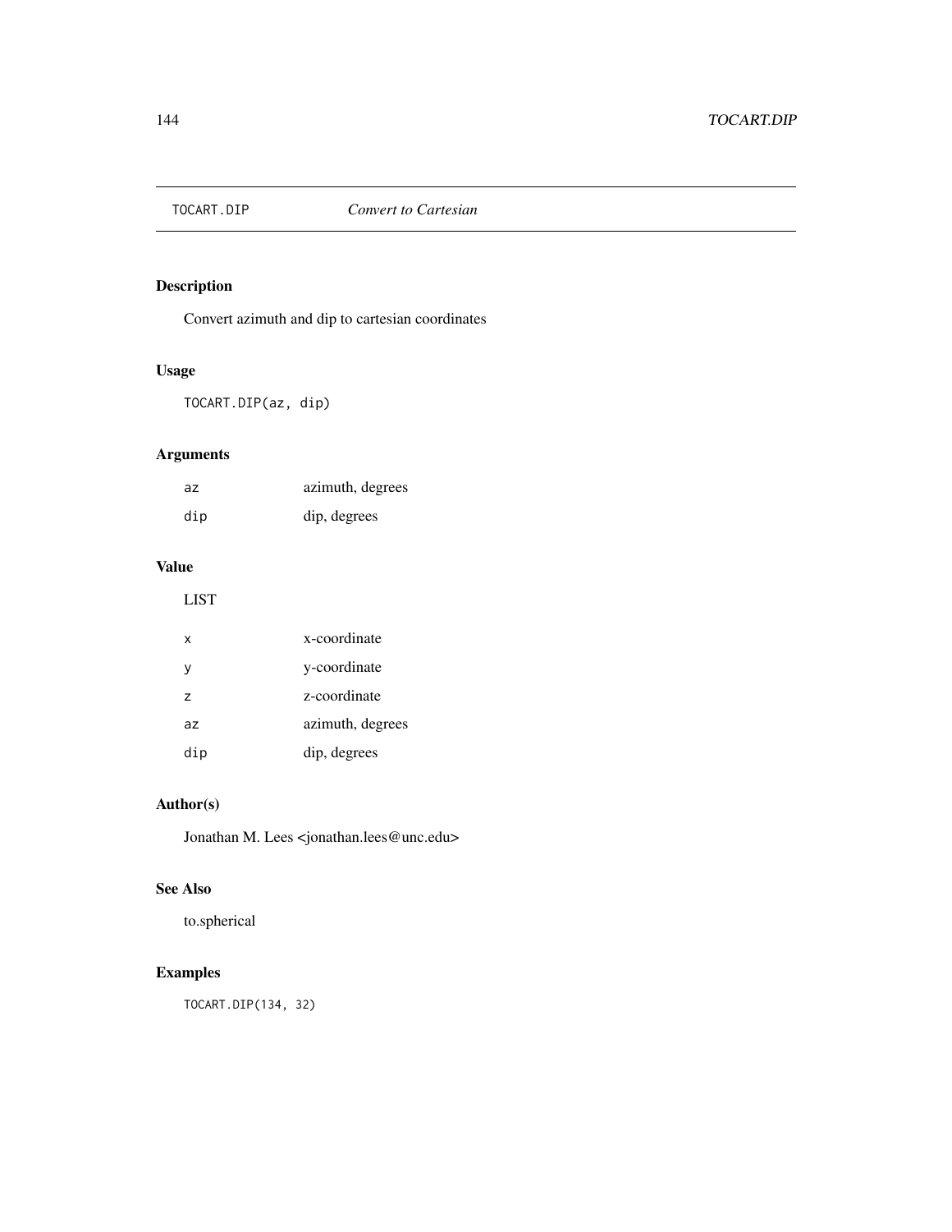## TOCART.DIP *Convert to Cartesian*

### Description

Convert azimuth and dip to cartesian coordinates

### Usage

```
TOCART.DIP(az, dip)
```

### Arguments

| | |
|---|---|
| az | azimuth, degrees |
| dip | dip, degrees |

### Value

LIST

| | |
|---|---|
| x | x-coordinate |
| y | y-coordinate |
| z | z-coordinate |
| az | azimuth, degrees |
| dip | dip, degrees |

### Author(s)

Jonathan M. Lees <jonathan.lees@unc.edu>

### See Also

to.spherical

### Examples

```
TOCART.DIP(134, 32)
```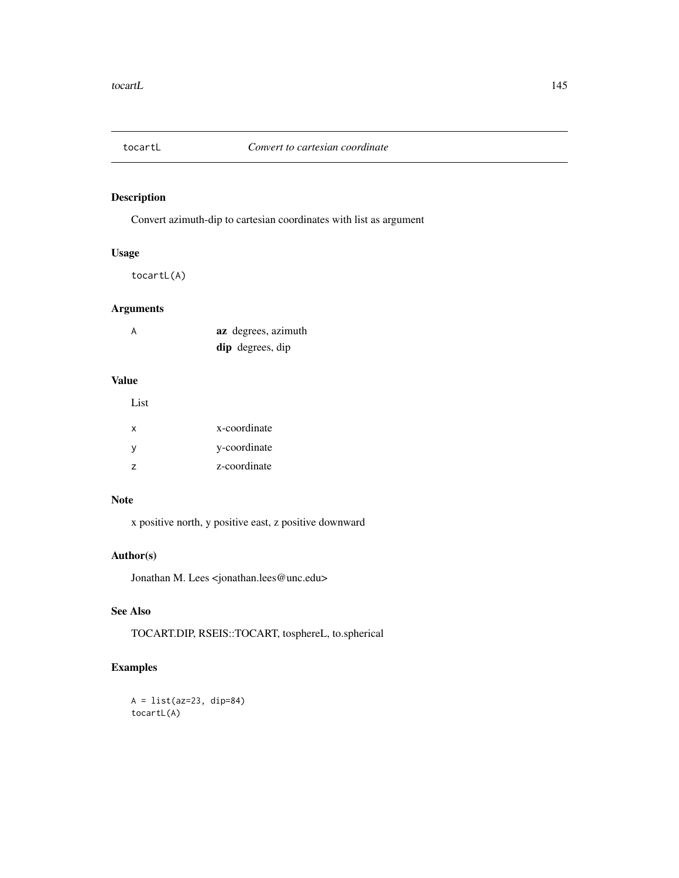# tocartL *Convert to cartesian coordinate*

## Description

Convert azimuth-dip to cartesian coordinates with list as argument

## Usage

```
tocartL(A)
```

## Arguments

| | |
|---|---|
| A | **az** degrees, azimuth<br>**dip** degrees, dip |

## Value

List

| | |
|---|---|
| x | x-coordinate |
| y | y-coordinate |
| z | z-coordinate |

## Note

x positive north, y positive east, z positive downward

## Author(s)

Jonathan M. Lees <jonathan.lees@unc.edu>

## See Also

TOCART.DIP, RSEIS::TOCART, tosphereL, to.spherical

## Examples

```
A = list(az=23, dip=84)
tocartL(A)
```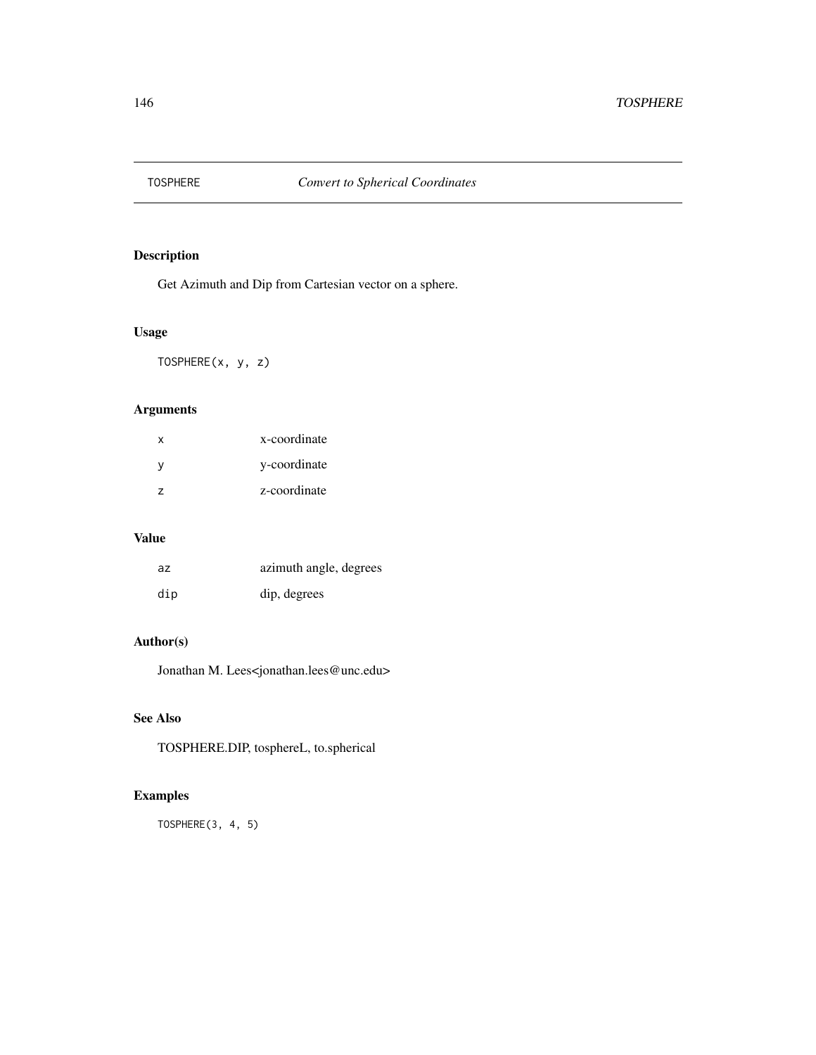# TOSPHERE *Convert to Spherical Coordinates*

## Description

Get Azimuth and Dip from Cartesian vector on a sphere.

## Usage

```
TOSPHERE(x, y, z)
```

## Arguments

| | |
|---|---|
| x | x-coordinate |
| y | y-coordinate |
| z | z-coordinate |

## Value

| | |
|---|---|
| az | azimuth angle, degrees |
| dip | dip, degrees |

## Author(s)

Jonathan M. Lees<jonathan.lees@unc.edu>

## See Also

TOSPHERE.DIP, tosphereL, to.spherical

## Examples

```
TOSPHERE(3, 4, 5)
```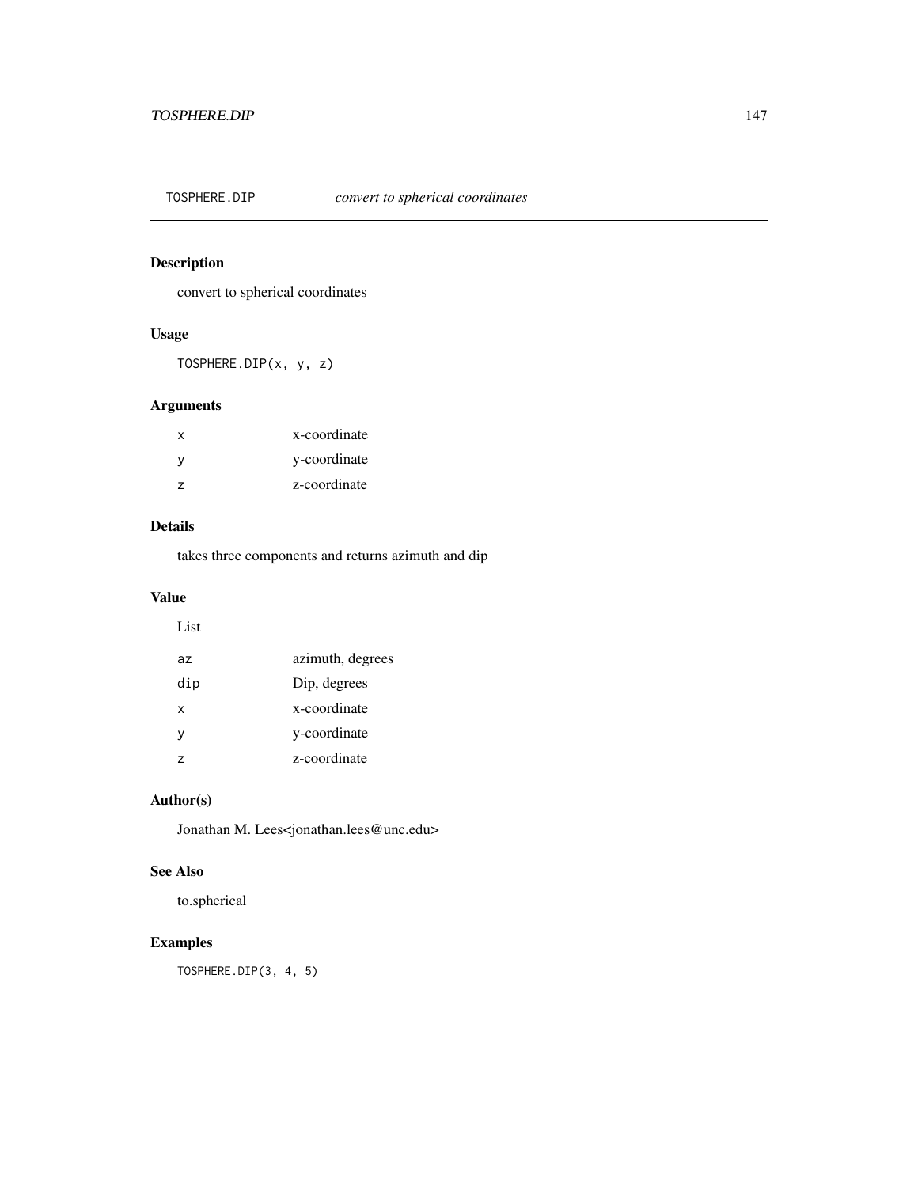## TOSPHERE.DIP *convert to spherical coordinates*

### Description

convert to spherical coordinates

### Usage

```
TOSPHERE.DIP(x, y, z)
```

### Arguments

| | |
|---|---|
| x | x-coordinate |
| y | y-coordinate |
| z | z-coordinate |

### Details

takes three components and returns azimuth and dip

### Value

List

| | |
|---|---|
| az | azimuth, degrees |
| dip | Dip, degrees |
| x | x-coordinate |
| y | y-coordinate |
| z | z-coordinate |

### Author(s)

Jonathan M. Lees<jonathan.lees@unc.edu>

### See Also

to.spherical

### Examples

```
TOSPHERE.DIP(3, 4, 5)
```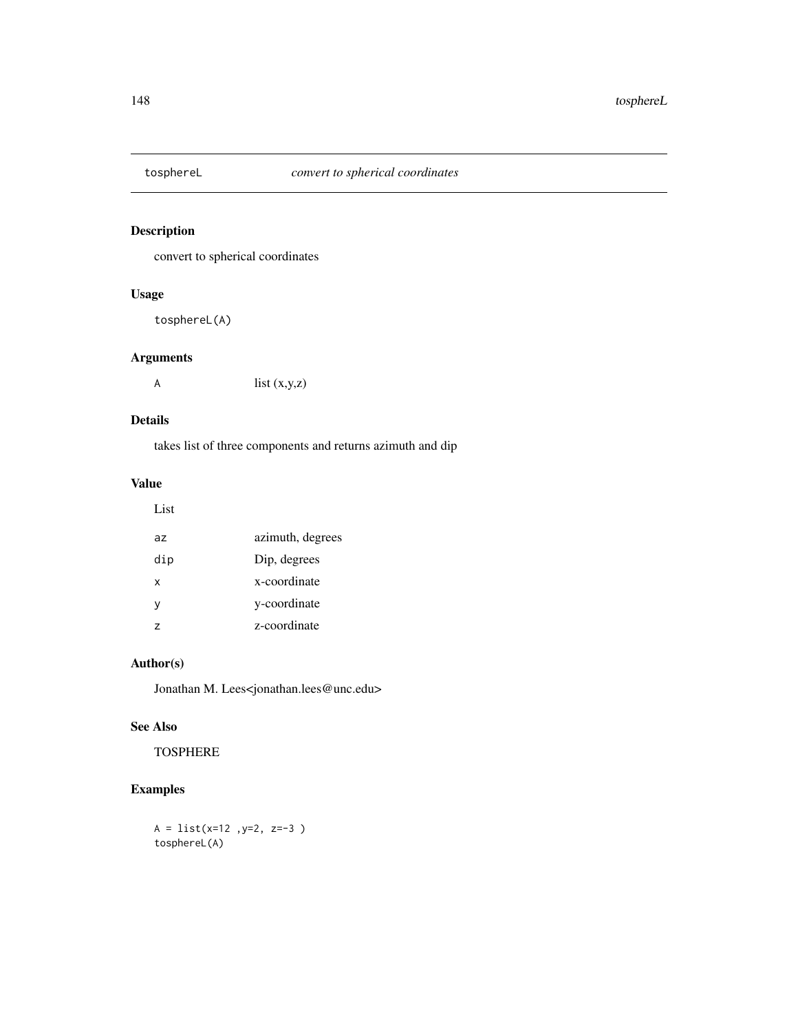# tosphereL *convert to spherical coordinates*

## Description

convert to spherical coordinates

## Usage

```
tosphereL(A)
```

## Arguments

| | |
|---|---|
| A | list (x,y,z) |

## Details

takes list of three components and returns azimuth and dip

## Value

List

| | |
|---|---|
| az | azimuth, degrees |
| dip | Dip, degrees |
| x | x-coordinate |
| y | y-coordinate |
| z | z-coordinate |

## Author(s)

Jonathan M. Lees<jonathan.lees@unc.edu>

## See Also

TOSPHERE

## Examples

```
A = list(x=12 ,y=2, z=-3 )
tosphereL(A)
```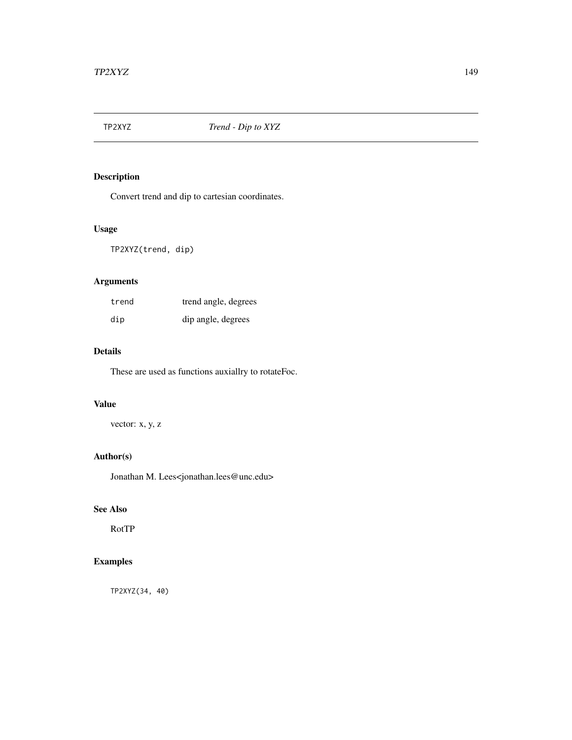TP2XYZ *Trend - Dip to XYZ*

## Description

Convert trend and dip to cartesian coordinates.

## Usage

```
TP2XYZ(trend, dip)
```

## Arguments

| | |
|---|---|
| trend | trend angle, degrees |
| dip | dip angle, degrees |

## Details

These are used as functions auxiallry to rotateFoc.

## Value

vector: x, y, z

## Author(s)

Jonathan M. Lees<jonathan.lees@unc.edu>

## See Also

RotTP

## Examples

```
TP2XYZ(34, 40)
```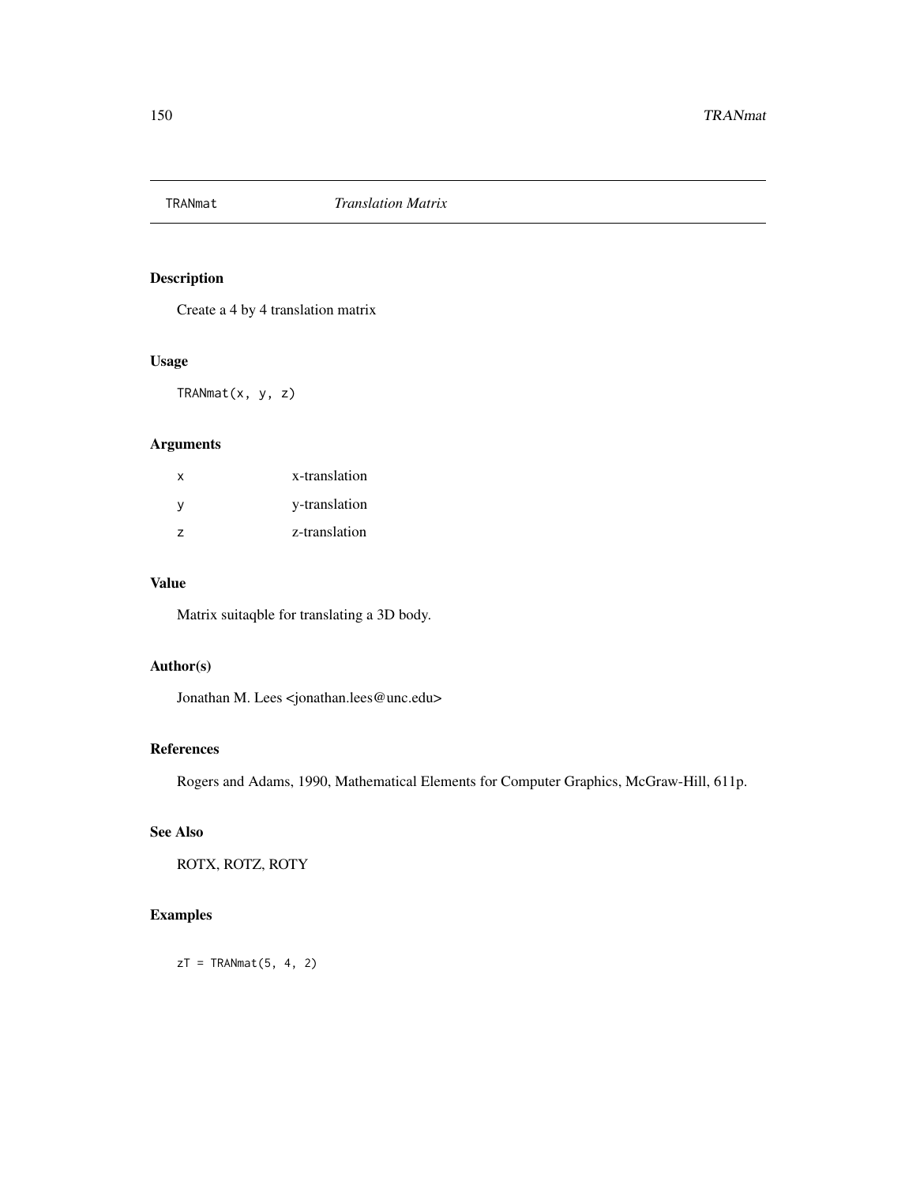# TRANmat — *Translation Matrix*

## Description

Create a 4 by 4 translation matrix

## Usage

```
TRANmat(x, y, z)
```

## Arguments

| | |
|---|---|
| x | x-translation |
| y | y-translation |
| z | z-translation |

## Value

Matrix suitaqble for translating a 3D body.

## Author(s)

Jonathan M. Lees <jonathan.lees@unc.edu>

## References

Rogers and Adams, 1990, Mathematical Elements for Computer Graphics, McGraw-Hill, 611p.

## See Also

ROTX, ROTZ, ROTY

## Examples

```
zT = TRANmat(5, 4, 2)
```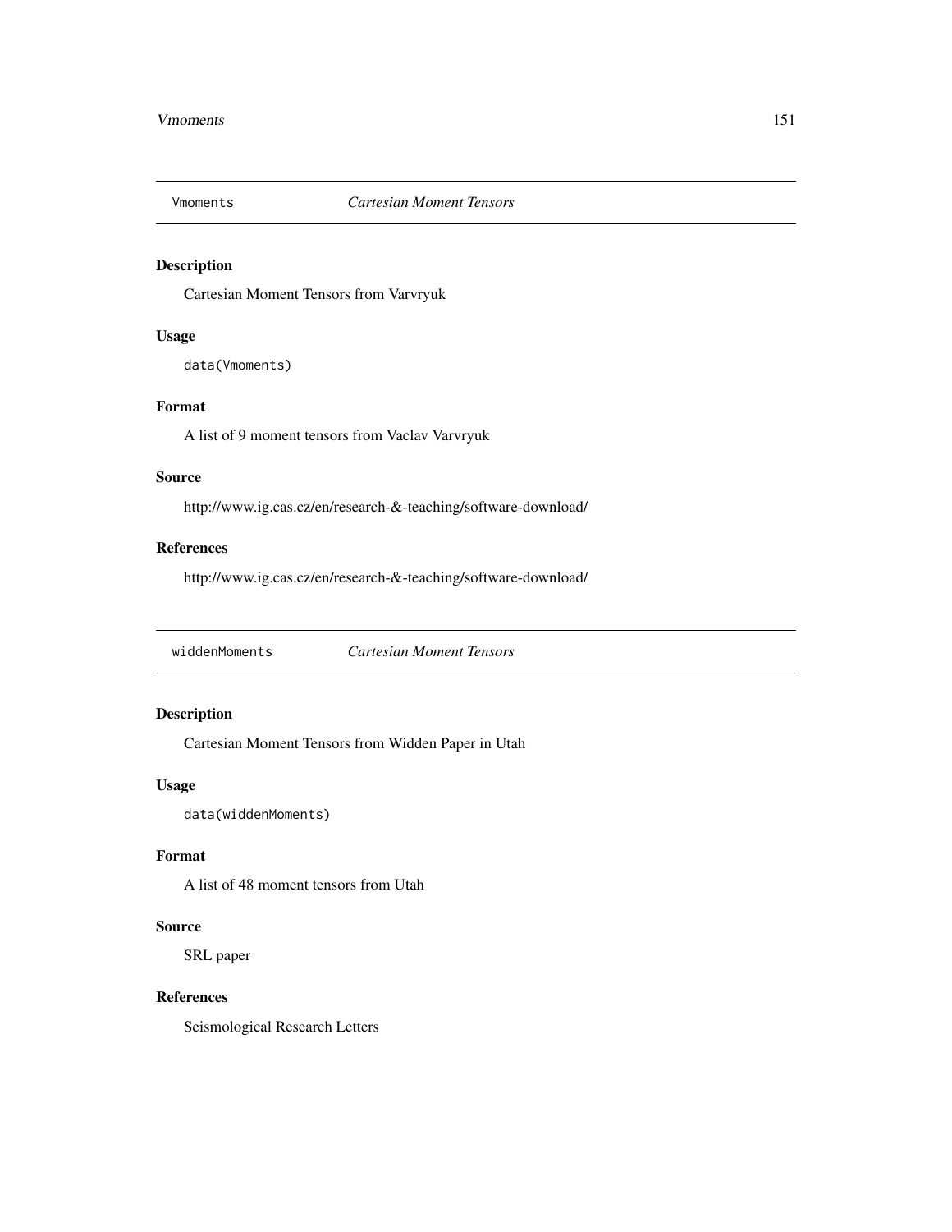## Vmoments *Cartesian Moment Tensors*

### Description

Cartesian Moment Tensors from Varvryuk

### Usage

```
data(Vmoments)
```

### Format

A list of 9 moment tensors from Vaclav Varvryuk

### Source

http://www.ig.cas.cz/en/research-&-teaching/software-download/

### References

http://www.ig.cas.cz/en/research-&-teaching/software-download/

## widdenMoments *Cartesian Moment Tensors*

### Description

Cartesian Moment Tensors from Widden Paper in Utah

### Usage

```
data(widdenMoments)
```

### Format

A list of 48 moment tensors from Utah

### Source

SRL paper

### References

Seismological Research Letters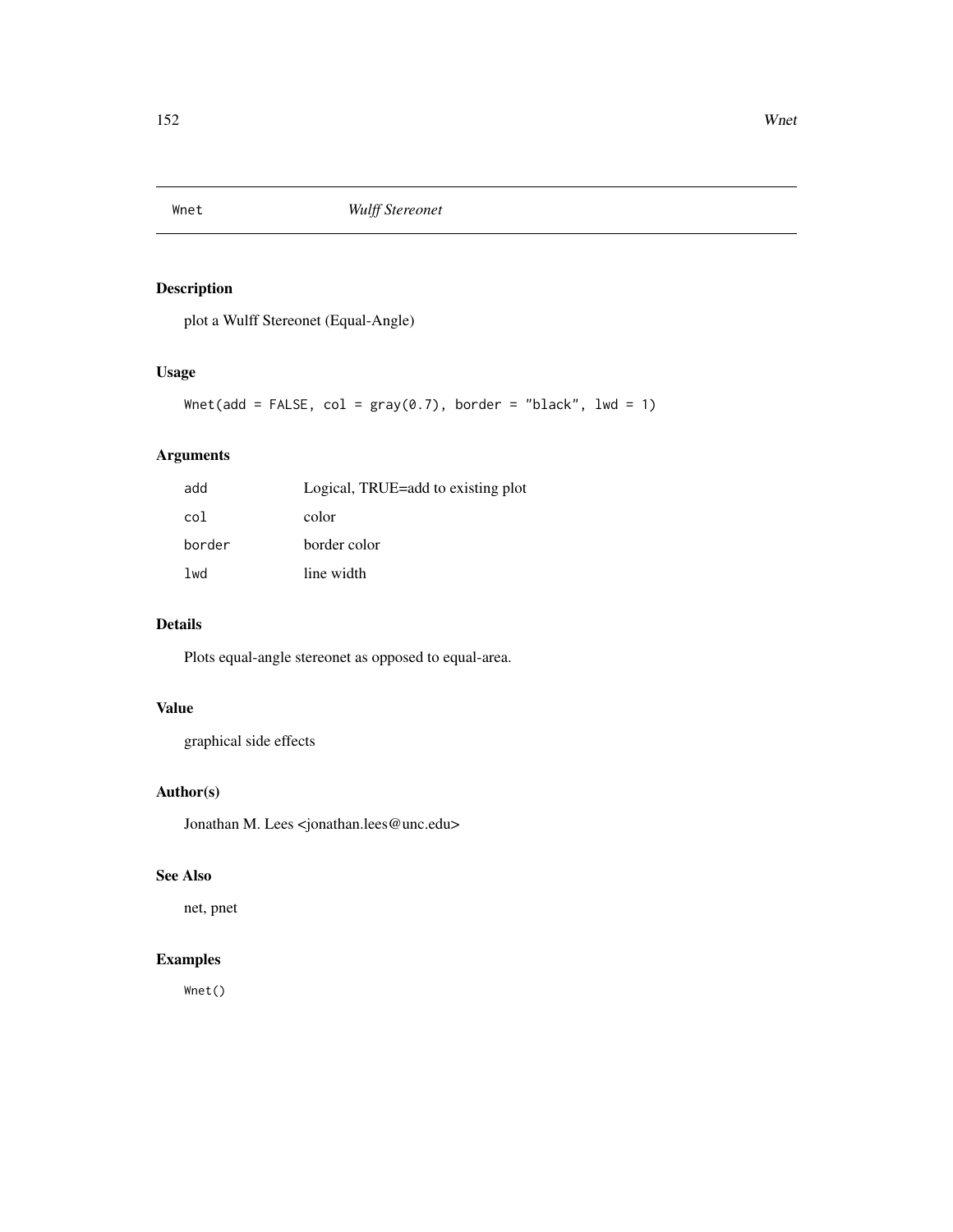# Wnet — *Wulff Stereonet*

## Description

plot a Wulff Stereonet (Equal-Angle)

## Usage

```
Wnet(add = FALSE, col = gray(0.7), border = "black", lwd = 1)
```

## Arguments

| | |
|---|---|
| `add` | Logical, TRUE=add to existing plot |
| `col` | color |
| `border` | border color |
| `lwd` | line width |

## Details

Plots equal-angle stereonet as opposed to equal-area.

## Value

graphical side effects

## Author(s)

Jonathan M. Lees <jonathan.lees@unc.edu>

## See Also

net, pnet

## Examples

```
Wnet()
```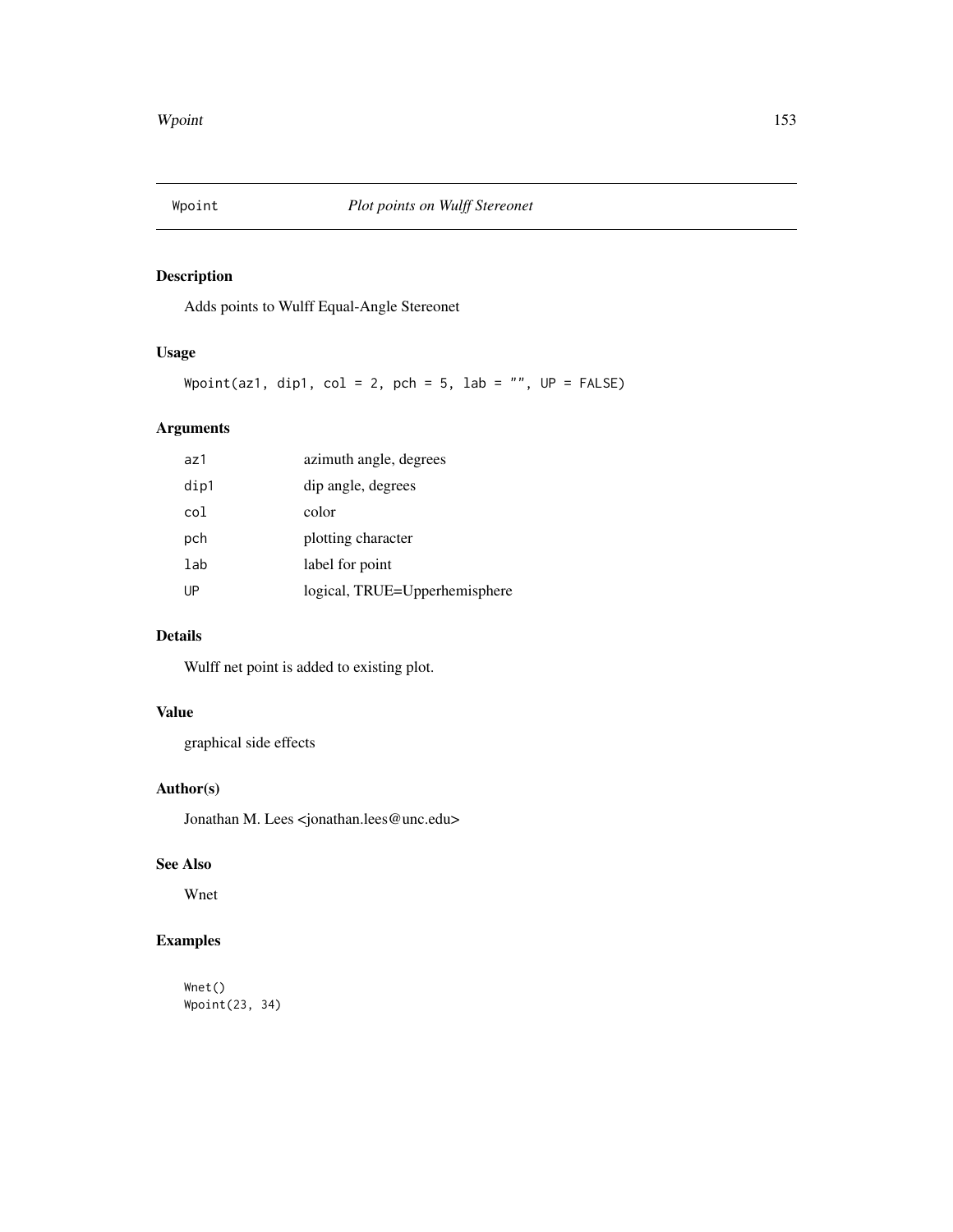# Wpoint — *Plot points on Wulff Stereonet*

## Description

Adds points to Wulff Equal-Angle Stereonet

## Usage

```
Wpoint(az1, dip1, col = 2, pch = 5, lab = "", UP = FALSE)
```

## Arguments

| | |
|---|---|
| az1 | azimuth angle, degrees |
| dip1 | dip angle, degrees |
| col | color |
| pch | plotting character |
| lab | label for point |
| UP | logical, TRUE=Upperhemisphere |

## Details

Wulff net point is added to existing plot.

## Value

graphical side effects

## Author(s)

Jonathan M. Lees <jonathan.lees@unc.edu>

## See Also

Wnet

## Examples

```
Wnet()
Wpoint(23, 34)
```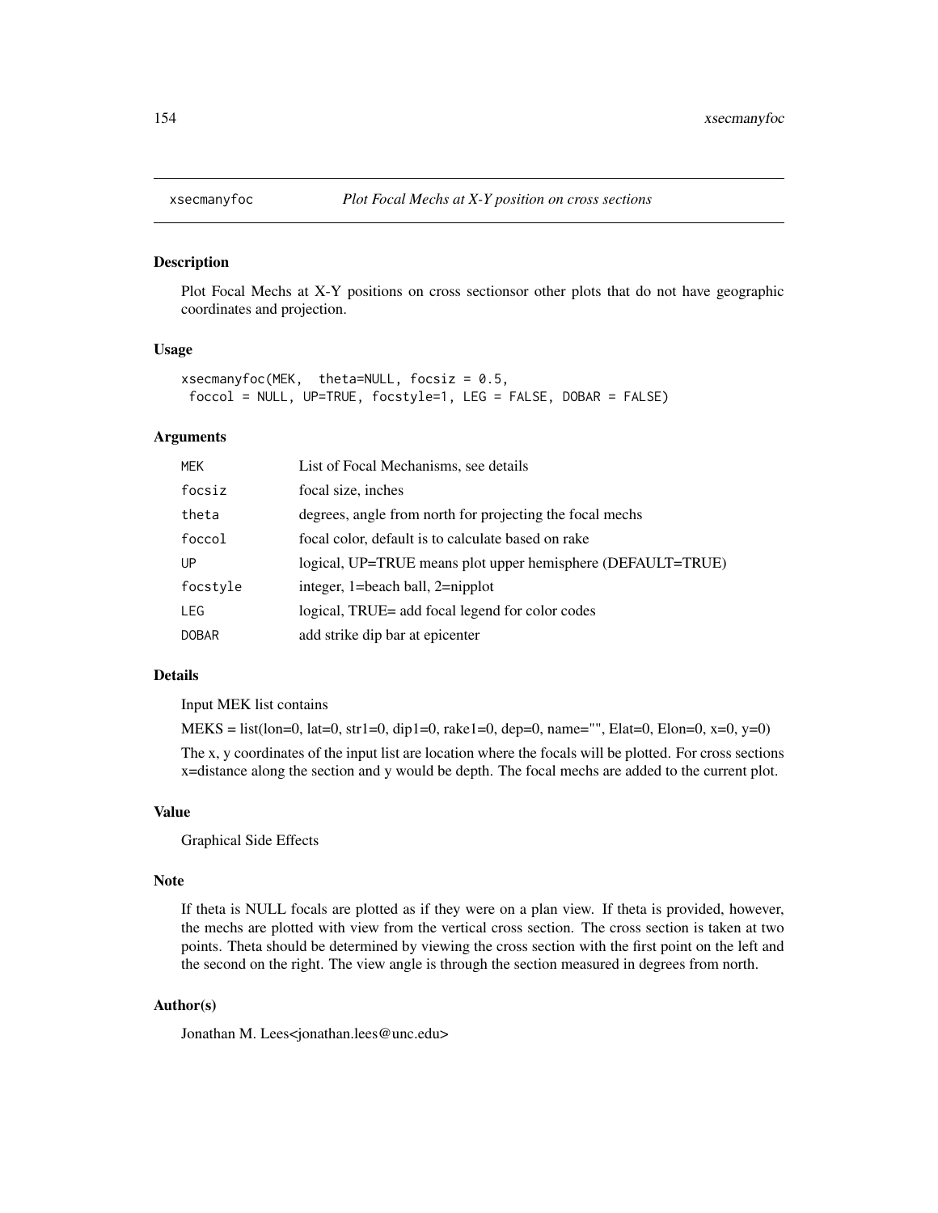# xsecmanyfoc *Plot Focal Mechs at X-Y position on cross sections*

## Description

Plot Focal Mechs at X-Y positions on cross sectionsor other plots that do not have geographic coordinates and projection.

## Usage

```
xsecmanyfoc(MEK,  theta=NULL, focsiz = 0.5,
 foccol = NULL, UP=TRUE, focstyle=1, LEG = FALSE, DOBAR = FALSE)
```

## Arguments

| | |
|---|---|
| MEK | List of Focal Mechanisms, see details |
| focsiz | focal size, inches |
| theta | degrees, angle from north for projecting the focal mechs |
| foccol | focal color, default is to calculate based on rake |
| UP | logical, UP=TRUE means plot upper hemisphere (DEFAULT=TRUE) |
| focstyle | integer, 1=beach ball, 2=nipplot |
| LEG | logical, TRUE= add focal legend for color codes |
| DOBAR | add strike dip bar at epicenter |

## Details

Input MEK list contains

MEKS = list(lon=0, lat=0, str1=0, dip1=0, rake1=0, dep=0, name="", Elat=0, Elon=0, x=0, y=0)

The x, y coordinates of the input list are location where the focals will be plotted. For cross sections x=distance along the section and y would be depth. The focal mechs are added to the current plot.

## Value

Graphical Side Effects

## Note

If theta is NULL focals are plotted as if they were on a plan view. If theta is provided, however, the mechs are plotted with view from the vertical cross section. The cross section is taken at two points. Theta should be determined by viewing the cross section with the first point on the left and the second on the right. The view angle is through the section measured in degrees from north.

## Author(s)

Jonathan M. Lees<jonathan.lees@unc.edu>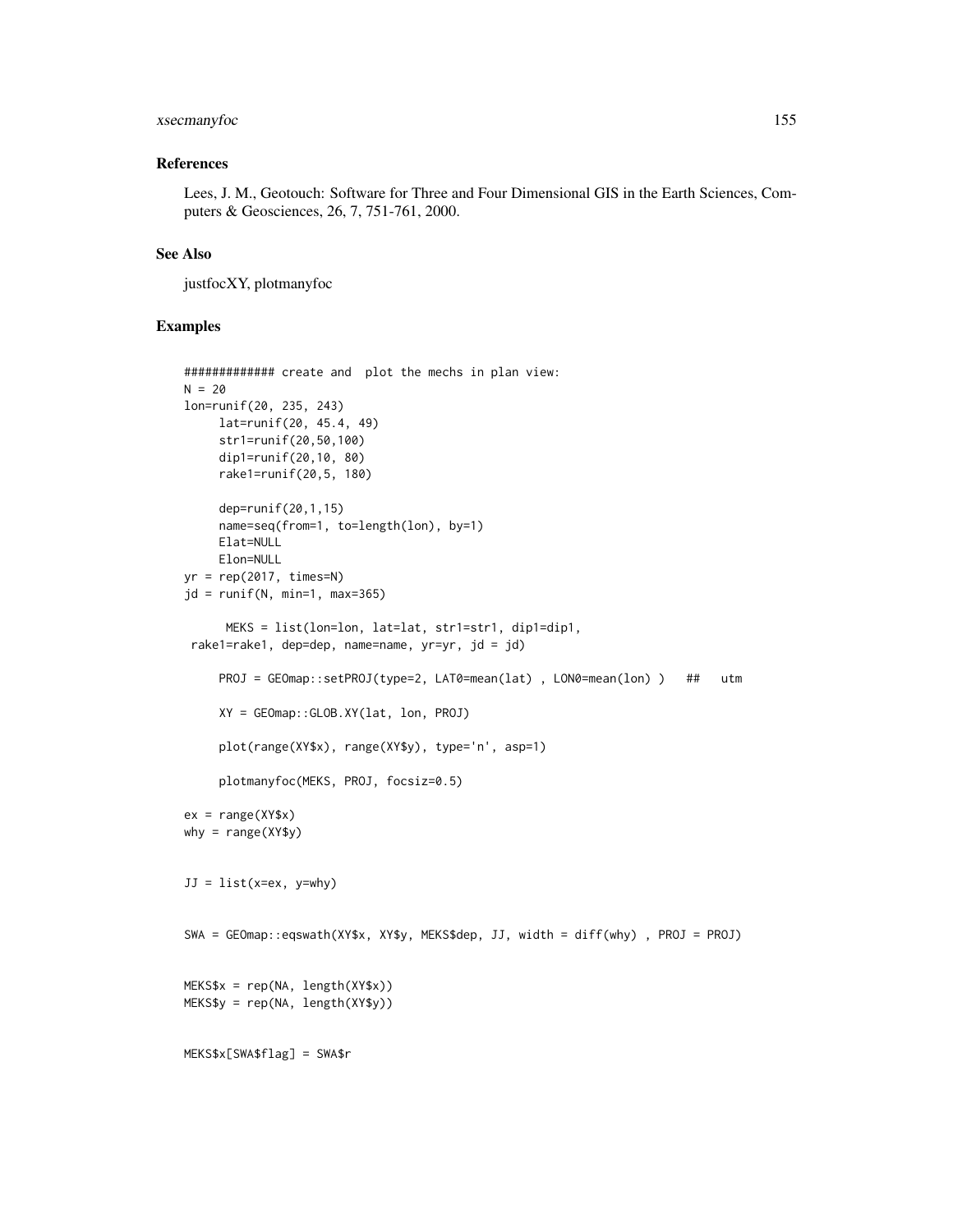## References

Lees, J. M., Geotouch: Software for Three and Four Dimensional GIS in the Earth Sciences, Computers & Geosciences, 26, 7, 751-761, 2000.

## See Also

justfocXY, plotmanyfoc

## Examples

```
############# create and  plot the mechs in plan view:
N = 20
lon=runif(20, 235, 243)
     lat=runif(20, 45.4, 49)
     str1=runif(20,50,100)
     dip1=runif(20,10, 80)
     rake1=runif(20,5, 180)

     dep=runif(20,1,15)
     name=seq(from=1, to=length(lon), by=1)
     Elat=NULL
     Elon=NULL
yr = rep(2017, times=N)
jd = runif(N, min=1, max=365)

      MEKS = list(lon=lon, lat=lat, str1=str1, dip1=dip1,
 rake1=rake1, dep=dep, name=name, yr=yr, jd = jd)

     PROJ = GEOmap::setPROJ(type=2, LAT0=mean(lat) , LON0=mean(lon) )   ##   utm

     XY = GEOmap::GLOB.XY(lat, lon, PROJ)

     plot(range(XY$x), range(XY$y), type='n', asp=1)

     plotmanyfoc(MEKS, PROJ, focsiz=0.5)

ex = range(XY$x)
why = range(XY$y)


JJ = list(x=ex, y=why)


SWA = GEOmap::eqswath(XY$x, XY$y, MEKS$dep, JJ, width = diff(why) , PROJ = PROJ)


MEKS$x = rep(NA, length(XY$x))
MEKS$y = rep(NA, length(XY$y))


MEKS$x[SWA$flag] = SWA$r
```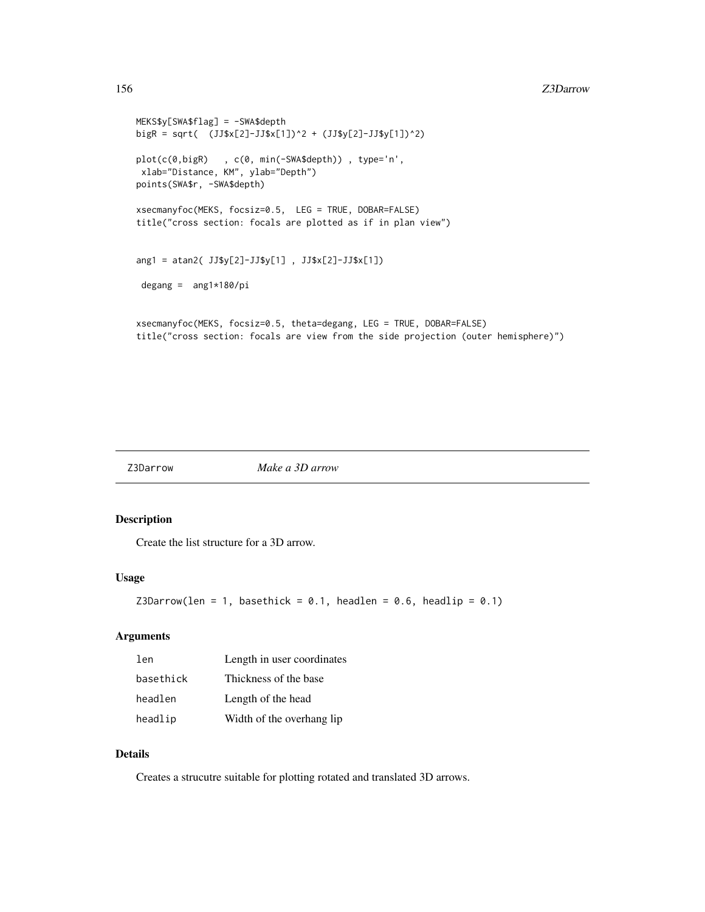```
MEKS$y[SWA$flag] = -SWA$depth
bigR = sqrt(  (JJ$x[2]-JJ$x[1])^2 + (JJ$y[2]-JJ$y[1])^2)

plot(c(0,bigR)   , c(0, min(-SWA$depth)) , type='n',
 xlab="Distance, KM", ylab="Depth")
points(SWA$r, -SWA$depth)

xsecmanyfoc(MEKS, focsiz=0.5,  LEG = TRUE, DOBAR=FALSE)
title("cross section: focals are plotted as if in plan view")


ang1 = atan2( JJ$y[2]-JJ$y[1] , JJ$x[2]-JJ$x[1])

 degang =  ang1*180/pi


xsecmanyfoc(MEKS, focsiz=0.5, theta=degang, LEG = TRUE, DOBAR=FALSE)
title("cross section: focals are view from the side projection (outer hemisphere)")
```

## Z3Darrow *Make a 3D arrow*

### Description

Create the list structure for a 3D arrow.

### Usage

```
Z3Darrow(len = 1, basethick = 0.1, headlen = 0.6, headlip = 0.1)
```

### Arguments

| | |
|---|---|
| `len` | Length in user coordinates |
| `basethick` | Thickness of the base |
| `headlen` | Length of the head |
| `headlip` | Width of the overhang lip |

### Details

Creates a strucutre suitable for plotting rotated and translated 3D arrows.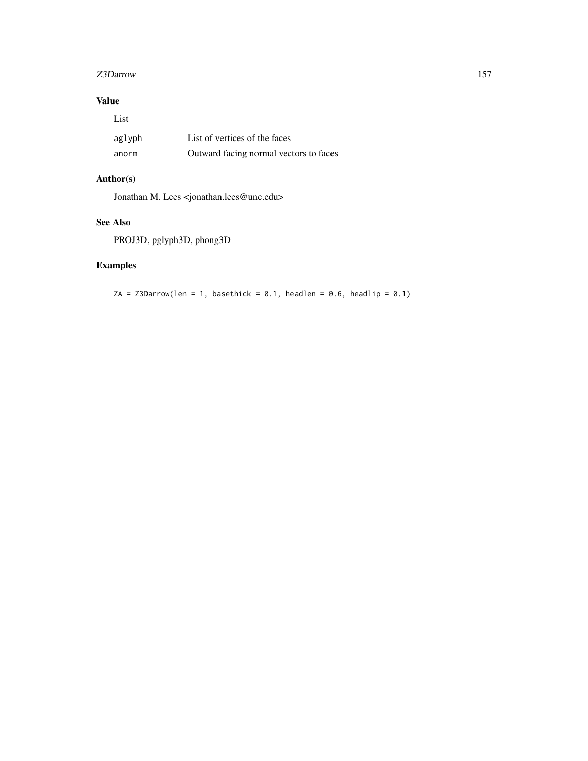## Value

List

| | |
|---|---|
| aglyph | List of vertices of the faces |
| anorm | Outward facing normal vectors to faces |

## Author(s)

Jonathan M. Lees <jonathan.lees@unc.edu>

## See Also

PROJ3D, pglyph3D, phong3D

## Examples

```
ZA = Z3Darrow(len = 1, basethick = 0.1, headlen = 0.6, headlip = 0.1)
```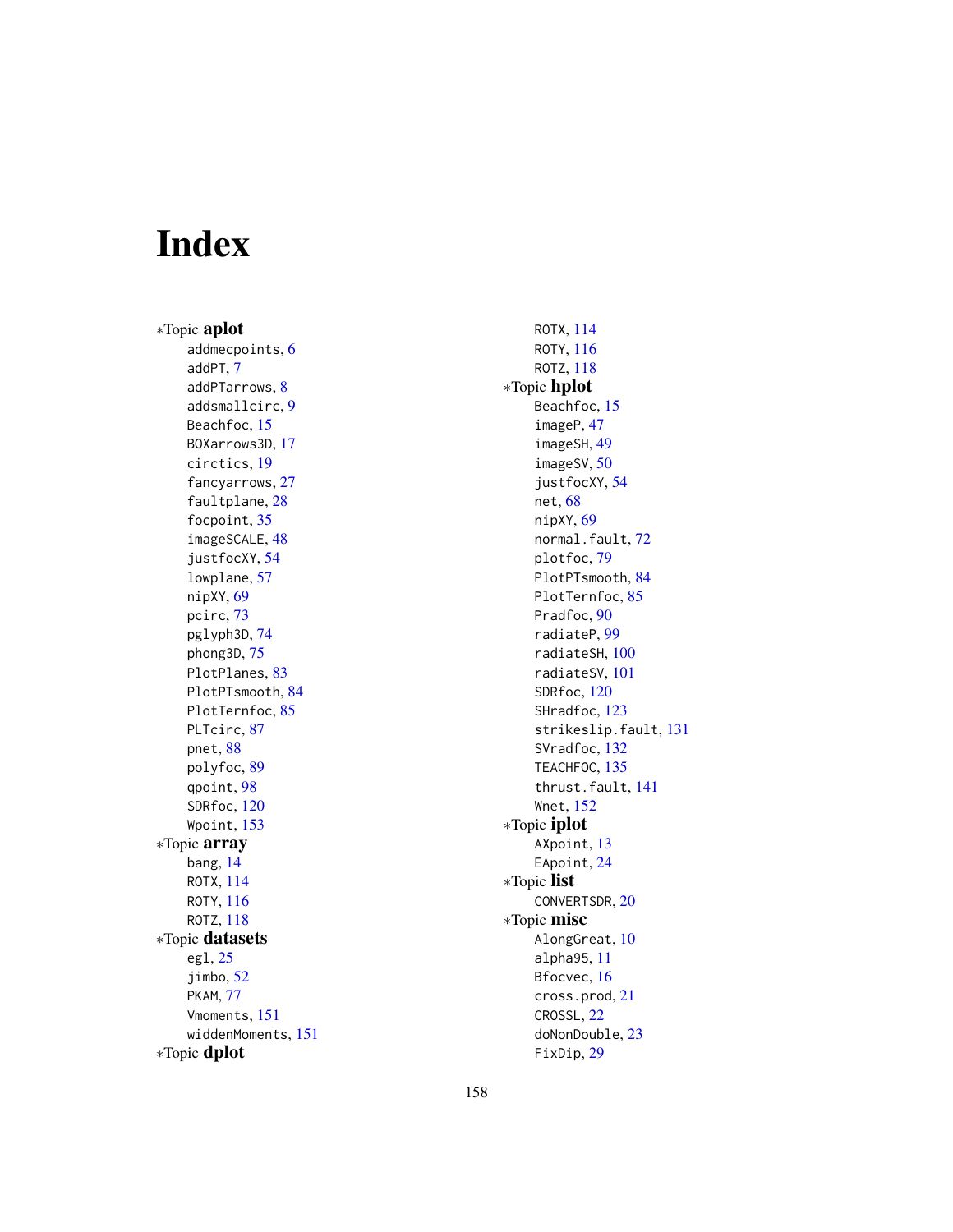# Index

*Topic **aplot**
- addmecpoints, 6
- addPT, 7
- addPTarrows, 8
- addsmallcirc, 9
- Beachfoc, 15
- BOXarrows3D, 17
- circtics, 19
- fancyarrows, 27
- faultplane, 28
- focpoint, 35
- imageSCALE, 48
- justfocXY, 54
- lowplane, 57
- nipXY, 69
- pcirc, 73
- pglyph3D, 74
- phong3D, 75
- PlotPlanes, 83
- PlotPTsmooth, 84
- PlotTernfoc, 85
- PLTcirc, 87
- pnet, 88
- polyfoc, 89
- qpoint, 98
- SDRfoc, 120
- Wpoint, 153

*Topic **array**
- bang, 14
- ROTX, 114
- ROTY, 116
- ROTZ, 118

*Topic **datasets**
- egl, 25
- jimbo, 52
- PKAM, 77
- Vmoments, 151
- widdenMoments, 151

*Topic **dplot**
- ROTX, 114
- ROTY, 116
- ROTZ, 118

*Topic **hplot**
- Beachfoc, 15
- imageP, 47
- imageSH, 49
- imageSV, 50
- justfocXY, 54
- net, 68
- nipXY, 69
- normal.fault, 72
- plotfoc, 79
- PlotPTsmooth, 84
- PlotTernfoc, 85
- Pradfoc, 90
- radiateP, 99
- radiateSH, 100
- radiateSV, 101
- SDRfoc, 120
- SHradfoc, 123
- strikeslip.fault, 131
- SVradfoc, 132
- TEACHFOC, 135
- thrust.fault, 141
- Wnet, 152

*Topic **iplot**
- AXpoint, 13
- EApoint, 24

*Topic **list**
- CONVERTSDR, 20

*Topic **misc**
- AlongGreat, 10
- alpha95, 11
- Bfocvec, 16
- cross.prod, 21
- CROSSL, 22
- doNonDouble, 23
- FixDip, 29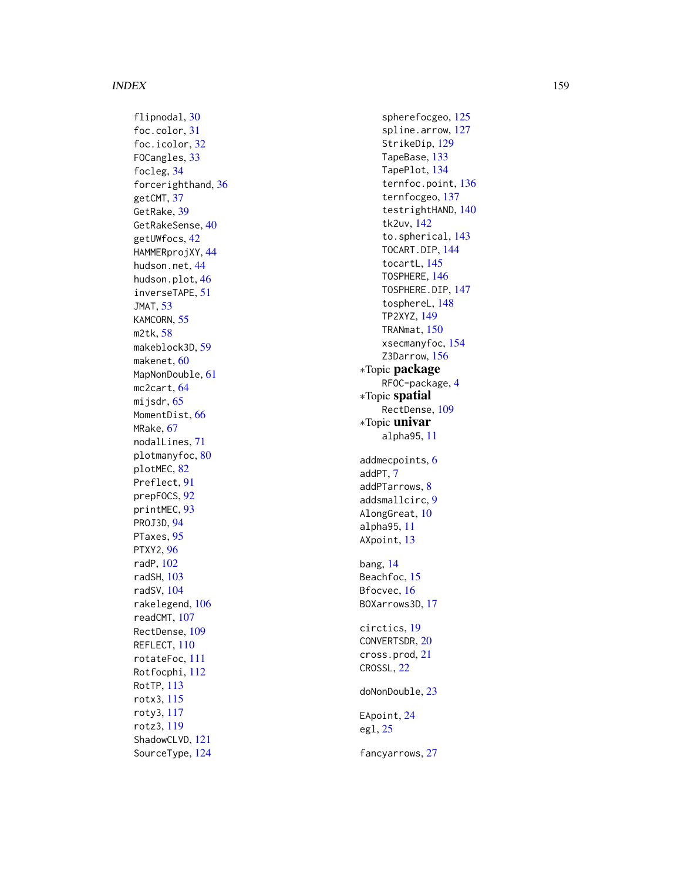flipnodal, 30
foc.color, 31
foc.icolor, 32
FOCangles, 33
focleg, 34
forcerighthand, 36
getCMT, 37
GetRake, 39
GetRakeSense, 40
getUWfocs, 42
HAMMERprojXY, 44
hudson.net, 44
hudson.plot, 46
inverseTAPE, 51
JMAT, 53
KAMCORN, 55
m2tk, 58
makeblock3D, 59
makenet, 60
MapNonDouble, 61
mc2cart, 64
mijsdr, 65
MomentDist, 66
MRake, 67
nodalLines, 71
plotmanyfoc, 80
plotMEC, 82
Preflect, 91
prepFOCS, 92
printMEC, 93
PROJ3D, 94
PTaxes, 95
PTXY2, 96
radP, 102
radSH, 103
radSV, 104
rakelegend, 106
readCMT, 107
RectDense, 109
REFLECT, 110
rotateFoc, 111
Rotfocphi, 112
RotTP, 113
rotx3, 115
roty3, 117
rotz3, 119
ShadowCLVD, 121
SourceType, 124
spherefocgeo, 125
spline.arrow, 127
StrikeDip, 129
TapeBase, 133
TapePlot, 134
ternfoc.point, 136
ternfocgeo, 137
testrightHAND, 140
tk2uv, 142
to.spherical, 143
TOCART.DIP, 144
tocartL, 145
TOSPHERE, 146
TOSPHERE.DIP, 147
tosphereL, 148
TP2XYZ, 149
TRANmat, 150
xsecmanyfoc, 154
Z3Darrow, 156

*Topic **package**
RFOC-package, 4

*Topic **spatial**
RectDense, 109

*Topic **univar**
alpha95, 11

addmecpoints, 6
addPT, 7
addPTarrows, 8
addsmallcirc, 9
AlongGreat, 10
alpha95, 11
AXpoint, 13

bang, 14
Beachfoc, 15
Bfocvec, 16
BOXarrows3D, 17

circtics, 19
CONVERTSDR, 20
cross.prod, 21
CROSSL, 22

doNonDouble, 23

EApoint, 24
egl, 25

fancyarrows, 27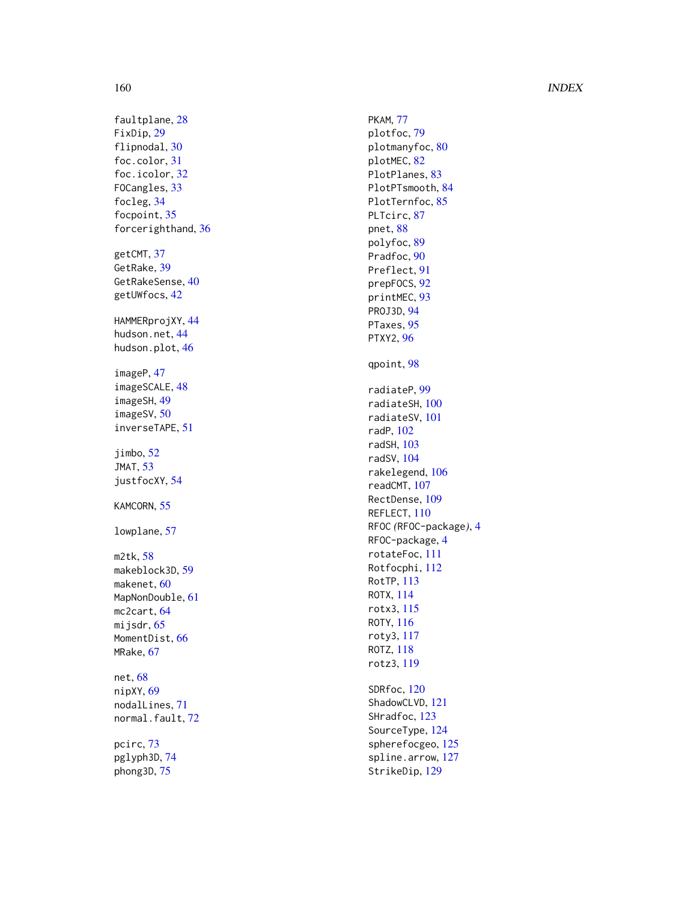faultplane, 28
FixDip, 29
flipnodal, 30
foc.color, 31
foc.icolor, 32
FOCangles, 33
focleg, 34
focpoint, 35
forcerighthand, 36

getCMT, 37
GetRake, 39
GetRakeSense, 40
getUWfocs, 42

HAMMERprojXY, 44
hudson.net, 44
hudson.plot, 46

imageP, 47
imageSCALE, 48
imageSH, 49
imageSV, 50
inverseTAPE, 51

jimbo, 52
JMAT, 53
justfocXY, 54

KAMCORN, 55

lowplane, 57

m2tk, 58
makeblock3D, 59
makenet, 60
MapNonDouble, 61
mc2cart, 64
mijsdr, 65
MomentDist, 66
MRake, 67

net, 68
nipXY, 69
nodalLines, 71
normal.fault, 72

pcirc, 73
pglyph3D, 74
phong3D, 75
PKAM, 77
plotfoc, 79
plotmanyfoc, 80
plotMEC, 82
PlotPlanes, 83
PlotPTsmooth, 84
PlotTernfoc, 85
PLTcirc, 87
pnet, 88
polyfoc, 89
Pradfoc, 90
Preflect, 91
prepFOCS, 92
printMEC, 93
PROJ3D, 94
PTaxes, 95
PTXY2, 96

qpoint, 98

radiateP, 99
radiateSH, 100
radiateSV, 101
radP, 102
radSH, 103
radSV, 104
rakelegend, 106
readCMT, 107
RectDense, 109
REFLECT, 110
RFOC *(*RFOC-package*)*, 4
RFOC-package, 4
rotateFoc, 111
Rotfocphi, 112
RotTP, 113
ROTX, 114
rotx3, 115
ROTY, 116
roty3, 117
ROTZ, 118
rotz3, 119

SDRfoc, 120
ShadowCLVD, 121
SHradfoc, 123
SourceType, 124
spherefocgeo, 125
spline.arrow, 127
StrikeDip, 129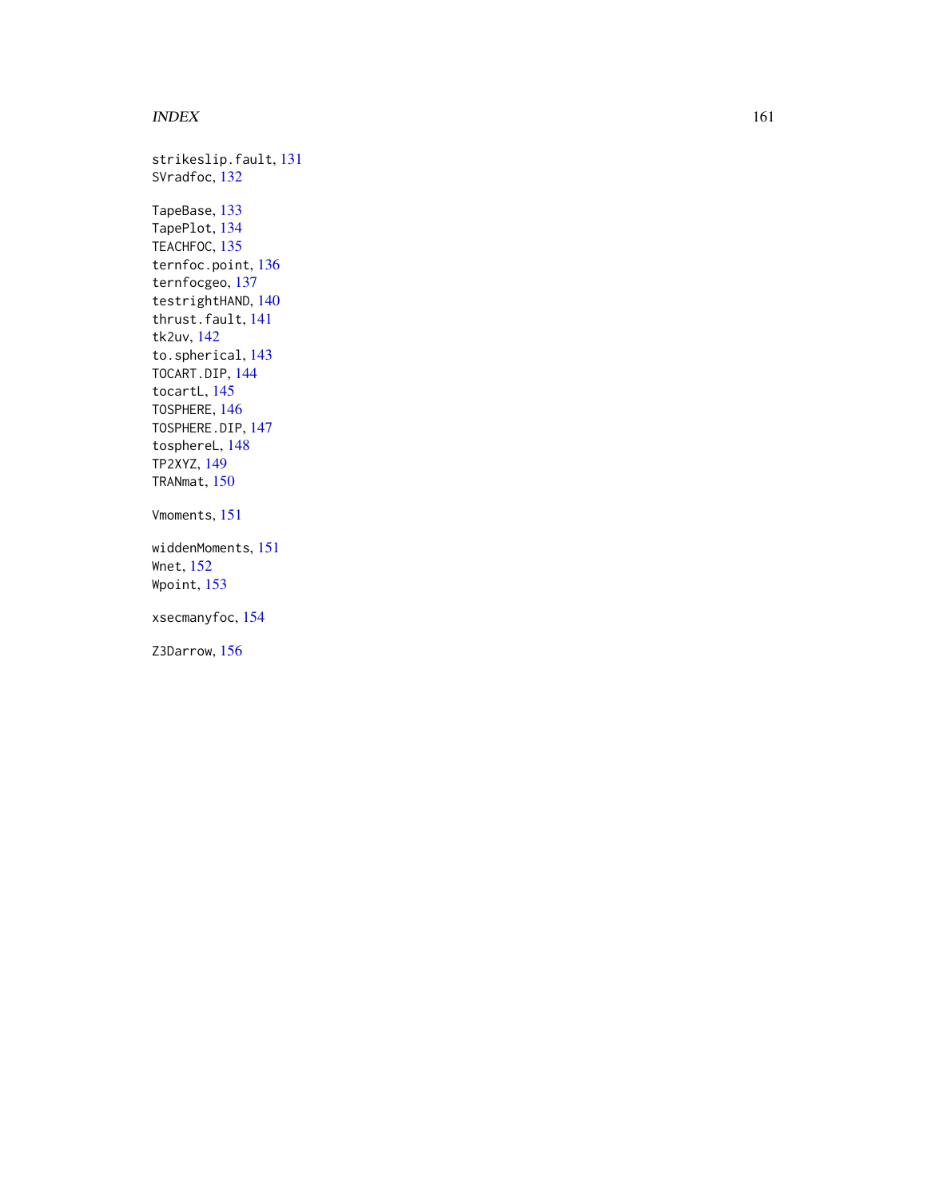strikeslip.fault, 131
SVradfoc, 132

TapeBase, 133
TapePlot, 134
TEACHFOC, 135
ternfoc.point, 136
ternfocgeo, 137
testrightHAND, 140
thrust.fault, 141
tk2uv, 142
to.spherical, 143
TOCART.DIP, 144
tocartL, 145
TOSPHERE, 146
TOSPHERE.DIP, 147
tosphereL, 148
TP2XYZ, 149
TRANmat, 150

Vmoments, 151

widdenMoments, 151
Wnet, 152
Wpoint, 153

xsecmanyfoc, 154

Z3Darrow, 156